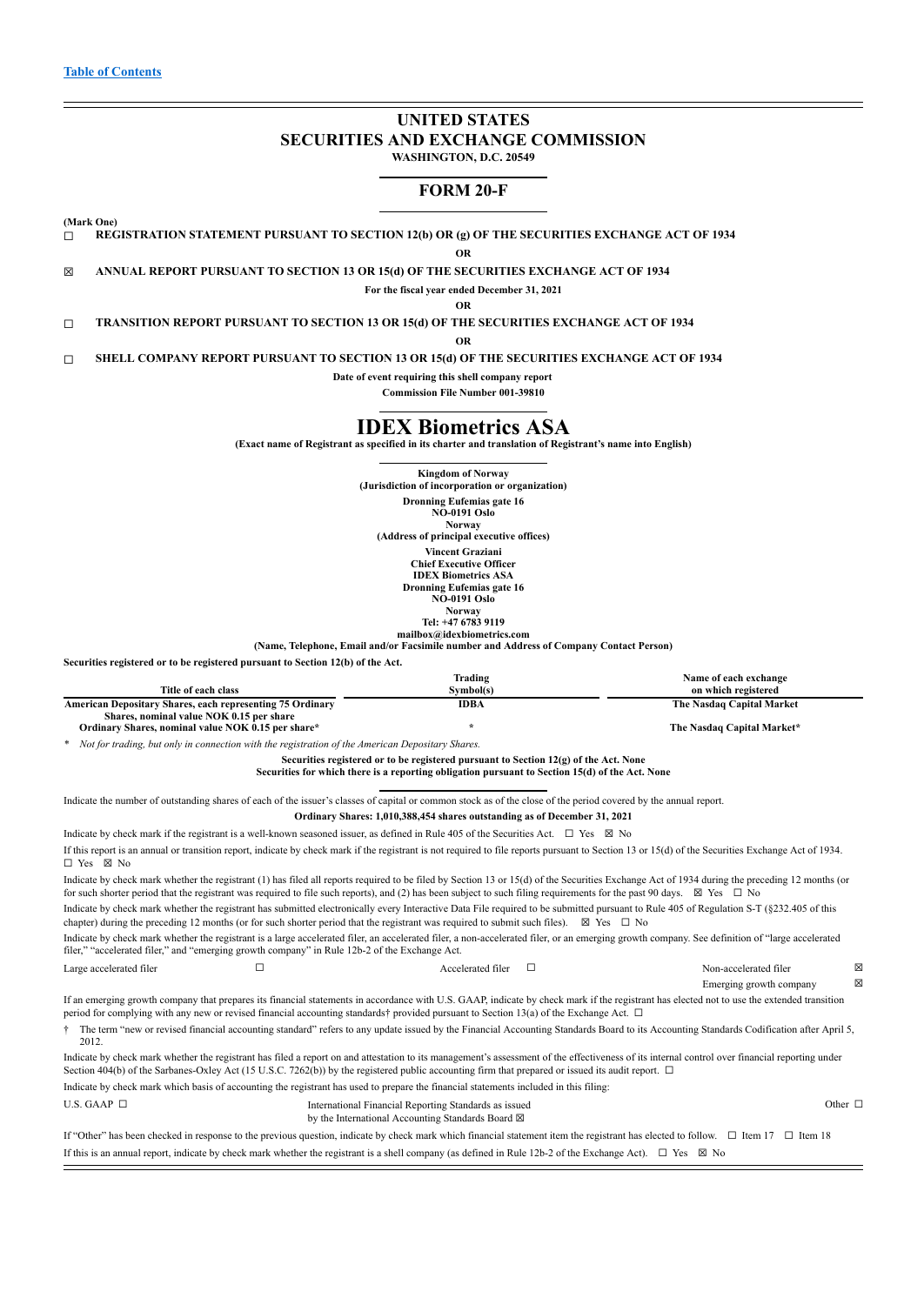[Table of Contents](#)

# UNITED STATES
# SECURITIES AND EXCHANGE COMMISSION
**WASHINGTON, D.C. 20549**

## FORM 20-F

**(Mark One)**

☐ **REGISTRATION STATEMENT PURSUANT TO SECTION 12(b) OR (g) OF THE SECURITIES EXCHANGE ACT OF 1934**

**OR**

☒ **ANNUAL REPORT PURSUANT TO SECTION 13 OR 15(d) OF THE SECURITIES EXCHANGE ACT OF 1934**

**For the fiscal year ended December 31, 2021**

**OR**

☐ **TRANSITION REPORT PURSUANT TO SECTION 13 OR 15(d) OF THE SECURITIES EXCHANGE ACT OF 1934**

**OR**

☐ **SHELL COMPANY REPORT PURSUANT TO SECTION 13 OR 15(d) OF THE SECURITIES EXCHANGE ACT OF 1934**

**Date of event requiring this shell company report**

**Commission File Number 001-39810**

# IDEX Biometrics ASA
**(Exact name of Registrant as specified in its charter and translation of Registrant's name into English)**

**Kingdom of Norway**
**(Jurisdiction of incorporation or organization)**

**Dronning Eufemias gate 16**
**NO-0191 Oslo**
**Norway**
**(Address of principal executive offices)**

**Vincent Graziani**
**Chief Executive Officer**
**IDEX Biometrics ASA**
**Dronning Eufemias gate 16**
**NO-0191 Oslo**
**Norway**
**Tel: +47 6783 9119**
**mailbox@idexbiometrics.com**
**(Name, Telephone, Email and/or Facsimile number and Address of Company Contact Person)**

**Securities registered or to be registered pursuant to Section 12(b) of the Act.**

| Title of each class | Trading Symbol(s) | Name of each exchange on which registered |
|---|---|---|
| **American Depositary Shares, each representing 75 Ordinary Shares, nominal value NOK 0.15 per share** | **IDBA** | **The Nasdaq Capital Market** |
| **Ordinary Shares, nominal value NOK 0.15 per share*** | * | **The Nasdaq Capital Market*** |

\* *Not for trading, but only in connection with the registration of the American Depositary Shares.*

**Securities registered or to be registered pursuant to Section 12(g) of the Act. None**
**Securities for which there is a reporting obligation pursuant to Section 15(d) of the Act. None**

Indicate the number of outstanding shares of each of the issuer's classes of capital or common stock as of the close of the period covered by the annual report.

**Ordinary Shares: 1,010,388,454 shares outstanding as of December 31, 2021**

Indicate by check mark if the registrant is a well-known seasoned issuer, as defined in Rule 405 of the Securities Act. ☐ Yes ☒ No

If this report is an annual or transition report, indicate by check mark if the registrant is not required to file reports pursuant to Section 13 or 15(d) of the Securities Exchange Act of 1934. ☐ Yes ☒ No

Indicate by check mark whether the registrant (1) has filed all reports required to be filed by Section 13 or 15(d) of the Securities Exchange Act of 1934 during the preceding 12 months (or for such shorter period that the registrant was required to file such reports), and (2) has been subject to such filing requirements for the past 90 days. ☒ Yes ☐ No

Indicate by check mark whether the registrant has submitted electronically every Interactive Data File required to be submitted pursuant to Rule 405 of Regulation S-T (§232.405 of this chapter) during the preceding 12 months (or for such shorter period that the registrant was required to submit such files). ☒ Yes ☐ No

Indicate by check mark whether the registrant is a large accelerated filer, an accelerated filer, a non-accelerated filer, or an emerging growth company. See definition of "large accelerated filer," "accelerated filer," and "emerging growth company" in Rule 12b-2 of the Exchange Act.

| | | | | | |
|---|---|---|---|---|---|
| Large accelerated filer | ☐ | Accelerated filer | ☐ | Non-accelerated filer | ☒ |
| | | | | Emerging growth company | ☒ |

If an emerging growth company that prepares its financial statements in accordance with U.S. GAAP, indicate by check mark if the registrant has elected not to use the extended transition period for complying with any new or revised financial accounting standards† provided pursuant to Section 13(a) of the Exchange Act. ☐

† The term "new or revised financial accounting standard" refers to any update issued by the Financial Accounting Standards Board to its Accounting Standards Codification after April 5, 2012.

Indicate by check mark whether the registrant has filed a report on and attestation to its management's assessment of the effectiveness of its internal control over financial reporting under Section 404(b) of the Sarbanes-Oxley Act (15 U.S.C. 7262(b)) by the registered public accounting firm that prepared or issued its audit report. ☐

Indicate by check mark which basis of accounting the registrant has used to prepare the financial statements included in this filing:

| | | |
|---|---|---|
| U.S. GAAP ☐ | International Financial Reporting Standards as issued by the International Accounting Standards Board ☒ | Other ☐ |

If "Other" has been checked in response to the previous question, indicate by check mark which financial statement item the registrant has elected to follow. ☐ Item 17 ☐ Item 18

If this is an annual report, indicate by check mark whether the registrant is a shell company (as defined in Rule 12b-2 of the Exchange Act). ☐ Yes ☒ No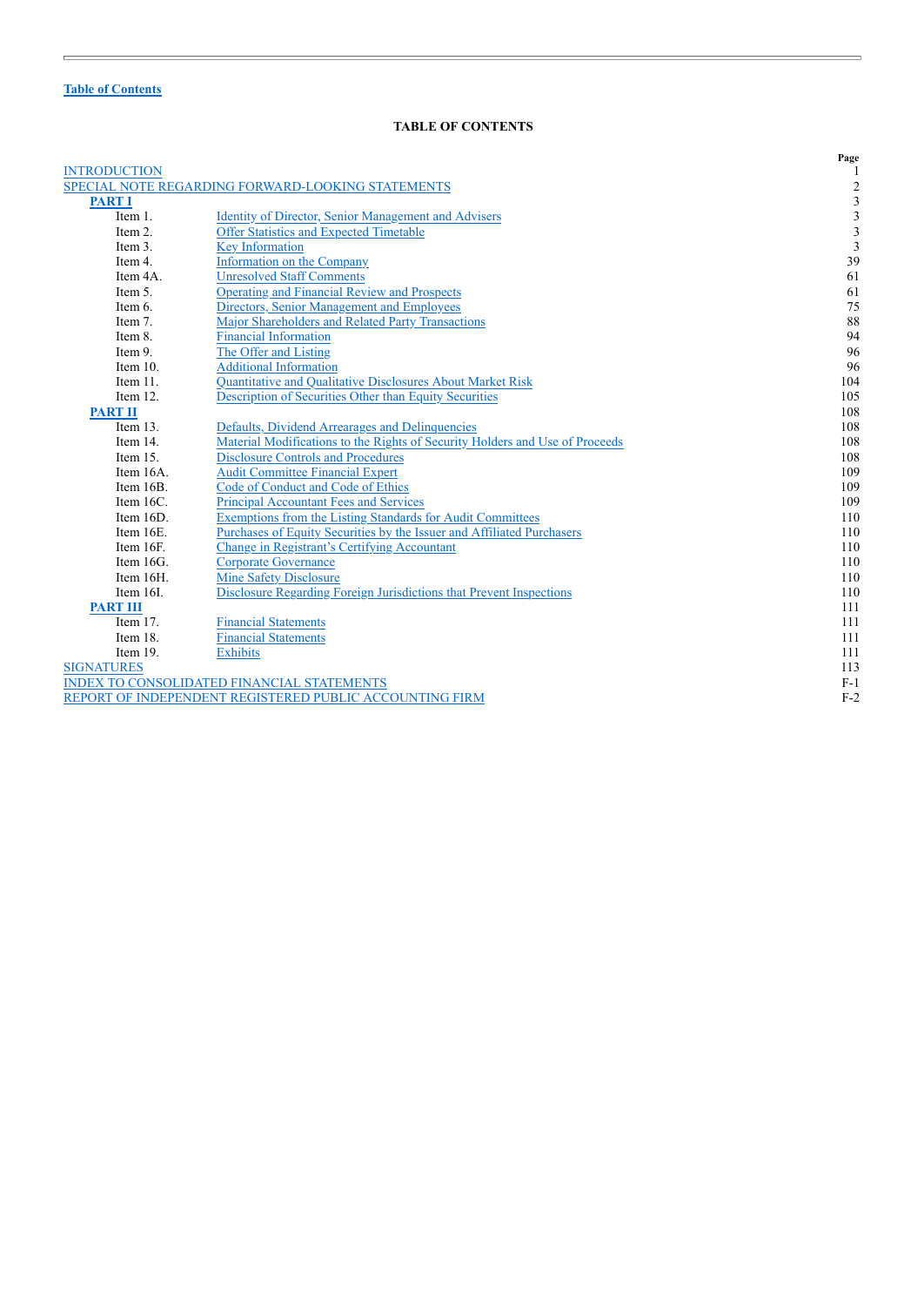Table of Contents

**TABLE OF CONTENTS**

| | | Page |
|---|---|---|
| INTRODUCTION | | 1 |
| SPECIAL NOTE REGARDING FORWARD-LOOKING STATEMENTS | | 2 |
| **PART I** | | 3 |
| Item 1. | Identity of Director, Senior Management and Advisers | 3 |
| Item 2. | Offer Statistics and Expected Timetable | 3 |
| Item 3. | Key Information | 3 |
| Item 4. | Information on the Company | 39 |
| Item 4A. | Unresolved Staff Comments | 61 |
| Item 5. | Operating and Financial Review and Prospects | 61 |
| Item 6. | Directors, Senior Management and Employees | 75 |
| Item 7. | Major Shareholders and Related Party Transactions | 88 |
| Item 8. | Financial Information | 94 |
| Item 9. | The Offer and Listing | 96 |
| Item 10. | Additional Information | 96 |
| Item 11. | Quantitative and Qualitative Disclosures About Market Risk | 104 |
| Item 12. | Description of Securities Other than Equity Securities | 105 |
| **PART II** | | 108 |
| Item 13. | Defaults, Dividend Arrearages and Delinquencies | 108 |
| Item 14. | Material Modifications to the Rights of Security Holders and Use of Proceeds | 108 |
| Item 15. | Disclosure Controls and Procedures | 108 |
| Item 16A. | Audit Committee Financial Expert | 109 |
| Item 16B. | Code of Conduct and Code of Ethics | 109 |
| Item 16C. | Principal Accountant Fees and Services | 109 |
| Item 16D. | Exemptions from the Listing Standards for Audit Committees | 110 |
| Item 16E. | Purchases of Equity Securities by the Issuer and Affiliated Purchasers | 110 |
| Item 16F. | Change in Registrant's Certifying Accountant | 110 |
| Item 16G. | Corporate Governance | 110 |
| Item 16H. | Mine Safety Disclosure | 110 |
| Item 16I. | Disclosure Regarding Foreign Jurisdictions that Prevent Inspections | 110 |
| **PART III** | | 111 |
| Item 17. | Financial Statements | 111 |
| Item 18. | Financial Statements | 111 |
| Item 19. | Exhibits | 111 |
| SIGNATURES | | 113 |
| INDEX TO CONSOLIDATED FINANCIAL STATEMENTS | | F-1 |
| REPORT OF INDEPENDENT REGISTERED PUBLIC ACCOUNTING FIRM | | F-2 |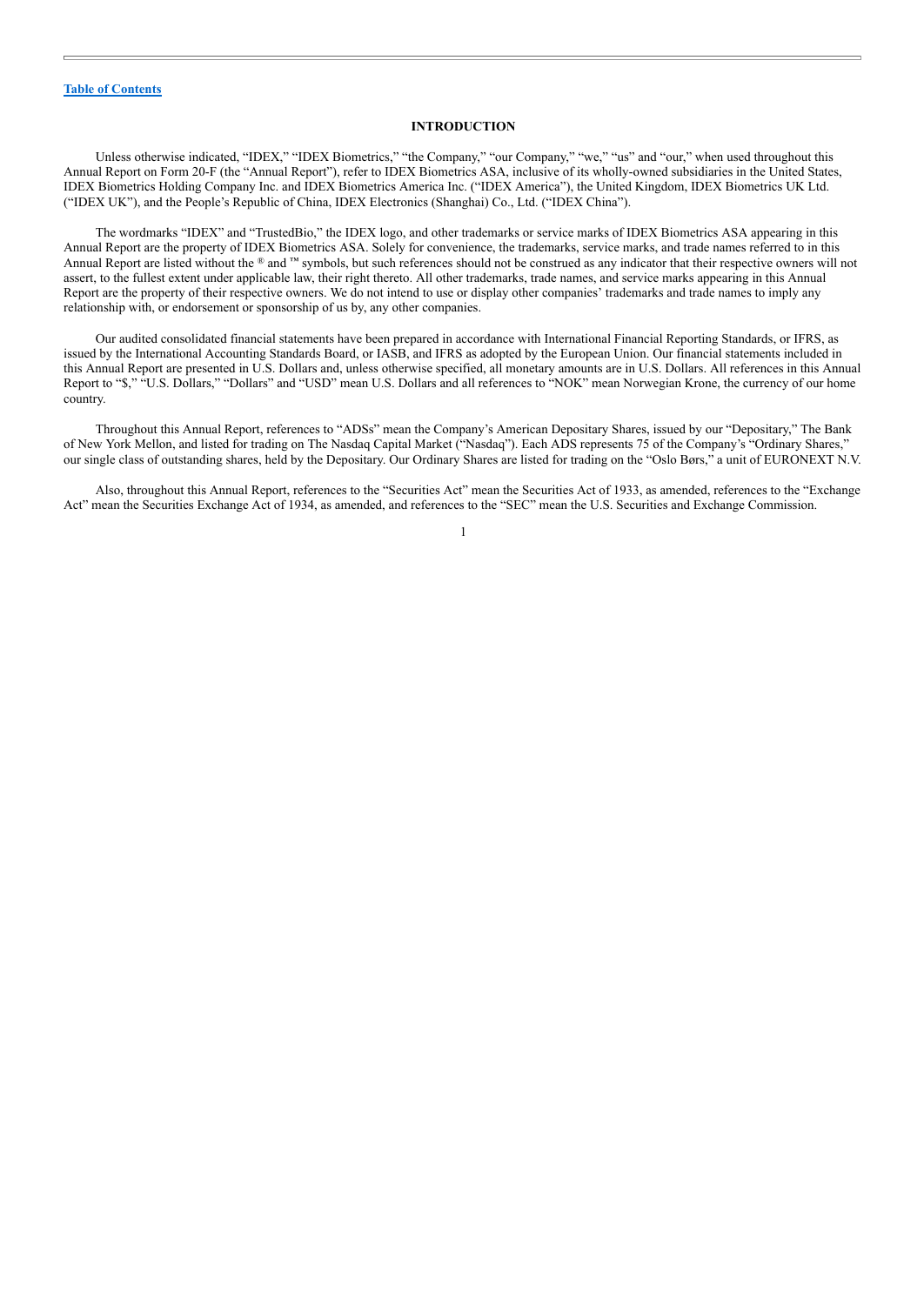[Table of Contents](#)

## INTRODUCTION

Unless otherwise indicated, "IDEX," "IDEX Biometrics," "the Company," "our Company," "we," "us" and "our," when used throughout this Annual Report on Form 20-F (the "Annual Report"), refer to IDEX Biometrics ASA, inclusive of its wholly-owned subsidiaries in the United States, IDEX Biometrics Holding Company Inc. and IDEX Biometrics America Inc. ("IDEX America"), the United Kingdom, IDEX Biometrics UK Ltd. ("IDEX UK"), and the People's Republic of China, IDEX Electronics (Shanghai) Co., Ltd. ("IDEX China").

The wordmarks "IDEX" and "TrustedBio," the IDEX logo, and other trademarks or service marks of IDEX Biometrics ASA appearing in this Annual Report are the property of IDEX Biometrics ASA. Solely for convenience, the trademarks, service marks, and trade names referred to in this Annual Report are listed without the ® and ™ symbols, but such references should not be construed as any indicator that their respective owners will not assert, to the fullest extent under applicable law, their right thereto. All other trademarks, trade names, and service marks appearing in this Annual Report are the property of their respective owners. We do not intend to use or display other companies' trademarks and trade names to imply any relationship with, or endorsement or sponsorship of us by, any other companies.

Our audited consolidated financial statements have been prepared in accordance with International Financial Reporting Standards, or IFRS, as issued by the International Accounting Standards Board, or IASB, and IFRS as adopted by the European Union. Our financial statements included in this Annual Report are presented in U.S. Dollars and, unless otherwise specified, all monetary amounts are in U.S. Dollars. All references in this Annual Report to "$," "U.S. Dollars," "Dollars" and "USD" mean U.S. Dollars and all references to "NOK" mean Norwegian Krone, the currency of our home country.

Throughout this Annual Report, references to "ADSs" mean the Company's American Depositary Shares, issued by our "Depositary," The Bank of New York Mellon, and listed for trading on The Nasdaq Capital Market ("Nasdaq"). Each ADS represents 75 of the Company's "Ordinary Shares," our single class of outstanding shares, held by the Depositary. Our Ordinary Shares are listed for trading on the "Oslo Børs," a unit of EURONEXT N.V.

Also, throughout this Annual Report, references to the "Securities Act" mean the Securities Act of 1933, as amended, references to the "Exchange Act" mean the Securities Exchange Act of 1934, as amended, and references to the "SEC" mean the U.S. Securities and Exchange Commission.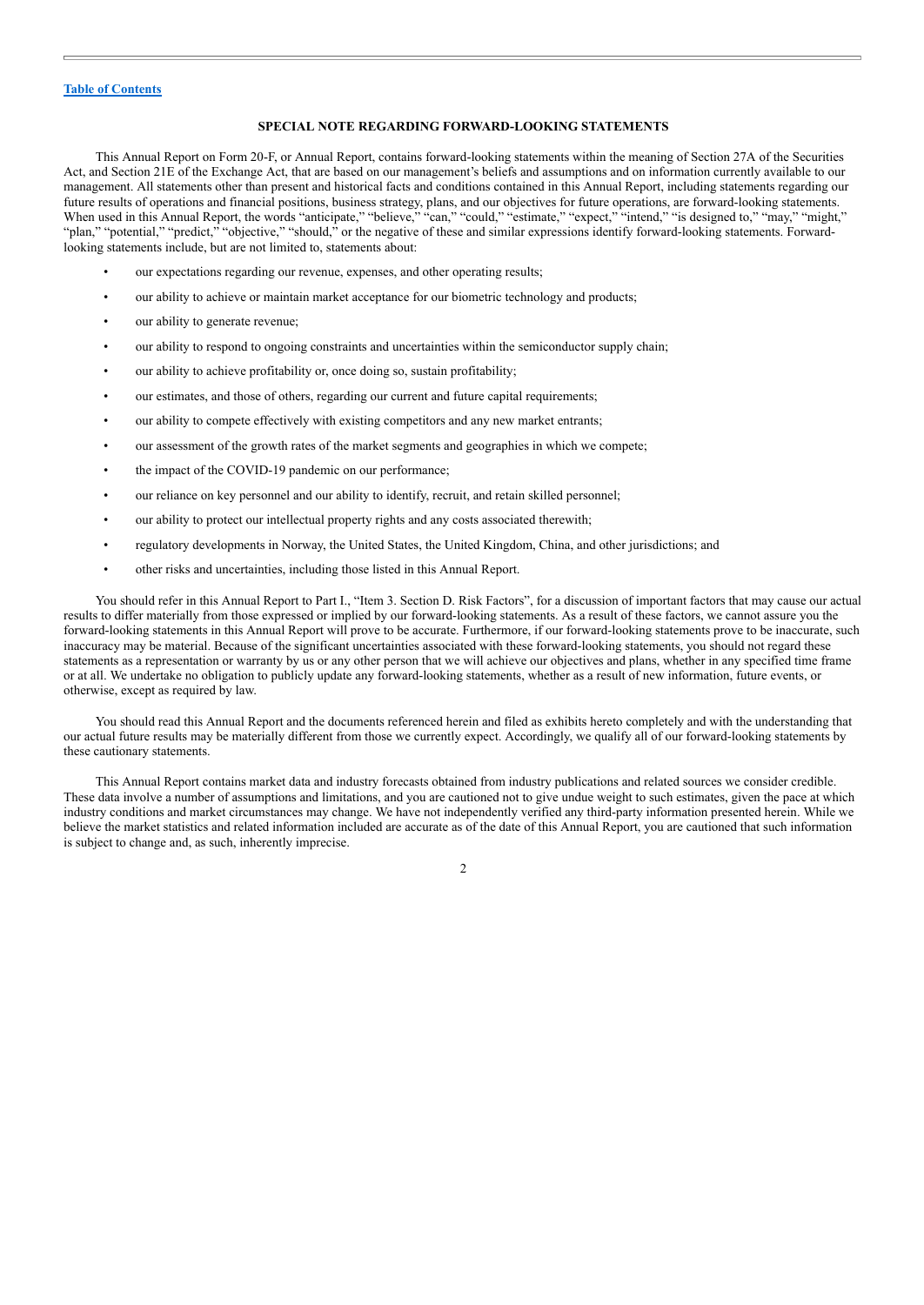[Table of Contents](#)

## SPECIAL NOTE REGARDING FORWARD-LOOKING STATEMENTS

This Annual Report on Form 20-F, or Annual Report, contains forward-looking statements within the meaning of Section 27A of the Securities Act, and Section 21E of the Exchange Act, that are based on our management's beliefs and assumptions and on information currently available to our management. All statements other than present and historical facts and conditions contained in this Annual Report, including statements regarding our future results of operations and financial positions, business strategy, plans, and our objectives for future operations, are forward-looking statements. When used in this Annual Report, the words "anticipate," "believe," "can," "could," "estimate," "expect," "intend," "is designed to," "may," "might," "plan," "potential," "predict," "objective," "should," or the negative of these and similar expressions identify forward-looking statements. Forward-looking statements include, but are not limited to, statements about:

- our expectations regarding our revenue, expenses, and other operating results;
- our ability to achieve or maintain market acceptance for our biometric technology and products;
- our ability to generate revenue;
- our ability to respond to ongoing constraints and uncertainties within the semiconductor supply chain;
- our ability to achieve profitability or, once doing so, sustain profitability;
- our estimates, and those of others, regarding our current and future capital requirements;
- our ability to compete effectively with existing competitors and any new market entrants;
- our assessment of the growth rates of the market segments and geographies in which we compete;
- the impact of the COVID-19 pandemic on our performance;
- our reliance on key personnel and our ability to identify, recruit, and retain skilled personnel;
- our ability to protect our intellectual property rights and any costs associated therewith;
- regulatory developments in Norway, the United States, the United Kingdom, China, and other jurisdictions; and
- other risks and uncertainties, including those listed in this Annual Report.

You should refer in this Annual Report to Part I., "Item 3. Section D. Risk Factors", for a discussion of important factors that may cause our actual results to differ materially from those expressed or implied by our forward-looking statements. As a result of these factors, we cannot assure you the forward-looking statements in this Annual Report will prove to be accurate. Furthermore, if our forward-looking statements prove to be inaccurate, such inaccuracy may be material. Because of the significant uncertainties associated with these forward-looking statements, you should not regard these statements as a representation or warranty by us or any other person that we will achieve our objectives and plans, whether in any specified time frame or at all. We undertake no obligation to publicly update any forward-looking statements, whether as a result of new information, future events, or otherwise, except as required by law.

You should read this Annual Report and the documents referenced herein and filed as exhibits hereto completely and with the understanding that our actual future results may be materially different from those we currently expect. Accordingly, we qualify all of our forward-looking statements by these cautionary statements.

This Annual Report contains market data and industry forecasts obtained from industry publications and related sources we consider credible. These data involve a number of assumptions and limitations, and you are cautioned not to give undue weight to such estimates, given the pace at which industry conditions and market circumstances may change. We have not independently verified any third-party information presented herein. While we believe the market statistics and related information included are accurate as of the date of this Annual Report, you are cautioned that such information is subject to change and, as such, inherently imprecise.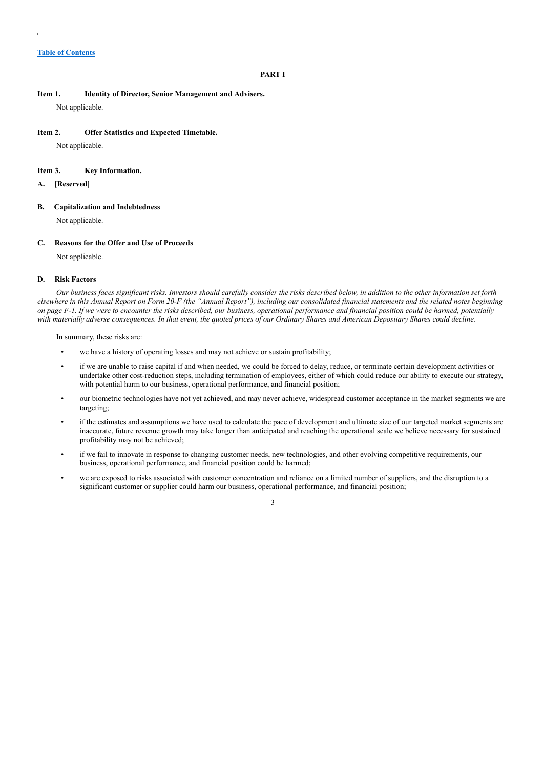[Table of Contents](#)

# PART I

## Item 1. Identity of Director, Senior Management and Advisers.

Not applicable.

## Item 2. Offer Statistics and Expected Timetable.

Not applicable.

## Item 3. Key Information.

### A. [Reserved]

### B. Capitalization and Indebtedness

Not applicable.

### C. Reasons for the Offer and Use of Proceeds

Not applicable.

### D. Risk Factors

*Our business faces significant risks. Investors should carefully consider the risks described below, in addition to the other information set forth elsewhere in this Annual Report on Form 20-F (the "Annual Report"), including our consolidated financial statements and the related notes beginning on page F-1. If we were to encounter the risks described, our business, operational performance and financial position could be harmed, potentially with materially adverse consequences. In that event, the quoted prices of our Ordinary Shares and American Depositary Shares could decline.*

In summary, these risks are:

- we have a history of operating losses and may not achieve or sustain profitability;
- if we are unable to raise capital if and when needed, we could be forced to delay, reduce, or terminate certain development activities or undertake other cost-reduction steps, including termination of employees, either of which could reduce our ability to execute our strategy, with potential harm to our business, operational performance, and financial position;
- our biometric technologies have not yet achieved, and may never achieve, widespread customer acceptance in the market segments we are targeting;
- if the estimates and assumptions we have used to calculate the pace of development and ultimate size of our targeted market segments are inaccurate, future revenue growth may take longer than anticipated and reaching the operational scale we believe necessary for sustained profitability may not be achieved;
- if we fail to innovate in response to changing customer needs, new technologies, and other evolving competitive requirements, our business, operational performance, and financial position could be harmed;
- we are exposed to risks associated with customer concentration and reliance on a limited number of suppliers, and the disruption to a significant customer or supplier could harm our business, operational performance, and financial position;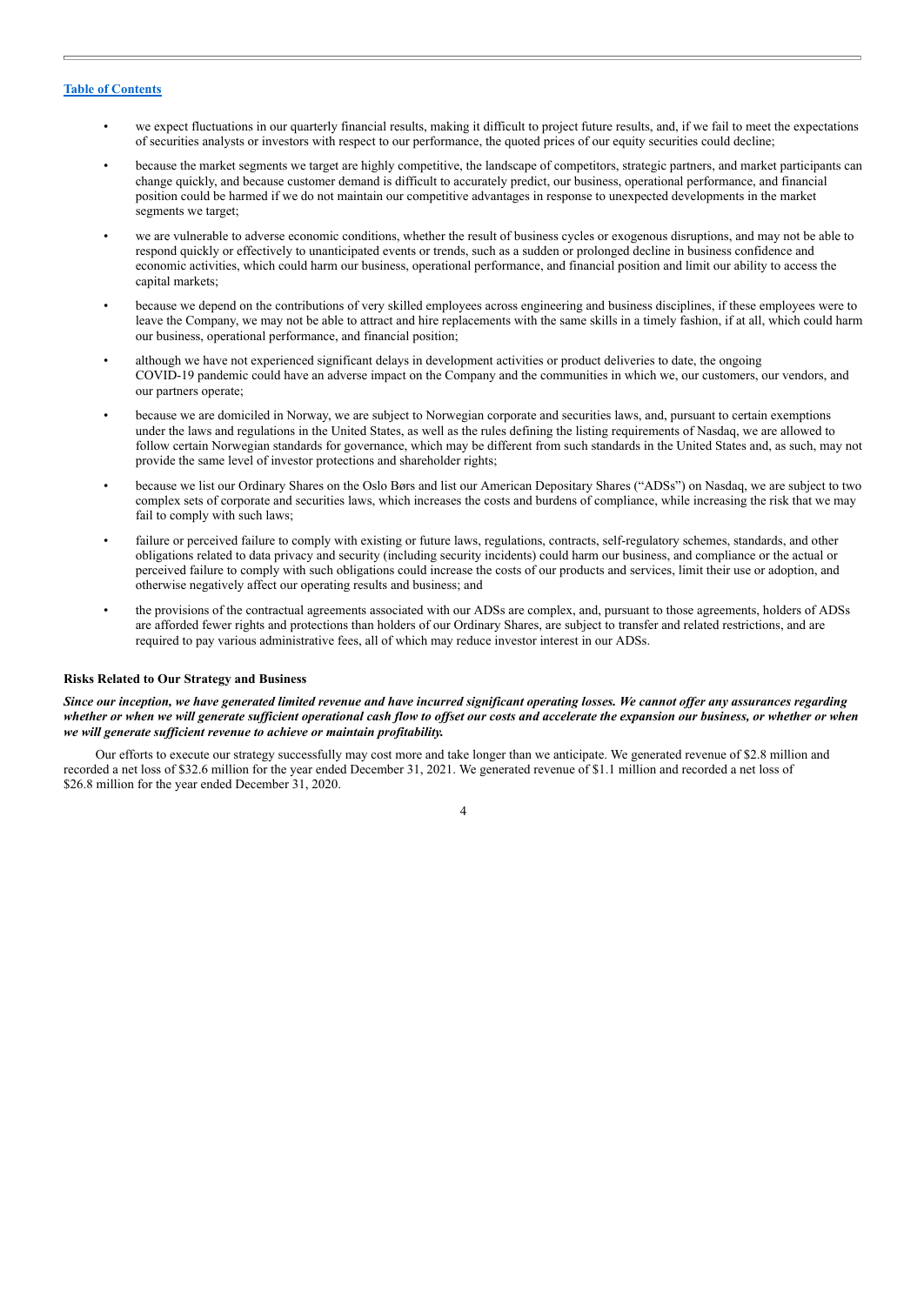- we expect fluctuations in our quarterly financial results, making it difficult to project future results, and, if we fail to meet the expectations of securities analysts or investors with respect to our performance, the quoted prices of our equity securities could decline;
- because the market segments we target are highly competitive, the landscape of competitors, strategic partners, and market participants can change quickly, and because customer demand is difficult to accurately predict, our business, operational performance, and financial position could be harmed if we do not maintain our competitive advantages in response to unexpected developments in the market segments we target;
- we are vulnerable to adverse economic conditions, whether the result of business cycles or exogenous disruptions, and may not be able to respond quickly or effectively to unanticipated events or trends, such as a sudden or prolonged decline in business confidence and economic activities, which could harm our business, operational performance, and financial position and limit our ability to access the capital markets;
- because we depend on the contributions of very skilled employees across engineering and business disciplines, if these employees were to leave the Company, we may not be able to attract and hire replacements with the same skills in a timely fashion, if at all, which could harm our business, operational performance, and financial position;
- although we have not experienced significant delays in development activities or product deliveries to date, the ongoing COVID-19 pandemic could have an adverse impact on the Company and the communities in which we, our customers, our vendors, and our partners operate;
- because we are domiciled in Norway, we are subject to Norwegian corporate and securities laws, and, pursuant to certain exemptions under the laws and regulations in the United States, as well as the rules defining the listing requirements of Nasdaq, we are allowed to follow certain Norwegian standards for governance, which may be different from such standards in the United States and, as such, may not provide the same level of investor protections and shareholder rights;
- because we list our Ordinary Shares on the Oslo Børs and list our American Depositary Shares ("ADSs") on Nasdaq, we are subject to two complex sets of corporate and securities laws, which increases the costs and burdens of compliance, while increasing the risk that we may fail to comply with such laws;
- failure or perceived failure to comply with existing or future laws, regulations, contracts, self-regulatory schemes, standards, and other obligations related to data privacy and security (including security incidents) could harm our business, and compliance or the actual or perceived failure to comply with such obligations could increase the costs of our products and services, limit their use or adoption, and otherwise negatively affect our operating results and business; and
- the provisions of the contractual agreements associated with our ADSs are complex, and, pursuant to those agreements, holders of ADSs are afforded fewer rights and protections than holders of our Ordinary Shares, are subject to transfer and related restrictions, and are required to pay various administrative fees, all of which may reduce investor interest in our ADSs.

**Risks Related to Our Strategy and Business**

***Since our inception, we have generated limited revenue and have incurred significant operating losses. We cannot offer any assurances regarding whether or when we will generate sufficient operational cash flow to offset our costs and accelerate the expansion our business, or whether or when we will generate sufficient revenue to achieve or maintain profitability.***

Our efforts to execute our strategy successfully may cost more and take longer than we anticipate. We generated revenue of $2.8 million and recorded a net loss of $32.6 million for the year ended December 31, 2021. We generated revenue of $1.1 million and recorded a net loss of $26.8 million for the year ended December 31, 2020.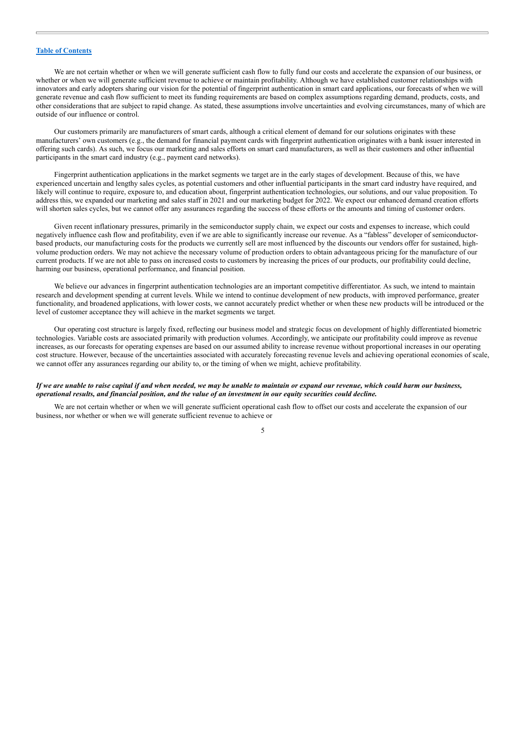We are not certain whether or when we will generate sufficient cash flow to fully fund our costs and accelerate the expansion of our business, or whether or when we will generate sufficient revenue to achieve or maintain profitability. Although we have established customer relationships with innovators and early adopters sharing our vision for the potential of fingerprint authentication in smart card applications, our forecasts of when we will generate revenue and cash flow sufficient to meet its funding requirements are based on complex assumptions regarding demand, products, costs, and other considerations that are subject to rapid change. As stated, these assumptions involve uncertainties and evolving circumstances, many of which are outside of our influence or control.

Our customers primarily are manufacturers of smart cards, although a critical element of demand for our solutions originates with these manufacturers' own customers (e.g., the demand for financial payment cards with fingerprint authentication originates with a bank issuer interested in offering such cards). As such, we focus our marketing and sales efforts on smart card manufacturers, as well as their customers and other influential participants in the smart card industry (e.g., payment card networks).

Fingerprint authentication applications in the market segments we target are in the early stages of development. Because of this, we have experienced uncertain and lengthy sales cycles, as potential customers and other influential participants in the smart card industry have required, and likely will continue to require, exposure to, and education about, fingerprint authentication technologies, our solutions, and our value proposition. To address this, we expanded our marketing and sales staff in 2021 and our marketing budget for 2022. We expect our enhanced demand creation efforts will shorten sales cycles, but we cannot offer any assurances regarding the success of these efforts or the amounts and timing of customer orders.

Given recent inflationary pressures, primarily in the semiconductor supply chain, we expect our costs and expenses to increase, which could negatively influence cash flow and profitability, even if we are able to significantly increase our revenue. As a "fabless" developer of semiconductor-based products, our manufacturing costs for the products we currently sell are most influenced by the discounts our vendors offer for sustained, high-volume production orders. We may not achieve the necessary volume of production orders to obtain advantageous pricing for the manufacture of our current products. If we are not able to pass on increased costs to customers by increasing the prices of our products, our profitability could decline, harming our business, operational performance, and financial position.

We believe our advances in fingerprint authentication technologies are an important competitive differentiator. As such, we intend to maintain research and development spending at current levels. While we intend to continue development of new products, with improved performance, greater functionality, and broadened applications, with lower costs, we cannot accurately predict whether or when these new products will be introduced or the level of customer acceptance they will achieve in the market segments we target.

Our operating cost structure is largely fixed, reflecting our business model and strategic focus on development of highly differentiated biometric technologies. Variable costs are associated primarily with production volumes. Accordingly, we anticipate our profitability could improve as revenue increases, as our forecasts for operating expenses are based on our assumed ability to increase revenue without proportional increases in our operating cost structure. However, because of the uncertainties associated with accurately forecasting revenue levels and achieving operational economies of scale, we cannot offer any assurances regarding our ability to, or the timing of when we might, achieve profitability.

***If we are unable to raise capital if and when needed, we may be unable to maintain or expand our revenue, which could harm our business, operational results, and financial position, and the value of an investment in our equity securities could decline.***

We are not certain whether or when we will generate sufficient operational cash flow to offset our costs and accelerate the expansion of our business, nor whether or when we will generate sufficient revenue to achieve or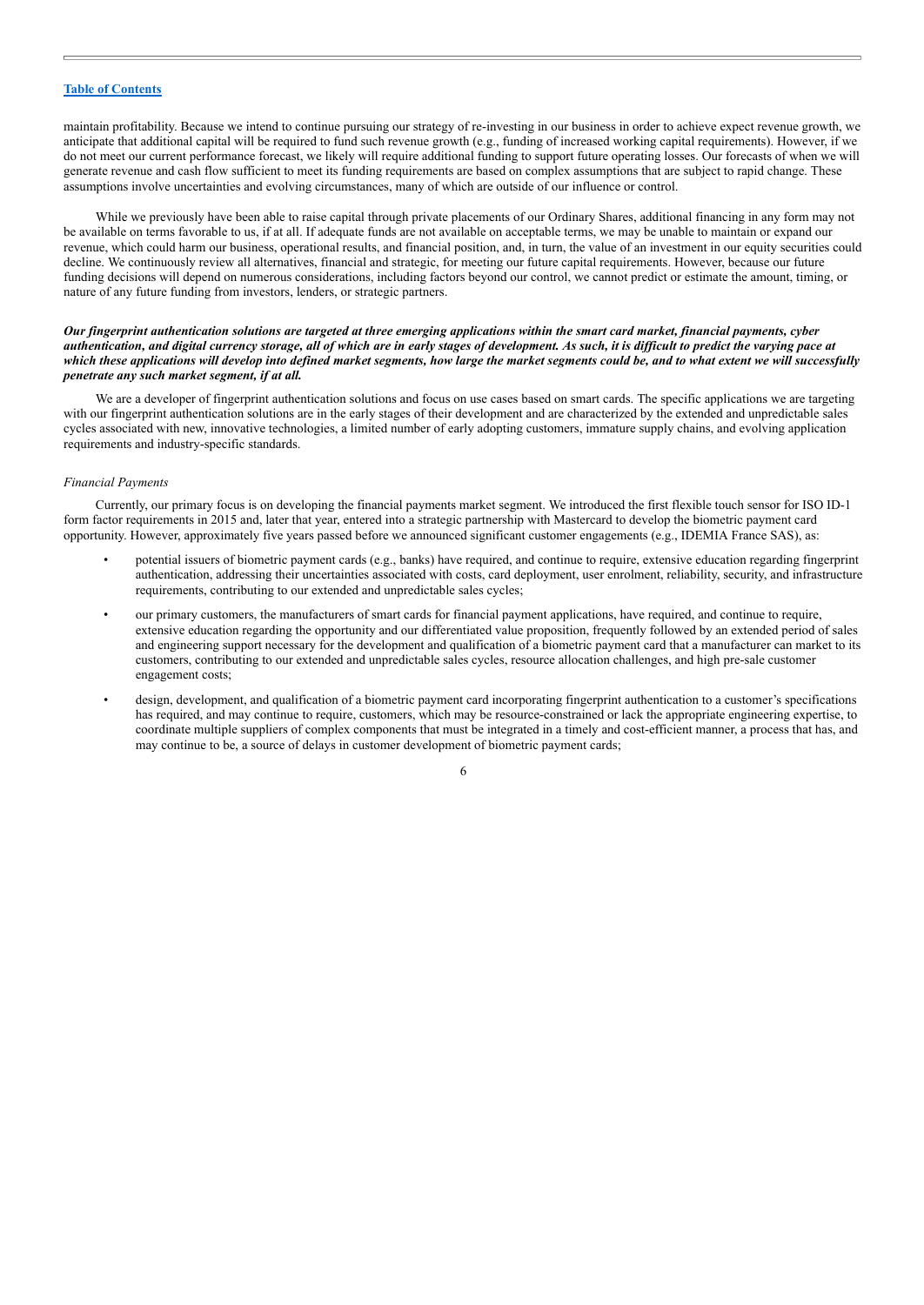maintain profitability. Because we intend to continue pursuing our strategy of re-investing in our business in order to achieve expect revenue growth, we anticipate that additional capital will be required to fund such revenue growth (e.g., funding of increased working capital requirements). However, if we do not meet our current performance forecast, we likely will require additional funding to support future operating losses. Our forecasts of when we will generate revenue and cash flow sufficient to meet its funding requirements are based on complex assumptions that are subject to rapid change. These assumptions involve uncertainties and evolving circumstances, many of which are outside of our influence or control.

While we previously have been able to raise capital through private placements of our Ordinary Shares, additional financing in any form may not be available on terms favorable to us, if at all. If adequate funds are not available on acceptable terms, we may be unable to maintain or expand our revenue, which could harm our business, operational results, and financial position, and, in turn, the value of an investment in our equity securities could decline. We continuously review all alternatives, financial and strategic, for meeting our future capital requirements. However, because our future funding decisions will depend on numerous considerations, including factors beyond our control, we cannot predict or estimate the amount, timing, or nature of any future funding from investors, lenders, or strategic partners.

***Our fingerprint authentication solutions are targeted at three emerging applications within the smart card market, financial payments, cyber authentication, and digital currency storage, all of which are in early stages of development. As such, it is difficult to predict the varying pace at which these applications will develop into defined market segments, how large the market segments could be, and to what extent we will successfully penetrate any such market segment, if at all.***

We are a developer of fingerprint authentication solutions and focus on use cases based on smart cards. The specific applications we are targeting with our fingerprint authentication solutions are in the early stages of their development and are characterized by the extended and unpredictable sales cycles associated with new, innovative technologies, a limited number of early adopting customers, immature supply chains, and evolving application requirements and industry-specific standards.

*Financial Payments*

Currently, our primary focus is on developing the financial payments market segment. We introduced the first flexible touch sensor for ISO ID-1 form factor requirements in 2015 and, later that year, entered into a strategic partnership with Mastercard to develop the biometric payment card opportunity. However, approximately five years passed before we announced significant customer engagements (e.g., IDEMIA France SAS), as:

- potential issuers of biometric payment cards (e.g., banks) have required, and continue to require, extensive education regarding fingerprint authentication, addressing their uncertainties associated with costs, card deployment, user enrolment, reliability, security, and infrastructure requirements, contributing to our extended and unpredictable sales cycles;
- our primary customers, the manufacturers of smart cards for financial payment applications, have required, and continue to require, extensive education regarding the opportunity and our differentiated value proposition, frequently followed by an extended period of sales and engineering support necessary for the development and qualification of a biometric payment card that a manufacturer can market to its customers, contributing to our extended and unpredictable sales cycles, resource allocation challenges, and high pre-sale customer engagement costs;
- design, development, and qualification of a biometric payment card incorporating fingerprint authentication to a customer's specifications has required, and may continue to require, customers, which may be resource-constrained or lack the appropriate engineering expertise, to coordinate multiple suppliers of complex components that must be integrated in a timely and cost-efficient manner, a process that has, and may continue to be, a source of delays in customer development of biometric payment cards;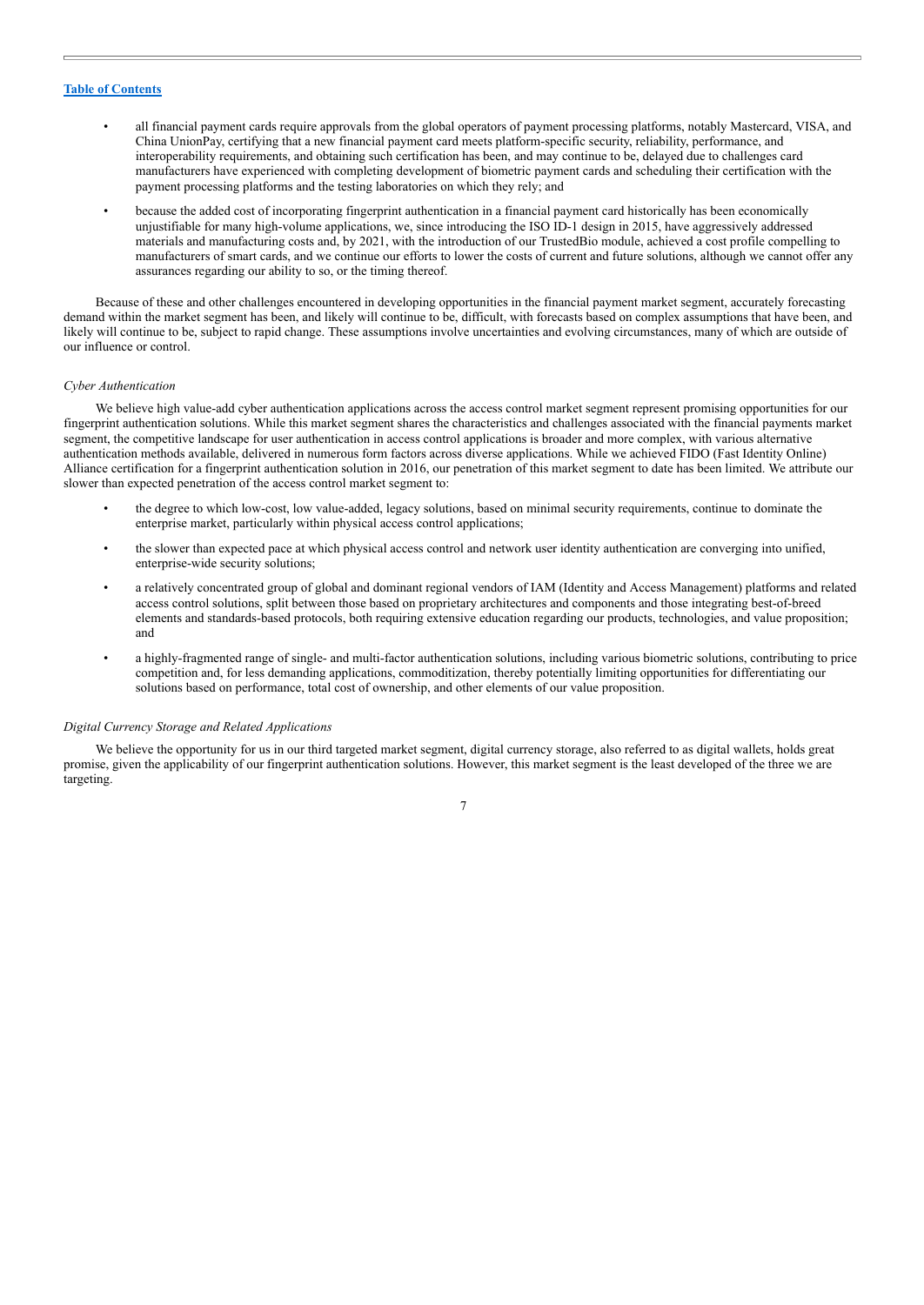- all financial payment cards require approvals from the global operators of payment processing platforms, notably Mastercard, VISA, and China UnionPay, certifying that a new financial payment card meets platform-specific security, reliability, performance, and interoperability requirements, and obtaining such certification has been, and may continue to be, delayed due to challenges card manufacturers have experienced with completing development of biometric payment cards and scheduling their certification with the payment processing platforms and the testing laboratories on which they rely; and

- because the added cost of incorporating fingerprint authentication in a financial payment card historically has been economically unjustifiable for many high-volume applications, we, since introducing the ISO ID-1 design in 2015, have aggressively addressed materials and manufacturing costs and, by 2021, with the introduction of our TrustedBio module, achieved a cost profile compelling to manufacturers of smart cards, and we continue our efforts to lower the costs of current and future solutions, although we cannot offer any assurances regarding our ability to so, or the timing thereof.

Because of these and other challenges encountered in developing opportunities in the financial payment market segment, accurately forecasting demand within the market segment has been, and likely will continue to be, difficult, with forecasts based on complex assumptions that have been, and likely will continue to be, subject to rapid change. These assumptions involve uncertainties and evolving circumstances, many of which are outside of our influence or control.

*Cyber Authentication*

We believe high value-add cyber authentication applications across the access control market segment represent promising opportunities for our fingerprint authentication solutions. While this market segment shares the characteristics and challenges associated with the financial payments market segment, the competitive landscape for user authentication in access control applications is broader and more complex, with various alternative authentication methods available, delivered in numerous form factors across diverse applications. While we achieved FIDO (Fast Identity Online) Alliance certification for a fingerprint authentication solution in 2016, our penetration of this market segment to date has been limited. We attribute our slower than expected penetration of the access control market segment to:

- the degree to which low-cost, low value-added, legacy solutions, based on minimal security requirements, continue to dominate the enterprise market, particularly within physical access control applications;

- the slower than expected pace at which physical access control and network user identity authentication are converging into unified, enterprise-wide security solutions;

- a relatively concentrated group of global and dominant regional vendors of IAM (Identity and Access Management) platforms and related access control solutions, split between those based on proprietary architectures and components and those integrating best-of-breed elements and standards-based protocols, both requiring extensive education regarding our products, technologies, and value proposition; and

- a highly-fragmented range of single- and multi-factor authentication solutions, including various biometric solutions, contributing to price competition and, for less demanding applications, commoditization, thereby potentially limiting opportunities for differentiating our solutions based on performance, total cost of ownership, and other elements of our value proposition.

*Digital Currency Storage and Related Applications*

We believe the opportunity for us in our third targeted market segment, digital currency storage, also referred to as digital wallets, holds great promise, given the applicability of our fingerprint authentication solutions. However, this market segment is the least developed of the three we are targeting.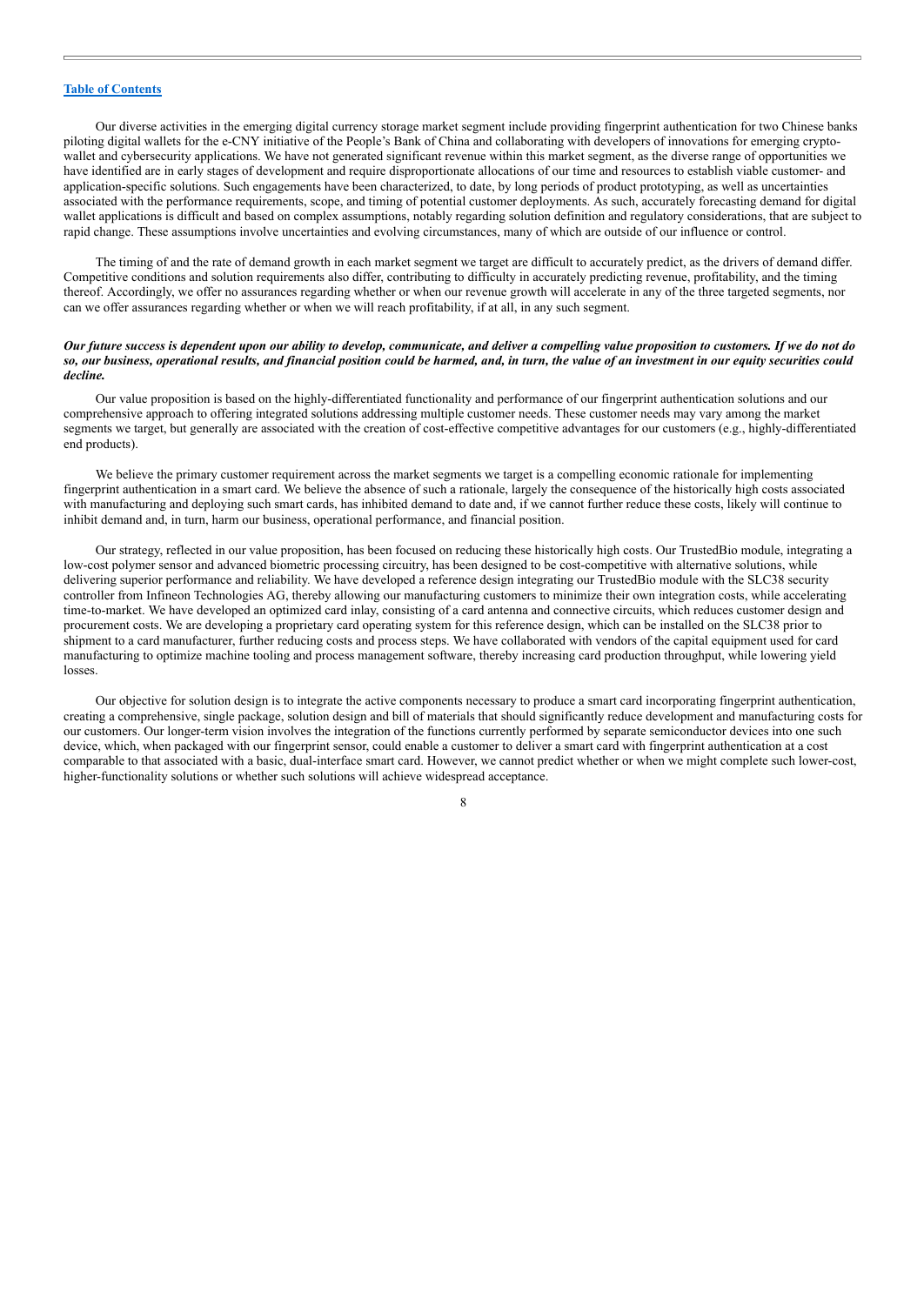Our diverse activities in the emerging digital currency storage market segment include providing fingerprint authentication for two Chinese banks piloting digital wallets for the e-CNY initiative of the People's Bank of China and collaborating with developers of innovations for emerging crypto-wallet and cybersecurity applications. We have not generated significant revenue within this market segment, as the diverse range of opportunities we have identified are in early stages of development and require disproportionate allocations of our time and resources to establish viable customer- and application-specific solutions. Such engagements have been characterized, to date, by long periods of product prototyping, as well as uncertainties associated with the performance requirements, scope, and timing of potential customer deployments. As such, accurately forecasting demand for digital wallet applications is difficult and based on complex assumptions, notably regarding solution definition and regulatory considerations, that are subject to rapid change. These assumptions involve uncertainties and evolving circumstances, many of which are outside of our influence or control.

The timing of and the rate of demand growth in each market segment we target are difficult to accurately predict, as the drivers of demand differ. Competitive conditions and solution requirements also differ, contributing to difficulty in accurately predicting revenue, profitability, and the timing thereof. Accordingly, we offer no assurances regarding whether or when our revenue growth will accelerate in any of the three targeted segments, nor can we offer assurances regarding whether or when we will reach profitability, if at all, in any such segment.

***Our future success is dependent upon our ability to develop, communicate, and deliver a compelling value proposition to customers. If we do not do so, our business, operational results, and financial position could be harmed, and, in turn, the value of an investment in our equity securities could decline.***

Our value proposition is based on the highly-differentiated functionality and performance of our fingerprint authentication solutions and our comprehensive approach to offering integrated solutions addressing multiple customer needs. These customer needs may vary among the market segments we target, but generally are associated with the creation of cost-effective competitive advantages for our customers (e.g., highly-differentiated end products).

We believe the primary customer requirement across the market segments we target is a compelling economic rationale for implementing fingerprint authentication in a smart card. We believe the absence of such a rationale, largely the consequence of the historically high costs associated with manufacturing and deploying such smart cards, has inhibited demand to date and, if we cannot further reduce these costs, likely will continue to inhibit demand and, in turn, harm our business, operational performance, and financial position.

Our strategy, reflected in our value proposition, has been focused on reducing these historically high costs. Our TrustedBio module, integrating a low-cost polymer sensor and advanced biometric processing circuitry, has been designed to be cost-competitive with alternative solutions, while delivering superior performance and reliability. We have developed a reference design integrating our TrustedBio module with the SLC38 security controller from Infineon Technologies AG, thereby allowing our manufacturing customers to minimize their own integration costs, while accelerating time-to-market. We have developed an optimized card inlay, consisting of a card antenna and connective circuits, which reduces customer design and procurement costs. We are developing a proprietary card operating system for this reference design, which can be installed on the SLC38 prior to shipment to a card manufacturer, further reducing costs and process steps. We have collaborated with vendors of the capital equipment used for card manufacturing to optimize machine tooling and process management software, thereby increasing card production throughput, while lowering yield losses.

Our objective for solution design is to integrate the active components necessary to produce a smart card incorporating fingerprint authentication, creating a comprehensive, single package, solution design and bill of materials that should significantly reduce development and manufacturing costs for our customers. Our longer-term vision involves the integration of the functions currently performed by separate semiconductor devices into one such device, which, when packaged with our fingerprint sensor, could enable a customer to deliver a smart card with fingerprint authentication at a cost comparable to that associated with a basic, dual-interface smart card. However, we cannot predict whether or when we might complete such lower-cost, higher-functionality solutions or whether such solutions will achieve widespread acceptance.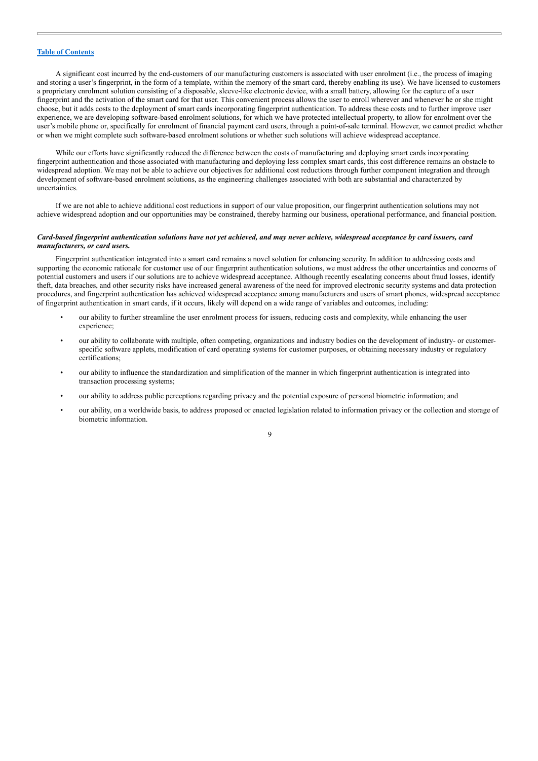A significant cost incurred by the end-customers of our manufacturing customers is associated with user enrolment (i.e., the process of imaging and storing a user's fingerprint, in the form of a template, within the memory of the smart card, thereby enabling its use). We have licensed to customers a proprietary enrolment solution consisting of a disposable, sleeve-like electronic device, with a small battery, allowing for the capture of a user fingerprint and the activation of the smart card for that user. This convenient process allows the user to enroll wherever and whenever he or she might choose, but it adds costs to the deployment of smart cards incorporating fingerprint authentication. To address these costs and to further improve user experience, we are developing software-based enrolment solutions, for which we have protected intellectual property, to allow for enrolment over the user's mobile phone or, specifically for enrolment of financial payment card users, through a point-of-sale terminal. However, we cannot predict whether or when we might complete such software-based enrolment solutions or whether such solutions will achieve widespread acceptance.

While our efforts have significantly reduced the difference between the costs of manufacturing and deploying smart cards incorporating fingerprint authentication and those associated with manufacturing and deploying less complex smart cards, this cost difference remains an obstacle to widespread adoption. We may not be able to achieve our objectives for additional cost reductions through further component integration and through development of software-based enrolment solutions, as the engineering challenges associated with both are substantial and characterized by uncertainties.

If we are not able to achieve additional cost reductions in support of our value proposition, our fingerprint authentication solutions may not achieve widespread adoption and our opportunities may be constrained, thereby harming our business, operational performance, and financial position.

***Card-based fingerprint authentication solutions have not yet achieved, and may never achieve, widespread acceptance by card issuers, card manufacturers, or card users.***

Fingerprint authentication integrated into a smart card remains a novel solution for enhancing security. In addition to addressing costs and supporting the economic rationale for customer use of our fingerprint authentication solutions, we must address the other uncertainties and concerns of potential customers and users if our solutions are to achieve widespread acceptance. Although recently escalating concerns about fraud losses, identify theft, data breaches, and other security risks have increased general awareness of the need for improved electronic security systems and data protection procedures, and fingerprint authentication has achieved widespread acceptance among manufacturers and users of smart phones, widespread acceptance of fingerprint authentication in smart cards, if it occurs, likely will depend on a wide range of variables and outcomes, including:

- our ability to further streamline the user enrolment process for issuers, reducing costs and complexity, while enhancing the user experience;
- our ability to collaborate with multiple, often competing, organizations and industry bodies on the development of industry- or customer-specific software applets, modification of card operating systems for customer purposes, or obtaining necessary industry or regulatory certifications;
- our ability to influence the standardization and simplification of the manner in which fingerprint authentication is integrated into transaction processing systems;
- our ability to address public perceptions regarding privacy and the potential exposure of personal biometric information; and
- our ability, on a worldwide basis, to address proposed or enacted legislation related to information privacy or the collection and storage of biometric information.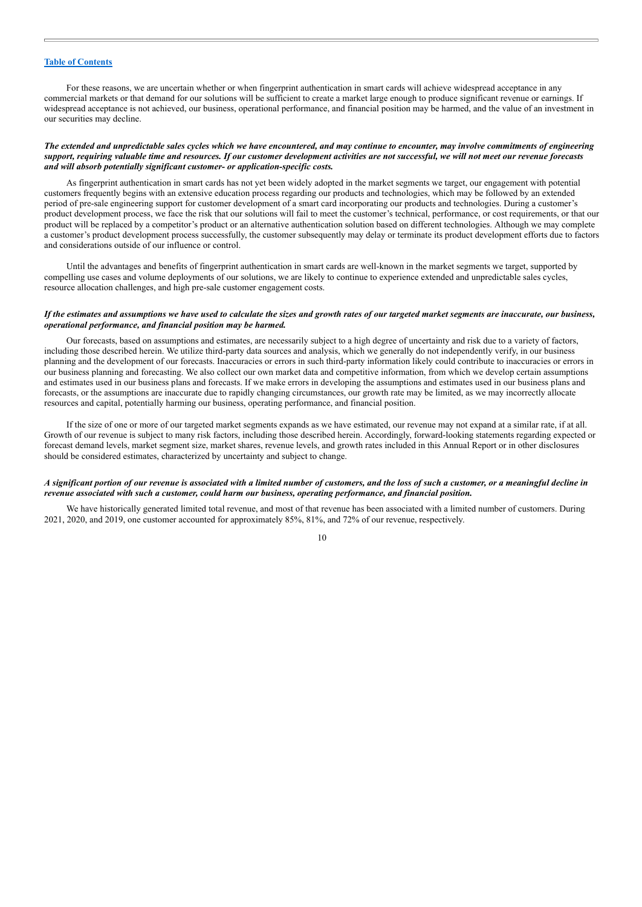For these reasons, we are uncertain whether or when fingerprint authentication in smart cards will achieve widespread acceptance in any commercial markets or that demand for our solutions will be sufficient to create a market large enough to produce significant revenue or earnings. If widespread acceptance is not achieved, our business, operational performance, and financial position may be harmed, and the value of an investment in our securities may decline.

***The extended and unpredictable sales cycles which we have encountered, and may continue to encounter, may involve commitments of engineering support, requiring valuable time and resources. If our customer development activities are not successful, we will not meet our revenue forecasts and will absorb potentially significant customer- or application-specific costs.***

As fingerprint authentication in smart cards has not yet been widely adopted in the market segments we target, our engagement with potential customers frequently begins with an extensive education process regarding our products and technologies, which may be followed by an extended period of pre-sale engineering support for customer development of a smart card incorporating our products and technologies. During a customer's product development process, we face the risk that our solutions will fail to meet the customer's technical, performance, or cost requirements, or that our product will be replaced by a competitor's product or an alternative authentication solution based on different technologies. Although we may complete a customer's product development process successfully, the customer subsequently may delay or terminate its product development efforts due to factors and considerations outside of our influence or control.

Until the advantages and benefits of fingerprint authentication in smart cards are well-known in the market segments we target, supported by compelling use cases and volume deployments of our solutions, we are likely to continue to experience extended and unpredictable sales cycles, resource allocation challenges, and high pre-sale customer engagement costs.

***If the estimates and assumptions we have used to calculate the sizes and growth rates of our targeted market segments are inaccurate, our business, operational performance, and financial position may be harmed.***

Our forecasts, based on assumptions and estimates, are necessarily subject to a high degree of uncertainty and risk due to a variety of factors, including those described herein. We utilize third-party data sources and analysis, which we generally do not independently verify, in our business planning and the development of our forecasts. Inaccuracies or errors in such third-party information likely could contribute to inaccuracies or errors in our business planning and forecasting. We also collect our own market data and competitive information, from which we develop certain assumptions and estimates used in our business plans and forecasts. If we make errors in developing the assumptions and estimates used in our business plans and forecasts, or the assumptions are inaccurate due to rapidly changing circumstances, our growth rate may be limited, as we may incorrectly allocate resources and capital, potentially harming our business, operating performance, and financial position.

If the size of one or more of our targeted market segments expands as we have estimated, our revenue may not expand at a similar rate, if at all. Growth of our revenue is subject to many risk factors, including those described herein. Accordingly, forward-looking statements regarding expected or forecast demand levels, market segment size, market shares, revenue levels, and growth rates included in this Annual Report or in other disclosures should be considered estimates, characterized by uncertainty and subject to change.

***A significant portion of our revenue is associated with a limited number of customers, and the loss of such a customer, or a meaningful decline in revenue associated with such a customer, could harm our business, operating performance, and financial position.***

We have historically generated limited total revenue, and most of that revenue has been associated with a limited number of customers. During 2021, 2020, and 2019, one customer accounted for approximately 85%, 81%, and 72% of our revenue, respectively.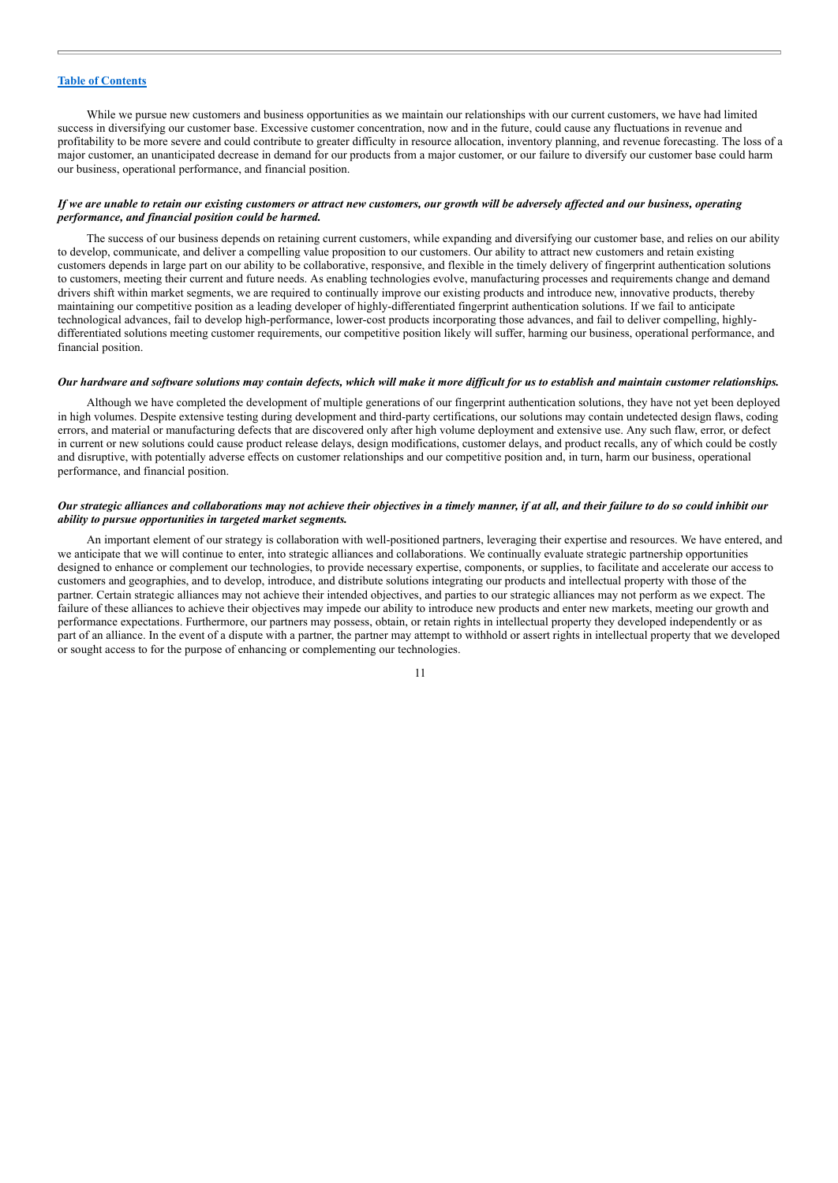While we pursue new customers and business opportunities as we maintain our relationships with our current customers, we have had limited success in diversifying our customer base. Excessive customer concentration, now and in the future, could cause any fluctuations in revenue and profitability to be more severe and could contribute to greater difficulty in resource allocation, inventory planning, and revenue forecasting. The loss of a major customer, an unanticipated decrease in demand for our products from a major customer, or our failure to diversify our customer base could harm our business, operational performance, and financial position.

***If we are unable to retain our existing customers or attract new customers, our growth will be adversely affected and our business, operating performance, and financial position could be harmed.***

The success of our business depends on retaining current customers, while expanding and diversifying our customer base, and relies on our ability to develop, communicate, and deliver a compelling value proposition to our customers. Our ability to attract new customers and retain existing customers depends in large part on our ability to be collaborative, responsive, and flexible in the timely delivery of fingerprint authentication solutions to customers, meeting their current and future needs. As enabling technologies evolve, manufacturing processes and requirements change and demand drivers shift within market segments, we are required to continually improve our existing products and introduce new, innovative products, thereby maintaining our competitive position as a leading developer of highly-differentiated fingerprint authentication solutions. If we fail to anticipate technological advances, fail to develop high-performance, lower-cost products incorporating those advances, and fail to deliver compelling, highly-differentiated solutions meeting customer requirements, our competitive position likely will suffer, harming our business, operational performance, and financial position.

***Our hardware and software solutions may contain defects, which will make it more difficult for us to establish and maintain customer relationships.***

Although we have completed the development of multiple generations of our fingerprint authentication solutions, they have not yet been deployed in high volumes. Despite extensive testing during development and third-party certifications, our solutions may contain undetected design flaws, coding errors, and material or manufacturing defects that are discovered only after high volume deployment and extensive use. Any such flaw, error, or defect in current or new solutions could cause product release delays, design modifications, customer delays, and product recalls, any of which could be costly and disruptive, with potentially adverse effects on customer relationships and our competitive position and, in turn, harm our business, operational performance, and financial position.

***Our strategic alliances and collaborations may not achieve their objectives in a timely manner, if at all, and their failure to do so could inhibit our ability to pursue opportunities in targeted market segments.***

An important element of our strategy is collaboration with well-positioned partners, leveraging their expertise and resources. We have entered, and we anticipate that we will continue to enter, into strategic alliances and collaborations. We continually evaluate strategic partnership opportunities designed to enhance or complement our technologies, to provide necessary expertise, components, or supplies, to facilitate and accelerate our access to customers and geographies, and to develop, introduce, and distribute solutions integrating our products and intellectual property with those of the partner. Certain strategic alliances may not achieve their intended objectives, and parties to our strategic alliances may not perform as we expect. The failure of these alliances to achieve their objectives may impede our ability to introduce new products and enter new markets, meeting our growth and performance expectations. Furthermore, our partners may possess, obtain, or retain rights in intellectual property they developed independently or as part of an alliance. In the event of a dispute with a partner, the partner may attempt to withhold or assert rights in intellectual property that we developed or sought access to for the purpose of enhancing or complementing our technologies.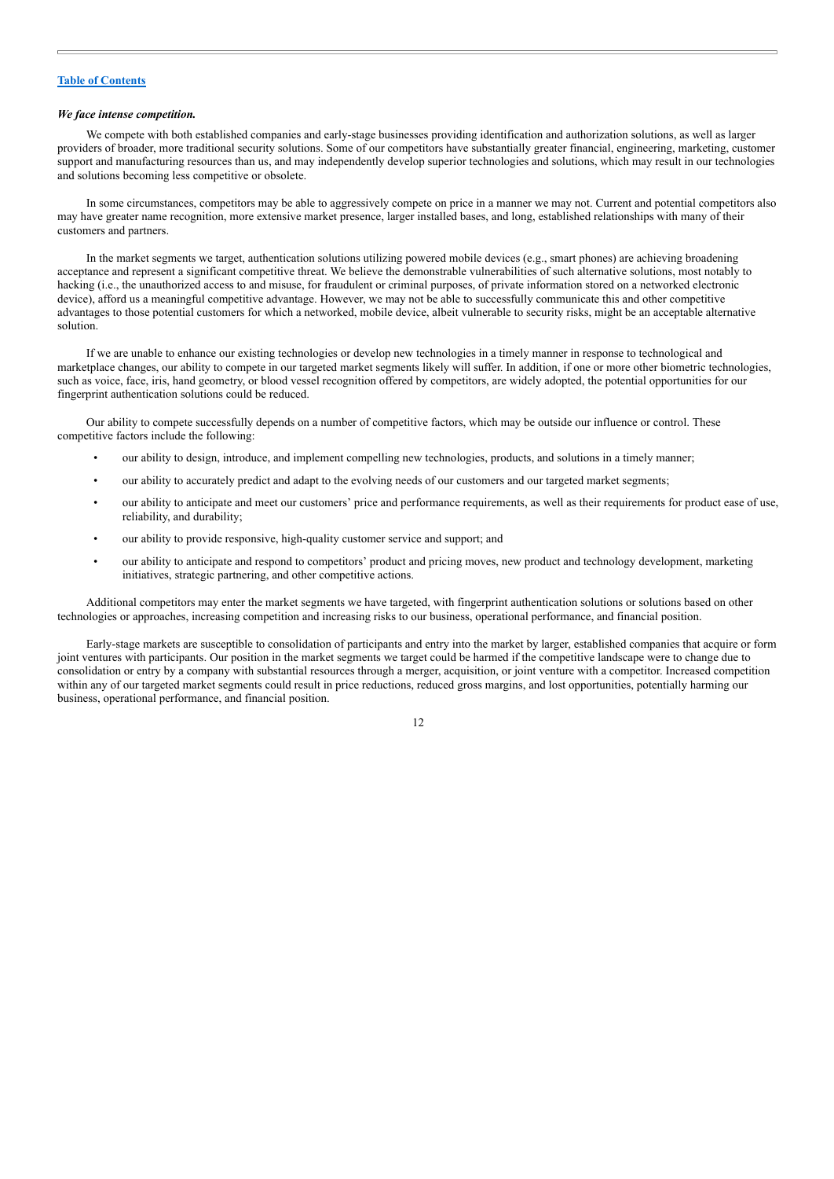***We face intense competition.***

We compete with both established companies and early-stage businesses providing identification and authorization solutions, as well as larger providers of broader, more traditional security solutions. Some of our competitors have substantially greater financial, engineering, marketing, customer support and manufacturing resources than us, and may independently develop superior technologies and solutions, which may result in our technologies and solutions becoming less competitive or obsolete.

In some circumstances, competitors may be able to aggressively compete on price in a manner we may not. Current and potential competitors also may have greater name recognition, more extensive market presence, larger installed bases, and long, established relationships with many of their customers and partners.

In the market segments we target, authentication solutions utilizing powered mobile devices (e.g., smart phones) are achieving broadening acceptance and represent a significant competitive threat. We believe the demonstrable vulnerabilities of such alternative solutions, most notably to hacking (i.e., the unauthorized access to and misuse, for fraudulent or criminal purposes, of private information stored on a networked electronic device), afford us a meaningful competitive advantage. However, we may not be able to successfully communicate this and other competitive advantages to those potential customers for which a networked, mobile device, albeit vulnerable to security risks, might be an acceptable alternative solution.

If we are unable to enhance our existing technologies or develop new technologies in a timely manner in response to technological and marketplace changes, our ability to compete in our targeted market segments likely will suffer. In addition, if one or more other biometric technologies, such as voice, face, iris, hand geometry, or blood vessel recognition offered by competitors, are widely adopted, the potential opportunities for our fingerprint authentication solutions could be reduced.

Our ability to compete successfully depends on a number of competitive factors, which may be outside our influence or control. These competitive factors include the following:

- our ability to design, introduce, and implement compelling new technologies, products, and solutions in a timely manner;
- our ability to accurately predict and adapt to the evolving needs of our customers and our targeted market segments;
- our ability to anticipate and meet our customers' price and performance requirements, as well as their requirements for product ease of use, reliability, and durability;
- our ability to provide responsive, high-quality customer service and support; and
- our ability to anticipate and respond to competitors' product and pricing moves, new product and technology development, marketing initiatives, strategic partnering, and other competitive actions.

Additional competitors may enter the market segments we have targeted, with fingerprint authentication solutions or solutions based on other technologies or approaches, increasing competition and increasing risks to our business, operational performance, and financial position.

Early-stage markets are susceptible to consolidation of participants and entry into the market by larger, established companies that acquire or form joint ventures with participants. Our position in the market segments we target could be harmed if the competitive landscape were to change due to consolidation or entry by a company with substantial resources through a merger, acquisition, or joint venture with a competitor. Increased competition within any of our targeted market segments could result in price reductions, reduced gross margins, and lost opportunities, potentially harming our business, operational performance, and financial position.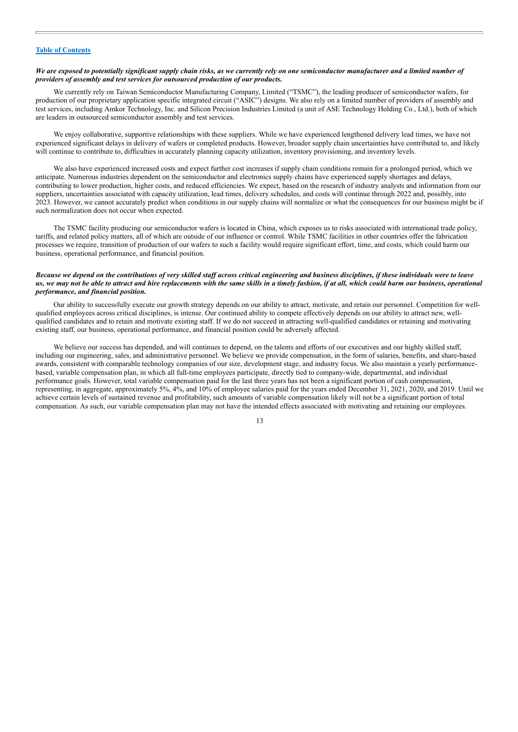[Table of Contents](#)

***We are exposed to potentially significant supply chain risks, as we currently rely on one semiconductor manufacturer and a limited number of providers of assembly and test services for outsourced production of our products.***

We currently rely on Taiwan Semiconductor Manufacturing Company, Limited ("TSMC"), the leading producer of semiconductor wafers, for production of our proprietary application specific integrated circuit ("ASIC") designs. We also rely on a limited number of providers of assembly and test services, including Amkor Technology, Inc. and Silicon Precision Industries Limited (a unit of ASE Technology Holding Co., Ltd.), both of which are leaders in outsourced semiconductor assembly and test services.

We enjoy collaborative, supportive relationships with these suppliers. While we have experienced lengthened delivery lead times, we have not experienced significant delays in delivery of wafers or completed products. However, broader supply chain uncertainties have contributed to, and likely will continue to contribute to, difficulties in accurately planning capacity utilization, inventory provisioning, and inventory levels.

We also have experienced increased costs and expect further cost increases if supply chain conditions remain for a prolonged period, which we anticipate. Numerous industries dependent on the semiconductor and electronics supply chains have experienced supply shortages and delays, contributing to lower production, higher costs, and reduced efficiencies. We expect, based on the research of industry analysts and information from our suppliers, uncertainties associated with capacity utilization, lead times, delivery schedules, and costs will continue through 2022 and, possibly, into 2023. However, we cannot accurately predict when conditions in our supply chains will normalize or what the consequences for our business might be if such normalization does not occur when expected.

The TSMC facility producing our semiconductor wafers is located in China, which exposes us to risks associated with international trade policy, tariffs, and related policy matters, all of which are outside of our influence or control. While TSMC facilities in other countries offer the fabrication processes we require, transition of production of our wafers to such a facility would require significant effort, time, and costs, which could harm our business, operational performance, and financial position.

***Because we depend on the contributions of very skilled staff across critical engineering and business disciplines, if these individuals were to leave us, we may not be able to attract and hire replacements with the same skills in a timely fashion, if at all, which could harm our business, operational performance, and financial position.***

Our ability to successfully execute our growth strategy depends on our ability to attract, motivate, and retain our personnel. Competition for well-qualified employees across critical disciplines, is intense. Our continued ability to compete effectively depends on our ability to attract new, well-qualified candidates and to retain and motivate existing staff. If we do not succeed in attracting well-qualified candidates or retaining and motivating existing staff, our business, operational performance, and financial position could be adversely affected.

We believe our success has depended, and will continues to depend, on the talents and efforts of our executives and our highly skilled staff, including our engineering, sales, and administrative personnel. We believe we provide compensation, in the form of salaries, benefits, and share-based awards, consistent with comparable technology companies of our size, development stage, and industry focus. We also maintain a yearly performance-based, variable compensation plan, in which all full-time employees participate, directly tied to company-wide, departmental, and individual performance goals. However, total variable compensation paid for the last three years has not been a significant portion of cash compensation, representing, in aggregate, approximately 5%, 4%, and 10% of employee salaries paid for the years ended December 31, 2021, 2020, and 2019. Until we achieve certain levels of sustained revenue and profitability, such amounts of variable compensation likely will not be a significant portion of total compensation. As such, our variable compensation plan may not have the intended effects associated with motivating and retaining our employees.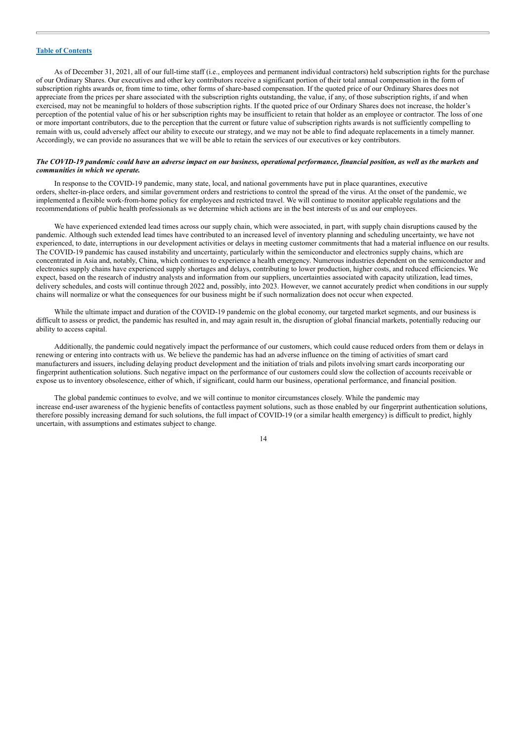As of December 31, 2021, all of our full-time staff (i.e., employees and permanent individual contractors) held subscription rights for the purchase of our Ordinary Shares. Our executives and other key contributors receive a significant portion of their total annual compensation in the form of subscription rights awards or, from time to time, other forms of share-based compensation. If the quoted price of our Ordinary Shares does not appreciate from the prices per share associated with the subscription rights outstanding, the value, if any, of those subscription rights, if and when exercised, may not be meaningful to holders of those subscription rights. If the quoted price of our Ordinary Shares does not increase, the holder's perception of the potential value of his or her subscription rights may be insufficient to retain that holder as an employee or contractor. The loss of one or more important contributors, due to the perception that the current or future value of subscription rights awards is not sufficiently compelling to remain with us, could adversely affect our ability to execute our strategy, and we may not be able to find adequate replacements in a timely manner. Accordingly, we can provide no assurances that we will be able to retain the services of our executives or key contributors.

***The COVID-19 pandemic could have an adverse impact on our business, operational performance, financial position, as well as the markets and communities in which we operate.***

In response to the COVID-19 pandemic, many state, local, and national governments have put in place quarantines, executive orders, shelter-in-place orders, and similar government orders and restrictions to control the spread of the virus. At the onset of the pandemic, we implemented a flexible work-from-home policy for employees and restricted travel. We will continue to monitor applicable regulations and the recommendations of public health professionals as we determine which actions are in the best interests of us and our employees.

We have experienced extended lead times across our supply chain, which were associated, in part, with supply chain disruptions caused by the pandemic. Although such extended lead times have contributed to an increased level of inventory planning and scheduling uncertainty, we have not experienced, to date, interruptions in our development activities or delays in meeting customer commitments that had a material influence on our results. The COVID-19 pandemic has caused instability and uncertainty, particularly within the semiconductor and electronics supply chains, which are concentrated in Asia and, notably, China, which continues to experience a health emergency. Numerous industries dependent on the semiconductor and electronics supply chains have experienced supply shortages and delays, contributing to lower production, higher costs, and reduced efficiencies. We expect, based on the research of industry analysts and information from our suppliers, uncertainties associated with capacity utilization, lead times, delivery schedules, and costs will continue through 2022 and, possibly, into 2023. However, we cannot accurately predict when conditions in our supply chains will normalize or what the consequences for our business might be if such normalization does not occur when expected.

While the ultimate impact and duration of the COVID-19 pandemic on the global economy, our targeted market segments, and our business is difficult to assess or predict, the pandemic has resulted in, and may again result in, the disruption of global financial markets, potentially reducing our ability to access capital.

Additionally, the pandemic could negatively impact the performance of our customers, which could cause reduced orders from them or delays in renewing or entering into contracts with us. We believe the pandemic has had an adverse influence on the timing of activities of smart card manufacturers and issuers, including delaying product development and the initiation of trials and pilots involving smart cards incorporating our fingerprint authentication solutions. Such negative impact on the performance of our customers could slow the collection of accounts receivable or expose us to inventory obsolescence, either of which, if significant, could harm our business, operational performance, and financial position.

The global pandemic continues to evolve, and we will continue to monitor circumstances closely. While the pandemic may increase end-user awareness of the hygienic benefits of contactless payment solutions, such as those enabled by our fingerprint authentication solutions, therefore possibly increasing demand for such solutions, the full impact of COVID-19 (or a similar health emergency) is difficult to predict, highly uncertain, with assumptions and estimates subject to change.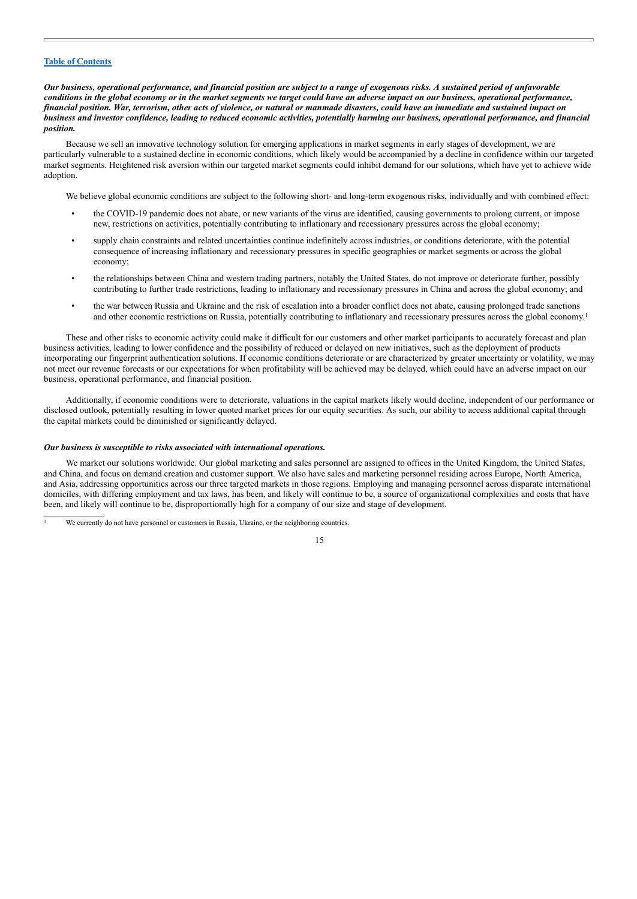***Our business, operational performance, and financial position are subject to a range of exogenous risks. A sustained period of unfavorable conditions in the global economy or in the market segments we target could have an adverse impact on our business, operational performance, financial position. War, terrorism, other acts of violence, or natural or manmade disasters, could have an immediate and sustained impact on business and investor confidence, leading to reduced economic activities, potentially harming our business, operational performance, and financial position.***

Because we sell an innovative technology solution for emerging applications in market segments in early stages of development, we are particularly vulnerable to a sustained decline in economic conditions, which likely would be accompanied by a decline in confidence within our targeted market segments. Heightened risk aversion within our targeted market segments could inhibit demand for our solutions, which have yet to achieve wide adoption.

We believe global economic conditions are subject to the following short- and long-term exogenous risks, individually and with combined effect:

- the COVID-19 pandemic does not abate, or new variants of the virus are identified, causing governments to prolong current, or impose new, restrictions on activities, potentially contributing to inflationary and recessionary pressures across the global economy;
- supply chain constraints and related uncertainties continue indefinitely across industries, or conditions deteriorate, with the potential consequence of increasing inflationary and recessionary pressures in specific geographies or market segments or across the global economy;
- the relationships between China and western trading partners, notably the United States, do not improve or deteriorate further, possibly contributing to further trade restrictions, leading to inflationary and recessionary pressures in China and across the global economy; and
- the war between Russia and Ukraine and the risk of escalation into a broader conflict does not abate, causing prolonged trade sanctions and other economic restrictions on Russia, potentially contributing to inflationary and recessionary pressures across the global economy.[1]

These and other risks to economic activity could make it difficult for our customers and other market participants to accurately forecast and plan business activities, leading to lower confidence and the possibility of reduced or delayed on new initiatives, such as the deployment of products incorporating our fingerprint authentication solutions. If economic conditions deteriorate or are characterized by greater uncertainty or volatility, we may not meet our revenue forecasts or our expectations for when profitability will be achieved may be delayed, which could have an adverse impact on our business, operational performance, and financial position.

Additionally, if economic conditions were to deteriorate, valuations in the capital markets likely would decline, independent of our performance or disclosed outlook, potentially resulting in lower quoted market prices for our equity securities. As such, our ability to access additional capital through the capital markets could be diminished or significantly delayed.

***Our business is susceptible to risks associated with international operations.***

We market our solutions worldwide. Our global marketing and sales personnel are assigned to offices in the United Kingdom, the United States, and China, and focus on demand creation and customer support. We also have sales and marketing personnel residing across Europe, North America, and Asia, addressing opportunities across our three targeted markets in those regions. Employing and managing personnel across disparate international domiciles, with differing employment and tax laws, has been, and likely will continue to be, a source of organizational complexities and costs that have been, and likely will continue to be, disproportionally high for a company of our size and stage of development.

[1] We currently do not have personnel or customers in Russia, Ukraine, or the neighboring countries.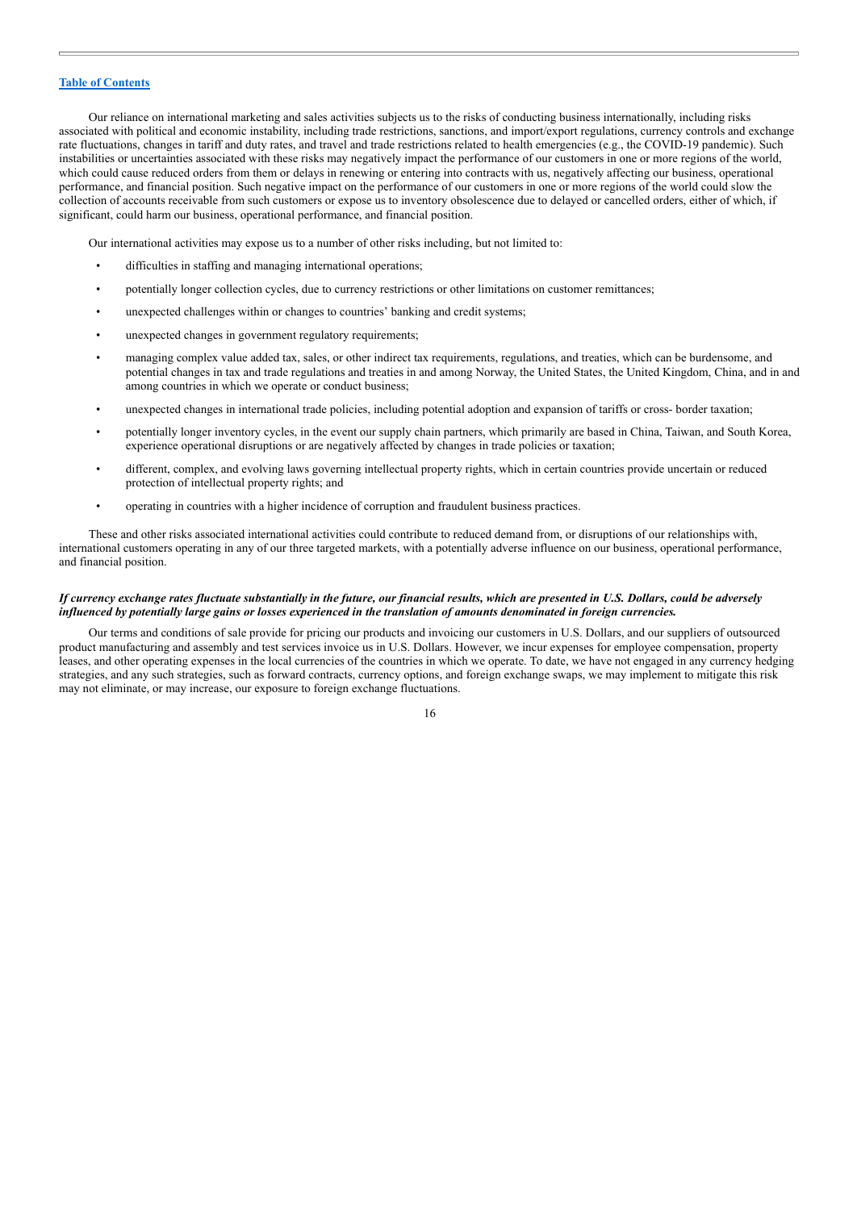Our reliance on international marketing and sales activities subjects us to the risks of conducting business internationally, including risks associated with political and economic instability, including trade restrictions, sanctions, and import/export regulations, currency controls and exchange rate fluctuations, changes in tariff and duty rates, and travel and trade restrictions related to health emergencies (e.g., the COVID-19 pandemic). Such instabilities or uncertainties associated with these risks may negatively impact the performance of our customers in one or more regions of the world, which could cause reduced orders from them or delays in renewing or entering into contracts with us, negatively affecting our business, operational performance, and financial position. Such negative impact on the performance of our customers in one or more regions of the world could slow the collection of accounts receivable from such customers or expose us to inventory obsolescence due to delayed or cancelled orders, either of which, if significant, could harm our business, operational performance, and financial position.

Our international activities may expose us to a number of other risks including, but not limited to:

- difficulties in staffing and managing international operations;
- potentially longer collection cycles, due to currency restrictions or other limitations on customer remittances;
- unexpected challenges within or changes to countries' banking and credit systems;
- unexpected changes in government regulatory requirements;
- managing complex value added tax, sales, or other indirect tax requirements, regulations, and treaties, which can be burdensome, and potential changes in tax and trade regulations and treaties in and among Norway, the United States, the United Kingdom, China, and in and among countries in which we operate or conduct business;
- unexpected changes in international trade policies, including potential adoption and expansion of tariffs or cross- border taxation;
- potentially longer inventory cycles, in the event our supply chain partners, which primarily are based in China, Taiwan, and South Korea, experience operational disruptions or are negatively affected by changes in trade policies or taxation;
- different, complex, and evolving laws governing intellectual property rights, which in certain countries provide uncertain or reduced protection of intellectual property rights; and
- operating in countries with a higher incidence of corruption and fraudulent business practices.

These and other risks associated international activities could contribute to reduced demand from, or disruptions of our relationships with, international customers operating in any of our three targeted markets, with a potentially adverse influence on our business, operational performance, and financial position.

***If currency exchange rates fluctuate substantially in the future, our financial results, which are presented in U.S. Dollars, could be adversely influenced by potentially large gains or losses experienced in the translation of amounts denominated in foreign currencies.***

Our terms and conditions of sale provide for pricing our products and invoicing our customers in U.S. Dollars, and our suppliers of outsourced product manufacturing and assembly and test services invoice us in U.S. Dollars. However, we incur expenses for employee compensation, property leases, and other operating expenses in the local currencies of the countries in which we operate. To date, we have not engaged in any currency hedging strategies, and any such strategies, such as forward contracts, currency options, and foreign exchange swaps, we may implement to mitigate this risk may not eliminate, or may increase, our exposure to foreign exchange fluctuations.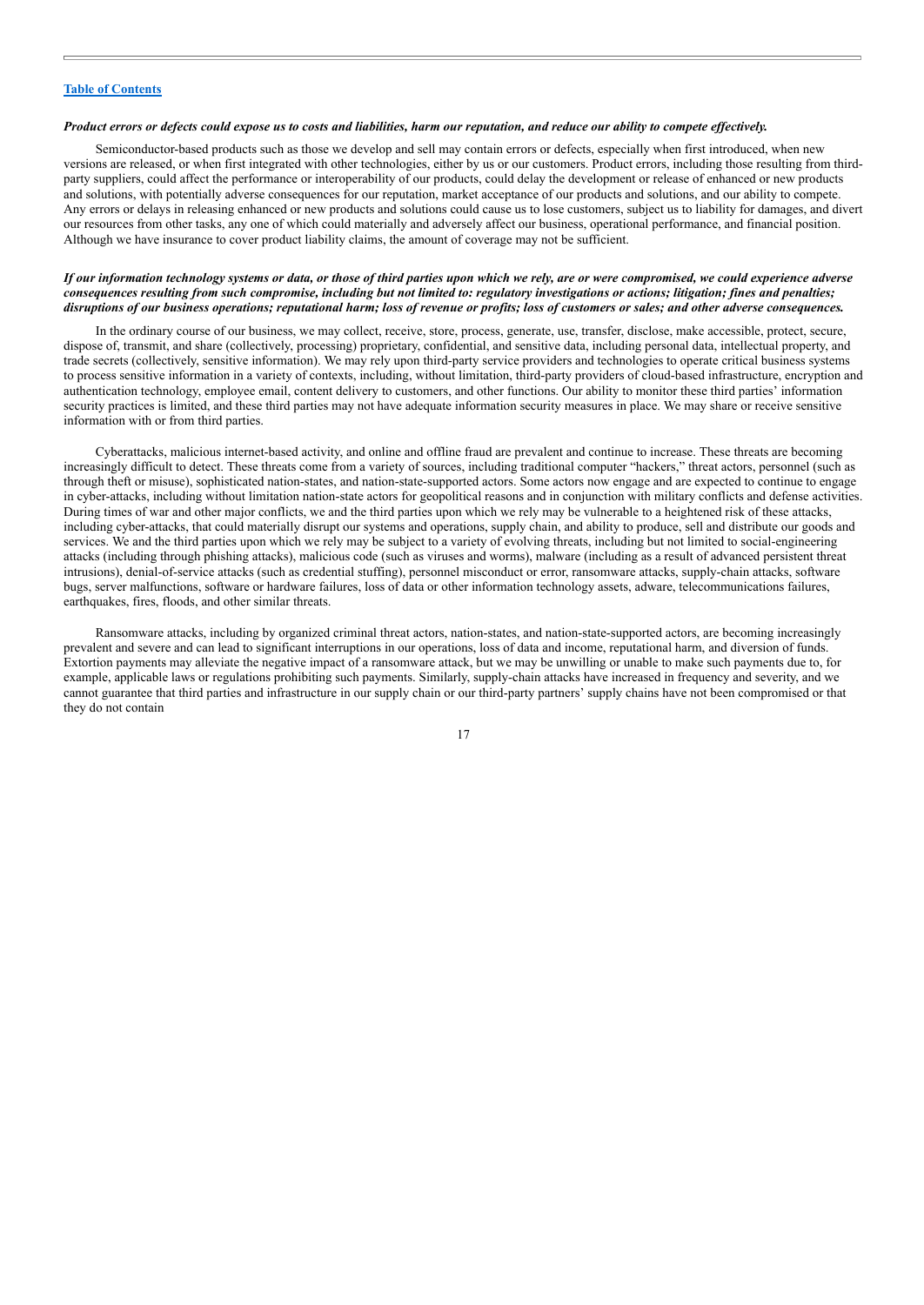***Product errors or defects could expose us to costs and liabilities, harm our reputation, and reduce our ability to compete effectively.***

Semiconductor-based products such as those we develop and sell may contain errors or defects, especially when first introduced, when new versions are released, or when first integrated with other technologies, either by us or our customers. Product errors, including those resulting from third-party suppliers, could affect the performance or interoperability of our products, could delay the development or release of enhanced or new products and solutions, with potentially adverse consequences for our reputation, market acceptance of our products and solutions, and our ability to compete. Any errors or delays in releasing enhanced or new products and solutions could cause us to lose customers, subject us to liability for damages, and divert our resources from other tasks, any one of which could materially and adversely affect our business, operational performance, and financial position. Although we have insurance to cover product liability claims, the amount of coverage may not be sufficient.

***If our information technology systems or data, or those of third parties upon which we rely, are or were compromised, we could experience adverse consequences resulting from such compromise, including but not limited to: regulatory investigations or actions; litigation; fines and penalties; disruptions of our business operations; reputational harm; loss of revenue or profits; loss of customers or sales; and other adverse consequences.***

In the ordinary course of our business, we may collect, receive, store, process, generate, use, transfer, disclose, make accessible, protect, secure, dispose of, transmit, and share (collectively, processing) proprietary, confidential, and sensitive data, including personal data, intellectual property, and trade secrets (collectively, sensitive information). We may rely upon third-party service providers and technologies to operate critical business systems to process sensitive information in a variety of contexts, including, without limitation, third-party providers of cloud-based infrastructure, encryption and authentication technology, employee email, content delivery to customers, and other functions. Our ability to monitor these third parties' information security practices is limited, and these third parties may not have adequate information security measures in place. We may share or receive sensitive information with or from third parties.

Cyberattacks, malicious internet-based activity, and online and offline fraud are prevalent and continue to increase. These threats are becoming increasingly difficult to detect. These threats come from a variety of sources, including traditional computer "hackers," threat actors, personnel (such as through theft or misuse), sophisticated nation-states, and nation-state-supported actors. Some actors now engage and are expected to continue to engage in cyber-attacks, including without limitation nation-state actors for geopolitical reasons and in conjunction with military conflicts and defense activities. During times of war and other major conflicts, we and the third parties upon which we rely may be vulnerable to a heightened risk of these attacks, including cyber-attacks, that could materially disrupt our systems and operations, supply chain, and ability to produce, sell and distribute our goods and services. We and the third parties upon which we rely may be subject to a variety of evolving threats, including but not limited to social-engineering attacks (including through phishing attacks), malicious code (such as viruses and worms), malware (including as a result of advanced persistent threat intrusions), denial-of-service attacks (such as credential stuffing), personnel misconduct or error, ransomware attacks, supply-chain attacks, software bugs, server malfunctions, software or hardware failures, loss of data or other information technology assets, adware, telecommunications failures, earthquakes, fires, floods, and other similar threats.

Ransomware attacks, including by organized criminal threat actors, nation-states, and nation-state-supported actors, are becoming increasingly prevalent and severe and can lead to significant interruptions in our operations, loss of data and income, reputational harm, and diversion of funds. Extortion payments may alleviate the negative impact of a ransomware attack, but we may be unwilling or unable to make such payments due to, for example, applicable laws or regulations prohibiting such payments. Similarly, supply-chain attacks have increased in frequency and severity, and we cannot guarantee that third parties and infrastructure in our supply chain or our third-party partners' supply chains have not been compromised or that they do not contain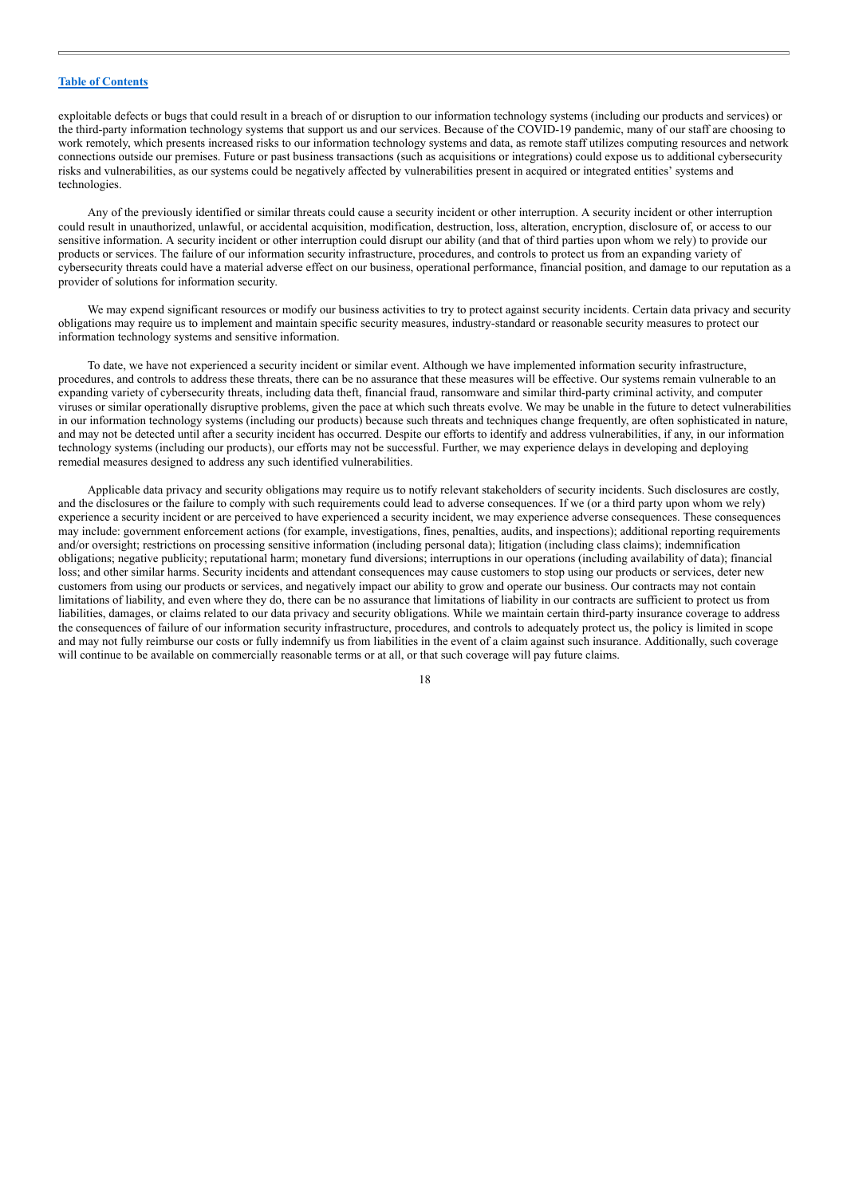exploitable defects or bugs that could result in a breach of or disruption to our information technology systems (including our products and services) or the third-party information technology systems that support us and our services. Because of the COVID-19 pandemic, many of our staff are choosing to work remotely, which presents increased risks to our information technology systems and data, as remote staff utilizes computing resources and network connections outside our premises. Future or past business transactions (such as acquisitions or integrations) could expose us to additional cybersecurity risks and vulnerabilities, as our systems could be negatively affected by vulnerabilities present in acquired or integrated entities' systems and technologies.

Any of the previously identified or similar threats could cause a security incident or other interruption. A security incident or other interruption could result in unauthorized, unlawful, or accidental acquisition, modification, destruction, loss, alteration, encryption, disclosure of, or access to our sensitive information. A security incident or other interruption could disrupt our ability (and that of third parties upon whom we rely) to provide our products or services. The failure of our information security infrastructure, procedures, and controls to protect us from an expanding variety of cybersecurity threats could have a material adverse effect on our business, operational performance, financial position, and damage to our reputation as a provider of solutions for information security.

We may expend significant resources or modify our business activities to try to protect against security incidents. Certain data privacy and security obligations may require us to implement and maintain specific security measures, industry-standard or reasonable security measures to protect our information technology systems and sensitive information.

To date, we have not experienced a security incident or similar event. Although we have implemented information security infrastructure, procedures, and controls to address these threats, there can be no assurance that these measures will be effective. Our systems remain vulnerable to an expanding variety of cybersecurity threats, including data theft, financial fraud, ransomware and similar third-party criminal activity, and computer viruses or similar operationally disruptive problems, given the pace at which such threats evolve. We may be unable in the future to detect vulnerabilities in our information technology systems (including our products) because such threats and techniques change frequently, are often sophisticated in nature, and may not be detected until after a security incident has occurred. Despite our efforts to identify and address vulnerabilities, if any, in our information technology systems (including our products), our efforts may not be successful. Further, we may experience delays in developing and deploying remedial measures designed to address any such identified vulnerabilities.

Applicable data privacy and security obligations may require us to notify relevant stakeholders of security incidents. Such disclosures are costly, and the disclosures or the failure to comply with such requirements could lead to adverse consequences. If we (or a third party upon whom we rely) experience a security incident or are perceived to have experienced a security incident, we may experience adverse consequences. These consequences may include: government enforcement actions (for example, investigations, fines, penalties, audits, and inspections); additional reporting requirements and/or oversight; restrictions on processing sensitive information (including personal data); litigation (including class claims); indemnification obligations; negative publicity; reputational harm; monetary fund diversions; interruptions in our operations (including availability of data); financial loss; and other similar harms. Security incidents and attendant consequences may cause customers to stop using our products or services, deter new customers from using our products or services, and negatively impact our ability to grow and operate our business. Our contracts may not contain limitations of liability, and even where they do, there can be no assurance that limitations of liability in our contracts are sufficient to protect us from liabilities, damages, or claims related to our data privacy and security obligations. While we maintain certain third-party insurance coverage to address the consequences of failure of our information security infrastructure, procedures, and controls to adequately protect us, the policy is limited in scope and may not fully reimburse our costs or fully indemnify us from liabilities in the event of a claim against such insurance. Additionally, such coverage will continue to be available on commercially reasonable terms or at all, or that such coverage will pay future claims.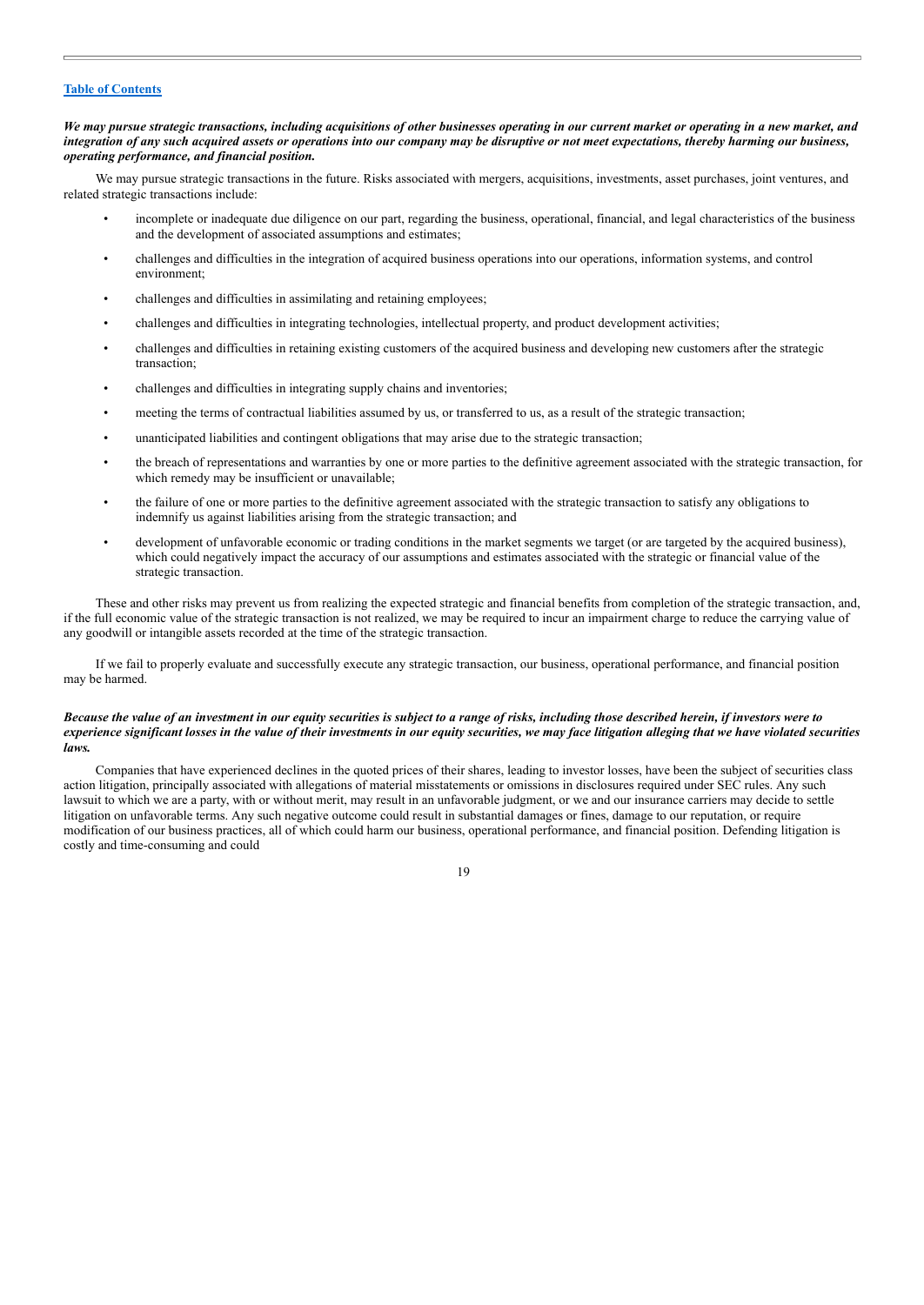***We may pursue strategic transactions, including acquisitions of other businesses operating in our current market or operating in a new market, and integration of any such acquired assets or operations into our company may be disruptive or not meet expectations, thereby harming our business, operating performance, and financial position.***

We may pursue strategic transactions in the future. Risks associated with mergers, acquisitions, investments, asset purchases, joint ventures, and related strategic transactions include:

- incomplete or inadequate due diligence on our part, regarding the business, operational, financial, and legal characteristics of the business and the development of associated assumptions and estimates;
- challenges and difficulties in the integration of acquired business operations into our operations, information systems, and control environment;
- challenges and difficulties in assimilating and retaining employees;
- challenges and difficulties in integrating technologies, intellectual property, and product development activities;
- challenges and difficulties in retaining existing customers of the acquired business and developing new customers after the strategic transaction;
- challenges and difficulties in integrating supply chains and inventories;
- meeting the terms of contractual liabilities assumed by us, or transferred to us, as a result of the strategic transaction;
- unanticipated liabilities and contingent obligations that may arise due to the strategic transaction;
- the breach of representations and warranties by one or more parties to the definitive agreement associated with the strategic transaction, for which remedy may be insufficient or unavailable;
- the failure of one or more parties to the definitive agreement associated with the strategic transaction to satisfy any obligations to indemnify us against liabilities arising from the strategic transaction; and
- development of unfavorable economic or trading conditions in the market segments we target (or are targeted by the acquired business), which could negatively impact the accuracy of our assumptions and estimates associated with the strategic or financial value of the strategic transaction.

These and other risks may prevent us from realizing the expected strategic and financial benefits from completion of the strategic transaction, and, if the full economic value of the strategic transaction is not realized, we may be required to incur an impairment charge to reduce the carrying value of any goodwill or intangible assets recorded at the time of the strategic transaction.

If we fail to properly evaluate and successfully execute any strategic transaction, our business, operational performance, and financial position may be harmed.

***Because the value of an investment in our equity securities is subject to a range of risks, including those described herein, if investors were to experience significant losses in the value of their investments in our equity securities, we may face litigation alleging that we have violated securities laws.***

Companies that have experienced declines in the quoted prices of their shares, leading to investor losses, have been the subject of securities class action litigation, principally associated with allegations of material misstatements or omissions in disclosures required under SEC rules. Any such lawsuit to which we are a party, with or without merit, may result in an unfavorable judgment, or we and our insurance carriers may decide to settle litigation on unfavorable terms. Any such negative outcome could result in substantial damages or fines, damage to our reputation, or require modification of our business practices, all of which could harm our business, operational performance, and financial position. Defending litigation is costly and time-consuming and could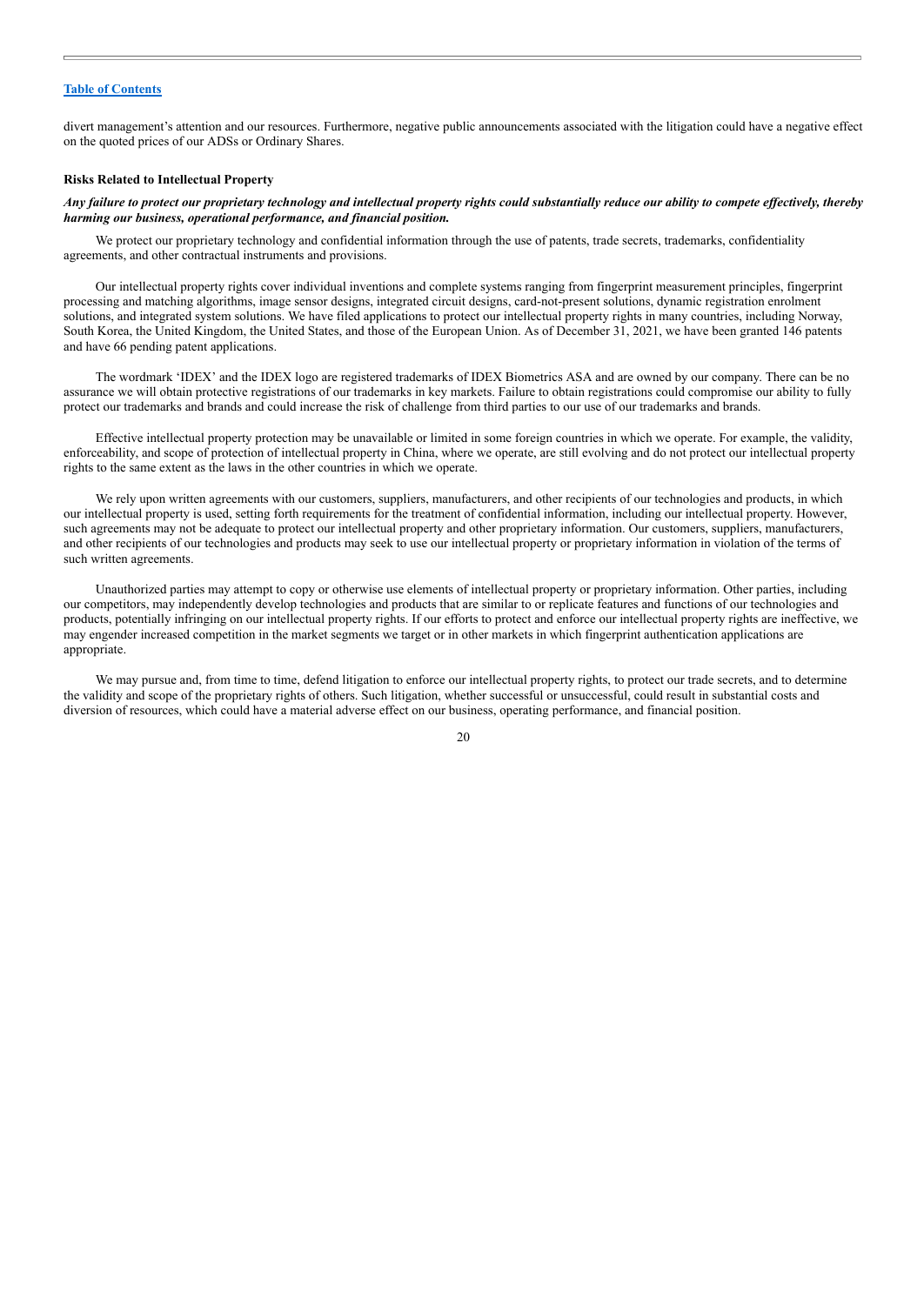divert management's attention and our resources. Furthermore, negative public announcements associated with the litigation could have a negative effect on the quoted prices of our ADSs or Ordinary Shares.

**Risks Related to Intellectual Property**

***Any failure to protect our proprietary technology and intellectual property rights could substantially reduce our ability to compete effectively, thereby harming our business, operational performance, and financial position.***

We protect our proprietary technology and confidential information through the use of patents, trade secrets, trademarks, confidentiality agreements, and other contractual instruments and provisions.

Our intellectual property rights cover individual inventions and complete systems ranging from fingerprint measurement principles, fingerprint processing and matching algorithms, image sensor designs, integrated circuit designs, card-not-present solutions, dynamic registration enrolment solutions, and integrated system solutions. We have filed applications to protect our intellectual property rights in many countries, including Norway, South Korea, the United Kingdom, the United States, and those of the European Union. As of December 31, 2021, we have been granted 146 patents and have 66 pending patent applications.

The wordmark 'IDEX' and the IDEX logo are registered trademarks of IDEX Biometrics ASA and are owned by our company. There can be no assurance we will obtain protective registrations of our trademarks in key markets. Failure to obtain registrations could compromise our ability to fully protect our trademarks and brands and could increase the risk of challenge from third parties to our use of our trademarks and brands.

Effective intellectual property protection may be unavailable or limited in some foreign countries in which we operate. For example, the validity, enforceability, and scope of protection of intellectual property in China, where we operate, are still evolving and do not protect our intellectual property rights to the same extent as the laws in the other countries in which we operate.

We rely upon written agreements with our customers, suppliers, manufacturers, and other recipients of our technologies and products, in which our intellectual property is used, setting forth requirements for the treatment of confidential information, including our intellectual property. However, such agreements may not be adequate to protect our intellectual property and other proprietary information. Our customers, suppliers, manufacturers, and other recipients of our technologies and products may seek to use our intellectual property or proprietary information in violation of the terms of such written agreements.

Unauthorized parties may attempt to copy or otherwise use elements of intellectual property or proprietary information. Other parties, including our competitors, may independently develop technologies and products that are similar to or replicate features and functions of our technologies and products, potentially infringing on our intellectual property rights. If our efforts to protect and enforce our intellectual property rights are ineffective, we may engender increased competition in the market segments we target or in other markets in which fingerprint authentication applications are appropriate.

We may pursue and, from time to time, defend litigation to enforce our intellectual property rights, to protect our trade secrets, and to determine the validity and scope of the proprietary rights of others. Such litigation, whether successful or unsuccessful, could result in substantial costs and diversion of resources, which could have a material adverse effect on our business, operating performance, and financial position.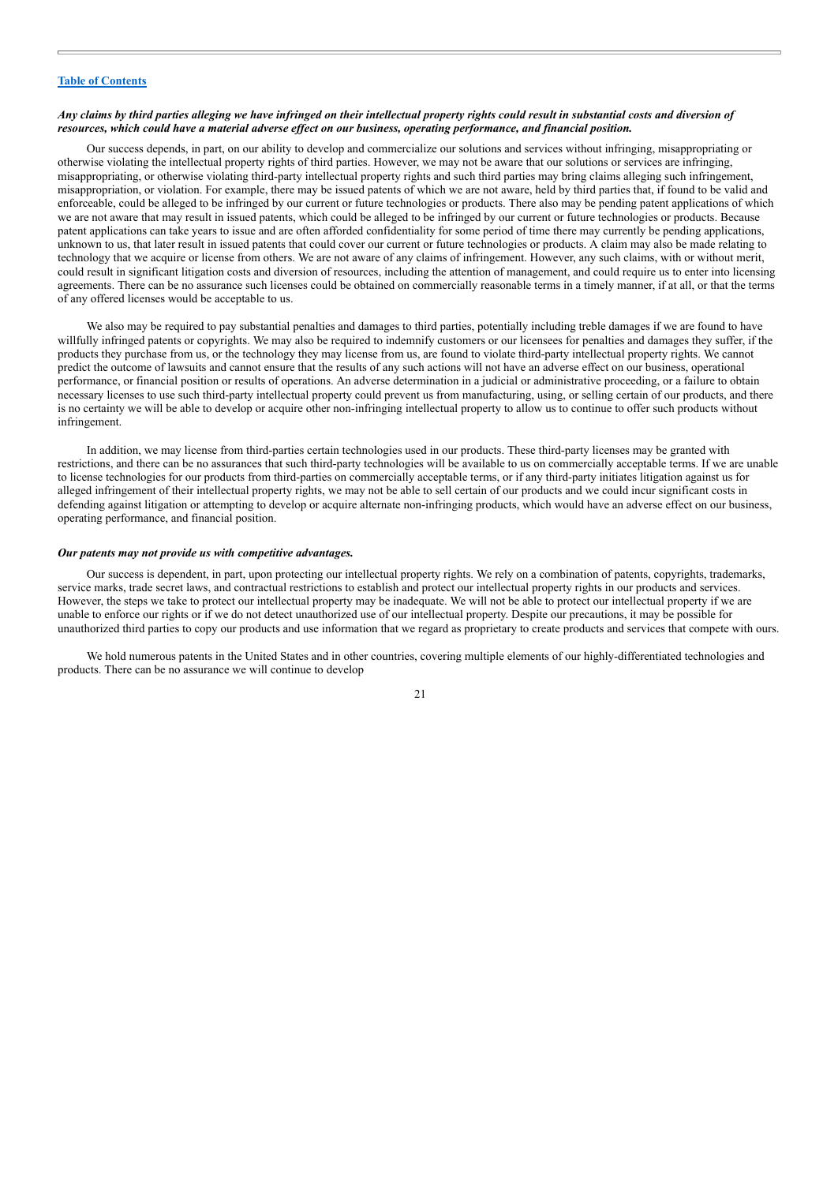***Any claims by third parties alleging we have infringed on their intellectual property rights could result in substantial costs and diversion of resources, which could have a material adverse effect on our business, operating performance, and financial position.***

Our success depends, in part, on our ability to develop and commercialize our solutions and services without infringing, misappropriating or otherwise violating the intellectual property rights of third parties. However, we may not be aware that our solutions or services are infringing, misappropriating, or otherwise violating third-party intellectual property rights and such third parties may bring claims alleging such infringement, misappropriation, or violation. For example, there may be issued patents of which we are not aware, held by third parties that, if found to be valid and enforceable, could be alleged to be infringed by our current or future technologies or products. There also may be pending patent applications of which we are not aware that may result in issued patents, which could be alleged to be infringed by our current or future technologies or products. Because patent applications can take years to issue and are often afforded confidentiality for some period of time there may currently be pending applications, unknown to us, that later result in issued patents that could cover our current or future technologies or products. A claim may also be made relating to technology that we acquire or license from others. We are not aware of any claims of infringement. However, any such claims, with or without merit, could result in significant litigation costs and diversion of resources, including the attention of management, and could require us to enter into licensing agreements. There can be no assurance such licenses could be obtained on commercially reasonable terms in a timely manner, if at all, or that the terms of any offered licenses would be acceptable to us.

We also may be required to pay substantial penalties and damages to third parties, potentially including treble damages if we are found to have willfully infringed patents or copyrights. We may also be required to indemnify customers or our licensees for penalties and damages they suffer, if the products they purchase from us, or the technology they may license from us, are found to violate third-party intellectual property rights. We cannot predict the outcome of lawsuits and cannot ensure that the results of any such actions will not have an adverse effect on our business, operational performance, or financial position or results of operations. An adverse determination in a judicial or administrative proceeding, or a failure to obtain necessary licenses to use such third-party intellectual property could prevent us from manufacturing, using, or selling certain of our products, and there is no certainty we will be able to develop or acquire other non-infringing intellectual property to allow us to continue to offer such products without infringement.

In addition, we may license from third-parties certain technologies used in our products. These third-party licenses may be granted with restrictions, and there can be no assurances that such third-party technologies will be available to us on commercially acceptable terms. If we are unable to license technologies for our products from third-parties on commercially acceptable terms, or if any third-party initiates litigation against us for alleged infringement of their intellectual property rights, we may not be able to sell certain of our products and we could incur significant costs in defending against litigation or attempting to develop or acquire alternate non-infringing products, which would have an adverse effect on our business, operating performance, and financial position.

***Our patents may not provide us with competitive advantages.***

Our success is dependent, in part, upon protecting our intellectual property rights. We rely on a combination of patents, copyrights, trademarks, service marks, trade secret laws, and contractual restrictions to establish and protect our intellectual property rights in our products and services. However, the steps we take to protect our intellectual property may be inadequate. We will not be able to protect our intellectual property if we are unable to enforce our rights or if we do not detect unauthorized use of our intellectual property. Despite our precautions, it may be possible for unauthorized third parties to copy our products and use information that we regard as proprietary to create products and services that compete with ours.

We hold numerous patents in the United States and in other countries, covering multiple elements of our highly-differentiated technologies and products. There can be no assurance we will continue to develop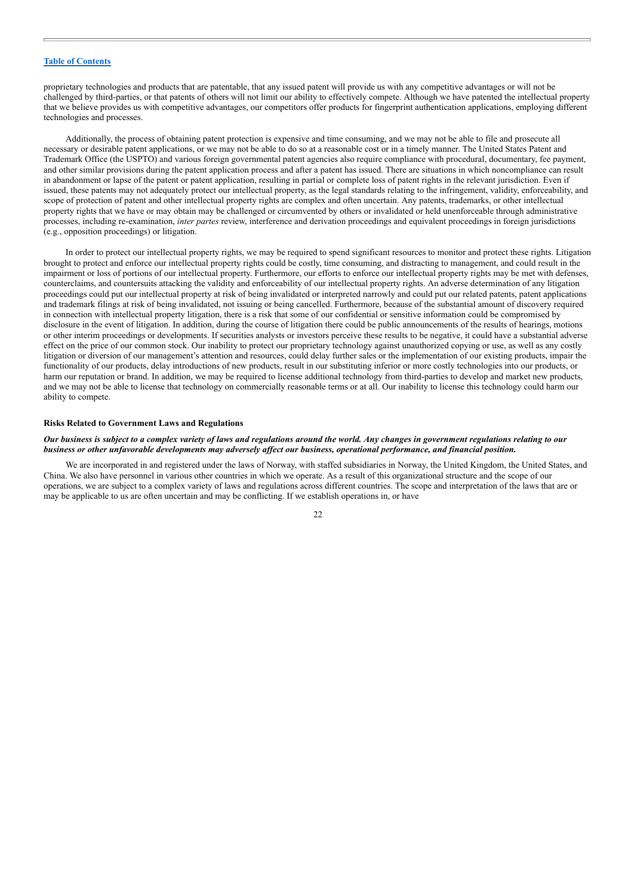proprietary technologies and products that are patentable, that any issued patent will provide us with any competitive advantages or will not be challenged by third-parties, or that patents of others will not limit our ability to effectively compete. Although we have patented the intellectual property that we believe provides us with competitive advantages, our competitors offer products for fingerprint authentication applications, employing different technologies and processes.

Additionally, the process of obtaining patent protection is expensive and time consuming, and we may not be able to file and prosecute all necessary or desirable patent applications, or we may not be able to do so at a reasonable cost or in a timely manner. The United States Patent and Trademark Office (the USPTO) and various foreign governmental patent agencies also require compliance with procedural, documentary, fee payment, and other similar provisions during the patent application process and after a patent has issued. There are situations in which noncompliance can result in abandonment or lapse of the patent or patent application, resulting in partial or complete loss of patent rights in the relevant jurisdiction. Even if issued, these patents may not adequately protect our intellectual property, as the legal standards relating to the infringement, validity, enforceability, and scope of protection of patent and other intellectual property rights are complex and often uncertain. Any patents, trademarks, or other intellectual property rights that we have or may obtain may be challenged or circumvented by others or invalidated or held unenforceable through administrative processes, including re-examination, *inter partes* review, interference and derivation proceedings and equivalent proceedings in foreign jurisdictions (e.g., opposition proceedings) or litigation.

In order to protect our intellectual property rights, we may be required to spend significant resources to monitor and protect these rights. Litigation brought to protect and enforce our intellectual property rights could be costly, time consuming, and distracting to management, and could result in the impairment or loss of portions of our intellectual property. Furthermore, our efforts to enforce our intellectual property rights may be met with defenses, counterclaims, and countersuits attacking the validity and enforceability of our intellectual property rights. An adverse determination of any litigation proceedings could put our intellectual property at risk of being invalidated or interpreted narrowly and could put our related patents, patent applications and trademark filings at risk of being invalidated, not issuing or being cancelled. Furthermore, because of the substantial amount of discovery required in connection with intellectual property litigation, there is a risk that some of our confidential or sensitive information could be compromised by disclosure in the event of litigation. In addition, during the course of litigation there could be public announcements of the results of hearings, motions or other interim proceedings or developments. If securities analysts or investors perceive these results to be negative, it could have a substantial adverse effect on the price of our common stock. Our inability to protect our proprietary technology against unauthorized copying or use, as well as any costly litigation or diversion of our management's attention and resources, could delay further sales or the implementation of our existing products, impair the functionality of our products, delay introductions of new products, result in our substituting inferior or more costly technologies into our products, or harm our reputation or brand. In addition, we may be required to license additional technology from third-parties to develop and market new products, and we may not be able to license that technology on commercially reasonable terms or at all. Our inability to license this technology could harm our ability to compete.

**Risks Related to Government Laws and Regulations**

***Our business is subject to a complex variety of laws and regulations around the world. Any changes in government regulations relating to our business or other unfavorable developments may adversely affect our business, operational performance, and financial position.***

We are incorporated in and registered under the laws of Norway, with staffed subsidiaries in Norway, the United Kingdom, the United States, and China. We also have personnel in various other countries in which we operate. As a result of this organizational structure and the scope of our operations, we are subject to a complex variety of laws and regulations across different countries. The scope and interpretation of the laws that are or may be applicable to us are often uncertain and may be conflicting. If we establish operations in, or have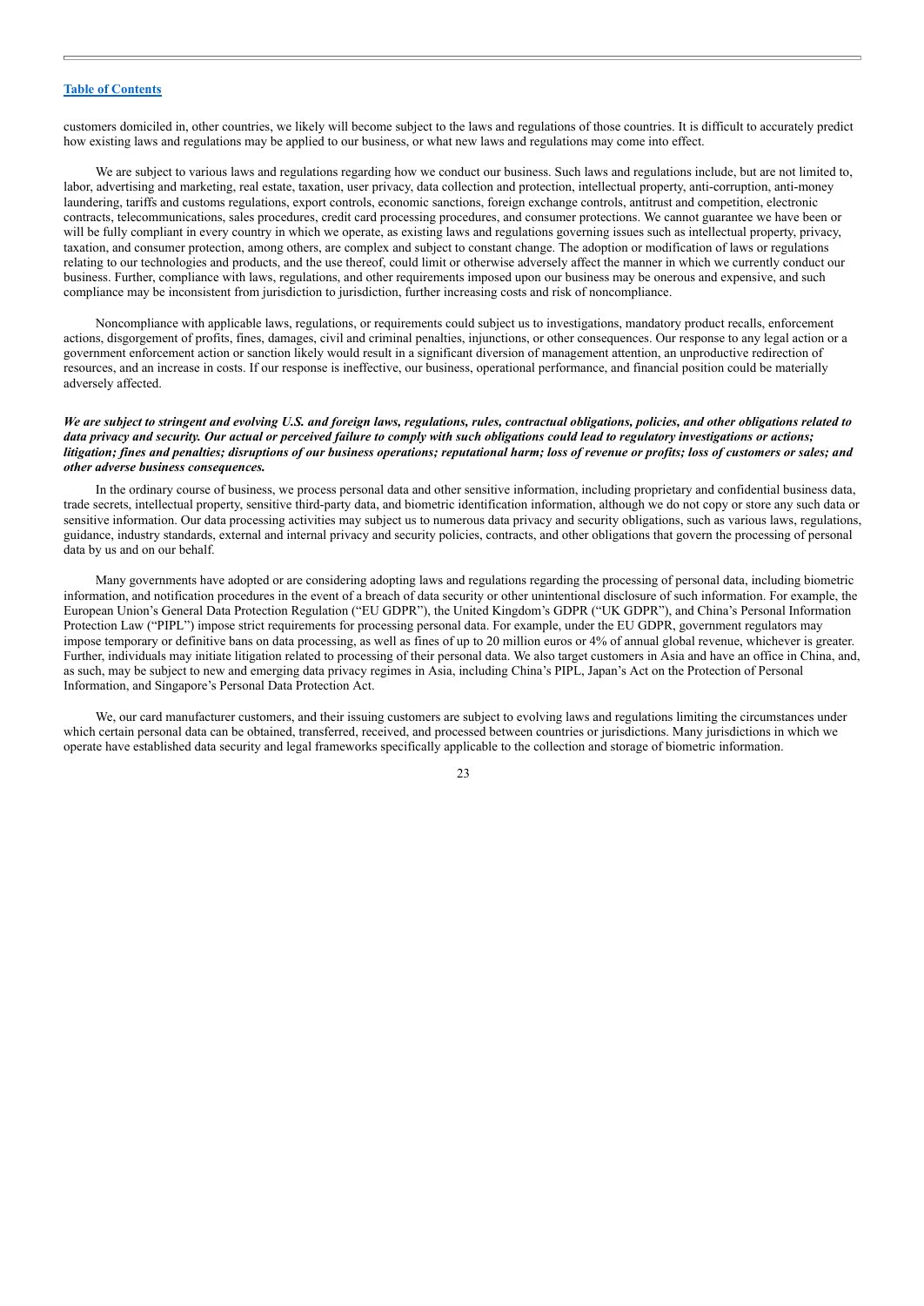customers domiciled in, other countries, we likely will become subject to the laws and regulations of those countries. It is difficult to accurately predict how existing laws and regulations may be applied to our business, or what new laws and regulations may come into effect.

We are subject to various laws and regulations regarding how we conduct our business. Such laws and regulations include, but are not limited to, labor, advertising and marketing, real estate, taxation, user privacy, data collection and protection, intellectual property, anti-corruption, anti-money laundering, tariffs and customs regulations, export controls, economic sanctions, foreign exchange controls, antitrust and competition, electronic contracts, telecommunications, sales procedures, credit card processing procedures, and consumer protections. We cannot guarantee we have been or will be fully compliant in every country in which we operate, as existing laws and regulations governing issues such as intellectual property, privacy, taxation, and consumer protection, among others, are complex and subject to constant change. The adoption or modification of laws or regulations relating to our technologies and products, and the use thereof, could limit or otherwise adversely affect the manner in which we currently conduct our business. Further, compliance with laws, regulations, and other requirements imposed upon our business may be onerous and expensive, and such compliance may be inconsistent from jurisdiction to jurisdiction, further increasing costs and risk of noncompliance.

Noncompliance with applicable laws, regulations, or requirements could subject us to investigations, mandatory product recalls, enforcement actions, disgorgement of profits, fines, damages, civil and criminal penalties, injunctions, or other consequences. Our response to any legal action or a government enforcement action or sanction likely would result in a significant diversion of management attention, an unproductive redirection of resources, and an increase in costs. If our response is ineffective, our business, operational performance, and financial position could be materially adversely affected.

***We are subject to stringent and evolving U.S. and foreign laws, regulations, rules, contractual obligations, policies, and other obligations related to data privacy and security. Our actual or perceived failure to comply with such obligations could lead to regulatory investigations or actions; litigation; fines and penalties; disruptions of our business operations; reputational harm; loss of revenue or profits; loss of customers or sales; and other adverse business consequences.***

In the ordinary course of business, we process personal data and other sensitive information, including proprietary and confidential business data, trade secrets, intellectual property, sensitive third-party data, and biometric identification information, although we do not copy or store any such data or sensitive information. Our data processing activities may subject us to numerous data privacy and security obligations, such as various laws, regulations, guidance, industry standards, external and internal privacy and security policies, contracts, and other obligations that govern the processing of personal data by us and on our behalf.

Many governments have adopted or are considering adopting laws and regulations regarding the processing of personal data, including biometric information, and notification procedures in the event of a breach of data security or other unintentional disclosure of such information. For example, the European Union's General Data Protection Regulation ("EU GDPR"), the United Kingdom's GDPR ("UK GDPR"), and China's Personal Information Protection Law ("PIPL") impose strict requirements for processing personal data. For example, under the EU GDPR, government regulators may impose temporary or definitive bans on data processing, as well as fines of up to 20 million euros or 4% of annual global revenue, whichever is greater. Further, individuals may initiate litigation related to processing of their personal data. We also target customers in Asia and have an office in China, and, as such, may be subject to new and emerging data privacy regimes in Asia, including China's PIPL, Japan's Act on the Protection of Personal Information, and Singapore's Personal Data Protection Act.

We, our card manufacturer customers, and their issuing customers are subject to evolving laws and regulations limiting the circumstances under which certain personal data can be obtained, transferred, received, and processed between countries or jurisdictions. Many jurisdictions in which we operate have established data security and legal frameworks specifically applicable to the collection and storage of biometric information.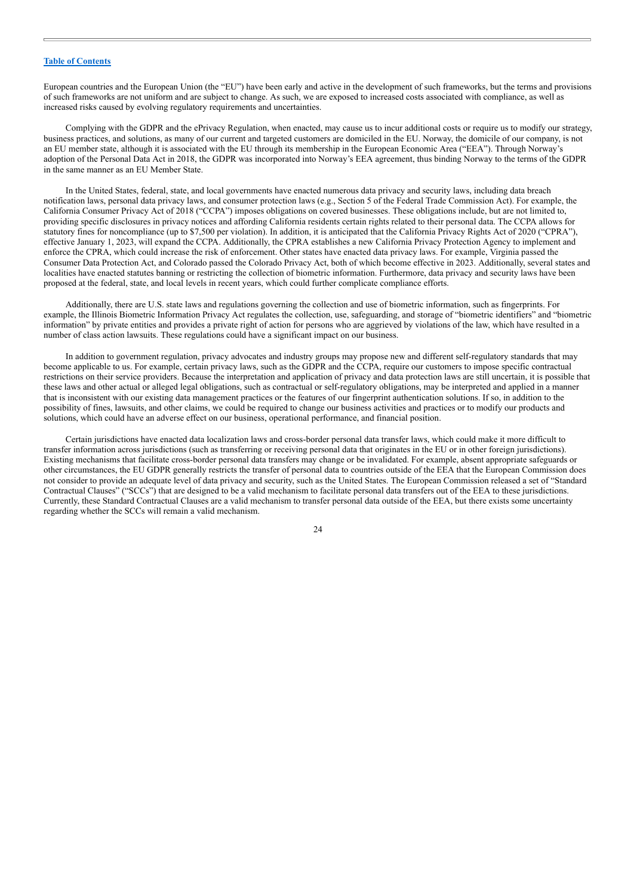European countries and the European Union (the "EU") have been early and active in the development of such frameworks, but the terms and provisions of such frameworks are not uniform and are subject to change. As such, we are exposed to increased costs associated with compliance, as well as increased risks caused by evolving regulatory requirements and uncertainties.

Complying with the GDPR and the ePrivacy Regulation, when enacted, may cause us to incur additional costs or require us to modify our strategy, business practices, and solutions, as many of our current and targeted customers are domiciled in the EU. Norway, the domicile of our company, is not an EU member state, although it is associated with the EU through its membership in the European Economic Area ("EEA"). Through Norway's adoption of the Personal Data Act in 2018, the GDPR was incorporated into Norway's EEA agreement, thus binding Norway to the terms of the GDPR in the same manner as an EU Member State.

In the United States, federal, state, and local governments have enacted numerous data privacy and security laws, including data breach notification laws, personal data privacy laws, and consumer protection laws (e.g., Section 5 of the Federal Trade Commission Act). For example, the California Consumer Privacy Act of 2018 ("CCPA") imposes obligations on covered businesses. These obligations include, but are not limited to, providing specific disclosures in privacy notices and affording California residents certain rights related to their personal data. The CCPA allows for statutory fines for noncompliance (up to $7,500 per violation). In addition, it is anticipated that the California Privacy Rights Act of 2020 ("CPRA"), effective January 1, 2023, will expand the CCPA. Additionally, the CPRA establishes a new California Privacy Protection Agency to implement and enforce the CPRA, which could increase the risk of enforcement. Other states have enacted data privacy laws. For example, Virginia passed the Consumer Data Protection Act, and Colorado passed the Colorado Privacy Act, both of which become effective in 2023. Additionally, several states and localities have enacted statutes banning or restricting the collection of biometric information. Furthermore, data privacy and security laws have been proposed at the federal, state, and local levels in recent years, which could further complicate compliance efforts.

Additionally, there are U.S. state laws and regulations governing the collection and use of biometric information, such as fingerprints. For example, the Illinois Biometric Information Privacy Act regulates the collection, use, safeguarding, and storage of "biometric identifiers" and "biometric information" by private entities and provides a private right of action for persons who are aggrieved by violations of the law, which have resulted in a number of class action lawsuits. These regulations could have a significant impact on our business.

In addition to government regulation, privacy advocates and industry groups may propose new and different self-regulatory standards that may become applicable to us. For example, certain privacy laws, such as the GDPR and the CCPA, require our customers to impose specific contractual restrictions on their service providers. Because the interpretation and application of privacy and data protection laws are still uncertain, it is possible that these laws and other actual or alleged legal obligations, such as contractual or self-regulatory obligations, may be interpreted and applied in a manner that is inconsistent with our existing data management practices or the features of our fingerprint authentication solutions. If so, in addition to the possibility of fines, lawsuits, and other claims, we could be required to change our business activities and practices or to modify our products and solutions, which could have an adverse effect on our business, operational performance, and financial position.

Certain jurisdictions have enacted data localization laws and cross-border personal data transfer laws, which could make it more difficult to transfer information across jurisdictions (such as transferring or receiving personal data that originates in the EU or in other foreign jurisdictions). Existing mechanisms that facilitate cross-border personal data transfers may change or be invalidated. For example, absent appropriate safeguards or other circumstances, the EU GDPR generally restricts the transfer of personal data to countries outside of the EEA that the European Commission does not consider to provide an adequate level of data privacy and security, such as the United States. The European Commission released a set of "Standard Contractual Clauses" ("SCCs") that are designed to be a valid mechanism to facilitate personal data transfers out of the EEA to these jurisdictions. Currently, these Standard Contractual Clauses are a valid mechanism to transfer personal data outside of the EEA, but there exists some uncertainty regarding whether the SCCs will remain a valid mechanism.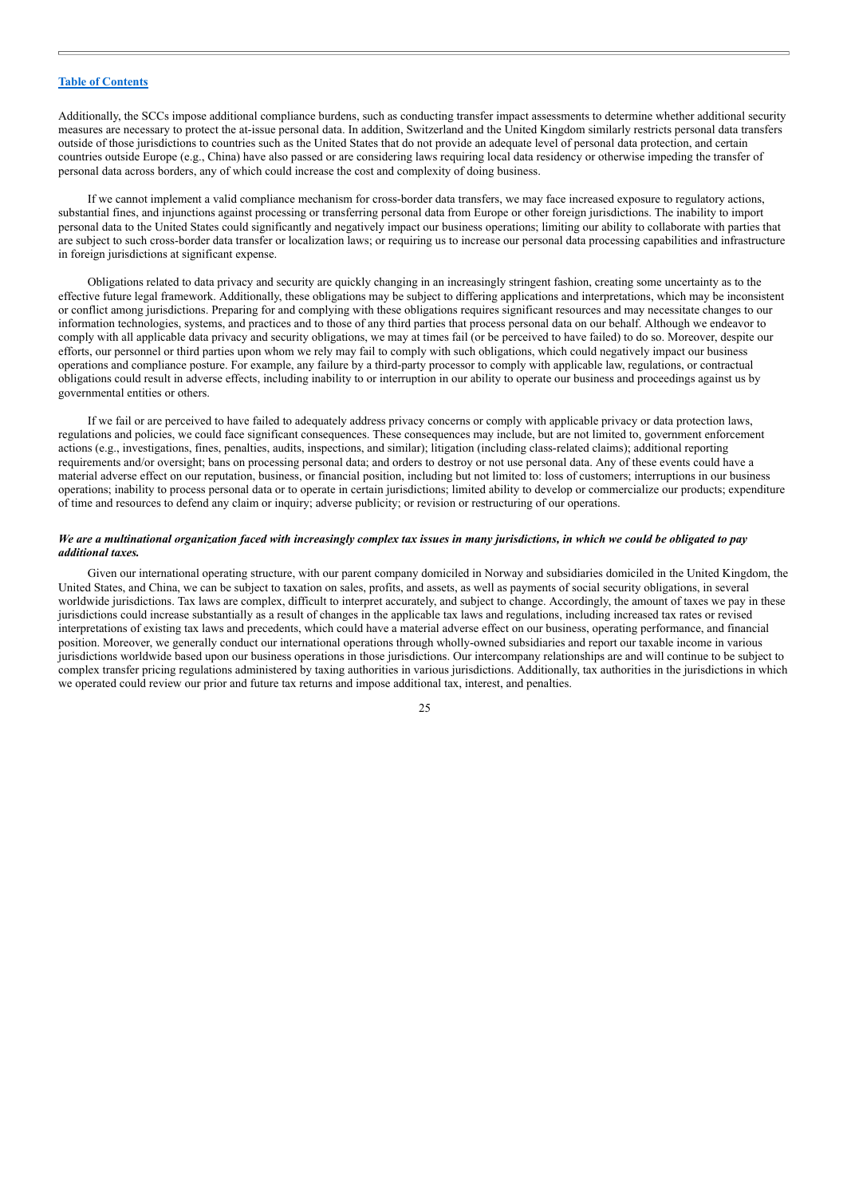Additionally, the SCCs impose additional compliance burdens, such as conducting transfer impact assessments to determine whether additional security measures are necessary to protect the at-issue personal data. In addition, Switzerland and the United Kingdom similarly restricts personal data transfers outside of those jurisdictions to countries such as the United States that do not provide an adequate level of personal data protection, and certain countries outside Europe (e.g., China) have also passed or are considering laws requiring local data residency or otherwise impeding the transfer of personal data across borders, any of which could increase the cost and complexity of doing business.

If we cannot implement a valid compliance mechanism for cross-border data transfers, we may face increased exposure to regulatory actions, substantial fines, and injunctions against processing or transferring personal data from Europe or other foreign jurisdictions. The inability to import personal data to the United States could significantly and negatively impact our business operations; limiting our ability to collaborate with parties that are subject to such cross-border data transfer or localization laws; or requiring us to increase our personal data processing capabilities and infrastructure in foreign jurisdictions at significant expense.

Obligations related to data privacy and security are quickly changing in an increasingly stringent fashion, creating some uncertainty as to the effective future legal framework. Additionally, these obligations may be subject to differing applications and interpretations, which may be inconsistent or conflict among jurisdictions. Preparing for and complying with these obligations requires significant resources and may necessitate changes to our information technologies, systems, and practices and to those of any third parties that process personal data on our behalf. Although we endeavor to comply with all applicable data privacy and security obligations, we may at times fail (or be perceived to have failed) to do so. Moreover, despite our efforts, our personnel or third parties upon whom we rely may fail to comply with such obligations, which could negatively impact our business operations and compliance posture. For example, any failure by a third-party processor to comply with applicable law, regulations, or contractual obligations could result in adverse effects, including inability to or interruption in our ability to operate our business and proceedings against us by governmental entities or others.

If we fail or are perceived to have failed to adequately address privacy concerns or comply with applicable privacy or data protection laws, regulations and policies, we could face significant consequences. These consequences may include, but are not limited to, government enforcement actions (e.g., investigations, fines, penalties, audits, inspections, and similar); litigation (including class-related claims); additional reporting requirements and/or oversight; bans on processing personal data; and orders to destroy or not use personal data. Any of these events could have a material adverse effect on our reputation, business, or financial position, including but not limited to: loss of customers; interruptions in our business operations; inability to process personal data or to operate in certain jurisdictions; limited ability to develop or commercialize our products; expenditure of time and resources to defend any claim or inquiry; adverse publicity; or revision or restructuring of our operations.

***We are a multinational organization faced with increasingly complex tax issues in many jurisdictions, in which we could be obligated to pay additional taxes.***

Given our international operating structure, with our parent company domiciled in Norway and subsidiaries domiciled in the United Kingdom, the United States, and China, we can be subject to taxation on sales, profits, and assets, as well as payments of social security obligations, in several worldwide jurisdictions. Tax laws are complex, difficult to interpret accurately, and subject to change. Accordingly, the amount of taxes we pay in these jurisdictions could increase substantially as a result of changes in the applicable tax laws and regulations, including increased tax rates or revised interpretations of existing tax laws and precedents, which could have a material adverse effect on our business, operating performance, and financial position. Moreover, we generally conduct our international operations through wholly-owned subsidiaries and report our taxable income in various jurisdictions worldwide based upon our business operations in those jurisdictions. Our intercompany relationships are and will continue to be subject to complex transfer pricing regulations administered by taxing authorities in various jurisdictions. Additionally, tax authorities in the jurisdictions in which we operated could review our prior and future tax returns and impose additional tax, interest, and penalties.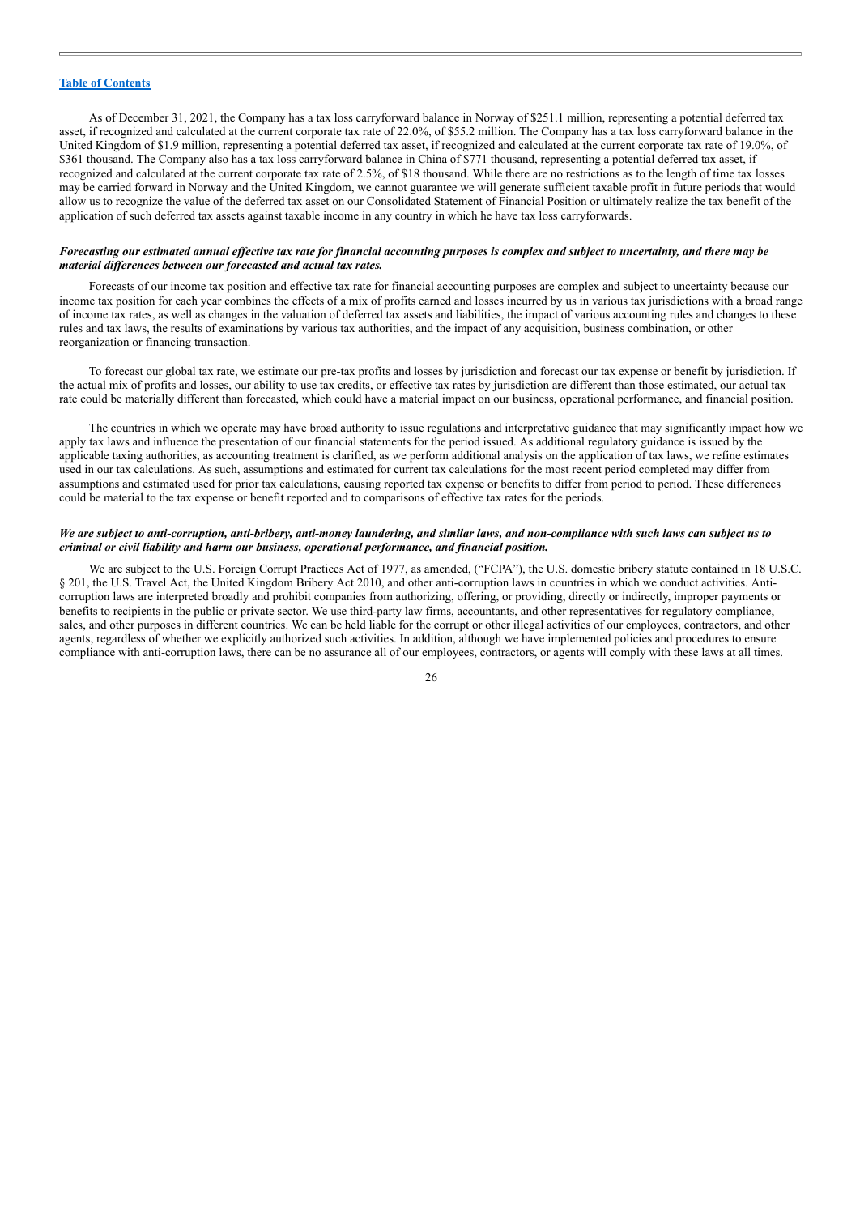As of December 31, 2021, the Company has a tax loss carryforward balance in Norway of $251.1 million, representing a potential deferred tax asset, if recognized and calculated at the current corporate tax rate of 22.0%, of $55.2 million. The Company has a tax loss carryforward balance in the United Kingdom of $1.9 million, representing a potential deferred tax asset, if recognized and calculated at the current corporate tax rate of 19.0%, of $361 thousand. The Company also has a tax loss carryforward balance in China of $771 thousand, representing a potential deferred tax asset, if recognized and calculated at the current corporate tax rate of 2.5%, of $18 thousand. While there are no restrictions as to the length of time tax losses may be carried forward in Norway and the United Kingdom, we cannot guarantee we will generate sufficient taxable profit in future periods that would allow us to recognize the value of the deferred tax asset on our Consolidated Statement of Financial Position or ultimately realize the tax benefit of the application of such deferred tax assets against taxable income in any country in which he have tax loss carryforwards.

***Forecasting our estimated annual effective tax rate for financial accounting purposes is complex and subject to uncertainty, and there may be material differences between our forecasted and actual tax rates.***

Forecasts of our income tax position and effective tax rate for financial accounting purposes are complex and subject to uncertainty because our income tax position for each year combines the effects of a mix of profits earned and losses incurred by us in various tax jurisdictions with a broad range of income tax rates, as well as changes in the valuation of deferred tax assets and liabilities, the impact of various accounting rules and changes to these rules and tax laws, the results of examinations by various tax authorities, and the impact of any acquisition, business combination, or other reorganization or financing transaction.

To forecast our global tax rate, we estimate our pre-tax profits and losses by jurisdiction and forecast our tax expense or benefit by jurisdiction. If the actual mix of profits and losses, our ability to use tax credits, or effective tax rates by jurisdiction are different than those estimated, our actual tax rate could be materially different than forecasted, which could have a material impact on our business, operational performance, and financial position.

The countries in which we operate may have broad authority to issue regulations and interpretative guidance that may significantly impact how we apply tax laws and influence the presentation of our financial statements for the period issued. As additional regulatory guidance is issued by the applicable taxing authorities, as accounting treatment is clarified, as we perform additional analysis on the application of tax laws, we refine estimates used in our tax calculations. As such, assumptions and estimated for current tax calculations for the most recent period completed may differ from assumptions and estimated used for prior tax calculations, causing reported tax expense or benefits to differ from period to period. These differences could be material to the tax expense or benefit reported and to comparisons of effective tax rates for the periods.

***We are subject to anti-corruption, anti-bribery, anti-money laundering, and similar laws, and non-compliance with such laws can subject us to criminal or civil liability and harm our business, operational performance, and financial position.***

We are subject to the U.S. Foreign Corrupt Practices Act of 1977, as amended, ("FCPA"), the U.S. domestic bribery statute contained in 18 U.S.C. § 201, the U.S. Travel Act, the United Kingdom Bribery Act 2010, and other anti-corruption laws in countries in which we conduct activities. Anti-corruption laws are interpreted broadly and prohibit companies from authorizing, offering, or providing, directly or indirectly, improper payments or benefits to recipients in the public or private sector. We use third-party law firms, accountants, and other representatives for regulatory compliance, sales, and other purposes in different countries. We can be held liable for the corrupt or other illegal activities of our employees, contractors, and other agents, regardless of whether we explicitly authorized such activities. In addition, although we have implemented policies and procedures to ensure compliance with anti-corruption laws, there can be no assurance all of our employees, contractors, or agents will comply with these laws at all times.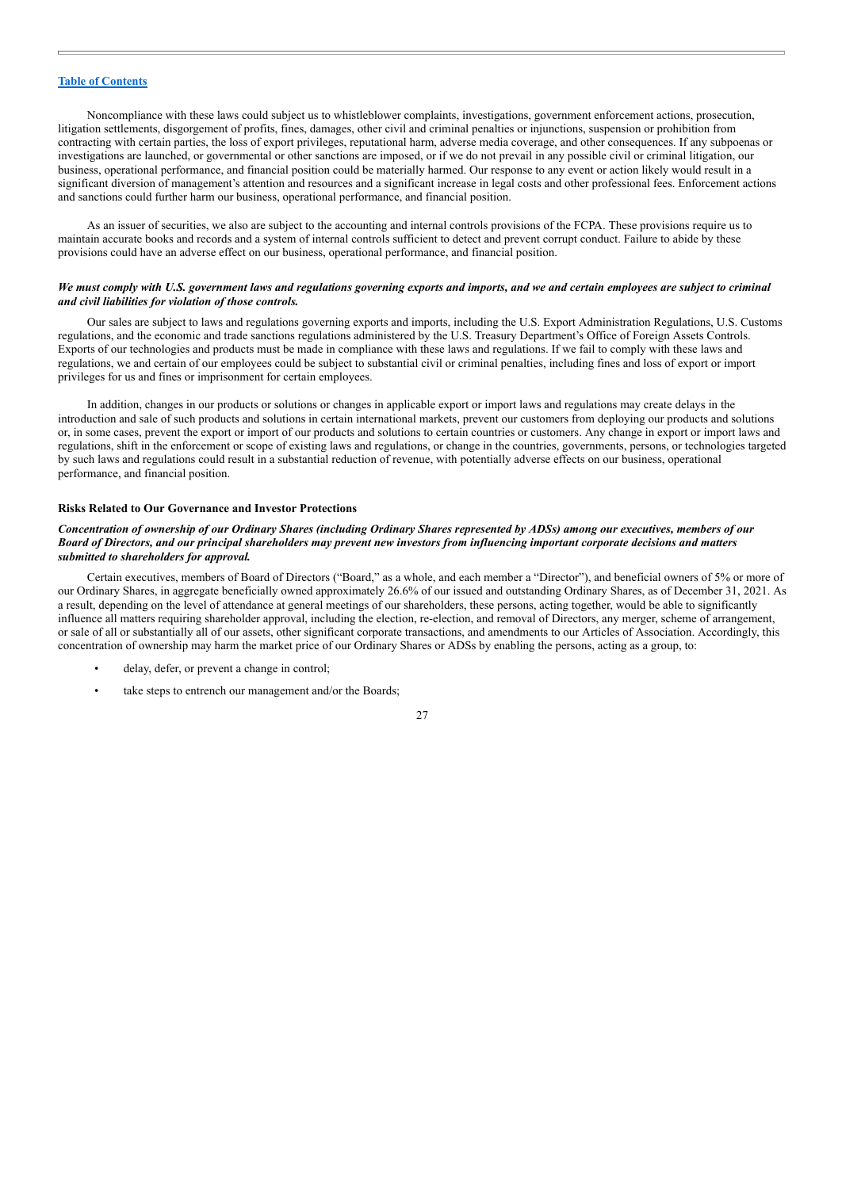Noncompliance with these laws could subject us to whistleblower complaints, investigations, government enforcement actions, prosecution, litigation settlements, disgorgement of profits, fines, damages, other civil and criminal penalties or injunctions, suspension or prohibition from contracting with certain parties, the loss of export privileges, reputational harm, adverse media coverage, and other consequences. If any subpoenas or investigations are launched, or governmental or other sanctions are imposed, or if we do not prevail in any possible civil or criminal litigation, our business, operational performance, and financial position could be materially harmed. Our response to any event or action likely would result in a significant diversion of management's attention and resources and a significant increase in legal costs and other professional fees. Enforcement actions and sanctions could further harm our business, operational performance, and financial position.

As an issuer of securities, we also are subject to the accounting and internal controls provisions of the FCPA. These provisions require us to maintain accurate books and records and a system of internal controls sufficient to detect and prevent corrupt conduct. Failure to abide by these provisions could have an adverse effect on our business, operational performance, and financial position.

***We must comply with U.S. government laws and regulations governing exports and imports, and we and certain employees are subject to criminal and civil liabilities for violation of those controls.***

Our sales are subject to laws and regulations governing exports and imports, including the U.S. Export Administration Regulations, U.S. Customs regulations, and the economic and trade sanctions regulations administered by the U.S. Treasury Department's Office of Foreign Assets Controls. Exports of our technologies and products must be made in compliance with these laws and regulations. If we fail to comply with these laws and regulations, we and certain of our employees could be subject to substantial civil or criminal penalties, including fines and loss of export or import privileges for us and fines or imprisonment for certain employees.

In addition, changes in our products or solutions or changes in applicable export or import laws and regulations may create delays in the introduction and sale of such products and solutions in certain international markets, prevent our customers from deploying our products and solutions or, in some cases, prevent the export or import of our products and solutions to certain countries or customers. Any change in export or import laws and regulations, shift in the enforcement or scope of existing laws and regulations, or change in the countries, governments, persons, or technologies targeted by such laws and regulations could result in a substantial reduction of revenue, with potentially adverse effects on our business, operational performance, and financial position.

**Risks Related to Our Governance and Investor Protections**

***Concentration of ownership of our Ordinary Shares (including Ordinary Shares represented by ADSs) among our executives, members of our Board of Directors, and our principal shareholders may prevent new investors from influencing important corporate decisions and matters submitted to shareholders for approval.***

Certain executives, members of Board of Directors ("Board," as a whole, and each member a "Director"), and beneficial owners of 5% or more of our Ordinary Shares, in aggregate beneficially owned approximately 26.6% of our issued and outstanding Ordinary Shares, as of December 31, 2021. As a result, depending on the level of attendance at general meetings of our shareholders, these persons, acting together, would be able to significantly influence all matters requiring shareholder approval, including the election, re-election, and removal of Directors, any merger, scheme of arrangement, or sale of all or substantially all of our assets, other significant corporate transactions, and amendments to our Articles of Association. Accordingly, this concentration of ownership may harm the market price of our Ordinary Shares or ADSs by enabling the persons, acting as a group, to:

- delay, defer, or prevent a change in control;
- take steps to entrench our management and/or the Boards;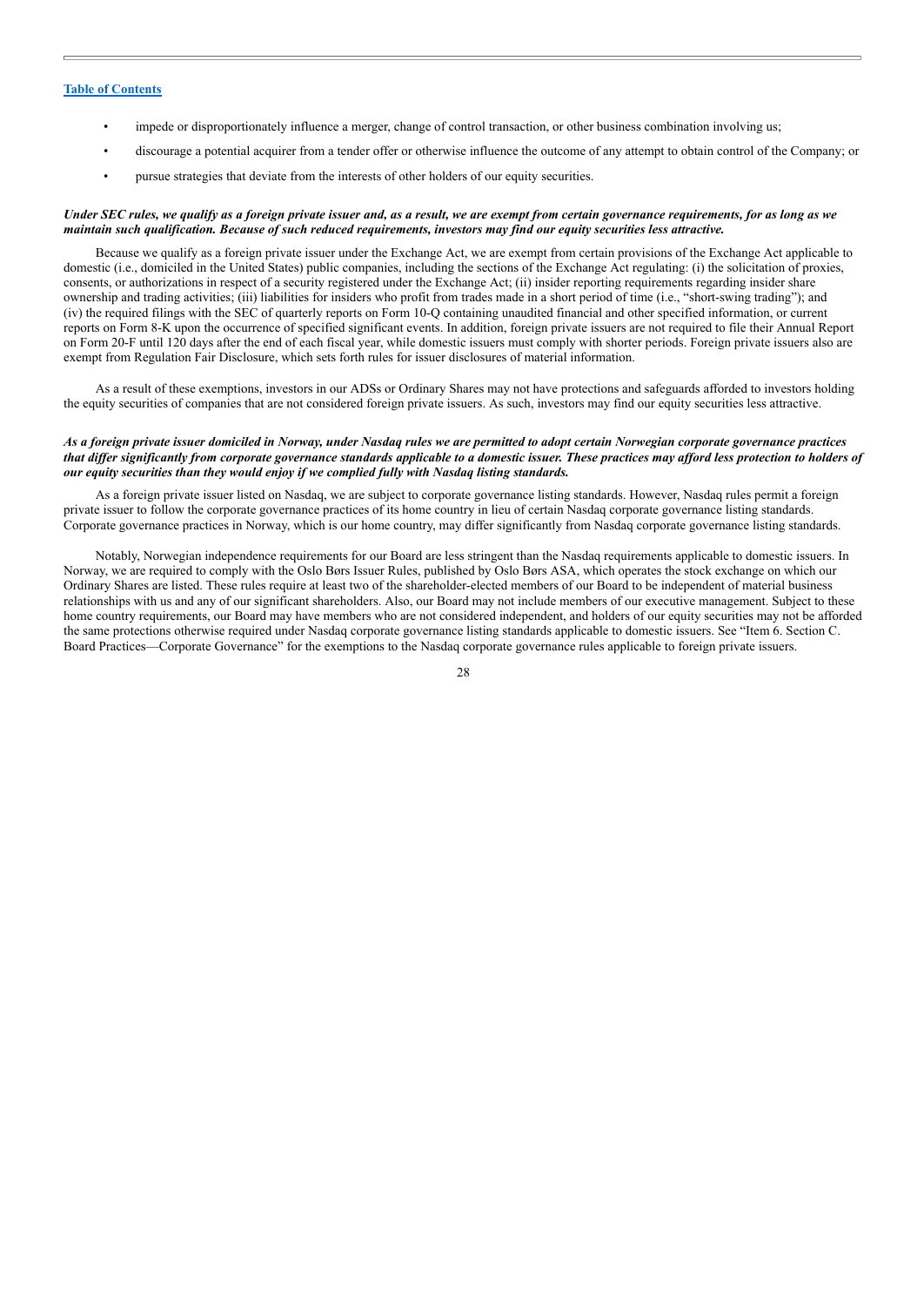- impede or disproportionately influence a merger, change of control transaction, or other business combination involving us;
- discourage a potential acquirer from a tender offer or otherwise influence the outcome of any attempt to obtain control of the Company; or
- pursue strategies that deviate from the interests of other holders of our equity securities.

***Under SEC rules, we qualify as a foreign private issuer and, as a result, we are exempt from certain governance requirements, for as long as we maintain such qualification. Because of such reduced requirements, investors may find our equity securities less attractive.***

Because we qualify as a foreign private issuer under the Exchange Act, we are exempt from certain provisions of the Exchange Act applicable to domestic (i.e., domiciled in the United States) public companies, including the sections of the Exchange Act regulating: (i) the solicitation of proxies, consents, or authorizations in respect of a security registered under the Exchange Act; (ii) insider reporting requirements regarding insider share ownership and trading activities; (iii) liabilities for insiders who profit from trades made in a short period of time (i.e., "short-swing trading"); and (iv) the required filings with the SEC of quarterly reports on Form 10-Q containing unaudited financial and other specified information, or current reports on Form 8-K upon the occurrence of specified significant events. In addition, foreign private issuers are not required to file their Annual Report on Form 20-F until 120 days after the end of each fiscal year, while domestic issuers must comply with shorter periods. Foreign private issuers also are exempt from Regulation Fair Disclosure, which sets forth rules for issuer disclosures of material information.

As a result of these exemptions, investors in our ADSs or Ordinary Shares may not have protections and safeguards afforded to investors holding the equity securities of companies that are not considered foreign private issuers. As such, investors may find our equity securities less attractive.

***As a foreign private issuer domiciled in Norway, under Nasdaq rules we are permitted to adopt certain Norwegian corporate governance practices that differ significantly from corporate governance standards applicable to a domestic issuer. These practices may afford less protection to holders of our equity securities than they would enjoy if we complied fully with Nasdaq listing standards.***

As a foreign private issuer listed on Nasdaq, we are subject to corporate governance listing standards. However, Nasdaq rules permit a foreign private issuer to follow the corporate governance practices of its home country in lieu of certain Nasdaq corporate governance listing standards. Corporate governance practices in Norway, which is our home country, may differ significantly from Nasdaq corporate governance listing standards.

Notably, Norwegian independence requirements for our Board are less stringent than the Nasdaq requirements applicable to domestic issuers. In Norway, we are required to comply with the Oslo Børs Issuer Rules, published by Oslo Børs ASA, which operates the stock exchange on which our Ordinary Shares are listed. These rules require at least two of the shareholder-elected members of our Board to be independent of material business relationships with us and any of our significant shareholders. Also, our Board may not include members of our executive management. Subject to these home country requirements, our Board may have members who are not considered independent, and holders of our equity securities may not be afforded the same protections otherwise required under Nasdaq corporate governance listing standards applicable to domestic issuers. See "Item 6. Section C. Board Practices—Corporate Governance" for the exemptions to the Nasdaq corporate governance rules applicable to foreign private issuers.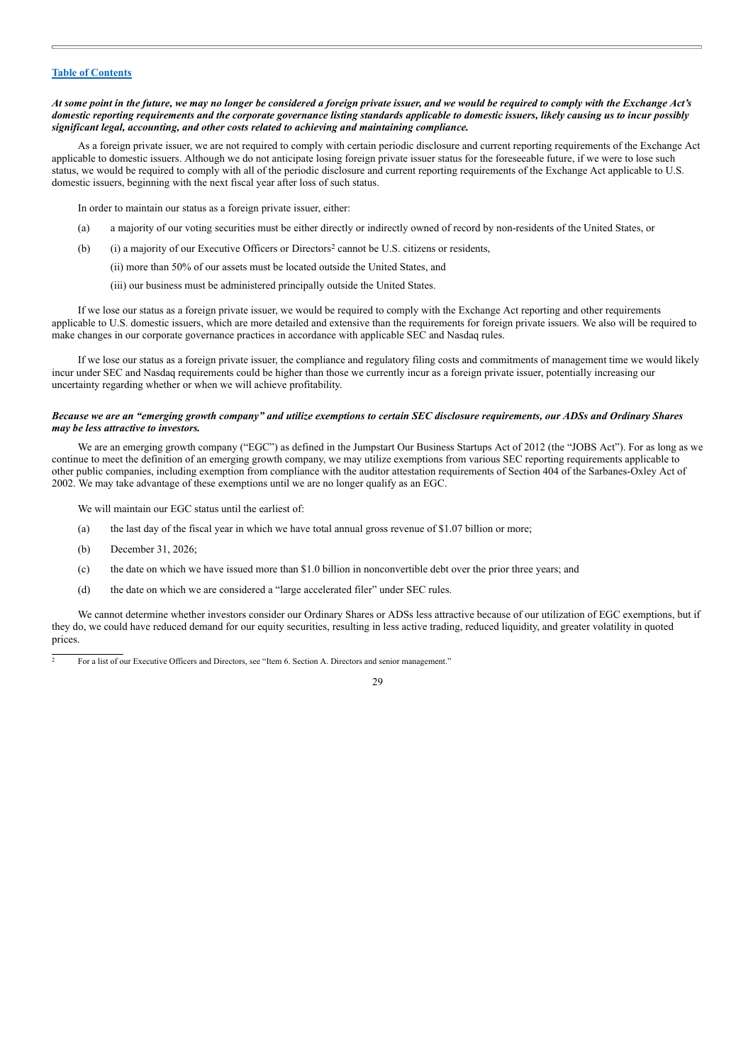***At some point in the future, we may no longer be considered a foreign private issuer, and we would be required to comply with the Exchange Act's domestic reporting requirements and the corporate governance listing standards applicable to domestic issuers, likely causing us to incur possibly significant legal, accounting, and other costs related to achieving and maintaining compliance.***

As a foreign private issuer, we are not required to comply with certain periodic disclosure and current reporting requirements of the Exchange Act applicable to domestic issuers. Although we do not anticipate losing foreign private issuer status for the foreseeable future, if we were to lose such status, we would be required to comply with all of the periodic disclosure and current reporting requirements of the Exchange Act applicable to U.S. domestic issuers, beginning with the next fiscal year after loss of such status.

In order to maintain our status as a foreign private issuer, either:

(a) a majority of our voting securities must be either directly or indirectly owned of record by non-residents of the United States, or

(b) (i) a majority of our Executive Officers or Directors[2] cannot be U.S. citizens or residents,

(ii) more than 50% of our assets must be located outside the United States, and

(iii) our business must be administered principally outside the United States.

If we lose our status as a foreign private issuer, we would be required to comply with the Exchange Act reporting and other requirements applicable to U.S. domestic issuers, which are more detailed and extensive than the requirements for foreign private issuers. We also will be required to make changes in our corporate governance practices in accordance with applicable SEC and Nasdaq rules.

If we lose our status as a foreign private issuer, the compliance and regulatory filing costs and commitments of management time we would likely incur under SEC and Nasdaq requirements could be higher than those we currently incur as a foreign private issuer, potentially increasing our uncertainty regarding whether or when we will achieve profitability.

***Because we are an "emerging growth company" and utilize exemptions to certain SEC disclosure requirements, our ADSs and Ordinary Shares may be less attractive to investors.***

We are an emerging growth company ("EGC") as defined in the Jumpstart Our Business Startups Act of 2012 (the "JOBS Act"). For as long as we continue to meet the definition of an emerging growth company, we may utilize exemptions from various SEC reporting requirements applicable to other public companies, including exemption from compliance with the auditor attestation requirements of Section 404 of the Sarbanes-Oxley Act of 2002. We may take advantage of these exemptions until we are no longer qualify as an EGC.

We will maintain our EGC status until the earliest of:

(a) the last day of the fiscal year in which we have total annual gross revenue of $1.07 billion or more;

(b) December 31, 2026;

(c) the date on which we have issued more than $1.0 billion in nonconvertible debt over the prior three years; and

(d) the date on which we are considered a "large accelerated filer" under SEC rules.

We cannot determine whether investors consider our Ordinary Shares or ADSs less attractive because of our utilization of EGC exemptions, but if they do, we could have reduced demand for our equity securities, resulting in less active trading, reduced liquidity, and greater volatility in quoted prices.

---

[2] For a list of our Executive Officers and Directors, see "Item 6. Section A. Directors and senior management."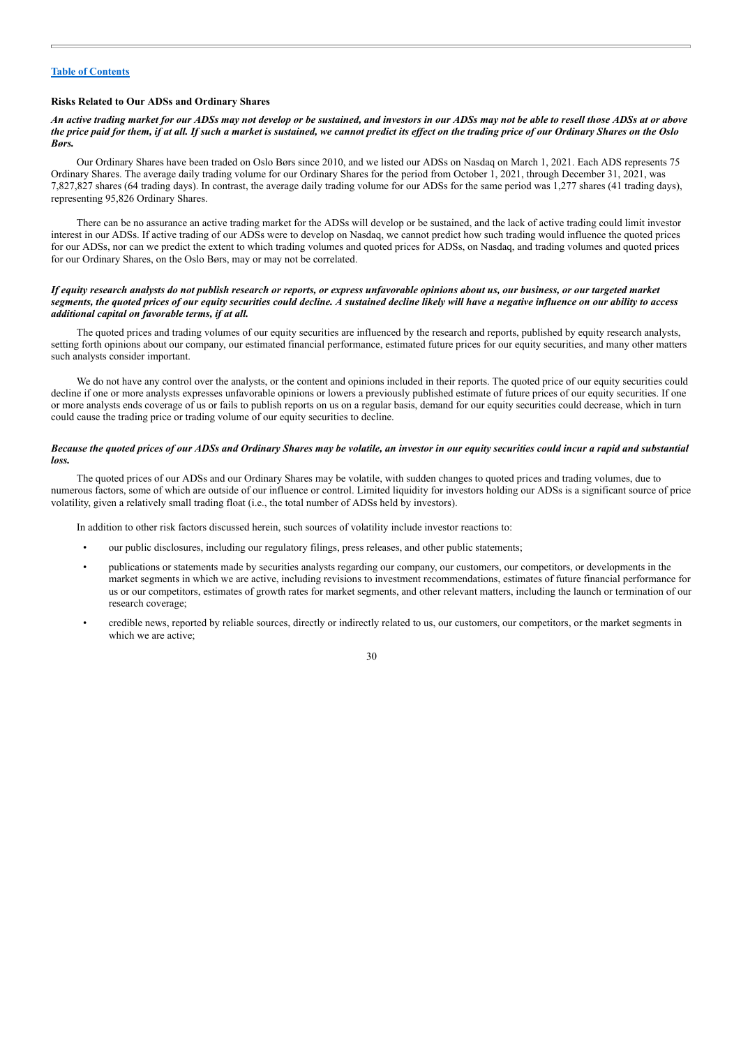### Risks Related to Our ADSs and Ordinary Shares

***An active trading market for our ADSs may not develop or be sustained, and investors in our ADSs may not be able to resell those ADSs at or above the price paid for them, if at all. If such a market is sustained, we cannot predict its effect on the trading price of our Ordinary Shares on the Oslo Børs.***

Our Ordinary Shares have been traded on Oslo Børs since 2010, and we listed our ADSs on Nasdaq on March 1, 2021. Each ADS represents 75 Ordinary Shares. The average daily trading volume for our Ordinary Shares for the period from October 1, 2021, through December 31, 2021, was 7,827,827 shares (64 trading days). In contrast, the average daily trading volume for our ADSs for the same period was 1,277 shares (41 trading days), representing 95,826 Ordinary Shares.

There can be no assurance an active trading market for the ADSs will develop or be sustained, and the lack of active trading could limit investor interest in our ADSs. If active trading of our ADSs were to develop on Nasdaq, we cannot predict how such trading would influence the quoted prices for our ADSs, nor can we predict the extent to which trading volumes and quoted prices for ADSs, on Nasdaq, and trading volumes and quoted prices for our Ordinary Shares, on the Oslo Børs, may or may not be correlated.

***If equity research analysts do not publish research or reports, or express unfavorable opinions about us, our business, or our targeted market segments, the quoted prices of our equity securities could decline. A sustained decline likely will have a negative influence on our ability to access additional capital on favorable terms, if at all.***

The quoted prices and trading volumes of our equity securities are influenced by the research and reports, published by equity research analysts, setting forth opinions about our company, our estimated financial performance, estimated future prices for our equity securities, and many other matters such analysts consider important.

We do not have any control over the analysts, or the content and opinions included in their reports. The quoted price of our equity securities could decline if one or more analysts expresses unfavorable opinions or lowers a previously published estimate of future prices of our equity securities. If one or more analysts ends coverage of us or fails to publish reports on us on a regular basis, demand for our equity securities could decrease, which in turn could cause the trading price or trading volume of our equity securities to decline.

***Because the quoted prices of our ADSs and Ordinary Shares may be volatile, an investor in our equity securities could incur a rapid and substantial loss.***

The quoted prices of our ADSs and our Ordinary Shares may be volatile, with sudden changes to quoted prices and trading volumes, due to numerous factors, some of which are outside of our influence or control. Limited liquidity for investors holding our ADSs is a significant source of price volatility, given a relatively small trading float (i.e., the total number of ADSs held by investors).

In addition to other risk factors discussed herein, such sources of volatility include investor reactions to:

- our public disclosures, including our regulatory filings, press releases, and other public statements;
- publications or statements made by securities analysts regarding our company, our customers, our competitors, or developments in the market segments in which we are active, including revisions to investment recommendations, estimates of future financial performance for us or our competitors, estimates of growth rates for market segments, and other relevant matters, including the launch or termination of our research coverage;
- credible news, reported by reliable sources, directly or indirectly related to us, our customers, our competitors, or the market segments in which we are active;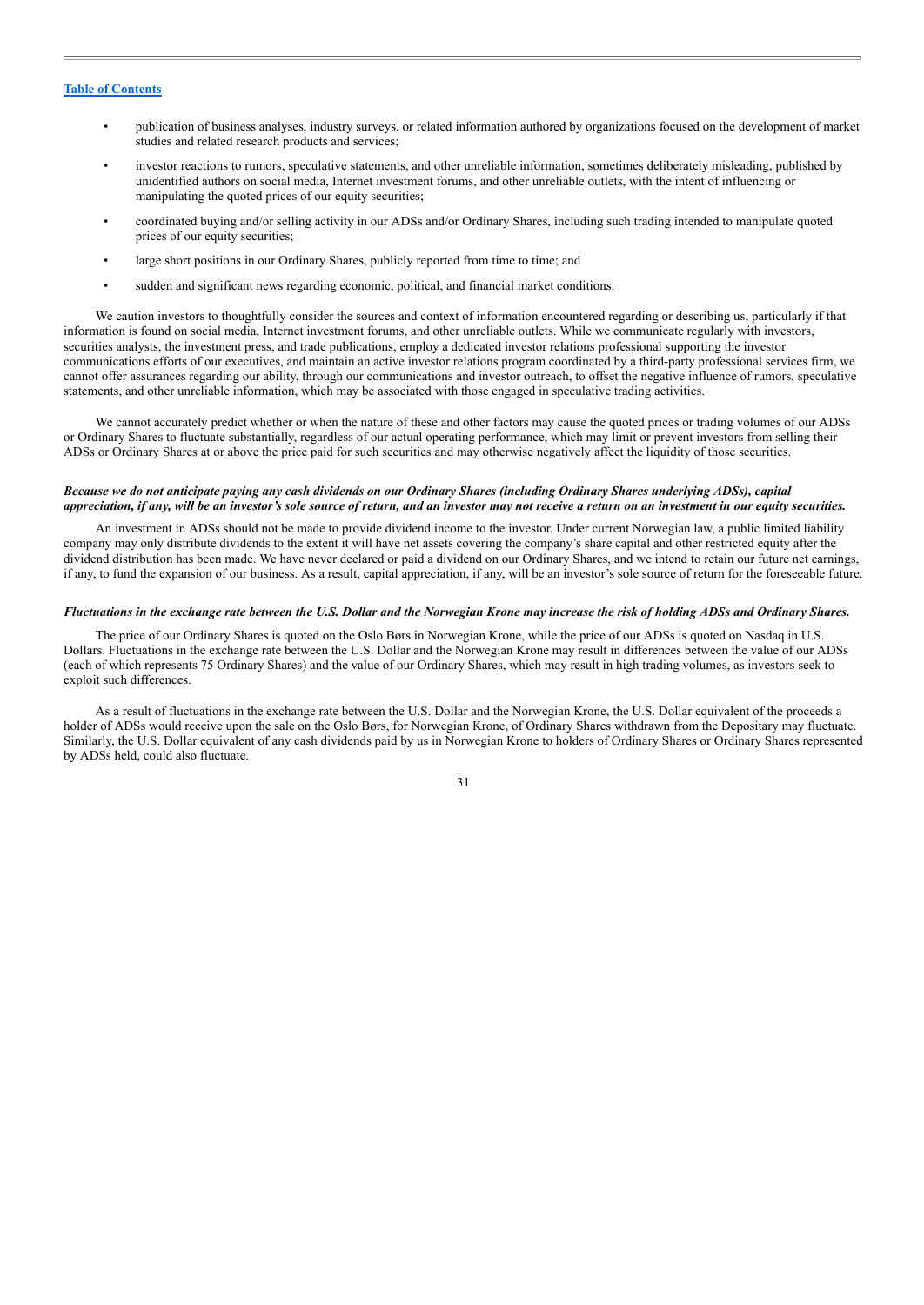- publication of business analyses, industry surveys, or related information authored by organizations focused on the development of market studies and related research products and services;
- investor reactions to rumors, speculative statements, and other unreliable information, sometimes deliberately misleading, published by unidentified authors on social media, Internet investment forums, and other unreliable outlets, with the intent of influencing or manipulating the quoted prices of our equity securities;
- coordinated buying and/or selling activity in our ADSs and/or Ordinary Shares, including such trading intended to manipulate quoted prices of our equity securities;
- large short positions in our Ordinary Shares, publicly reported from time to time; and
- sudden and significant news regarding economic, political, and financial market conditions.

We caution investors to thoughtfully consider the sources and context of information encountered regarding or describing us, particularly if that information is found on social media, Internet investment forums, and other unreliable outlets. While we communicate regularly with investors, securities analysts, the investment press, and trade publications, employ a dedicated investor relations professional supporting the investor communications efforts of our executives, and maintain an active investor relations program coordinated by a third-party professional services firm, we cannot offer assurances regarding our ability, through our communications and investor outreach, to offset the negative influence of rumors, speculative statements, and other unreliable information, which may be associated with those engaged in speculative trading activities.

We cannot accurately predict whether or when the nature of these and other factors may cause the quoted prices or trading volumes of our ADSs or Ordinary Shares to fluctuate substantially, regardless of our actual operating performance, which may limit or prevent investors from selling their ADSs or Ordinary Shares at or above the price paid for such securities and may otherwise negatively affect the liquidity of those securities.

***Because we do not anticipate paying any cash dividends on our Ordinary Shares (including Ordinary Shares underlying ADSs), capital appreciation, if any, will be an investor's sole source of return, and an investor may not receive a return on an investment in our equity securities.***

An investment in ADSs should not be made to provide dividend income to the investor. Under current Norwegian law, a public limited liability company may only distribute dividends to the extent it will have net assets covering the company's share capital and other restricted equity after the dividend distribution has been made. We have never declared or paid a dividend on our Ordinary Shares, and we intend to retain our future net earnings, if any, to fund the expansion of our business. As a result, capital appreciation, if any, will be an investor's sole source of return for the foreseeable future.

***Fluctuations in the exchange rate between the U.S. Dollar and the Norwegian Krone may increase the risk of holding ADSs and Ordinary Shares.***

The price of our Ordinary Shares is quoted on the Oslo Børs in Norwegian Krone, while the price of our ADSs is quoted on Nasdaq in U.S. Dollars. Fluctuations in the exchange rate between the U.S. Dollar and the Norwegian Krone may result in differences between the value of our ADSs (each of which represents 75 Ordinary Shares) and the value of our Ordinary Shares, which may result in high trading volumes, as investors seek to exploit such differences.

As a result of fluctuations in the exchange rate between the U.S. Dollar and the Norwegian Krone, the U.S. Dollar equivalent of the proceeds a holder of ADSs would receive upon the sale on the Oslo Børs, for Norwegian Krone, of Ordinary Shares withdrawn from the Depositary may fluctuate. Similarly, the U.S. Dollar equivalent of any cash dividends paid by us in Norwegian Krone to holders of Ordinary Shares or Ordinary Shares represented by ADSs held, could also fluctuate.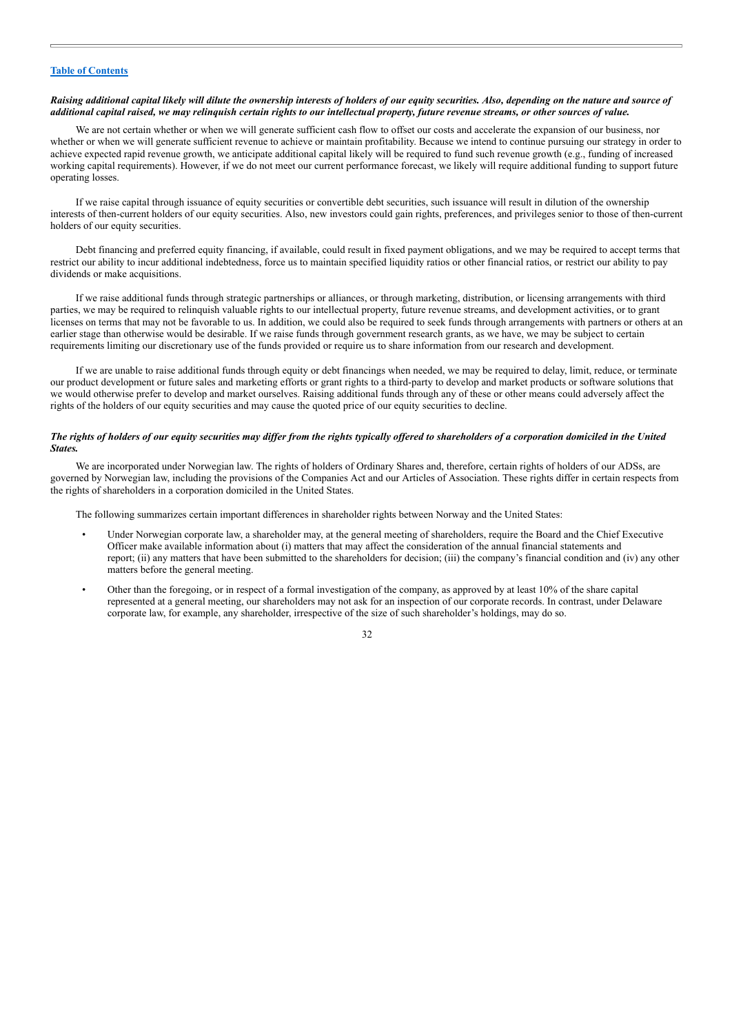***Raising additional capital likely will dilute the ownership interests of holders of our equity securities. Also, depending on the nature and source of additional capital raised, we may relinquish certain rights to our intellectual property, future revenue streams, or other sources of value.***

We are not certain whether or when we will generate sufficient cash flow to offset our costs and accelerate the expansion of our business, nor whether or when we will generate sufficient revenue to achieve or maintain profitability. Because we intend to continue pursuing our strategy in order to achieve expected rapid revenue growth, we anticipate additional capital likely will be required to fund such revenue growth (e.g., funding of increased working capital requirements). However, if we do not meet our current performance forecast, we likely will require additional funding to support future operating losses.

If we raise capital through issuance of equity securities or convertible debt securities, such issuance will result in dilution of the ownership interests of then-current holders of our equity securities. Also, new investors could gain rights, preferences, and privileges senior to those of then-current holders of our equity securities.

Debt financing and preferred equity financing, if available, could result in fixed payment obligations, and we may be required to accept terms that restrict our ability to incur additional indebtedness, force us to maintain specified liquidity ratios or other financial ratios, or restrict our ability to pay dividends or make acquisitions.

If we raise additional funds through strategic partnerships or alliances, or through marketing, distribution, or licensing arrangements with third parties, we may be required to relinquish valuable rights to our intellectual property, future revenue streams, and development activities, or to grant licenses on terms that may not be favorable to us. In addition, we could also be required to seek funds through arrangements with partners or others at an earlier stage than otherwise would be desirable. If we raise funds through government research grants, as we have, we may be subject to certain requirements limiting our discretionary use of the funds provided or require us to share information from our research and development.

If we are unable to raise additional funds through equity or debt financings when needed, we may be required to delay, limit, reduce, or terminate our product development or future sales and marketing efforts or grant rights to a third-party to develop and market products or software solutions that we would otherwise prefer to develop and market ourselves. Raising additional funds through any of these or other means could adversely affect the rights of the holders of our equity securities and may cause the quoted price of our equity securities to decline.

***The rights of holders of our equity securities may differ from the rights typically offered to shareholders of a corporation domiciled in the United States.***

We are incorporated under Norwegian law. The rights of holders of Ordinary Shares and, therefore, certain rights of holders of our ADSs, are governed by Norwegian law, including the provisions of the Companies Act and our Articles of Association. These rights differ in certain respects from the rights of shareholders in a corporation domiciled in the United States.

The following summarizes certain important differences in shareholder rights between Norway and the United States:

- Under Norwegian corporate law, a shareholder may, at the general meeting of shareholders, require the Board and the Chief Executive Officer make available information about (i) matters that may affect the consideration of the annual financial statements and report; (ii) any matters that have been submitted to the shareholders for decision; (iii) the company's financial condition and (iv) any other matters before the general meeting.
- Other than the foregoing, or in respect of a formal investigation of the company, as approved by at least 10% of the share capital represented at a general meeting, our shareholders may not ask for an inspection of our corporate records. In contrast, under Delaware corporate law, for example, any shareholder, irrespective of the size of such shareholder's holdings, may do so.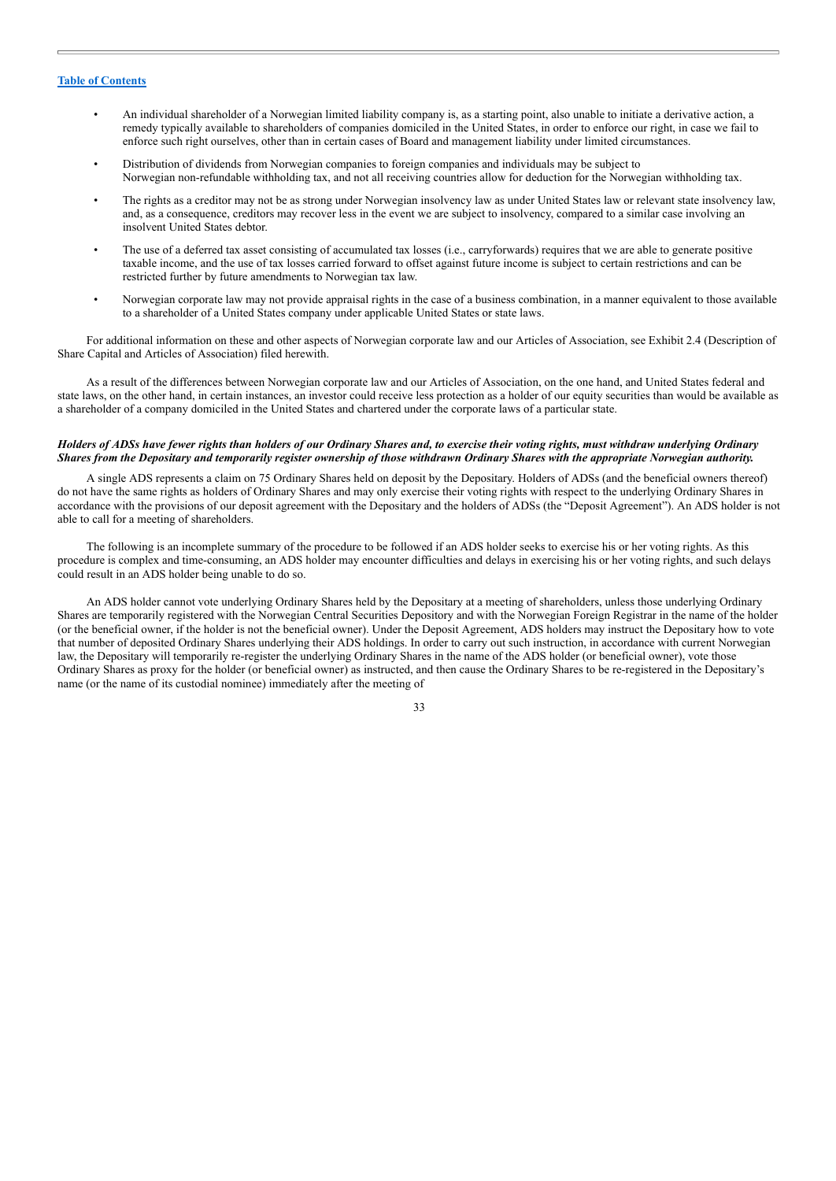- An individual shareholder of a Norwegian limited liability company is, as a starting point, also unable to initiate a derivative action, a remedy typically available to shareholders of companies domiciled in the United States, in order to enforce our right, in case we fail to enforce such right ourselves, other than in certain cases of Board and management liability under limited circumstances.
- Distribution of dividends from Norwegian companies to foreign companies and individuals may be subject to Norwegian non-refundable withholding tax, and not all receiving countries allow for deduction for the Norwegian withholding tax.
- The rights as a creditor may not be as strong under Norwegian insolvency law as under United States law or relevant state insolvency law, and, as a consequence, creditors may recover less in the event we are subject to insolvency, compared to a similar case involving an insolvent United States debtor.
- The use of a deferred tax asset consisting of accumulated tax losses (i.e., carryforwards) requires that we are able to generate positive taxable income, and the use of tax losses carried forward to offset against future income is subject to certain restrictions and can be restricted further by future amendments to Norwegian tax law.
- Norwegian corporate law may not provide appraisal rights in the case of a business combination, in a manner equivalent to those available to a shareholder of a United States company under applicable United States or state laws.

For additional information on these and other aspects of Norwegian corporate law and our Articles of Association, see Exhibit 2.4 (Description of Share Capital and Articles of Association) filed herewith.

As a result of the differences between Norwegian corporate law and our Articles of Association, on the one hand, and United States federal and state laws, on the other hand, in certain instances, an investor could receive less protection as a holder of our equity securities than would be available as a shareholder of a company domiciled in the United States and chartered under the corporate laws of a particular state.

***Holders of ADSs have fewer rights than holders of our Ordinary Shares and, to exercise their voting rights, must withdraw underlying Ordinary Shares from the Depositary and temporarily register ownership of those withdrawn Ordinary Shares with the appropriate Norwegian authority.***

A single ADS represents a claim on 75 Ordinary Shares held on deposit by the Depositary. Holders of ADSs (and the beneficial owners thereof) do not have the same rights as holders of Ordinary Shares and may only exercise their voting rights with respect to the underlying Ordinary Shares in accordance with the provisions of our deposit agreement with the Depositary and the holders of ADSs (the "Deposit Agreement"). An ADS holder is not able to call for a meeting of shareholders.

The following is an incomplete summary of the procedure to be followed if an ADS holder seeks to exercise his or her voting rights. As this procedure is complex and time-consuming, an ADS holder may encounter difficulties and delays in exercising his or her voting rights, and such delays could result in an ADS holder being unable to do so.

An ADS holder cannot vote underlying Ordinary Shares held by the Depositary at a meeting of shareholders, unless those underlying Ordinary Shares are temporarily registered with the Norwegian Central Securities Depository and with the Norwegian Foreign Registrar in the name of the holder (or the beneficial owner, if the holder is not the beneficial owner). Under the Deposit Agreement, ADS holders may instruct the Depositary how to vote that number of deposited Ordinary Shares underlying their ADS holdings. In order to carry out such instruction, in accordance with current Norwegian law, the Depositary will temporarily re-register the underlying Ordinary Shares in the name of the ADS holder (or beneficial owner), vote those Ordinary Shares as proxy for the holder (or beneficial owner) as instructed, and then cause the Ordinary Shares to be re-registered in the Depositary's name (or the name of its custodial nominee) immediately after the meeting of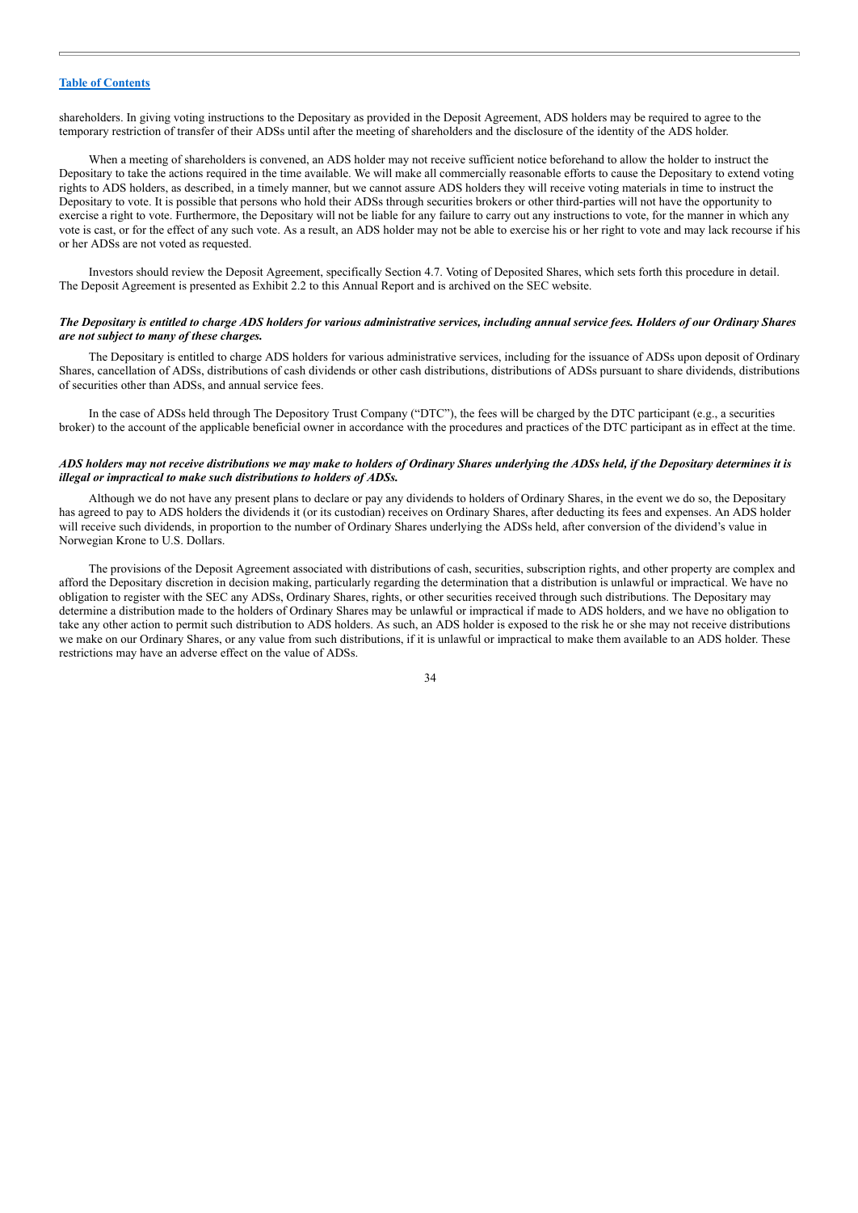shareholders. In giving voting instructions to the Depositary as provided in the Deposit Agreement, ADS holders may be required to agree to the temporary restriction of transfer of their ADSs until after the meeting of shareholders and the disclosure of the identity of the ADS holder.

When a meeting of shareholders is convened, an ADS holder may not receive sufficient notice beforehand to allow the holder to instruct the Depositary to take the actions required in the time available. We will make all commercially reasonable efforts to cause the Depositary to extend voting rights to ADS holders, as described, in a timely manner, but we cannot assure ADS holders they will receive voting materials in time to instruct the Depositary to vote. It is possible that persons who hold their ADSs through securities brokers or other third-parties will not have the opportunity to exercise a right to vote. Furthermore, the Depositary will not be liable for any failure to carry out any instructions to vote, for the manner in which any vote is cast, or for the effect of any such vote. As a result, an ADS holder may not be able to exercise his or her right to vote and may lack recourse if his or her ADSs are not voted as requested.

Investors should review the Deposit Agreement, specifically Section 4.7. Voting of Deposited Shares, which sets forth this procedure in detail. The Deposit Agreement is presented as Exhibit 2.2 to this Annual Report and is archived on the SEC website.

***The Depositary is entitled to charge ADS holders for various administrative services, including annual service fees. Holders of our Ordinary Shares are not subject to many of these charges.***

The Depositary is entitled to charge ADS holders for various administrative services, including for the issuance of ADSs upon deposit of Ordinary Shares, cancellation of ADSs, distributions of cash dividends or other cash distributions, distributions of ADSs pursuant to share dividends, distributions of securities other than ADSs, and annual service fees.

In the case of ADSs held through The Depository Trust Company ("DTC"), the fees will be charged by the DTC participant (e.g., a securities broker) to the account of the applicable beneficial owner in accordance with the procedures and practices of the DTC participant as in effect at the time.

***ADS holders may not receive distributions we may make to holders of Ordinary Shares underlying the ADSs held, if the Depositary determines it is illegal or impractical to make such distributions to holders of ADSs.***

Although we do not have any present plans to declare or pay any dividends to holders of Ordinary Shares, in the event we do so, the Depositary has agreed to pay to ADS holders the dividends it (or its custodian) receives on Ordinary Shares, after deducting its fees and expenses. An ADS holder will receive such dividends, in proportion to the number of Ordinary Shares underlying the ADSs held, after conversion of the dividend's value in Norwegian Krone to U.S. Dollars.

The provisions of the Deposit Agreement associated with distributions of cash, securities, subscription rights, and other property are complex and afford the Depositary discretion in decision making, particularly regarding the determination that a distribution is unlawful or impractical. We have no obligation to register with the SEC any ADSs, Ordinary Shares, rights, or other securities received through such distributions. The Depositary may determine a distribution made to the holders of Ordinary Shares may be unlawful or impractical if made to ADS holders, and we have no obligation to take any other action to permit such distribution to ADS holders. As such, an ADS holder is exposed to the risk he or she may not receive distributions we make on our Ordinary Shares, or any value from such distributions, if it is unlawful or impractical to make them available to an ADS holder. These restrictions may have an adverse effect on the value of ADSs.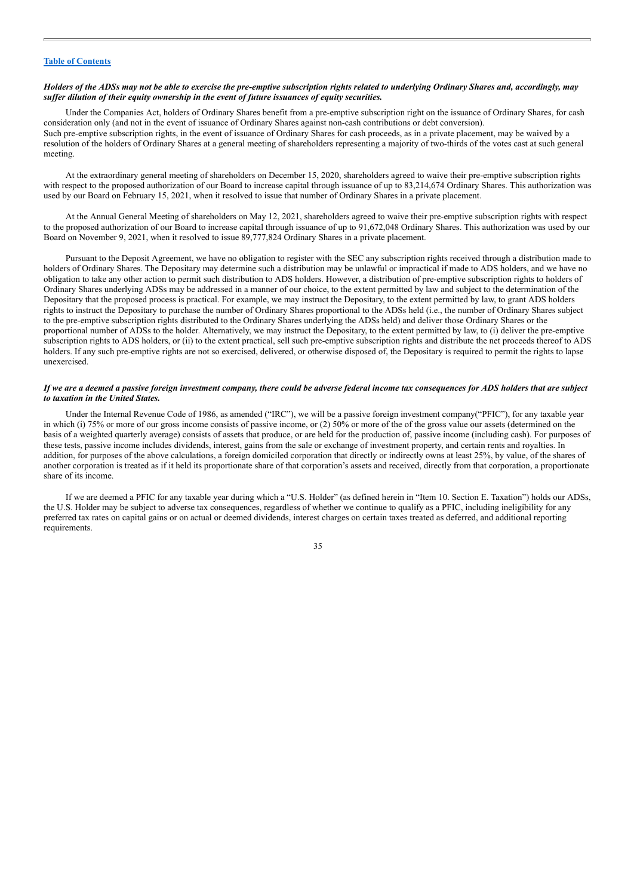[Table of Contents](#)

***Holders of the ADSs may not be able to exercise the pre-emptive subscription rights related to underlying Ordinary Shares and, accordingly, may suffer dilution of their equity ownership in the event of future issuances of equity securities.***

Under the Companies Act, holders of Ordinary Shares benefit from a pre-emptive subscription right on the issuance of Ordinary Shares, for cash consideration only (and not in the event of issuance of Ordinary Shares against non-cash contributions or debt conversion). Such pre-emptive subscription rights, in the event of issuance of Ordinary Shares for cash proceeds, as in a private placement, may be waived by a resolution of the holders of Ordinary Shares at a general meeting of shareholders representing a majority of two-thirds of the votes cast at such general meeting.

At the extraordinary general meeting of shareholders on December 15, 2020, shareholders agreed to waive their pre-emptive subscription rights with respect to the proposed authorization of our Board to increase capital through issuance of up to 83,214,674 Ordinary Shares. This authorization was used by our Board on February 15, 2021, when it resolved to issue that number of Ordinary Shares in a private placement.

At the Annual General Meeting of shareholders on May 12, 2021, shareholders agreed to waive their pre-emptive subscription rights with respect to the proposed authorization of our Board to increase capital through issuance of up to 91,672,048 Ordinary Shares. This authorization was used by our Board on November 9, 2021, when it resolved to issue 89,777,824 Ordinary Shares in a private placement.

Pursuant to the Deposit Agreement, we have no obligation to register with the SEC any subscription rights received through a distribution made to holders of Ordinary Shares. The Depositary may determine such a distribution may be unlawful or impractical if made to ADS holders, and we have no obligation to take any other action to permit such distribution to ADS holders. However, a distribution of pre-emptive subscription rights to holders of Ordinary Shares underlying ADSs may be addressed in a manner of our choice, to the extent permitted by law and subject to the determination of the Depositary that the proposed process is practical. For example, we may instruct the Depositary, to the extent permitted by law, to grant ADS holders rights to instruct the Depositary to purchase the number of Ordinary Shares proportional to the ADSs held (i.e., the number of Ordinary Shares subject to the pre-emptive subscription rights distributed to the Ordinary Shares underlying the ADSs held) and deliver those Ordinary Shares or the proportional number of ADSs to the holder. Alternatively, we may instruct the Depositary, to the extent permitted by law, to (i) deliver the pre-emptive subscription rights to ADS holders, or (ii) to the extent practical, sell such pre-emptive subscription rights and distribute the net proceeds thereof to ADS holders. If any such pre-emptive rights are not so exercised, delivered, or otherwise disposed of, the Depositary is required to permit the rights to lapse unexercised.

***If we are a deemed a passive foreign investment company, there could be adverse federal income tax consequences for ADS holders that are subject to taxation in the United States.***

Under the Internal Revenue Code of 1986, as amended ("IRC"), we will be a passive foreign investment company("PFIC"), for any taxable year in which (i) 75% or more of our gross income consists of passive income, or (2) 50% or more of the of the gross value our assets (determined on the basis of a weighted quarterly average) consists of assets that produce, or are held for the production of, passive income (including cash). For purposes of these tests, passive income includes dividends, interest, gains from the sale or exchange of investment property, and certain rents and royalties. In addition, for purposes of the above calculations, a foreign domiciled corporation that directly or indirectly owns at least 25%, by value, of the shares of another corporation is treated as if it held its proportionate share of that corporation's assets and received, directly from that corporation, a proportionate share of its income.

If we are deemed a PFIC for any taxable year during which a "U.S. Holder" (as defined herein in "Item 10. Section E. Taxation") holds our ADSs, the U.S. Holder may be subject to adverse tax consequences, regardless of whether we continue to qualify as a PFIC, including ineligibility for any preferred tax rates on capital gains or on actual or deemed dividends, interest charges on certain taxes treated as deferred, and additional reporting requirements.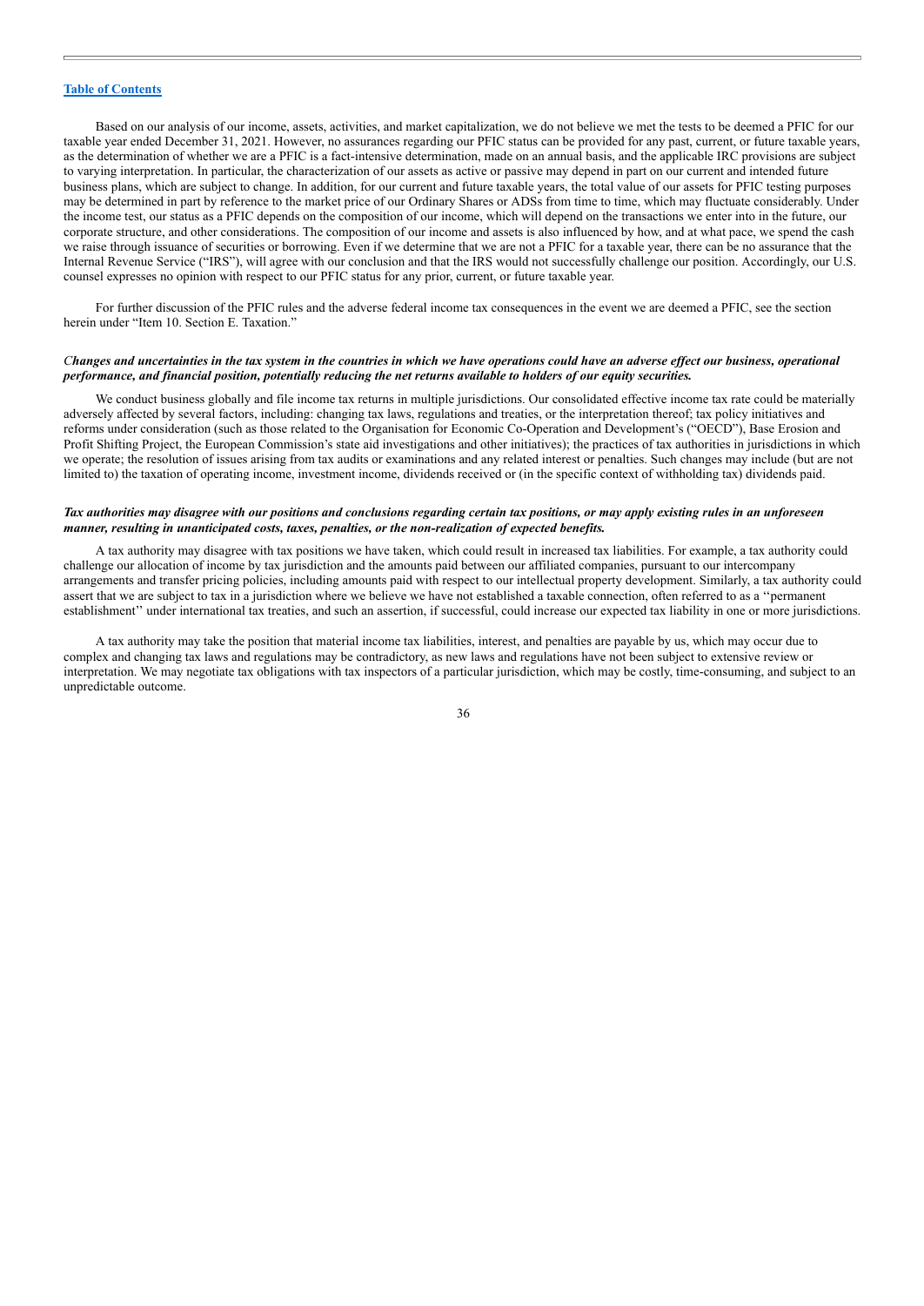Based on our analysis of our income, assets, activities, and market capitalization, we do not believe we met the tests to be deemed a PFIC for our taxable year ended December 31, 2021. However, no assurances regarding our PFIC status can be provided for any past, current, or future taxable years, as the determination of whether we are a PFIC is a fact-intensive determination, made on an annual basis, and the applicable IRC provisions are subject to varying interpretation. In particular, the characterization of our assets as active or passive may depend in part on our current and intended future business plans, which are subject to change. In addition, for our current and future taxable years, the total value of our assets for PFIC testing purposes may be determined in part by reference to the market price of our Ordinary Shares or ADSs from time to time, which may fluctuate considerably. Under the income test, our status as a PFIC depends on the composition of our income, which will depend on the transactions we enter into in the future, our corporate structure, and other considerations. The composition of our income and assets is also influenced by how, and at what pace, we spend the cash we raise through issuance of securities or borrowing. Even if we determine that we are not a PFIC for a taxable year, there can be no assurance that the Internal Revenue Service ("IRS"), will agree with our conclusion and that the IRS would not successfully challenge our position. Accordingly, our U.S. counsel expresses no opinion with respect to our PFIC status for any prior, current, or future taxable year.

For further discussion of the PFIC rules and the adverse federal income tax consequences in the event we are deemed a PFIC, see the section herein under "Item 10. Section E. Taxation."

***Changes and uncertainties in the tax system in the countries in which we have operations could have an adverse effect our business, operational performance, and financial position, potentially reducing the net returns available to holders of our equity securities.***

We conduct business globally and file income tax returns in multiple jurisdictions. Our consolidated effective income tax rate could be materially adversely affected by several factors, including: changing tax laws, regulations and treaties, or the interpretation thereof; tax policy initiatives and reforms under consideration (such as those related to the Organisation for Economic Co-Operation and Development's ("OECD"), Base Erosion and Profit Shifting Project, the European Commission's state aid investigations and other initiatives); the practices of tax authorities in jurisdictions in which we operate; the resolution of issues arising from tax audits or examinations and any related interest or penalties. Such changes may include (but are not limited to) the taxation of operating income, investment income, dividends received or (in the specific context of withholding tax) dividends paid.

***Tax authorities may disagree with our positions and conclusions regarding certain tax positions, or may apply existing rules in an unforeseen manner, resulting in unanticipated costs, taxes, penalties, or the non-realization of expected benefits.***

A tax authority may disagree with tax positions we have taken, which could result in increased tax liabilities. For example, a tax authority could challenge our allocation of income by tax jurisdiction and the amounts paid between our affiliated companies, pursuant to our intercompany arrangements and transfer pricing policies, including amounts paid with respect to our intellectual property development. Similarly, a tax authority could assert that we are subject to tax in a jurisdiction where we believe we have not established a taxable connection, often referred to as a ''permanent establishment'' under international tax treaties, and such an assertion, if successful, could increase our expected tax liability in one or more jurisdictions.

A tax authority may take the position that material income tax liabilities, interest, and penalties are payable by us, which may occur due to complex and changing tax laws and regulations may be contradictory, as new laws and regulations have not been subject to extensive review or interpretation. We may negotiate tax obligations with tax inspectors of a particular jurisdiction, which may be costly, time-consuming, and subject to an unpredictable outcome.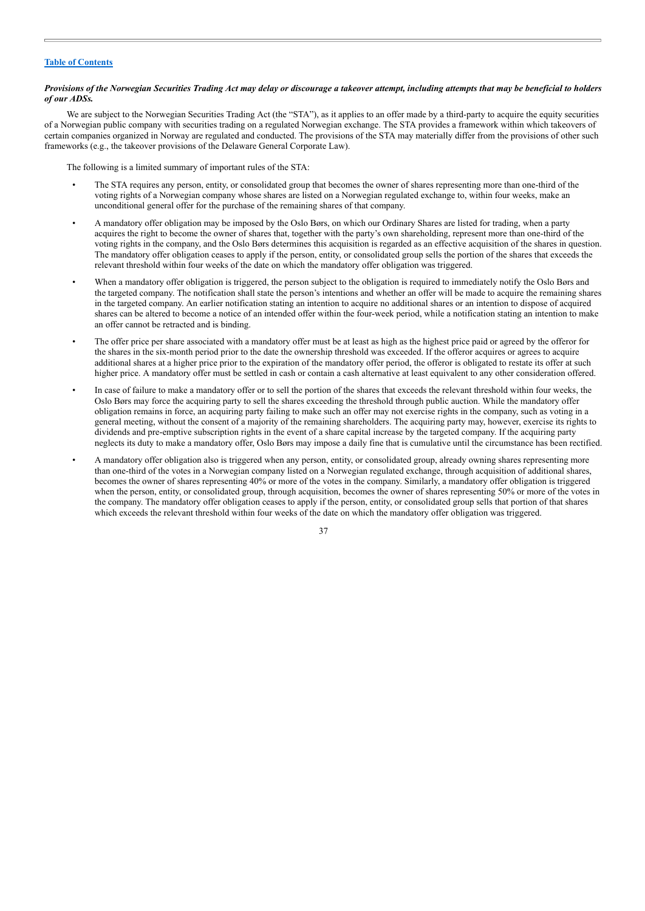***Provisions of the Norwegian Securities Trading Act may delay or discourage a takeover attempt, including attempts that may be beneficial to holders of our ADSs.***

We are subject to the Norwegian Securities Trading Act (the "STA"), as it applies to an offer made by a third-party to acquire the equity securities of a Norwegian public company with securities trading on a regulated Norwegian exchange. The STA provides a framework within which takeovers of certain companies organized in Norway are regulated and conducted. The provisions of the STA may materially differ from the provisions of other such frameworks (e.g., the takeover provisions of the Delaware General Corporate Law).

The following is a limited summary of important rules of the STA:

- The STA requires any person, entity, or consolidated group that becomes the owner of shares representing more than one-third of the voting rights of a Norwegian company whose shares are listed on a Norwegian regulated exchange to, within four weeks, make an unconditional general offer for the purchase of the remaining shares of that company.
- A mandatory offer obligation may be imposed by the Oslo Børs, on which our Ordinary Shares are listed for trading, when a party acquires the right to become the owner of shares that, together with the party's own shareholding, represent more than one-third of the voting rights in the company, and the Oslo Børs determines this acquisition is regarded as an effective acquisition of the shares in question. The mandatory offer obligation ceases to apply if the person, entity, or consolidated group sells the portion of the shares that exceeds the relevant threshold within four weeks of the date on which the mandatory offer obligation was triggered.
- When a mandatory offer obligation is triggered, the person subject to the obligation is required to immediately notify the Oslo Børs and the targeted company. The notification shall state the person's intentions and whether an offer will be made to acquire the remaining shares in the targeted company. An earlier notification stating an intention to acquire no additional shares or an intention to dispose of acquired shares can be altered to become a notice of an intended offer within the four-week period, while a notification stating an intention to make an offer cannot be retracted and is binding.
- The offer price per share associated with a mandatory offer must be at least as high as the highest price paid or agreed by the offeror for the shares in the six-month period prior to the date the ownership threshold was exceeded. If the offeror acquires or agrees to acquire additional shares at a higher price prior to the expiration of the mandatory offer period, the offeror is obligated to restate its offer at such higher price. A mandatory offer must be settled in cash or contain a cash alternative at least equivalent to any other consideration offered.
- In case of failure to make a mandatory offer or to sell the portion of the shares that exceeds the relevant threshold within four weeks, the Oslo Børs may force the acquiring party to sell the shares exceeding the threshold through public auction. While the mandatory offer obligation remains in force, an acquiring party failing to make such an offer may not exercise rights in the company, such as voting in a general meeting, without the consent of a majority of the remaining shareholders. The acquiring party may, however, exercise its rights to dividends and pre-emptive subscription rights in the event of a share capital increase by the targeted company. If the acquiring party neglects its duty to make a mandatory offer, Oslo Børs may impose a daily fine that is cumulative until the circumstance has been rectified.
- A mandatory offer obligation also is triggered when any person, entity, or consolidated group, already owning shares representing more than one-third of the votes in a Norwegian company listed on a Norwegian regulated exchange, through acquisition of additional shares, becomes the owner of shares representing 40% or more of the votes in the company. Similarly, a mandatory offer obligation is triggered when the person, entity, or consolidated group, through acquisition, becomes the owner of shares representing 50% or more of the votes in the company. The mandatory offer obligation ceases to apply if the person, entity, or consolidated group sells that portion of that shares which exceeds the relevant threshold within four weeks of the date on which the mandatory offer obligation was triggered.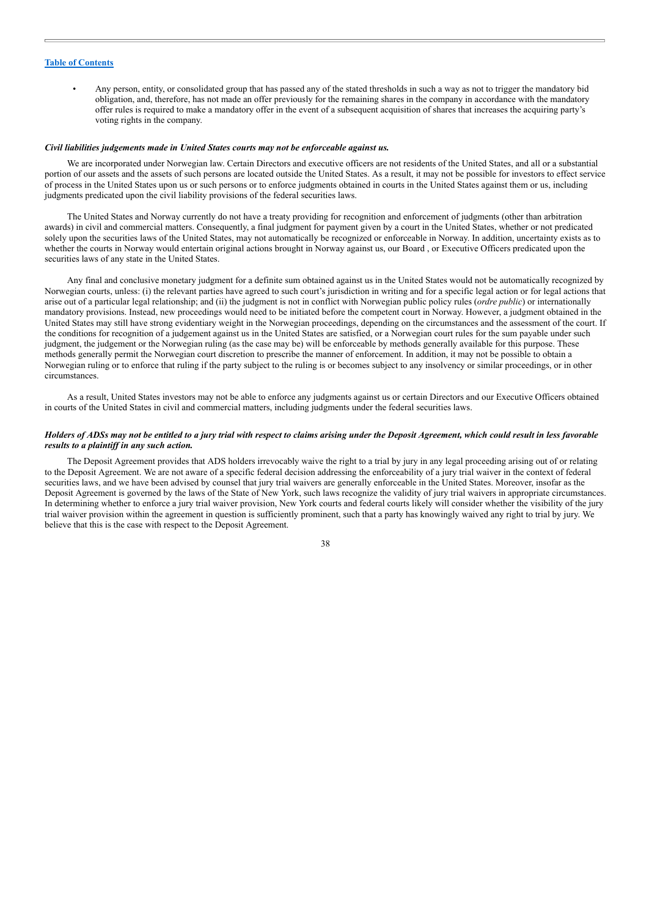- Any person, entity, or consolidated group that has passed any of the stated thresholds in such a way as not to trigger the mandatory bid obligation, and, therefore, has not made an offer previously for the remaining shares in the company in accordance with the mandatory offer rules is required to make a mandatory offer in the event of a subsequent acquisition of shares that increases the acquiring party's voting rights in the company.

***Civil liabilities judgements made in United States courts may not be enforceable against us.***

We are incorporated under Norwegian law. Certain Directors and executive officers are not residents of the United States, and all or a substantial portion of our assets and the assets of such persons are located outside the United States. As a result, it may not be possible for investors to effect service of process in the United States upon us or such persons or to enforce judgments obtained in courts in the United States against them or us, including judgments predicated upon the civil liability provisions of the federal securities laws.

The United States and Norway currently do not have a treaty providing for recognition and enforcement of judgments (other than arbitration awards) in civil and commercial matters. Consequently, a final judgment for payment given by a court in the United States, whether or not predicated solely upon the securities laws of the United States, may not automatically be recognized or enforceable in Norway. In addition, uncertainty exists as to whether the courts in Norway would entertain original actions brought in Norway against us, our Board , or Executive Officers predicated upon the securities laws of any state in the United States.

Any final and conclusive monetary judgment for a definite sum obtained against us in the United States would not be automatically recognized by Norwegian courts, unless: (i) the relevant parties have agreed to such court's jurisdiction in writing and for a specific legal action or for legal actions that arise out of a particular legal relationship; and (ii) the judgment is not in conflict with Norwegian public policy rules (*ordre public*) or internationally mandatory provisions. Instead, new proceedings would need to be initiated before the competent court in Norway. However, a judgment obtained in the United States may still have strong evidentiary weight in the Norwegian proceedings, depending on the circumstances and the assessment of the court. If the conditions for recognition of a judgement against us in the United States are satisfied, or a Norwegian court rules for the sum payable under such judgment, the judgement or the Norwegian ruling (as the case may be) will be enforceable by methods generally available for this purpose. These methods generally permit the Norwegian court discretion to prescribe the manner of enforcement. In addition, it may not be possible to obtain a Norwegian ruling or to enforce that ruling if the party subject to the ruling is or becomes subject to any insolvency or similar proceedings, or in other circumstances.

As a result, United States investors may not be able to enforce any judgments against us or certain Directors and our Executive Officers obtained in courts of the United States in civil and commercial matters, including judgments under the federal securities laws.

***Holders of ADSs may not be entitled to a jury trial with respect to claims arising under the Deposit Agreement, which could result in less favorable results to a plaintiff in any such action.***

The Deposit Agreement provides that ADS holders irrevocably waive the right to a trial by jury in any legal proceeding arising out of or relating to the Deposit Agreement. We are not aware of a specific federal decision addressing the enforceability of a jury trial waiver in the context of federal securities laws, and we have been advised by counsel that jury trial waivers are generally enforceable in the United States. Moreover, insofar as the Deposit Agreement is governed by the laws of the State of New York, such laws recognize the validity of jury trial waivers in appropriate circumstances. In determining whether to enforce a jury trial waiver provision, New York courts and federal courts likely will consider whether the visibility of the jury trial waiver provision within the agreement in question is sufficiently prominent, such that a party has knowingly waived any right to trial by jury. We believe that this is the case with respect to the Deposit Agreement.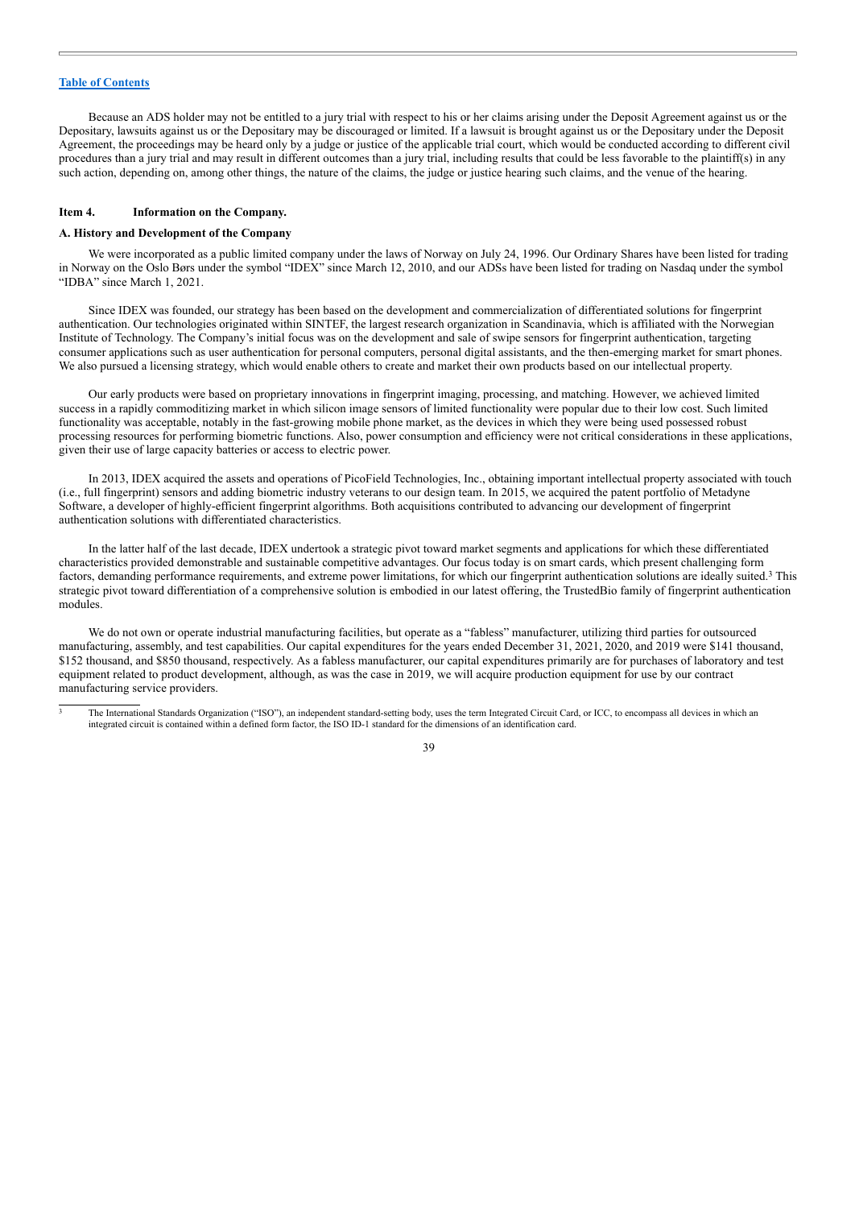Because an ADS holder may not be entitled to a jury trial with respect to his or her claims arising under the Deposit Agreement against us or the Depositary, lawsuits against us or the Depositary may be discouraged or limited. If a lawsuit is brought against us or the Depositary under the Deposit Agreement, the proceedings may be heard only by a judge or justice of the applicable trial court, which would be conducted according to different civil procedures than a jury trial and may result in different outcomes than a jury trial, including results that could be less favorable to the plaintiff(s) in any such action, depending on, among other things, the nature of the claims, the judge or justice hearing such claims, and the venue of the hearing.

## Item 4. Information on the Company.

### A. History and Development of the Company

We were incorporated as a public limited company under the laws of Norway on July 24, 1996. Our Ordinary Shares have been listed for trading in Norway on the Oslo Børs under the symbol "IDEX" since March 12, 2010, and our ADSs have been listed for trading on Nasdaq under the symbol "IDBA" since March 1, 2021.

Since IDEX was founded, our strategy has been based on the development and commercialization of differentiated solutions for fingerprint authentication. Our technologies originated within SINTEF, the largest research organization in Scandinavia, which is affiliated with the Norwegian Institute of Technology. The Company's initial focus was on the development and sale of swipe sensors for fingerprint authentication, targeting consumer applications such as user authentication for personal computers, personal digital assistants, and the then-emerging market for smart phones. We also pursued a licensing strategy, which would enable others to create and market their own products based on our intellectual property.

Our early products were based on proprietary innovations in fingerprint imaging, processing, and matching. However, we achieved limited success in a rapidly commoditizing market in which silicon image sensors of limited functionality were popular due to their low cost. Such limited functionality was acceptable, notably in the fast-growing mobile phone market, as the devices in which they were being used possessed robust processing resources for performing biometric functions. Also, power consumption and efficiency were not critical considerations in these applications, given their use of large capacity batteries or access to electric power.

In 2013, IDEX acquired the assets and operations of PicoField Technologies, Inc., obtaining important intellectual property associated with touch (i.e., full fingerprint) sensors and adding biometric industry veterans to our design team. In 2015, we acquired the patent portfolio of Metadyne Software, a developer of highly-efficient fingerprint algorithms. Both acquisitions contributed to advancing our development of fingerprint authentication solutions with differentiated characteristics.

In the latter half of the last decade, IDEX undertook a strategic pivot toward market segments and applications for which these differentiated characteristics provided demonstrable and sustainable competitive advantages. Our focus today is on smart cards, which present challenging form factors, demanding performance requirements, and extreme power limitations, for which our fingerprint authentication solutions are ideally suited.[3] This strategic pivot toward differentiation of a comprehensive solution is embodied in our latest offering, the TrustedBio family of fingerprint authentication modules.

We do not own or operate industrial manufacturing facilities, but operate as a "fabless" manufacturer, utilizing third parties for outsourced manufacturing, assembly, and test capabilities. Our capital expenditures for the years ended December 31, 2021, 2020, and 2019 were $141 thousand, $152 thousand, and $850 thousand, respectively. As a fabless manufacturer, our capital expenditures primarily are for purchases of laboratory and test equipment related to product development, although, as was the case in 2019, we will acquire production equipment for use by our contract manufacturing service providers.

[3] The International Standards Organization ("ISO"), an independent standard-setting body, uses the term Integrated Circuit Card, or ICC, to encompass all devices in which an integrated circuit is contained within a defined form factor, the ISO ID-1 standard for the dimensions of an identification card.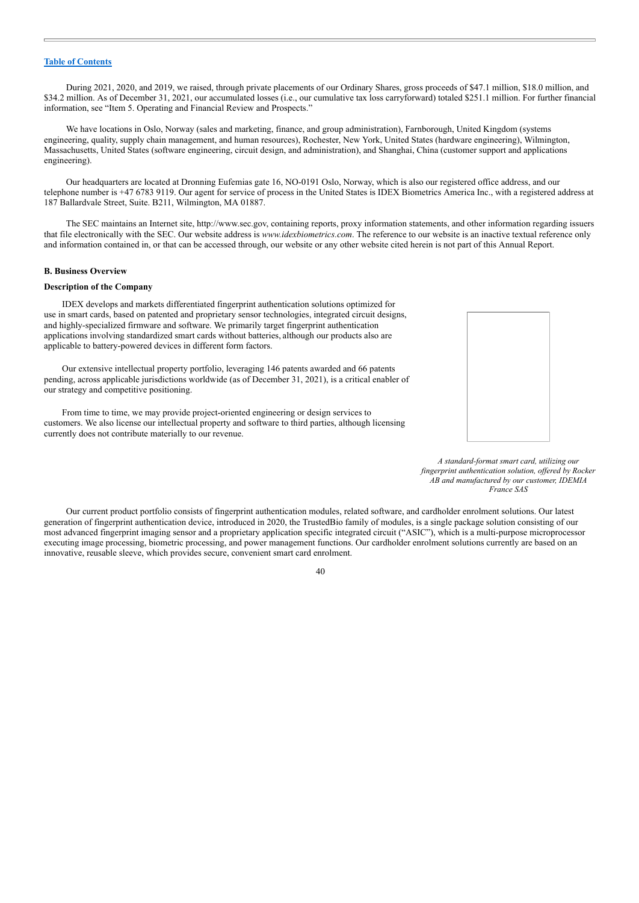During 2021, 2020, and 2019, we raised, through private placements of our Ordinary Shares, gross proceeds of $47.1 million, $18.0 million, and $34.2 million. As of December 31, 2021, our accumulated losses (i.e., our cumulative tax loss carryforward) totaled $251.1 million. For further financial information, see "Item 5. Operating and Financial Review and Prospects."

We have locations in Oslo, Norway (sales and marketing, finance, and group administration), Farnborough, United Kingdom (systems engineering, quality, supply chain management, and human resources), Rochester, New York, United States (hardware engineering), Wilmington, Massachusetts, United States (software engineering, circuit design, and administration), and Shanghai, China (customer support and applications engineering).

Our headquarters are located at Dronning Eufemias gate 16, NO-0191 Oslo, Norway, which is also our registered office address, and our telephone number is +47 6783 9119. Our agent for service of process in the United States is IDEX Biometrics America Inc., with a registered address at 187 Ballardvale Street, Suite. B211, Wilmington, MA 01887.

The SEC maintains an Internet site, http://www.sec.gov, containing reports, proxy information statements, and other information regarding issuers that file electronically with the SEC. Our website address is *www.idexbiometrics.com*. The reference to our website is an inactive textual reference only and information contained in, or that can be accessed through, our website or any other website cited herein is not part of this Annual Report.

**B. Business Overview**

**Description of the Company**

IDEX develops and markets differentiated fingerprint authentication solutions optimized for use in smart cards, based on patented and proprietary sensor technologies, integrated circuit designs, and highly-specialized firmware and software. We primarily target fingerprint authentication applications involving standardized smart cards without batteries, although our products also are applicable to battery-powered devices in different form factors.

Our extensive intellectual property portfolio, leveraging 146 patents awarded and 66 patents pending, across applicable jurisdictions worldwide (as of December 31, 2021), is a critical enabler of our strategy and competitive positioning.

From time to time, we may provide project-oriented engineering or design services to customers. We also license our intellectual property and software to third parties, although licensing currently does not contribute materially to our revenue.

*A standard-format smart card, utilizing our fingerprint authentication solution, offered by Rocker AB and manufactured by our customer, IDEMIA France SAS*

Our current product portfolio consists of fingerprint authentication modules, related software, and cardholder enrolment solutions. Our latest generation of fingerprint authentication device, introduced in 2020, the TrustedBio family of modules, is a single package solution consisting of our most advanced fingerprint imaging sensor and a proprietary application specific integrated circuit ("ASIC"), which is a multi-purpose microprocessor executing image processing, biometric processing, and power management functions. Our cardholder enrolment solutions currently are based on an innovative, reusable sleeve, which provides secure, convenient smart card enrolment.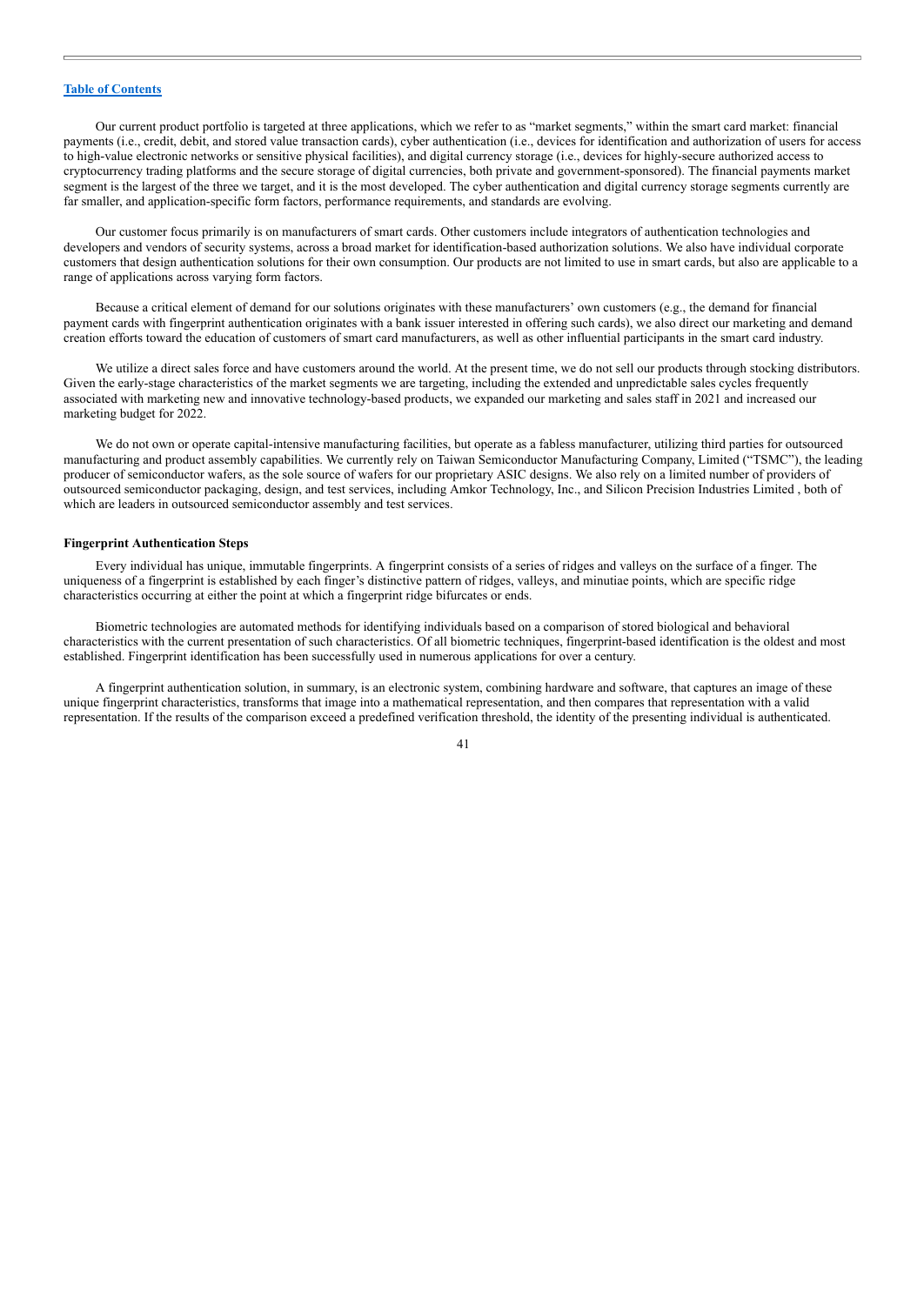Our current product portfolio is targeted at three applications, which we refer to as "market segments," within the smart card market: financial payments (i.e., credit, debit, and stored value transaction cards), cyber authentication (i.e., devices for identification and authorization of users for access to high-value electronic networks or sensitive physical facilities), and digital currency storage (i.e., devices for highly-secure authorized access to cryptocurrency trading platforms and the secure storage of digital currencies, both private and government-sponsored). The financial payments market segment is the largest of the three we target, and it is the most developed. The cyber authentication and digital currency storage segments currently are far smaller, and application-specific form factors, performance requirements, and standards are evolving.

Our customer focus primarily is on manufacturers of smart cards. Other customers include integrators of authentication technologies and developers and vendors of security systems, across a broad market for identification-based authorization solutions. We also have individual corporate customers that design authentication solutions for their own consumption. Our products are not limited to use in smart cards, but also are applicable to a range of applications across varying form factors.

Because a critical element of demand for our solutions originates with these manufacturers' own customers (e.g., the demand for financial payment cards with fingerprint authentication originates with a bank issuer interested in offering such cards), we also direct our marketing and demand creation efforts toward the education of customers of smart card manufacturers, as well as other influential participants in the smart card industry.

We utilize a direct sales force and have customers around the world. At the present time, we do not sell our products through stocking distributors. Given the early-stage characteristics of the market segments we are targeting, including the extended and unpredictable sales cycles frequently associated with marketing new and innovative technology-based products, we expanded our marketing and sales staff in 2021 and increased our marketing budget for 2022.

We do not own or operate capital-intensive manufacturing facilities, but operate as a fabless manufacturer, utilizing third parties for outsourced manufacturing and product assembly capabilities. We currently rely on Taiwan Semiconductor Manufacturing Company, Limited ("TSMC"), the leading producer of semiconductor wafers, as the sole source of wafers for our proprietary ASIC designs. We also rely on a limited number of providers of outsourced semiconductor packaging, design, and test services, including Amkor Technology, Inc., and Silicon Precision Industries Limited , both of which are leaders in outsourced semiconductor assembly and test services.

**Fingerprint Authentication Steps**

Every individual has unique, immutable fingerprints. A fingerprint consists of a series of ridges and valleys on the surface of a finger. The uniqueness of a fingerprint is established by each finger's distinctive pattern of ridges, valleys, and minutiae points, which are specific ridge characteristics occurring at either the point at which a fingerprint ridge bifurcates or ends.

Biometric technologies are automated methods for identifying individuals based on a comparison of stored biological and behavioral characteristics with the current presentation of such characteristics. Of all biometric techniques, fingerprint-based identification is the oldest and most established. Fingerprint identification has been successfully used in numerous applications for over a century.

A fingerprint authentication solution, in summary, is an electronic system, combining hardware and software, that captures an image of these unique fingerprint characteristics, transforms that image into a mathematical representation, and then compares that representation with a valid representation. If the results of the comparison exceed a predefined verification threshold, the identity of the presenting individual is authenticated.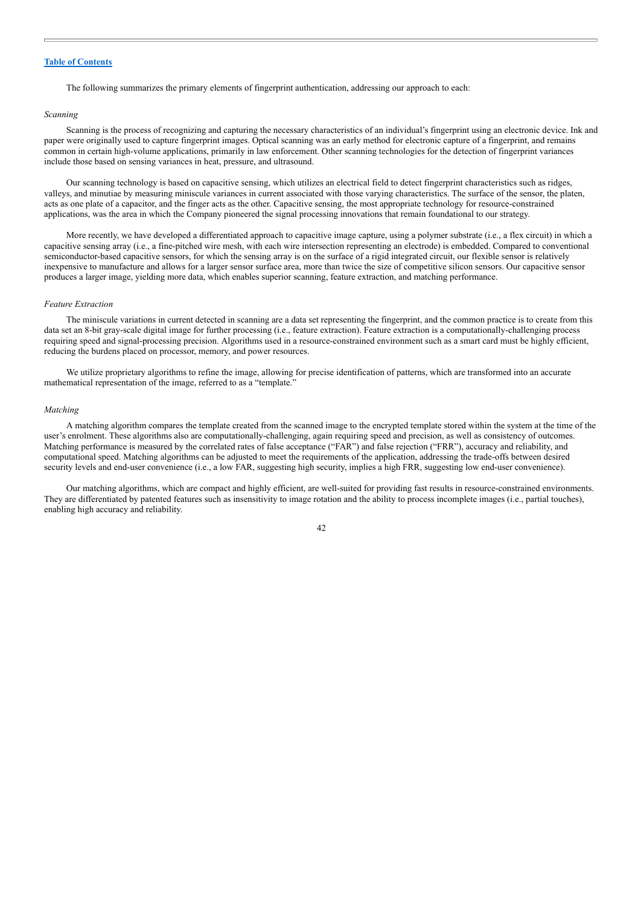The following summarizes the primary elements of fingerprint authentication, addressing our approach to each:

*Scanning*

Scanning is the process of recognizing and capturing the necessary characteristics of an individual's fingerprint using an electronic device. Ink and paper were originally used to capture fingerprint images. Optical scanning was an early method for electronic capture of a fingerprint, and remains common in certain high-volume applications, primarily in law enforcement. Other scanning technologies for the detection of fingerprint variances include those based on sensing variances in heat, pressure, and ultrasound.

Our scanning technology is based on capacitive sensing, which utilizes an electrical field to detect fingerprint characteristics such as ridges, valleys, and minutiae by measuring miniscule variances in current associated with those varying characteristics. The surface of the sensor, the platen, acts as one plate of a capacitor, and the finger acts as the other. Capacitive sensing, the most appropriate technology for resource-constrained applications, was the area in which the Company pioneered the signal processing innovations that remain foundational to our strategy.

More recently, we have developed a differentiated approach to capacitive image capture, using a polymer substrate (i.e., a flex circuit) in which a capacitive sensing array (i.e., a fine-pitched wire mesh, with each wire intersection representing an electrode) is embedded. Compared to conventional semiconductor-based capacitive sensors, for which the sensing array is on the surface of a rigid integrated circuit, our flexible sensor is relatively inexpensive to manufacture and allows for a larger sensor surface area, more than twice the size of competitive silicon sensors. Our capacitive sensor produces a larger image, yielding more data, which enables superior scanning, feature extraction, and matching performance.

*Feature Extraction*

The miniscule variations in current detected in scanning are a data set representing the fingerprint, and the common practice is to create from this data set an 8-bit gray-scale digital image for further processing (i.e., feature extraction). Feature extraction is a computationally-challenging process requiring speed and signal-processing precision. Algorithms used in a resource-constrained environment such as a smart card must be highly efficient, reducing the burdens placed on processor, memory, and power resources.

We utilize proprietary algorithms to refine the image, allowing for precise identification of patterns, which are transformed into an accurate mathematical representation of the image, referred to as a "template."

*Matching*

A matching algorithm compares the template created from the scanned image to the encrypted template stored within the system at the time of the user's enrolment. These algorithms also are computationally-challenging, again requiring speed and precision, as well as consistency of outcomes. Matching performance is measured by the correlated rates of false acceptance ("FAR") and false rejection ("FRR"), accuracy and reliability, and computational speed. Matching algorithms can be adjusted to meet the requirements of the application, addressing the trade-offs between desired security levels and end-user convenience (i.e., a low FAR, suggesting high security, implies a high FRR, suggesting low end-user convenience).

Our matching algorithms, which are compact and highly efficient, are well-suited for providing fast results in resource-constrained environments. They are differentiated by patented features such as insensitivity to image rotation and the ability to process incomplete images (i.e., partial touches), enabling high accuracy and reliability.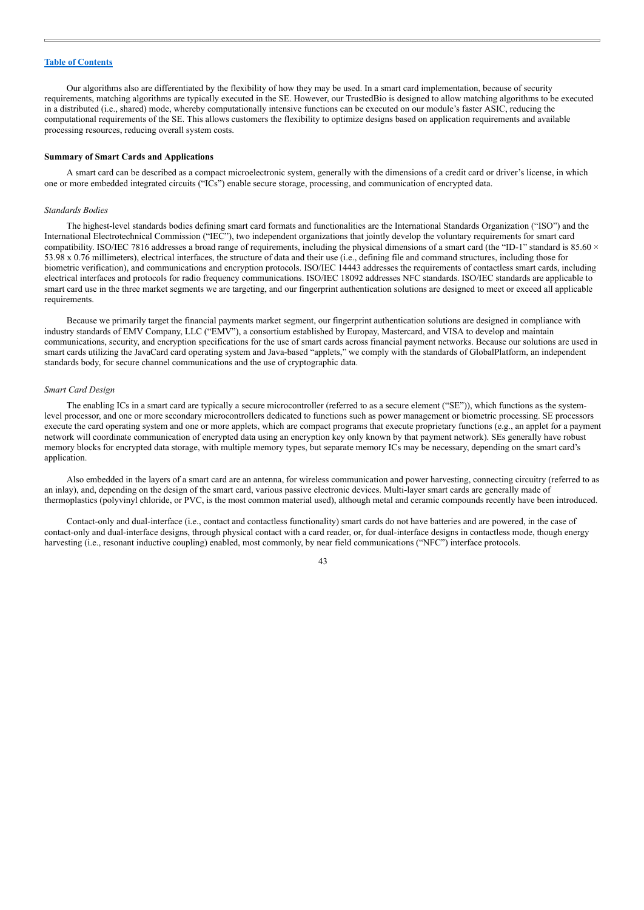Our algorithms also are differentiated by the flexibility of how they may be used. In a smart card implementation, because of security requirements, matching algorithms are typically executed in the SE. However, our TrustedBio is designed to allow matching algorithms to be executed in a distributed (i.e., shared) mode, whereby computationally intensive functions can be executed on our module's faster ASIC, reducing the computational requirements of the SE. This allows customers the flexibility to optimize designs based on application requirements and available processing resources, reducing overall system costs.

**Summary of Smart Cards and Applications**

A smart card can be described as a compact microelectronic system, generally with the dimensions of a credit card or driver's license, in which one or more embedded integrated circuits ("ICs") enable secure storage, processing, and communication of encrypted data.

*Standards Bodies*

The highest-level standards bodies defining smart card formats and functionalities are the International Standards Organization ("ISO") and the International Electrotechnical Commission ("IEC"), two independent organizations that jointly develop the voluntary requirements for smart card compatibility. ISO/IEC 7816 addresses a broad range of requirements, including the physical dimensions of a smart card (the "ID-1" standard is 85.60 × 53.98 x 0.76 millimeters), electrical interfaces, the structure of data and their use (i.e., defining file and command structures, including those for biometric verification), and communications and encryption protocols. ISO/IEC 14443 addresses the requirements of contactless smart cards, including electrical interfaces and protocols for radio frequency communications. ISO/IEC 18092 addresses NFC standards. ISO/IEC standards are applicable to smart card use in the three market segments we are targeting, and our fingerprint authentication solutions are designed to meet or exceed all applicable requirements.

Because we primarily target the financial payments market segment, our fingerprint authentication solutions are designed in compliance with industry standards of EMV Company, LLC ("EMV"), a consortium established by Europay, Mastercard, and VISA to develop and maintain communications, security, and encryption specifications for the use of smart cards across financial payment networks. Because our solutions are used in smart cards utilizing the JavaCard card operating system and Java-based "applets," we comply with the standards of GlobalPlatform, an independent standards body, for secure channel communications and the use of cryptographic data.

*Smart Card Design*

The enabling ICs in a smart card are typically a secure microcontroller (referred to as a secure element ("SE")), which functions as the system-level processor, and one or more secondary microcontrollers dedicated to functions such as power management or biometric processing. SE processors execute the card operating system and one or more applets, which are compact programs that execute proprietary functions (e.g., an applet for a payment network will coordinate communication of encrypted data using an encryption key only known by that payment network). SEs generally have robust memory blocks for encrypted data storage, with multiple memory types, but separate memory ICs may be necessary, depending on the smart card's application.

Also embedded in the layers of a smart card are an antenna, for wireless communication and power harvesting, connecting circuitry (referred to as an inlay), and, depending on the design of the smart card, various passive electronic devices. Multi-layer smart cards are generally made of thermoplastics (polyvinyl chloride, or PVC, is the most common material used), although metal and ceramic compounds recently have been introduced.

Contact-only and dual-interface (i.e., contact and contactless functionality) smart cards do not have batteries and are powered, in the case of contact-only and dual-interface designs, through physical contact with a card reader, or, for dual-interface designs in contactless mode, though energy harvesting (i.e., resonant inductive coupling) enabled, most commonly, by near field communications ("NFC") interface protocols.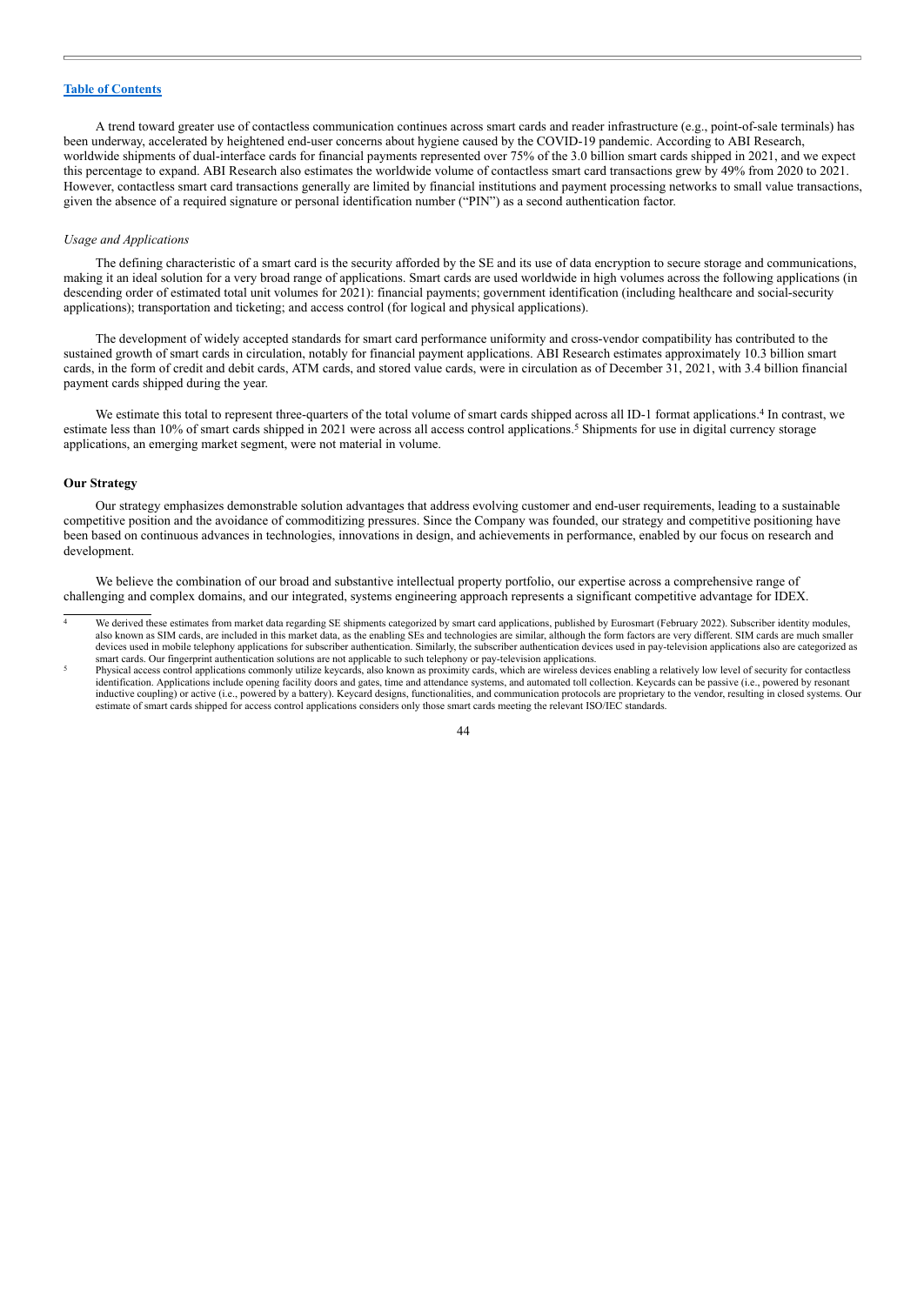A trend toward greater use of contactless communication continues across smart cards and reader infrastructure (e.g., point-of-sale terminals) has been underway, accelerated by heightened end-user concerns about hygiene caused by the COVID-19 pandemic. According to ABI Research, worldwide shipments of dual-interface cards for financial payments represented over 75% of the 3.0 billion smart cards shipped in 2021, and we expect this percentage to expand. ABI Research also estimates the worldwide volume of contactless smart card transactions grew by 49% from 2020 to 2021. However, contactless smart card transactions generally are limited by financial institutions and payment processing networks to small value transactions, given the absence of a required signature or personal identification number ("PIN") as a second authentication factor.

*Usage and Applications*

The defining characteristic of a smart card is the security afforded by the SE and its use of data encryption to secure storage and communications, making it an ideal solution for a very broad range of applications. Smart cards are used worldwide in high volumes across the following applications (in descending order of estimated total unit volumes for 2021): financial payments; government identification (including healthcare and social-security applications); transportation and ticketing; and access control (for logical and physical applications).

The development of widely accepted standards for smart card performance uniformity and cross-vendor compatibility has contributed to the sustained growth of smart cards in circulation, notably for financial payment applications. ABI Research estimates approximately 10.3 billion smart cards, in the form of credit and debit cards, ATM cards, and stored value cards, were in circulation as of December 31, 2021, with 3.4 billion financial payment cards shipped during the year.

We estimate this total to represent three-quarters of the total volume of smart cards shipped across all ID-1 format applications.[4] In contrast, we estimate less than 10% of smart cards shipped in 2021 were across all access control applications.[5] Shipments for use in digital currency storage applications, an emerging market segment, were not material in volume.

**Our Strategy**

Our strategy emphasizes demonstrable solution advantages that address evolving customer and end-user requirements, leading to a sustainable competitive position and the avoidance of commoditizing pressures. Since the Company was founded, our strategy and competitive positioning have been based on continuous advances in technologies, innovations in design, and achievements in performance, enabled by our focus on research and development.

We believe the combination of our broad and substantive intellectual property portfolio, our expertise across a comprehensive range of challenging and complex domains, and our integrated, systems engineering approach represents a significant competitive advantage for IDEX.

---

[4] We derived these estimates from market data regarding SE shipments categorized by smart card applications, published by Eurosmart (February 2022). Subscriber identity modules, also known as SIM cards, are included in this market data, as the enabling SEs and technologies are similar, although the form factors are very different. SIM cards are much smaller devices used in mobile telephony applications for subscriber authentication. Similarly, the subscriber authentication devices used in pay-television applications also are categorized as smart cards. Our fingerprint authentication solutions are not applicable to such telephony or pay-television applications.

[5] Physical access control applications commonly utilize keycards, also known as proximity cards, which are wireless devices enabling a relatively low level of security for contactless identification. Applications include opening facility doors and gates, time and attendance systems, and automated toll collection. Keycards can be passive (i.e., powered by resonant inductive coupling) or active (i.e., powered by a battery). Keycard designs, functionalities, and communication protocols are proprietary to the vendor, resulting in closed systems. Our estimate of smart cards shipped for access control applications considers only those smart cards meeting the relevant ISO/IEC standards.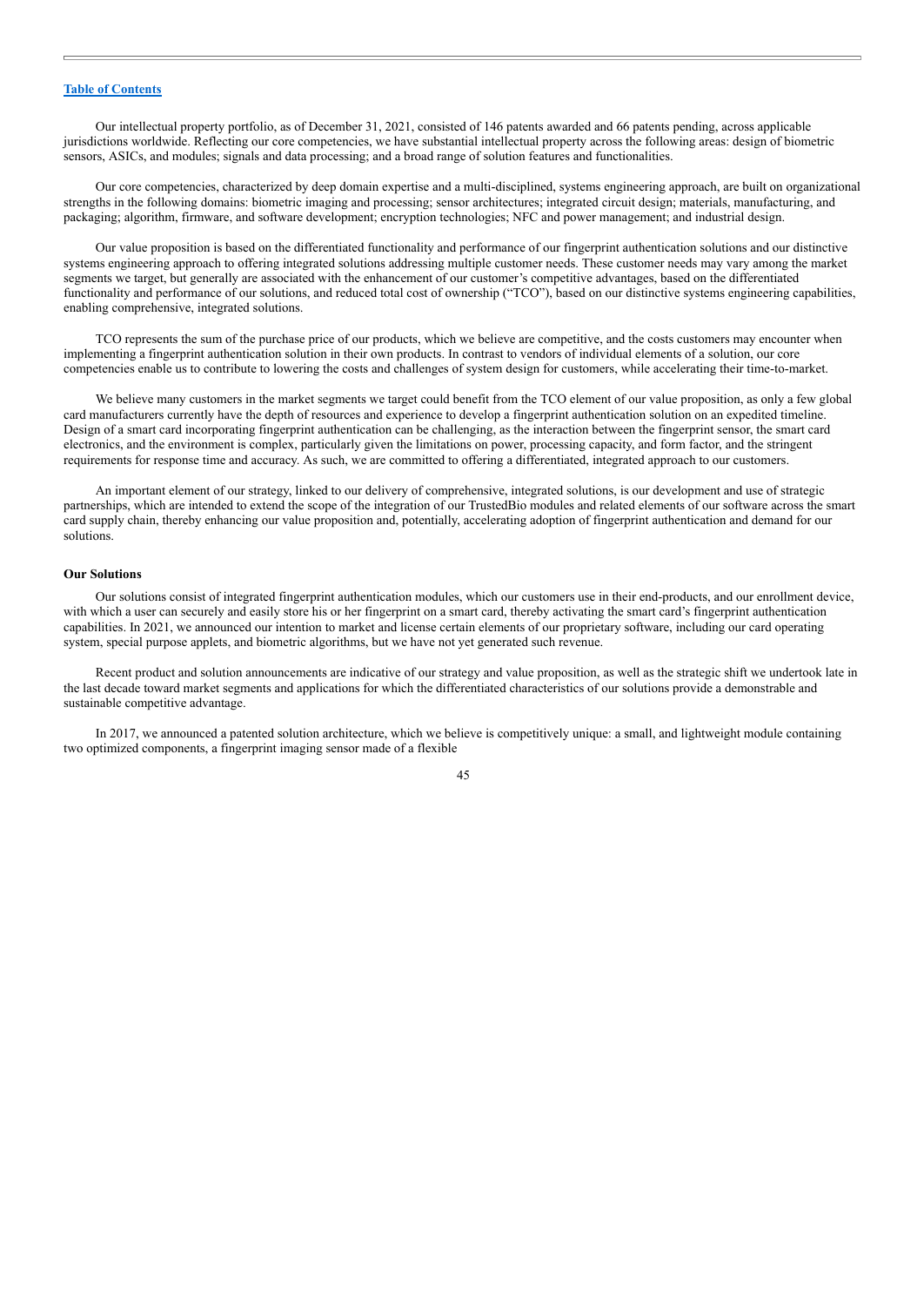Our intellectual property portfolio, as of December 31, 2021, consisted of 146 patents awarded and 66 patents pending, across applicable jurisdictions worldwide. Reflecting our core competencies, we have substantial intellectual property across the following areas: design of biometric sensors, ASICs, and modules; signals and data processing; and a broad range of solution features and functionalities.

Our core competencies, characterized by deep domain expertise and a multi-disciplined, systems engineering approach, are built on organizational strengths in the following domains: biometric imaging and processing; sensor architectures; integrated circuit design; materials, manufacturing, and packaging; algorithm, firmware, and software development; encryption technologies; NFC and power management; and industrial design.

Our value proposition is based on the differentiated functionality and performance of our fingerprint authentication solutions and our distinctive systems engineering approach to offering integrated solutions addressing multiple customer needs. These customer needs may vary among the market segments we target, but generally are associated with the enhancement of our customer's competitive advantages, based on the differentiated functionality and performance of our solutions, and reduced total cost of ownership ("TCO"), based on our distinctive systems engineering capabilities, enabling comprehensive, integrated solutions.

TCO represents the sum of the purchase price of our products, which we believe are competitive, and the costs customers may encounter when implementing a fingerprint authentication solution in their own products. In contrast to vendors of individual elements of a solution, our core competencies enable us to contribute to lowering the costs and challenges of system design for customers, while accelerating their time-to-market.

We believe many customers in the market segments we target could benefit from the TCO element of our value proposition, as only a few global card manufacturers currently have the depth of resources and experience to develop a fingerprint authentication solution on an expedited timeline. Design of a smart card incorporating fingerprint authentication can be challenging, as the interaction between the fingerprint sensor, the smart card electronics, and the environment is complex, particularly given the limitations on power, processing capacity, and form factor, and the stringent requirements for response time and accuracy. As such, we are committed to offering a differentiated, integrated approach to our customers.

An important element of our strategy, linked to our delivery of comprehensive, integrated solutions, is our development and use of strategic partnerships, which are intended to extend the scope of the integration of our TrustedBio modules and related elements of our software across the smart card supply chain, thereby enhancing our value proposition and, potentially, accelerating adoption of fingerprint authentication and demand for our solutions.

**Our Solutions**

Our solutions consist of integrated fingerprint authentication modules, which our customers use in their end-products, and our enrollment device, with which a user can securely and easily store his or her fingerprint on a smart card, thereby activating the smart card's fingerprint authentication capabilities. In 2021, we announced our intention to market and license certain elements of our proprietary software, including our card operating system, special purpose applets, and biometric algorithms, but we have not yet generated such revenue.

Recent product and solution announcements are indicative of our strategy and value proposition, as well as the strategic shift we undertook late in the last decade toward market segments and applications for which the differentiated characteristics of our solutions provide a demonstrable and sustainable competitive advantage.

In 2017, we announced a patented solution architecture, which we believe is competitively unique: a small, and lightweight module containing two optimized components, a fingerprint imaging sensor made of a flexible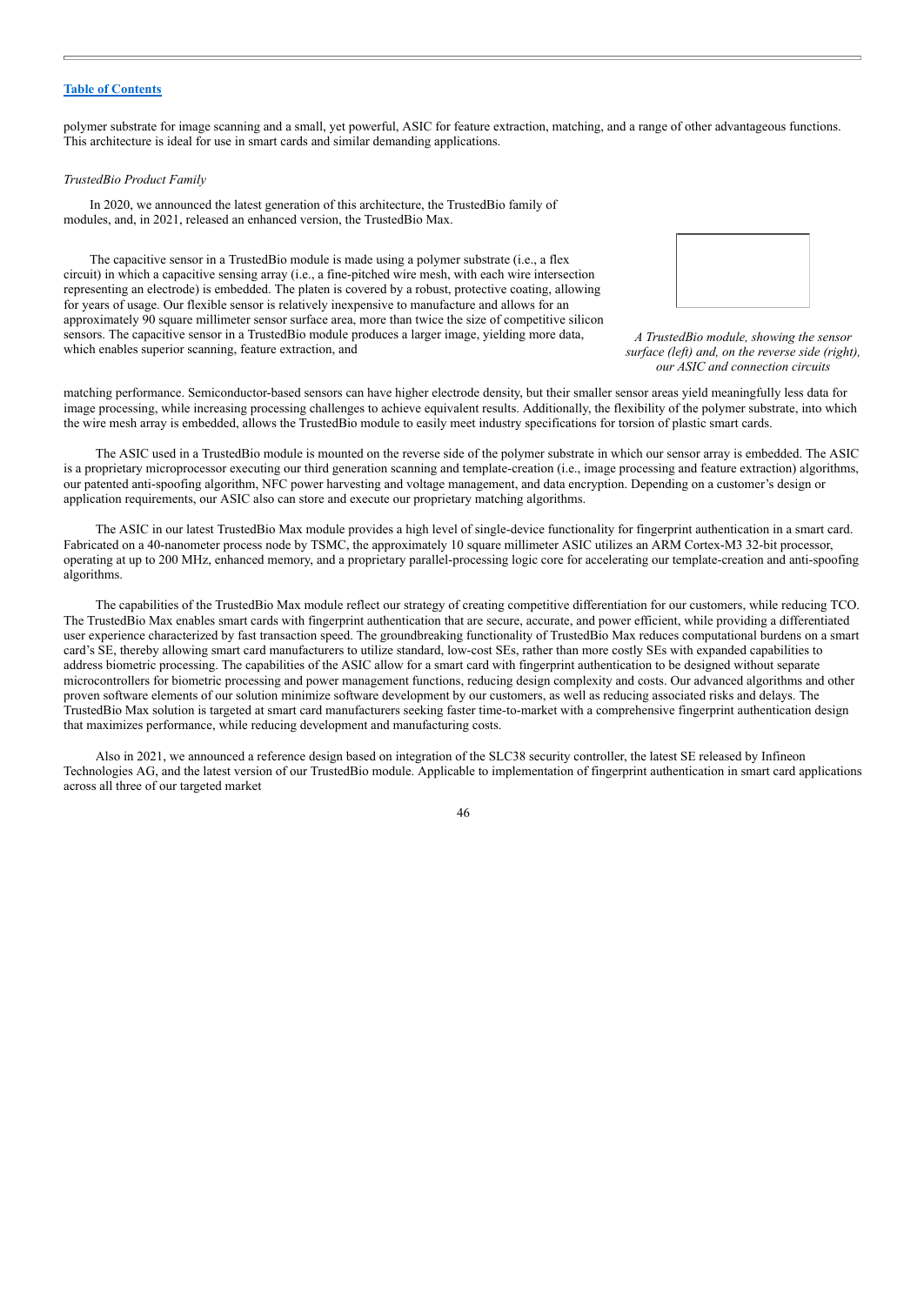polymer substrate for image scanning and a small, yet powerful, ASIC for feature extraction, matching, and a range of other advantageous functions. This architecture is ideal for use in smart cards and similar demanding applications.

*TrustedBio Product Family*

In 2020, we announced the latest generation of this architecture, the TrustedBio family of modules, and, in 2021, released an enhanced version, the TrustedBio Max.

The capacitive sensor in a TrustedBio module is made using a polymer substrate (i.e., a flex circuit) in which a capacitive sensing array (i.e., a fine-pitched wire mesh, with each wire intersection representing an electrode) is embedded. The platen is covered by a robust, protective coating, allowing for years of usage. Our flexible sensor is relatively inexpensive to manufacture and allows for an approximately 90 square millimeter sensor surface area, more than twice the size of competitive silicon sensors. The capacitive sensor in a TrustedBio module produces a larger image, yielding more data, which enables superior scanning, feature extraction, and matching performance. Semiconductor-based sensors can have higher electrode density, but their smaller sensor areas yield meaningfully less data for image processing, while increasing processing challenges to achieve equivalent results. Additionally, the flexibility of the polymer substrate, into which the wire mesh array is embedded, allows the TrustedBio module to easily meet industry specifications for torsion of plastic smart cards.

*A TrustedBio module, showing the sensor surface (left) and, on the reverse side (right), our ASIC and connection circuits*

The ASIC used in a TrustedBio module is mounted on the reverse side of the polymer substrate in which our sensor array is embedded. The ASIC is a proprietary microprocessor executing our third generation scanning and template-creation (i.e., image processing and feature extraction) algorithms, our patented anti-spoofing algorithm, NFC power harvesting and voltage management, and data encryption. Depending on a customer's design or application requirements, our ASIC also can store and execute our proprietary matching algorithms.

The ASIC in our latest TrustedBio Max module provides a high level of single-device functionality for fingerprint authentication in a smart card. Fabricated on a 40-nanometer process node by TSMC, the approximately 10 square millimeter ASIC utilizes an ARM Cortex-M3 32-bit processor, operating at up to 200 MHz, enhanced memory, and a proprietary parallel-processing logic core for accelerating our template-creation and anti-spoofing algorithms.

The capabilities of the TrustedBio Max module reflect our strategy of creating competitive differentiation for our customers, while reducing TCO. The TrustedBio Max enables smart cards with fingerprint authentication that are secure, accurate, and power efficient, while providing a differentiated user experience characterized by fast transaction speed. The groundbreaking functionality of TrustedBio Max reduces computational burdens on a smart card's SE, thereby allowing smart card manufacturers to utilize standard, low-cost SEs, rather than more costly SEs with expanded capabilities to address biometric processing. The capabilities of the ASIC allow for a smart card with fingerprint authentication to be designed without separate microcontrollers for biometric processing and power management functions, reducing design complexity and costs. Our advanced algorithms and other proven software elements of our solution minimize software development by our customers, as well as reducing associated risks and delays. The TrustedBio Max solution is targeted at smart card manufacturers seeking faster time-to-market with a comprehensive fingerprint authentication design that maximizes performance, while reducing development and manufacturing costs.

Also in 2021, we announced a reference design based on integration of the SLC38 security controller, the latest SE released by Infineon Technologies AG, and the latest version of our TrustedBio module. Applicable to implementation of fingerprint authentication in smart card applications across all three of our targeted market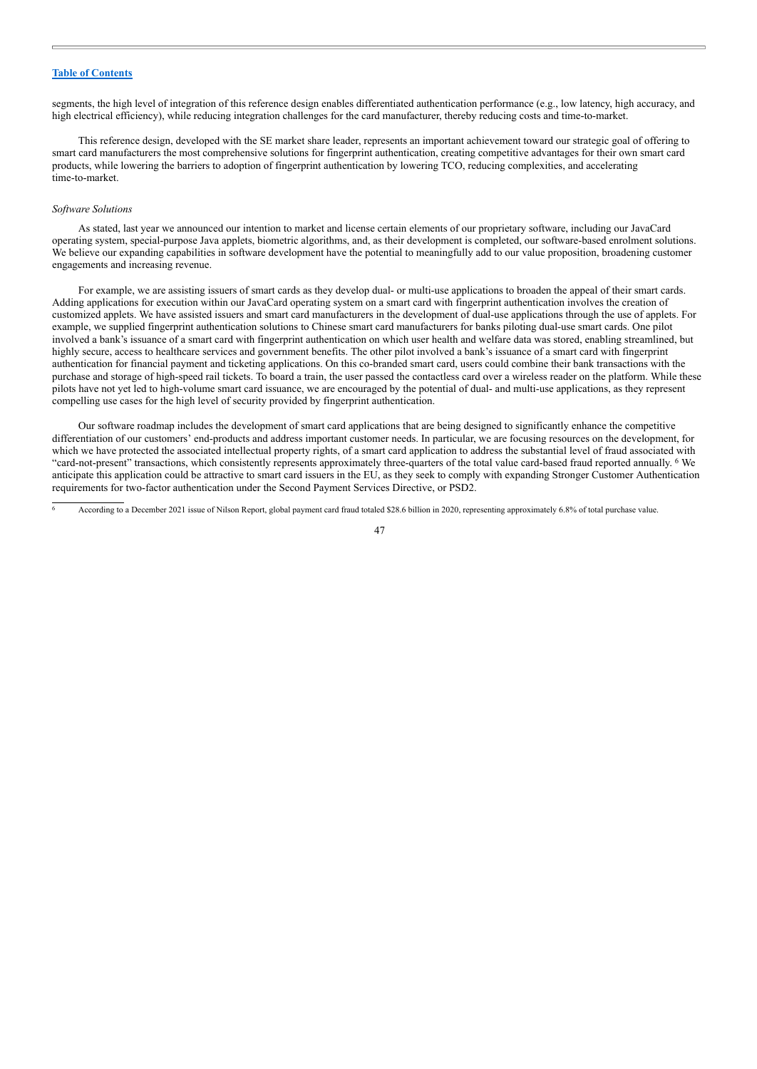segments, the high level of integration of this reference design enables differentiated authentication performance (e.g., low latency, high accuracy, and high electrical efficiency), while reducing integration challenges for the card manufacturer, thereby reducing costs and time-to-market.

This reference design, developed with the SE market share leader, represents an important achievement toward our strategic goal of offering to smart card manufacturers the most comprehensive solutions for fingerprint authentication, creating competitive advantages for their own smart card products, while lowering the barriers to adoption of fingerprint authentication by lowering TCO, reducing complexities, and accelerating time-to-market.

*Software Solutions*

As stated, last year we announced our intention to market and license certain elements of our proprietary software, including our JavaCard operating system, special-purpose Java applets, biometric algorithms, and, as their development is completed, our software-based enrolment solutions. We believe our expanding capabilities in software development have the potential to meaningfully add to our value proposition, broadening customer engagements and increasing revenue.

For example, we are assisting issuers of smart cards as they develop dual- or multi-use applications to broaden the appeal of their smart cards. Adding applications for execution within our JavaCard operating system on a smart card with fingerprint authentication involves the creation of customized applets. We have assisted issuers and smart card manufacturers in the development of dual-use applications through the use of applets. For example, we supplied fingerprint authentication solutions to Chinese smart card manufacturers for banks piloting dual-use smart cards. One pilot involved a bank's issuance of a smart card with fingerprint authentication on which user health and welfare data was stored, enabling streamlined, but highly secure, access to healthcare services and government benefits. The other pilot involved a bank's issuance of a smart card with fingerprint authentication for financial payment and ticketing applications. On this co-branded smart card, users could combine their bank transactions with the purchase and storage of high-speed rail tickets. To board a train, the user passed the contactless card over a wireless reader on the platform. While these pilots have not yet led to high-volume smart card issuance, we are encouraged by the potential of dual- and multi-use applications, as they represent compelling use cases for the high level of security provided by fingerprint authentication.

Our software roadmap includes the development of smart card applications that are being designed to significantly enhance the competitive differentiation of our customers' end-products and address important customer needs. In particular, we are focusing resources on the development, for which we have protected the associated intellectual property rights, of a smart card application to address the substantial level of fraud associated with "card-not-present" transactions, which consistently represents approximately three-quarters of the total value card-based fraud reported annually. [6] We anticipate this application could be attractive to smart card issuers in the EU, as they seek to comply with expanding Stronger Customer Authentication requirements for two-factor authentication under the Second Payment Services Directive, or PSD2.

---

[6] According to a December 2021 issue of Nilson Report, global payment card fraud totaled $28.6 billion in 2020, representing approximately 6.8% of total purchase value.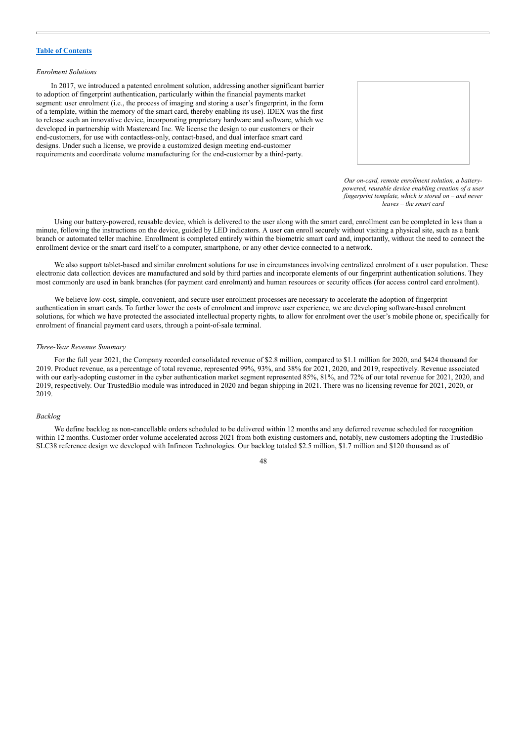[Table of Contents](#)

*Enrolment Solutions*

In 2017, we introduced a patented enrolment solution, addressing another significant barrier to adoption of fingerprint authentication, particularly within the financial payments market segment: user enrolment (i.e., the process of imaging and storing a user's fingerprint, in the form of a template, within the memory of the smart card, thereby enabling its use). IDEX was the first to release such an innovative device, incorporating proprietary hardware and software, which we developed in partnership with Mastercard Inc. We license the design to our customers or their end-customers, for use with contactless-only, contact-based, and dual interface smart card designs. Under such a license, we provide a customized design meeting end-customer requirements and coordinate volume manufacturing for the end-customer by a third-party.

*Our on-card, remote enrollment solution, a battery-powered, reusable device enabling creation of a user fingerprint template, which is stored on – and never leaves – the smart card*

Using our battery-powered, reusable device, which is delivered to the user along with the smart card, enrollment can be completed in less than a minute, following the instructions on the device, guided by LED indicators. A user can enroll securely without visiting a physical site, such as a bank branch or automated teller machine. Enrollment is completed entirely within the biometric smart card and, importantly, without the need to connect the enrollment device or the smart card itself to a computer, smartphone, or any other device connected to a network.

We also support tablet-based and similar enrolment solutions for use in circumstances involving centralized enrolment of a user population. These electronic data collection devices are manufactured and sold by third parties and incorporate elements of our fingerprint authentication solutions. They most commonly are used in bank branches (for payment card enrolment) and human resources or security offices (for access control card enrolment).

We believe low-cost, simple, convenient, and secure user enrolment processes are necessary to accelerate the adoption of fingerprint authentication in smart cards. To further lower the costs of enrolment and improve user experience, we are developing software-based enrolment solutions, for which we have protected the associated intellectual property rights, to allow for enrolment over the user's mobile phone or, specifically for enrolment of financial payment card users, through a point-of-sale terminal.

*Three-Year Revenue Summary*

For the full year 2021, the Company recorded consolidated revenue of $2.8 million, compared to $1.1 million for 2020, and $424 thousand for 2019. Product revenue, as a percentage of total revenue, represented 99%, 93%, and 38% for 2021, 2020, and 2019, respectively. Revenue associated with our early-adopting customer in the cyber authentication market segment represented 85%, 81%, and 72% of our total revenue for 2021, 2020, and 2019, respectively. Our TrustedBio module was introduced in 2020 and began shipping in 2021. There was no licensing revenue for 2021, 2020, or 2019.

*Backlog*

We define backlog as non-cancellable orders scheduled to be delivered within 12 months and any deferred revenue scheduled for recognition within 12 months. Customer order volume accelerated across 2021 from both existing customers and, notably, new customers adopting the TrustedBio – SLC38 reference design we developed with Infineon Technologies. Our backlog totaled $2.5 million, $1.7 million and $120 thousand as of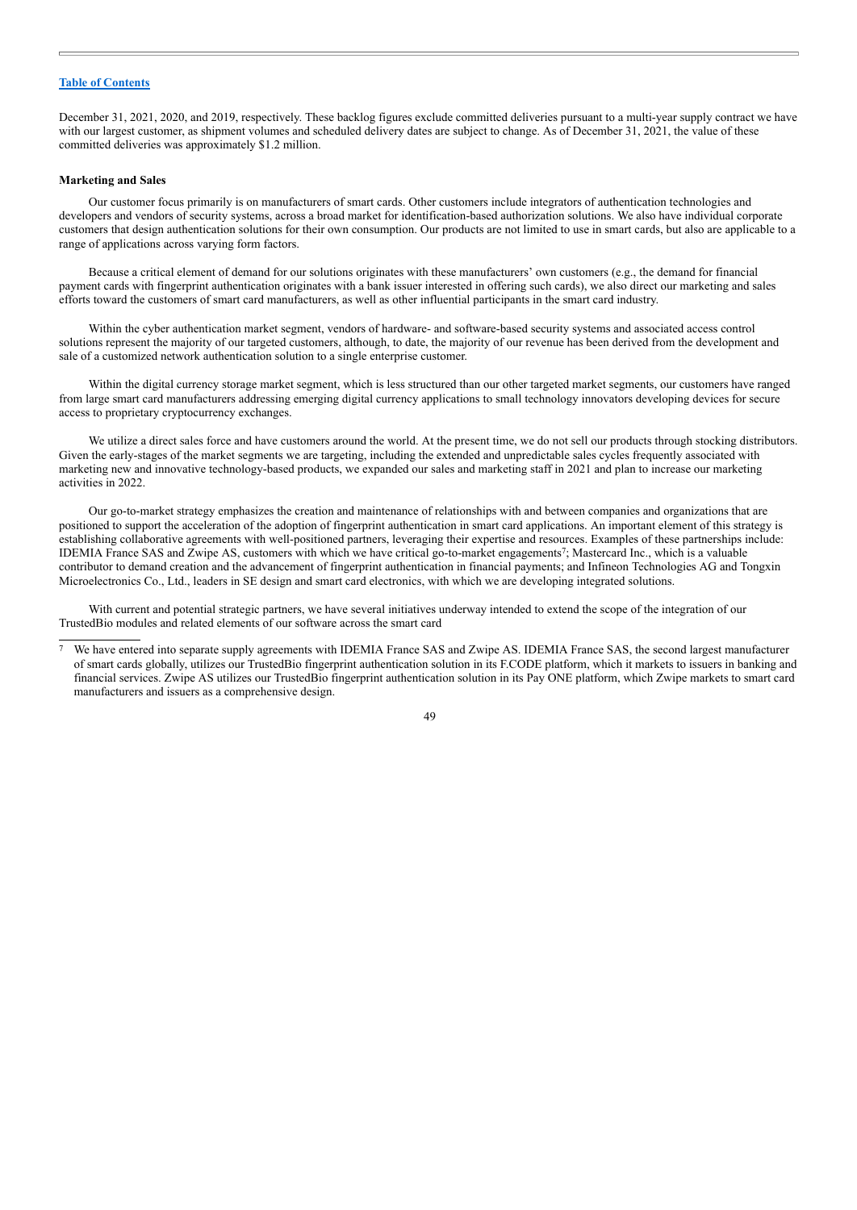December 31, 2021, 2020, and 2019, respectively. These backlog figures exclude committed deliveries pursuant to a multi-year supply contract we have with our largest customer, as shipment volumes and scheduled delivery dates are subject to change. As of December 31, 2021, the value of these committed deliveries was approximately $1.2 million.

**Marketing and Sales**

Our customer focus primarily is on manufacturers of smart cards. Other customers include integrators of authentication technologies and developers and vendors of security systems, across a broad market for identification-based authorization solutions. We also have individual corporate customers that design authentication solutions for their own consumption. Our products are not limited to use in smart cards, but also are applicable to a range of applications across varying form factors.

Because a critical element of demand for our solutions originates with these manufacturers' own customers (e.g., the demand for financial payment cards with fingerprint authentication originates with a bank issuer interested in offering such cards), we also direct our marketing and sales efforts toward the customers of smart card manufacturers, as well as other influential participants in the smart card industry.

Within the cyber authentication market segment, vendors of hardware- and software-based security systems and associated access control solutions represent the majority of our targeted customers, although, to date, the majority of our revenue has been derived from the development and sale of a customized network authentication solution to a single enterprise customer.

Within the digital currency storage market segment, which is less structured than our other targeted market segments, our customers have ranged from large smart card manufacturers addressing emerging digital currency applications to small technology innovators developing devices for secure access to proprietary cryptocurrency exchanges.

We utilize a direct sales force and have customers around the world. At the present time, we do not sell our products through stocking distributors. Given the early-stages of the market segments we are targeting, including the extended and unpredictable sales cycles frequently associated with marketing new and innovative technology-based products, we expanded our sales and marketing staff in 2021 and plan to increase our marketing activities in 2022.

Our go-to-market strategy emphasizes the creation and maintenance of relationships with and between companies and organizations that are positioned to support the acceleration of the adoption of fingerprint authentication in smart card applications. An important element of this strategy is establishing collaborative agreements with well-positioned partners, leveraging their expertise and resources. Examples of these partnerships include: IDEMIA France SAS and Zwipe AS, customers with which we have critical go-to-market engagements[7]; Mastercard Inc., which is a valuable contributor to demand creation and the advancement of fingerprint authentication in financial payments; and Infineon Technologies AG and Tongxin Microelectronics Co., Ltd., leaders in SE design and smart card electronics, with which we are developing integrated solutions.

With current and potential strategic partners, we have several initiatives underway intended to extend the scope of the integration of our TrustedBio modules and related elements of our software across the smart card

---

[7] We have entered into separate supply agreements with IDEMIA France SAS and Zwipe AS. IDEMIA France SAS, the second largest manufacturer of smart cards globally, utilizes our TrustedBio fingerprint authentication solution in its F.CODE platform, which it markets to issuers in banking and financial services. Zwipe AS utilizes our TrustedBio fingerprint authentication solution in its Pay ONE platform, which Zwipe markets to smart card manufacturers and issuers as a comprehensive design.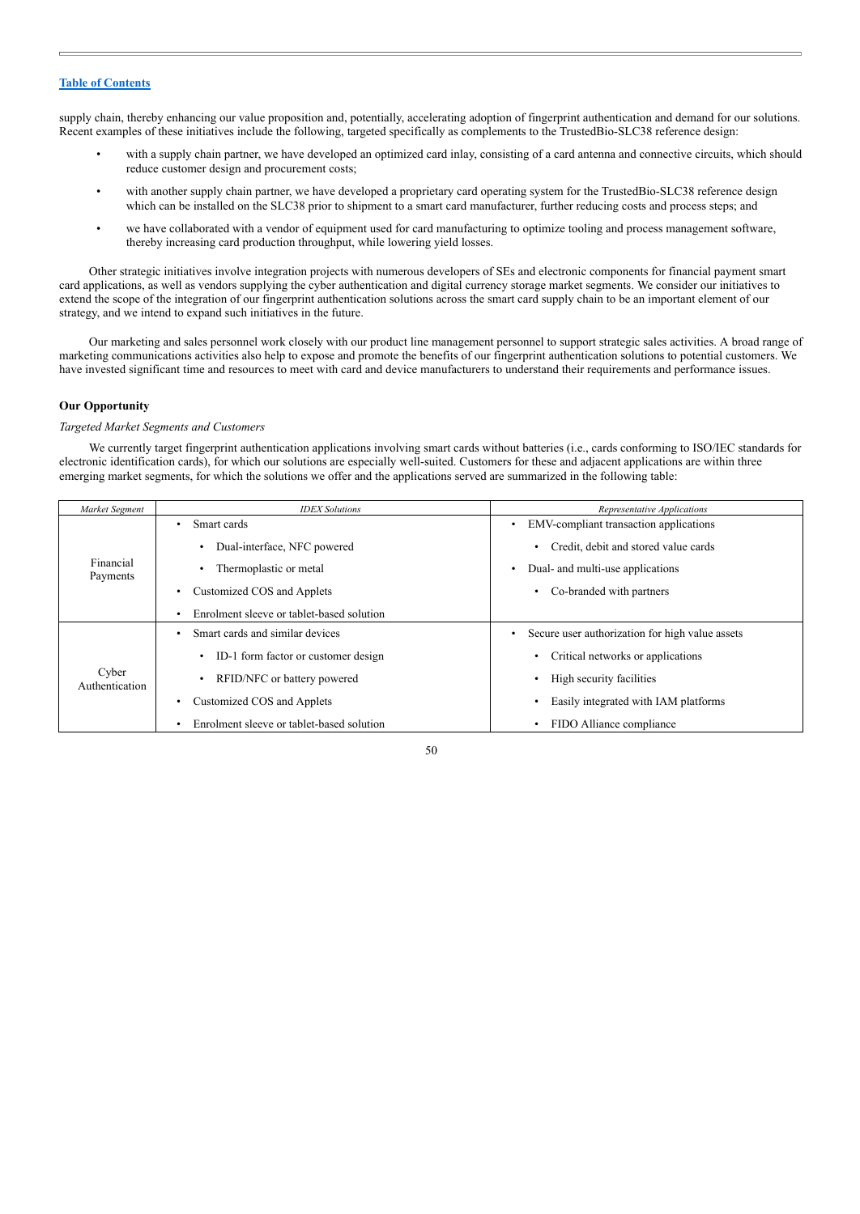supply chain, thereby enhancing our value proposition and, potentially, accelerating adoption of fingerprint authentication and demand for our solutions. Recent examples of these initiatives include the following, targeted specifically as complements to the TrustedBio-SLC38 reference design:

- with a supply chain partner, we have developed an optimized card inlay, consisting of a card antenna and connective circuits, which should reduce customer design and procurement costs;
- with another supply chain partner, we have developed a proprietary card operating system for the TrustedBio-SLC38 reference design which can be installed on the SLC38 prior to shipment to a smart card manufacturer, further reducing costs and process steps; and
- we have collaborated with a vendor of equipment used for card manufacturing to optimize tooling and process management software, thereby increasing card production throughput, while lowering yield losses.

Other strategic initiatives involve integration projects with numerous developers of SEs and electronic components for financial payment smart card applications, as well as vendors supplying the cyber authentication and digital currency storage market segments. We consider our initiatives to extend the scope of the integration of our fingerprint authentication solutions across the smart card supply chain to be an important element of our strategy, and we intend to expand such initiatives in the future.

Our marketing and sales personnel work closely with our product line management personnel to support strategic sales activities. A broad range of marketing communications activities also help to expose and promote the benefits of our fingerprint authentication solutions to potential customers. We have invested significant time and resources to meet with card and device manufacturers to understand their requirements and performance issues.

## Our Opportunity

*Targeted Market Segments and Customers*

We currently target fingerprint authentication applications involving smart cards without batteries (i.e., cards conforming to ISO/IEC standards for electronic identification cards), for which our solutions are especially well-suited. Customers for these and adjacent applications are within three emerging market segments, for which the solutions we offer and the applications served are summarized in the following table:

| *Market Segment* | *IDEX Solutions* | *Representative Applications* |
|---|---|---|
| Financial Payments | • Smart cards<br>  • Dual-interface, NFC powered<br>  • Thermoplastic or metal<br>• Customized COS and Applets<br>• Enrolment sleeve or tablet-based solution | • EMV-compliant transaction applications<br>  • Credit, debit and stored value cards<br>• Dual- and multi-use applications<br>  • Co-branded with partners |
| Cyber Authentication | • Smart cards and similar devices<br>  • ID-1 form factor or customer design<br>  • RFID/NFC or battery powered<br>• Customized COS and Applets<br>• Enrolment sleeve or tablet-based solution | • Secure user authorization for high value assets<br>  • Critical networks or applications<br>  • High security facilities<br>  • Easily integrated with IAM platforms<br>  • FIDO Alliance compliance |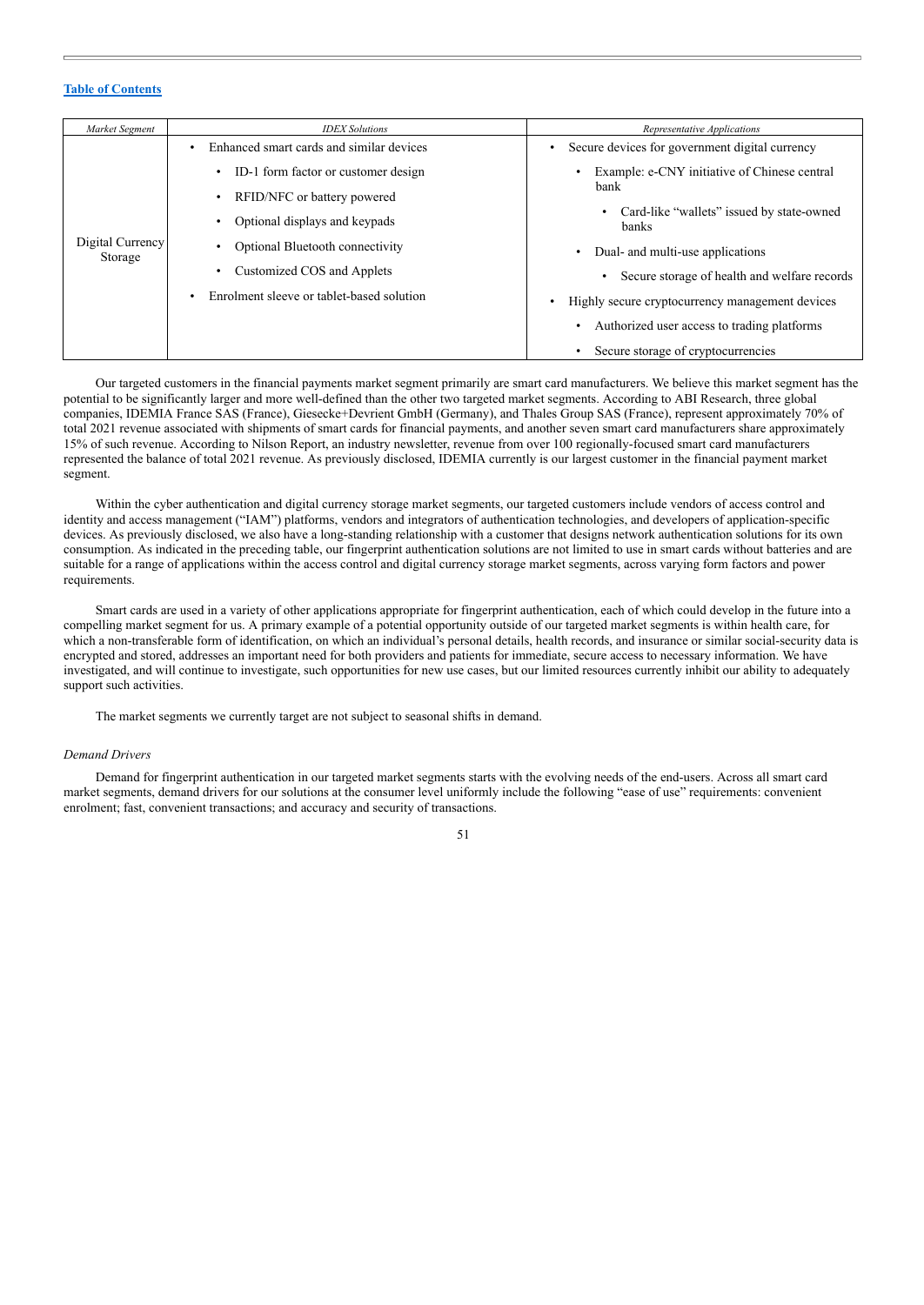| Market Segment | IDEX Solutions | Representative Applications |
|---|---|---|
| Digital Currency Storage | • Enhanced smart cards and similar devices<br>  • ID-1 form factor or customer design<br>  • RFID/NFC or battery powered<br>  • Optional displays and keypads<br>  • Optional Bluetooth connectivity<br>  • Customized COS and Applets<br>• Enrolment sleeve or tablet-based solution | • Secure devices for government digital currency<br>  • Example: e-CNY initiative of Chinese central bank<br>    • Card-like "wallets" issued by state-owned banks<br>  • Dual- and multi-use applications<br>    • Secure storage of health and welfare records<br>• Highly secure cryptocurrency management devices<br>  • Authorized user access to trading platforms<br>  • Secure storage of cryptocurrencies |

Our targeted customers in the financial payments market segment primarily are smart card manufacturers. We believe this market segment has the potential to be significantly larger and more well-defined than the other two targeted market segments. According to ABI Research, three global companies, IDEMIA France SAS (France), Giesecke+Devrient GmbH (Germany), and Thales Group SAS (France), represent approximately 70% of total 2021 revenue associated with shipments of smart cards for financial payments, and another seven smart card manufacturers share approximately 15% of such revenue. According to Nilson Report, an industry newsletter, revenue from over 100 regionally-focused smart card manufacturers represented the balance of total 2021 revenue. As previously disclosed, IDEMIA currently is our largest customer in the financial payment market segment.

Within the cyber authentication and digital currency storage market segments, our targeted customers include vendors of access control and identity and access management ("IAM") platforms, vendors and integrators of authentication technologies, and developers of application-specific devices. As previously disclosed, we also have a long-standing relationship with a customer that designs network authentication solutions for its own consumption. As indicated in the preceding table, our fingerprint authentication solutions are not limited to use in smart cards without batteries and are suitable for a range of applications within the access control and digital currency storage market segments, across varying form factors and power requirements.

Smart cards are used in a variety of other applications appropriate for fingerprint authentication, each of which could develop in the future into a compelling market segment for us. A primary example of a potential opportunity outside of our targeted market segments is within health care, for which a non-transferable form of identification, on which an individual's personal details, health records, and insurance or similar social-security data is encrypted and stored, addresses an important need for both providers and patients for immediate, secure access to necessary information. We have investigated, and will continue to investigate, such opportunities for new use cases, but our limited resources currently inhibit our ability to adequately support such activities.

The market segments we currently target are not subject to seasonal shifts in demand.

*Demand Drivers*

Demand for fingerprint authentication in our targeted market segments starts with the evolving needs of the end-users. Across all smart card market segments, demand drivers for our solutions at the consumer level uniformly include the following "ease of use" requirements: convenient enrolment; fast, convenient transactions; and accuracy and security of transactions.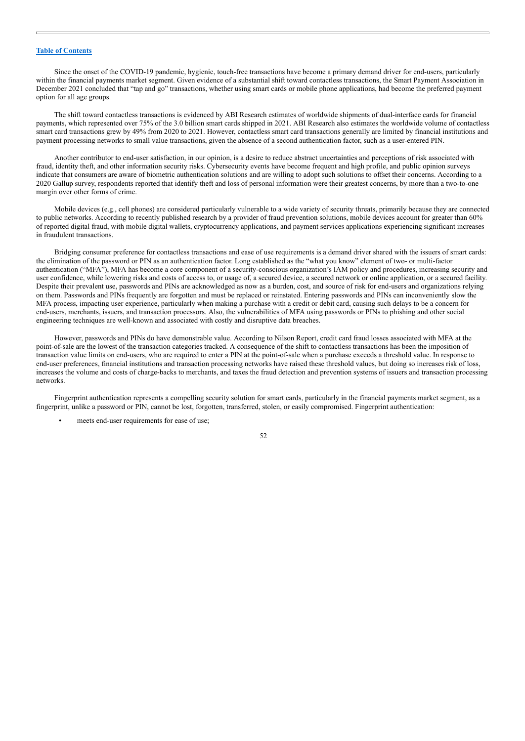Since the onset of the COVID-19 pandemic, hygienic, touch-free transactions have become a primary demand driver for end-users, particularly within the financial payments market segment. Given evidence of a substantial shift toward contactless transactions, the Smart Payment Association in December 2021 concluded that "tap and go" transactions, whether using smart cards or mobile phone applications, had become the preferred payment option for all age groups.

The shift toward contactless transactions is evidenced by ABI Research estimates of worldwide shipments of dual-interface cards for financial payments, which represented over 75% of the 3.0 billion smart cards shipped in 2021. ABI Research also estimates the worldwide volume of contactless smart card transactions grew by 49% from 2020 to 2021. However, contactless smart card transactions generally are limited by financial institutions and payment processing networks to small value transactions, given the absence of a second authentication factor, such as a user-entered PIN.

Another contributor to end-user satisfaction, in our opinion, is a desire to reduce abstract uncertainties and perceptions of risk associated with fraud, identity theft, and other information security risks. Cybersecurity events have become frequent and high profile, and public opinion surveys indicate that consumers are aware of biometric authentication solutions and are willing to adopt such solutions to offset their concerns. According to a 2020 Gallup survey, respondents reported that identify theft and loss of personal information were their greatest concerns, by more than a two-to-one margin over other forms of crime.

Mobile devices (e.g., cell phones) are considered particularly vulnerable to a wide variety of security threats, primarily because they are connected to public networks. According to recently published research by a provider of fraud prevention solutions, mobile devices account for greater than 60% of reported digital fraud, with mobile digital wallets, cryptocurrency applications, and payment services applications experiencing significant increases in fraudulent transactions.

Bridging consumer preference for contactless transactions and ease of use requirements is a demand driver shared with the issuers of smart cards: the elimination of the password or PIN as an authentication factor. Long established as the "what you know" element of two- or multi-factor authentication ("MFA"), MFA has become a core component of a security-conscious organization's IAM policy and procedures, increasing security and user confidence, while lowering risks and costs of access to, or usage of, a secured device, a secured network or online application, or a secured facility. Despite their prevalent use, passwords and PINs are acknowledged as now as a burden, cost, and source of risk for end-users and organizations relying on them. Passwords and PINs frequently are forgotten and must be replaced or reinstated. Entering passwords and PINs can inconveniently slow the MFA process, impacting user experience, particularly when making a purchase with a credit or debit card, causing such delays to be a concern for end-users, merchants, issuers, and transaction processors. Also, the vulnerabilities of MFA using passwords or PINs to phishing and other social engineering techniques are well-known and associated with costly and disruptive data breaches.

However, passwords and PINs do have demonstrable value. According to Nilson Report, credit card fraud losses associated with MFA at the point-of-sale are the lowest of the transaction categories tracked. A consequence of the shift to contactless transactions has been the imposition of transaction value limits on end-users, who are required to enter a PIN at the point-of-sale when a purchase exceeds a threshold value. In response to end-user preferences, financial institutions and transaction processing networks have raised these threshold values, but doing so increases risk of loss, increases the volume and costs of charge-backs to merchants, and taxes the fraud detection and prevention systems of issuers and transaction processing networks.

Fingerprint authentication represents a compelling security solution for smart cards, particularly in the financial payments market segment, as a fingerprint, unlike a password or PIN, cannot be lost, forgotten, transferred, stolen, or easily compromised. Fingerprint authentication:

- meets end-user requirements for ease of use;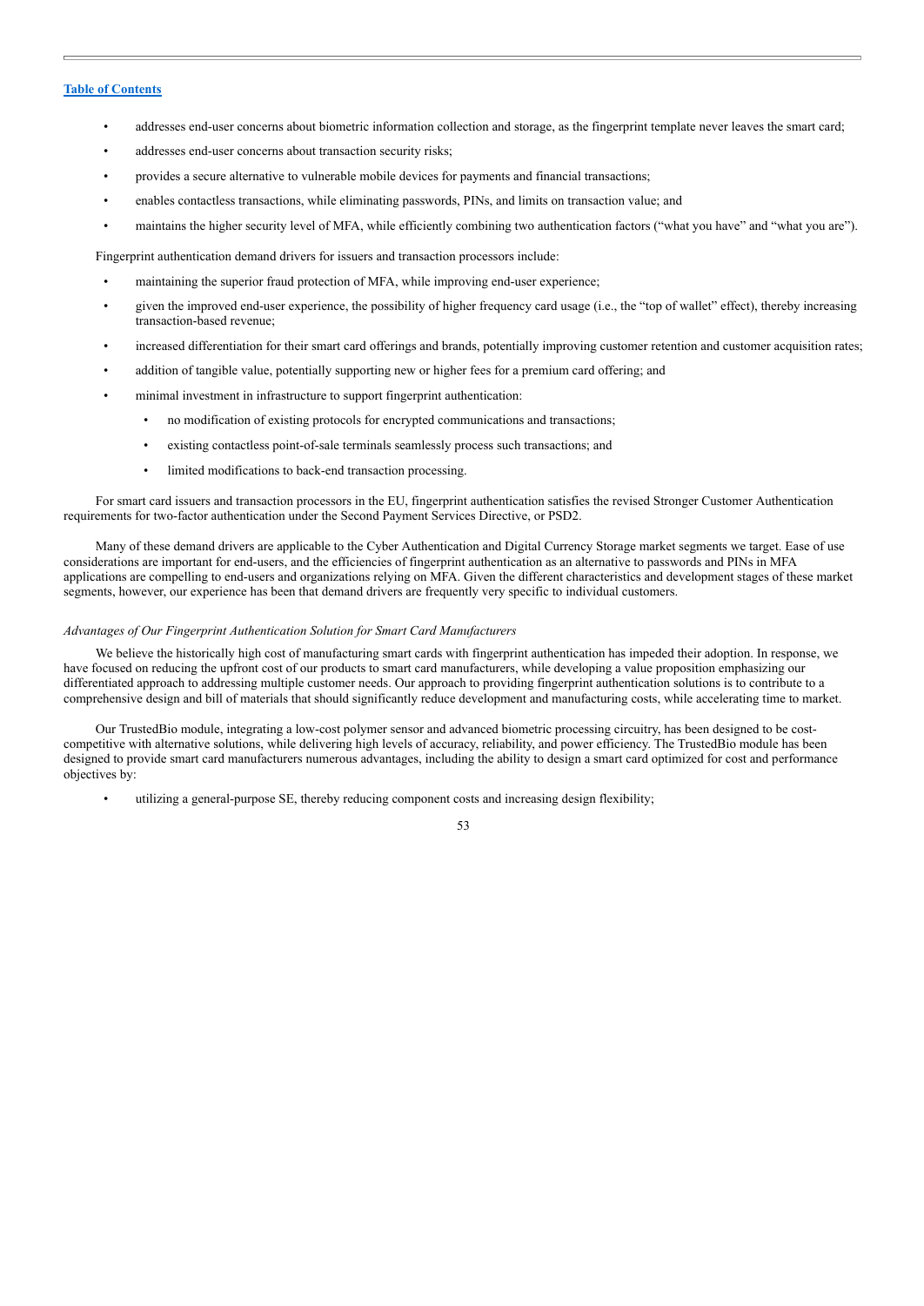- addresses end-user concerns about biometric information collection and storage, as the fingerprint template never leaves the smart card;
- addresses end-user concerns about transaction security risks;
- provides a secure alternative to vulnerable mobile devices for payments and financial transactions;
- enables contactless transactions, while eliminating passwords, PINs, and limits on transaction value; and
- maintains the higher security level of MFA, while efficiently combining two authentication factors ("what you have" and "what you are").

Fingerprint authentication demand drivers for issuers and transaction processors include:

- maintaining the superior fraud protection of MFA, while improving end-user experience;
- given the improved end-user experience, the possibility of higher frequency card usage (i.e., the "top of wallet" effect), thereby increasing transaction-based revenue;
- increased differentiation for their smart card offerings and brands, potentially improving customer retention and customer acquisition rates;
- addition of tangible value, potentially supporting new or higher fees for a premium card offering; and
- minimal investment in infrastructure to support fingerprint authentication:
  - no modification of existing protocols for encrypted communications and transactions;
  - existing contactless point-of-sale terminals seamlessly process such transactions; and
  - limited modifications to back-end transaction processing.

For smart card issuers and transaction processors in the EU, fingerprint authentication satisfies the revised Stronger Customer Authentication requirements for two-factor authentication under the Second Payment Services Directive, or PSD2.

Many of these demand drivers are applicable to the Cyber Authentication and Digital Currency Storage market segments we target. Ease of use considerations are important for end-users, and the efficiencies of fingerprint authentication as an alternative to passwords and PINs in MFA applications are compelling to end-users and organizations relying on MFA. Given the different characteristics and development stages of these market segments, however, our experience has been that demand drivers are frequently very specific to individual customers.

*Advantages of Our Fingerprint Authentication Solution for Smart Card Manufacturers*

We believe the historically high cost of manufacturing smart cards with fingerprint authentication has impeded their adoption. In response, we have focused on reducing the upfront cost of our products to smart card manufacturers, while developing a value proposition emphasizing our differentiated approach to addressing multiple customer needs. Our approach to providing fingerprint authentication solutions is to contribute to a comprehensive design and bill of materials that should significantly reduce development and manufacturing costs, while accelerating time to market.

Our TrustedBio module, integrating a low-cost polymer sensor and advanced biometric processing circuitry, has been designed to be cost-competitive with alternative solutions, while delivering high levels of accuracy, reliability, and power efficiency. The TrustedBio module has been designed to provide smart card manufacturers numerous advantages, including the ability to design a smart card optimized for cost and performance objectives by:

- utilizing a general-purpose SE, thereby reducing component costs and increasing design flexibility;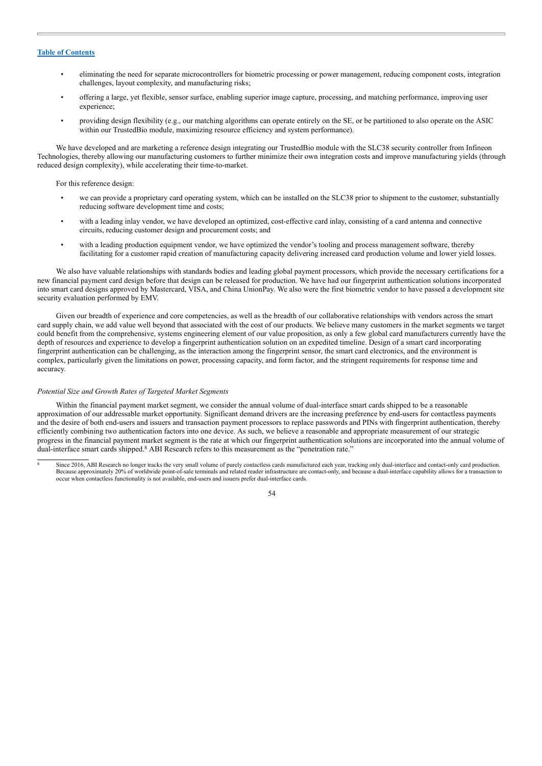- eliminating the need for separate microcontrollers for biometric processing or power management, reducing component costs, integration challenges, layout complexity, and manufacturing risks;
- offering a large, yet flexible, sensor surface, enabling superior image capture, processing, and matching performance, improving user experience;
- providing design flexibility (e.g., our matching algorithms can operate entirely on the SE, or be partitioned to also operate on the ASIC within our TrustedBio module, maximizing resource efficiency and system performance).

We have developed and are marketing a reference design integrating our TrustedBio module with the SLC38 security controller from Infineon Technologies, thereby allowing our manufacturing customers to further minimize their own integration costs and improve manufacturing yields (through reduced design complexity), while accelerating their time-to-market.

For this reference design:

- we can provide a proprietary card operating system, which can be installed on the SLC38 prior to shipment to the customer, substantially reducing software development time and costs;
- with a leading inlay vendor, we have developed an optimized, cost-effective card inlay, consisting of a card antenna and connective circuits, reducing customer design and procurement costs; and
- with a leading production equipment vendor, we have optimized the vendor's tooling and process management software, thereby facilitating for a customer rapid creation of manufacturing capacity delivering increased card production volume and lower yield losses.

We also have valuable relationships with standards bodies and leading global payment processors, which provide the necessary certifications for a new financial payment card design before that design can be released for production. We have had our fingerprint authentication solutions incorporated into smart card designs approved by Mastercard, VISA, and China UnionPay. We also were the first biometric vendor to have passed a development site security evaluation performed by EMV.

Given our breadth of experience and core competencies, as well as the breadth of our collaborative relationships with vendors across the smart card supply chain, we add value well beyond that associated with the cost of our products. We believe many customers in the market segments we target could benefit from the comprehensive, systems engineering element of our value proposition, as only a few global card manufacturers currently have the depth of resources and experience to develop a fingerprint authentication solution on an expedited timeline. Design of a smart card incorporating fingerprint authentication can be challenging, as the interaction among the fingerprint sensor, the smart card electronics, and the environment is complex, particularly given the limitations on power, processing capacity, and form factor, and the stringent requirements for response time and accuracy.

*Potential Size and Growth Rates of Targeted Market Segments*

Within the financial payment market segment, we consider the annual volume of dual-interface smart cards shipped to be a reasonable approximation of our addressable market opportunity. Significant demand drivers are the increasing preference by end-users for contactless payments and the desire of both end-users and issuers and transaction payment processors to replace passwords and PINs with fingerprint authentication, thereby efficiently combining two authentication factors into one device. As such, we believe a reasonable and appropriate measurement of our strategic progress in the financial payment market segment is the rate at which our fingerprint authentication solutions are incorporated into the annual volume of dual-interface smart cards shipped.[8] ABI Research refers to this measurement as the "penetration rate."

[8] Since 2016, ABI Research no longer tracks the very small volume of purely contactless cards manufactured each year, tracking only dual-interface and contact-only card production. Because approximately 20% of worldwide point-of-sale terminals and related reader infrastructure are contact-only, and because a dual-interface capability allows for a transaction to occur when contactless functionality is not available, end-users and issuers prefer dual-interface cards.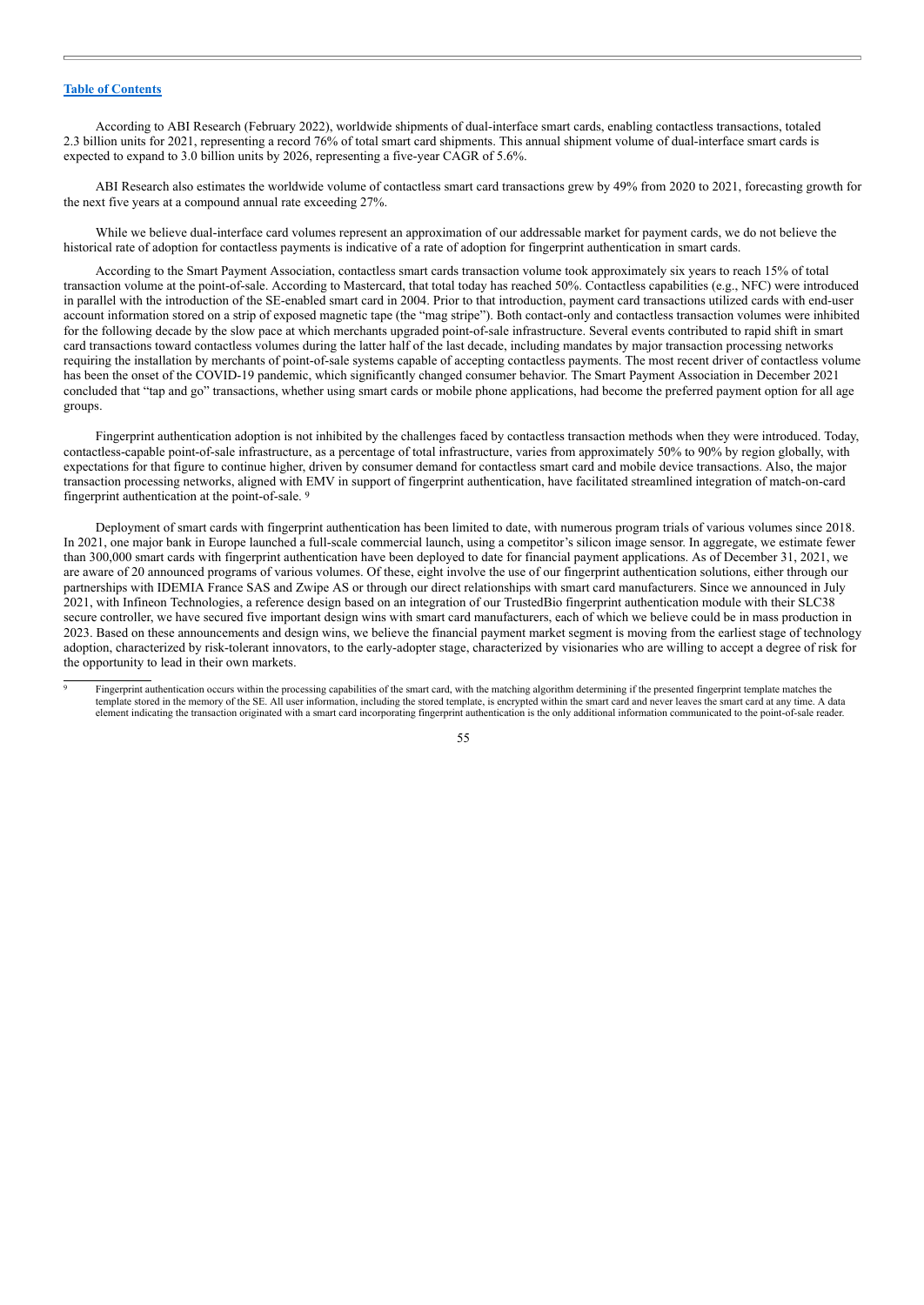According to ABI Research (February 2022), worldwide shipments of dual-interface smart cards, enabling contactless transactions, totaled 2.3 billion units for 2021, representing a record 76% of total smart card shipments. This annual shipment volume of dual-interface smart cards is expected to expand to 3.0 billion units by 2026, representing a five-year CAGR of 5.6%.

ABI Research also estimates the worldwide volume of contactless smart card transactions grew by 49% from 2020 to 2021, forecasting growth for the next five years at a compound annual rate exceeding 27%.

While we believe dual-interface card volumes represent an approximation of our addressable market for payment cards, we do not believe the historical rate of adoption for contactless payments is indicative of a rate of adoption for fingerprint authentication in smart cards.

According to the Smart Payment Association, contactless smart cards transaction volume took approximately six years to reach 15% of total transaction volume at the point-of-sale. According to Mastercard, that total today has reached 50%. Contactless capabilities (e.g., NFC) were introduced in parallel with the introduction of the SE-enabled smart card in 2004. Prior to that introduction, payment card transactions utilized cards with end-user account information stored on a strip of exposed magnetic tape (the "mag stripe"). Both contact-only and contactless transaction volumes were inhibited for the following decade by the slow pace at which merchants upgraded point-of-sale infrastructure. Several events contributed to rapid shift in smart card transactions toward contactless volumes during the latter half of the last decade, including mandates by major transaction processing networks requiring the installation by merchants of point-of-sale systems capable of accepting contactless payments. The most recent driver of contactless volume has been the onset of the COVID-19 pandemic, which significantly changed consumer behavior. The Smart Payment Association in December 2021 concluded that "tap and go" transactions, whether using smart cards or mobile phone applications, had become the preferred payment option for all age groups.

Fingerprint authentication adoption is not inhibited by the challenges faced by contactless transaction methods when they were introduced. Today, contactless-capable point-of-sale infrastructure, as a percentage of total infrastructure, varies from approximately 50% to 90% by region globally, with expectations for that figure to continue higher, driven by consumer demand for contactless smart card and mobile device transactions. Also, the major transaction processing networks, aligned with EMV in support of fingerprint authentication, have facilitated streamlined integration of match-on-card fingerprint authentication at the point-of-sale. [9]

Deployment of smart cards with fingerprint authentication has been limited to date, with numerous program trials of various volumes since 2018. In 2021, one major bank in Europe launched a full-scale commercial launch, using a competitor's silicon image sensor. In aggregate, we estimate fewer than 300,000 smart cards with fingerprint authentication have been deployed to date for financial payment applications. As of December 31, 2021, we are aware of 20 announced programs of various volumes. Of these, eight involve the use of our fingerprint authentication solutions, either through our partnerships with IDEMIA France SAS and Zwipe AS or through our direct relationships with smart card manufacturers. Since we announced in July 2021, with Infineon Technologies, a reference design based on an integration of our TrustedBio fingerprint authentication module with their SLC38 secure controller, we have secured five important design wins with smart card manufacturers, each of which we believe could be in mass production in 2023. Based on these announcements and design wins, we believe the financial payment market segment is moving from the earliest stage of technology adoption, characterized by risk-tolerant innovators, to the early-adopter stage, characterized by visionaries who are willing to accept a degree of risk for the opportunity to lead in their own markets.

---

[9] Fingerprint authentication occurs within the processing capabilities of the smart card, with the matching algorithm determining if the presented fingerprint template matches the template stored in the memory of the SE. All user information, including the stored template, is encrypted within the smart card and never leaves the smart card at any time. A data element indicating the transaction originated with a smart card incorporating fingerprint authentication is the only additional information communicated to the point-of-sale reader.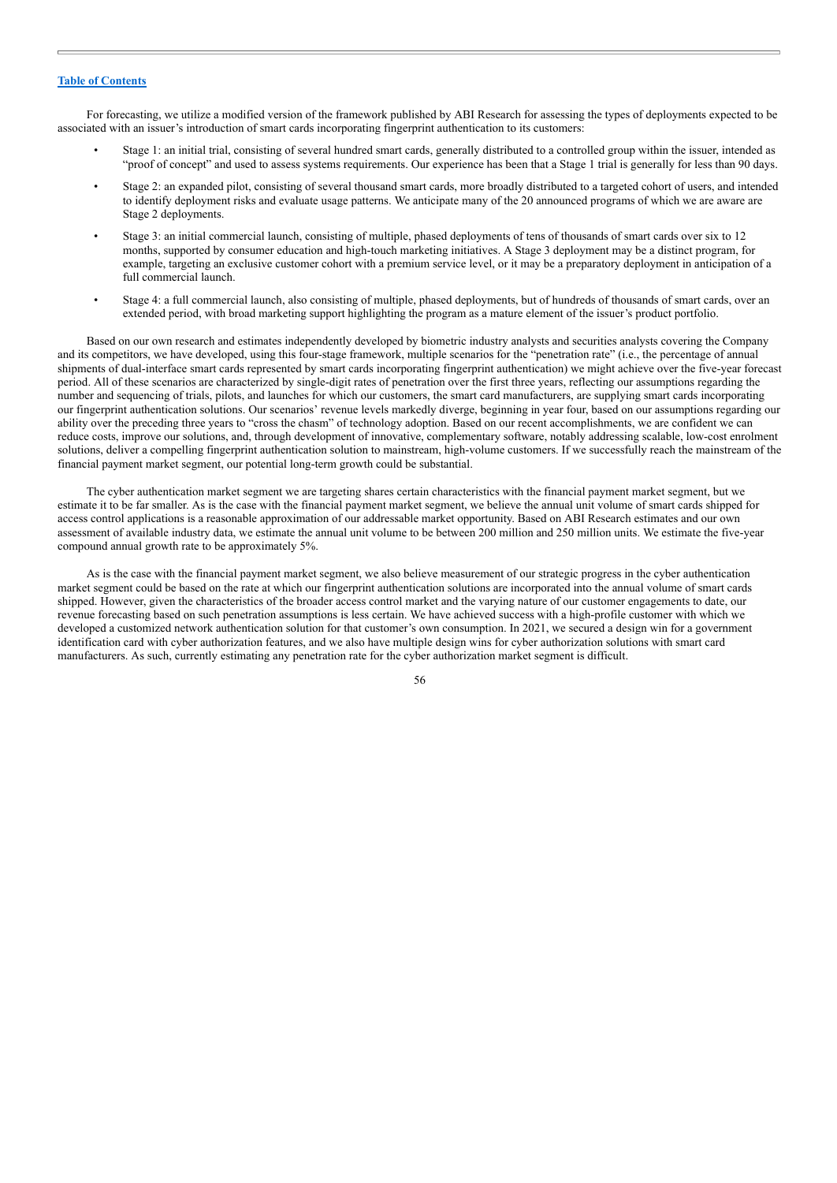For forecasting, we utilize a modified version of the framework published by ABI Research for assessing the types of deployments expected to be associated with an issuer's introduction of smart cards incorporating fingerprint authentication to its customers:

- Stage 1: an initial trial, consisting of several hundred smart cards, generally distributed to a controlled group within the issuer, intended as "proof of concept" and used to assess systems requirements. Our experience has been that a Stage 1 trial is generally for less than 90 days.
- Stage 2: an expanded pilot, consisting of several thousand smart cards, more broadly distributed to a targeted cohort of users, and intended to identify deployment risks and evaluate usage patterns. We anticipate many of the 20 announced programs of which we are aware are Stage 2 deployments.
- Stage 3: an initial commercial launch, consisting of multiple, phased deployments of tens of thousands of smart cards over six to 12 months, supported by consumer education and high-touch marketing initiatives. A Stage 3 deployment may be a distinct program, for example, targeting an exclusive customer cohort with a premium service level, or it may be a preparatory deployment in anticipation of a full commercial launch.
- Stage 4: a full commercial launch, also consisting of multiple, phased deployments, but of hundreds of thousands of smart cards, over an extended period, with broad marketing support highlighting the program as a mature element of the issuer's product portfolio.

Based on our own research and estimates independently developed by biometric industry analysts and securities analysts covering the Company and its competitors, we have developed, using this four-stage framework, multiple scenarios for the "penetration rate" (i.e., the percentage of annual shipments of dual-interface smart cards represented by smart cards incorporating fingerprint authentication) we might achieve over the five-year forecast period. All of these scenarios are characterized by single-digit rates of penetration over the first three years, reflecting our assumptions regarding the number and sequencing of trials, pilots, and launches for which our customers, the smart card manufacturers, are supplying smart cards incorporating our fingerprint authentication solutions. Our scenarios' revenue levels markedly diverge, beginning in year four, based on our assumptions regarding our ability over the preceding three years to "cross the chasm" of technology adoption. Based on our recent accomplishments, we are confident we can reduce costs, improve our solutions, and, through development of innovative, complementary software, notably addressing scalable, low-cost enrolment solutions, deliver a compelling fingerprint authentication solution to mainstream, high-volume customers. If we successfully reach the mainstream of the financial payment market segment, our potential long-term growth could be substantial.

The cyber authentication market segment we are targeting shares certain characteristics with the financial payment market segment, but we estimate it to be far smaller. As is the case with the financial payment market segment, we believe the annual unit volume of smart cards shipped for access control applications is a reasonable approximation of our addressable market opportunity. Based on ABI Research estimates and our own assessment of available industry data, we estimate the annual unit volume to be between 200 million and 250 million units. We estimate the five-year compound annual growth rate to be approximately 5%.

As is the case with the financial payment market segment, we also believe measurement of our strategic progress in the cyber authentication market segment could be based on the rate at which our fingerprint authentication solutions are incorporated into the annual volume of smart cards shipped. However, given the characteristics of the broader access control market and the varying nature of our customer engagements to date, our revenue forecasting based on such penetration assumptions is less certain. We have achieved success with a high-profile customer with which we developed a customized network authentication solution for that customer's own consumption. In 2021, we secured a design win for a government identification card with cyber authorization features, and we also have multiple design wins for cyber authorization solutions with smart card manufacturers. As such, currently estimating any penetration rate for the cyber authorization market segment is difficult.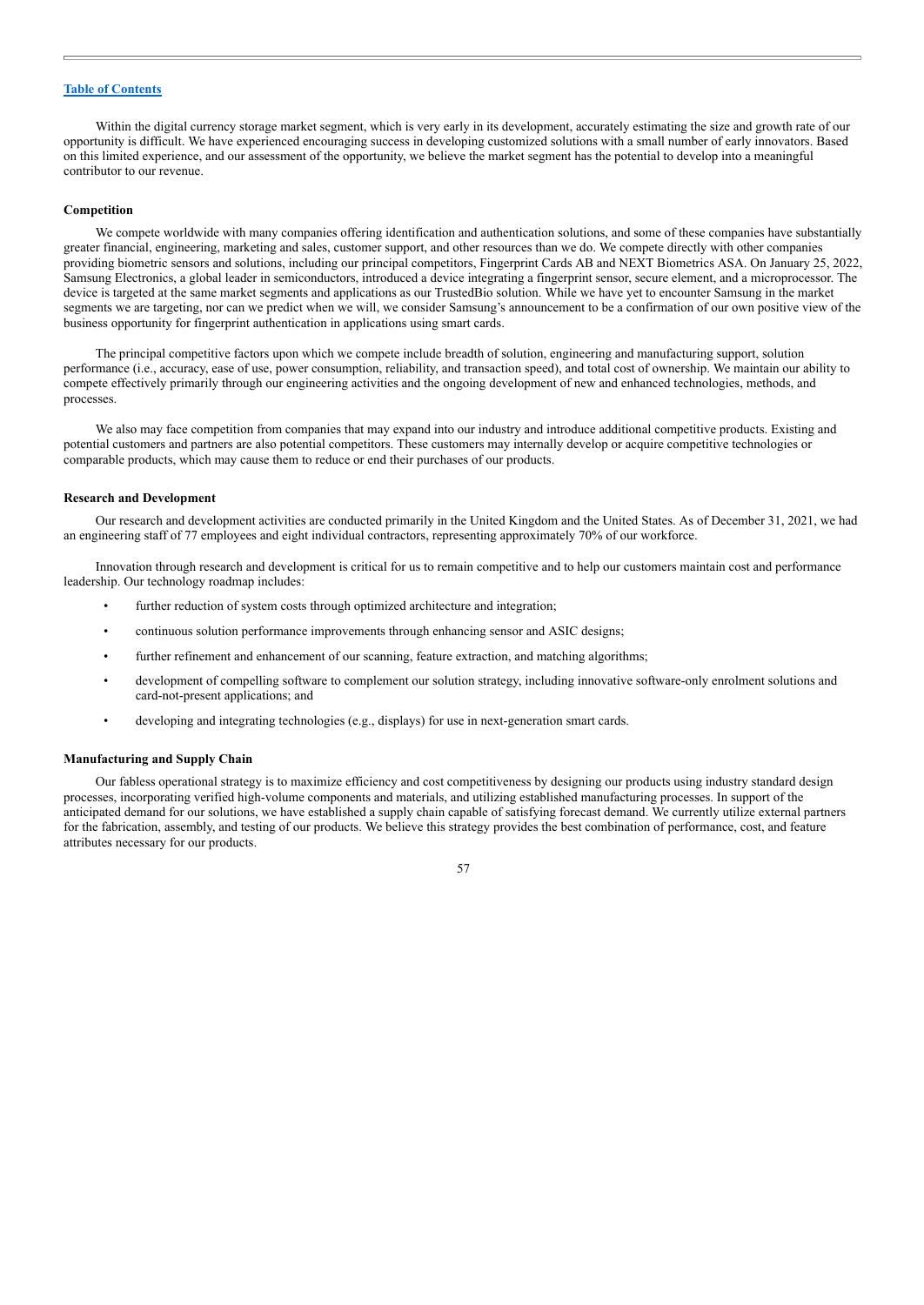Within the digital currency storage market segment, which is very early in its development, accurately estimating the size and growth rate of our opportunity is difficult. We have experienced encouraging success in developing customized solutions with a small number of early innovators. Based on this limited experience, and our assessment of the opportunity, we believe the market segment has the potential to develop into a meaningful contributor to our revenue.

**Competition**

We compete worldwide with many companies offering identification and authentication solutions, and some of these companies have substantially greater financial, engineering, marketing and sales, customer support, and other resources than we do. We compete directly with other companies providing biometric sensors and solutions, including our principal competitors, Fingerprint Cards AB and NEXT Biometrics ASA. On January 25, 2022, Samsung Electronics, a global leader in semiconductors, introduced a device integrating a fingerprint sensor, secure element, and a microprocessor. The device is targeted at the same market segments and applications as our TrustedBio solution. While we have yet to encounter Samsung in the market segments we are targeting, nor can we predict when we will, we consider Samsung's announcement to be a confirmation of our own positive view of the business opportunity for fingerprint authentication in applications using smart cards.

The principal competitive factors upon which we compete include breadth of solution, engineering and manufacturing support, solution performance (i.e., accuracy, ease of use, power consumption, reliability, and transaction speed), and total cost of ownership. We maintain our ability to compete effectively primarily through our engineering activities and the ongoing development of new and enhanced technologies, methods, and processes.

We also may face competition from companies that may expand into our industry and introduce additional competitive products. Existing and potential customers and partners are also potential competitors. These customers may internally develop or acquire competitive technologies or comparable products, which may cause them to reduce or end their purchases of our products.

**Research and Development**

Our research and development activities are conducted primarily in the United Kingdom and the United States. As of December 31, 2021, we had an engineering staff of 77 employees and eight individual contractors, representing approximately 70% of our workforce.

Innovation through research and development is critical for us to remain competitive and to help our customers maintain cost and performance leadership. Our technology roadmap includes:

- further reduction of system costs through optimized architecture and integration;
- continuous solution performance improvements through enhancing sensor and ASIC designs;
- further refinement and enhancement of our scanning, feature extraction, and matching algorithms;
- development of compelling software to complement our solution strategy, including innovative software-only enrolment solutions and card-not-present applications; and
- developing and integrating technologies (e.g., displays) for use in next-generation smart cards.

**Manufacturing and Supply Chain**

Our fabless operational strategy is to maximize efficiency and cost competitiveness by designing our products using industry standard design processes, incorporating verified high-volume components and materials, and utilizing established manufacturing processes. In support of the anticipated demand for our solutions, we have established a supply chain capable of satisfying forecast demand. We currently utilize external partners for the fabrication, assembly, and testing of our products. We believe this strategy provides the best combination of performance, cost, and feature attributes necessary for our products.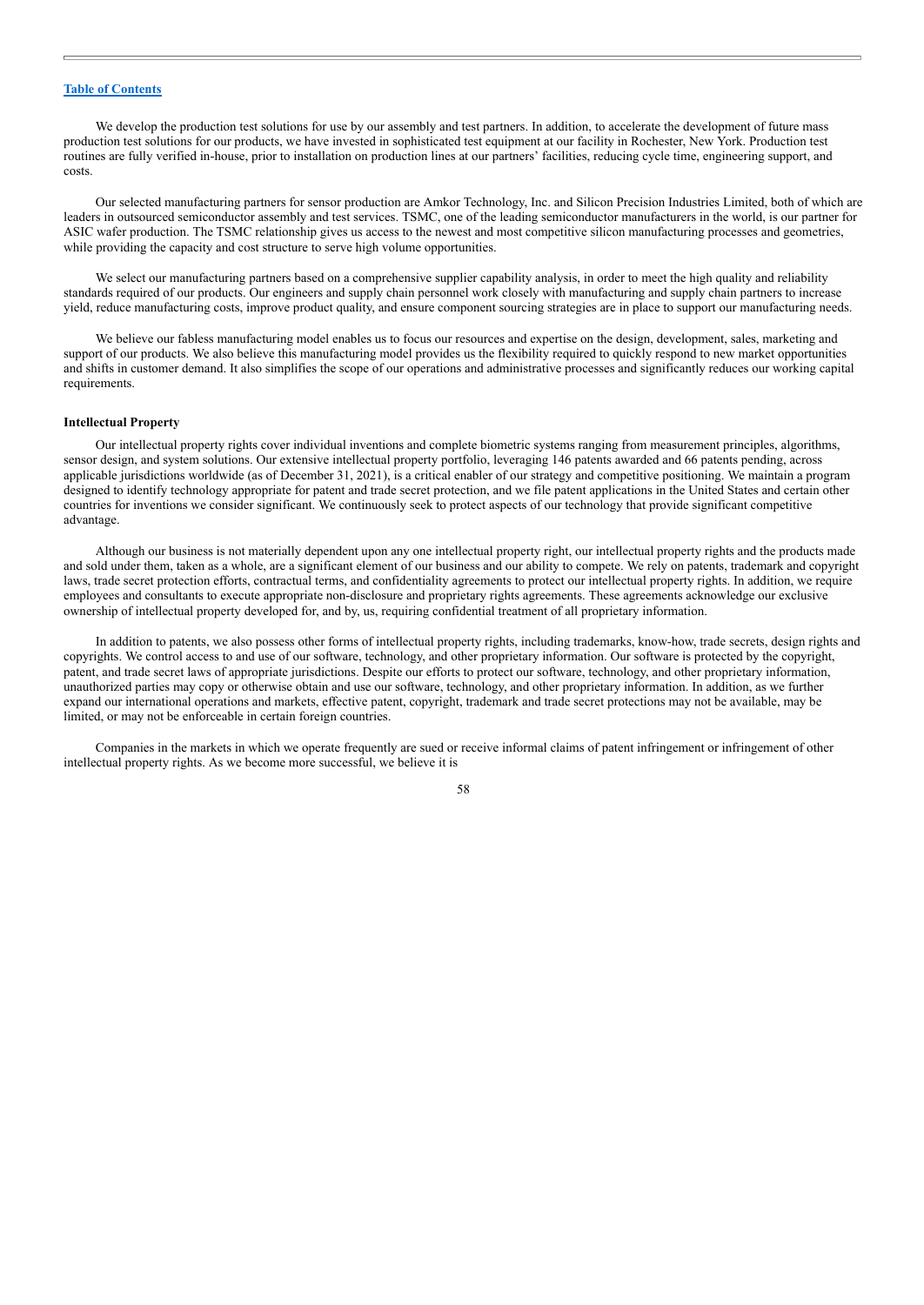We develop the production test solutions for use by our assembly and test partners. In addition, to accelerate the development of future mass production test solutions for our products, we have invested in sophisticated test equipment at our facility in Rochester, New York. Production test routines are fully verified in-house, prior to installation on production lines at our partners' facilities, reducing cycle time, engineering support, and costs.

Our selected manufacturing partners for sensor production are Amkor Technology, Inc. and Silicon Precision Industries Limited, both of which are leaders in outsourced semiconductor assembly and test services. TSMC, one of the leading semiconductor manufacturers in the world, is our partner for ASIC wafer production. The TSMC relationship gives us access to the newest and most competitive silicon manufacturing processes and geometries, while providing the capacity and cost structure to serve high volume opportunities.

We select our manufacturing partners based on a comprehensive supplier capability analysis, in order to meet the high quality and reliability standards required of our products. Our engineers and supply chain personnel work closely with manufacturing and supply chain partners to increase yield, reduce manufacturing costs, improve product quality, and ensure component sourcing strategies are in place to support our manufacturing needs.

We believe our fabless manufacturing model enables us to focus our resources and expertise on the design, development, sales, marketing and support of our products. We also believe this manufacturing model provides us the flexibility required to quickly respond to new market opportunities and shifts in customer demand. It also simplifies the scope of our operations and administrative processes and significantly reduces our working capital requirements.

**Intellectual Property**

Our intellectual property rights cover individual inventions and complete biometric systems ranging from measurement principles, algorithms, sensor design, and system solutions. Our extensive intellectual property portfolio, leveraging 146 patents awarded and 66 patents pending, across applicable jurisdictions worldwide (as of December 31, 2021), is a critical enabler of our strategy and competitive positioning. We maintain a program designed to identify technology appropriate for patent and trade secret protection, and we file patent applications in the United States and certain other countries for inventions we consider significant. We continuously seek to protect aspects of our technology that provide significant competitive advantage.

Although our business is not materially dependent upon any one intellectual property right, our intellectual property rights and the products made and sold under them, taken as a whole, are a significant element of our business and our ability to compete. We rely on patents, trademark and copyright laws, trade secret protection efforts, contractual terms, and confidentiality agreements to protect our intellectual property rights. In addition, we require employees and consultants to execute appropriate non-disclosure and proprietary rights agreements. These agreements acknowledge our exclusive ownership of intellectual property developed for, and by, us, requiring confidential treatment of all proprietary information.

In addition to patents, we also possess other forms of intellectual property rights, including trademarks, know-how, trade secrets, design rights and copyrights. We control access to and use of our software, technology, and other proprietary information. Our software is protected by the copyright, patent, and trade secret laws of appropriate jurisdictions. Despite our efforts to protect our software, technology, and other proprietary information, unauthorized parties may copy or otherwise obtain and use our software, technology, and other proprietary information. In addition, as we further expand our international operations and markets, effective patent, copyright, trademark and trade secret protections may not be available, may be limited, or may not be enforceable in certain foreign countries.

Companies in the markets in which we operate frequently are sued or receive informal claims of patent infringement or infringement of other intellectual property rights. As we become more successful, we believe it is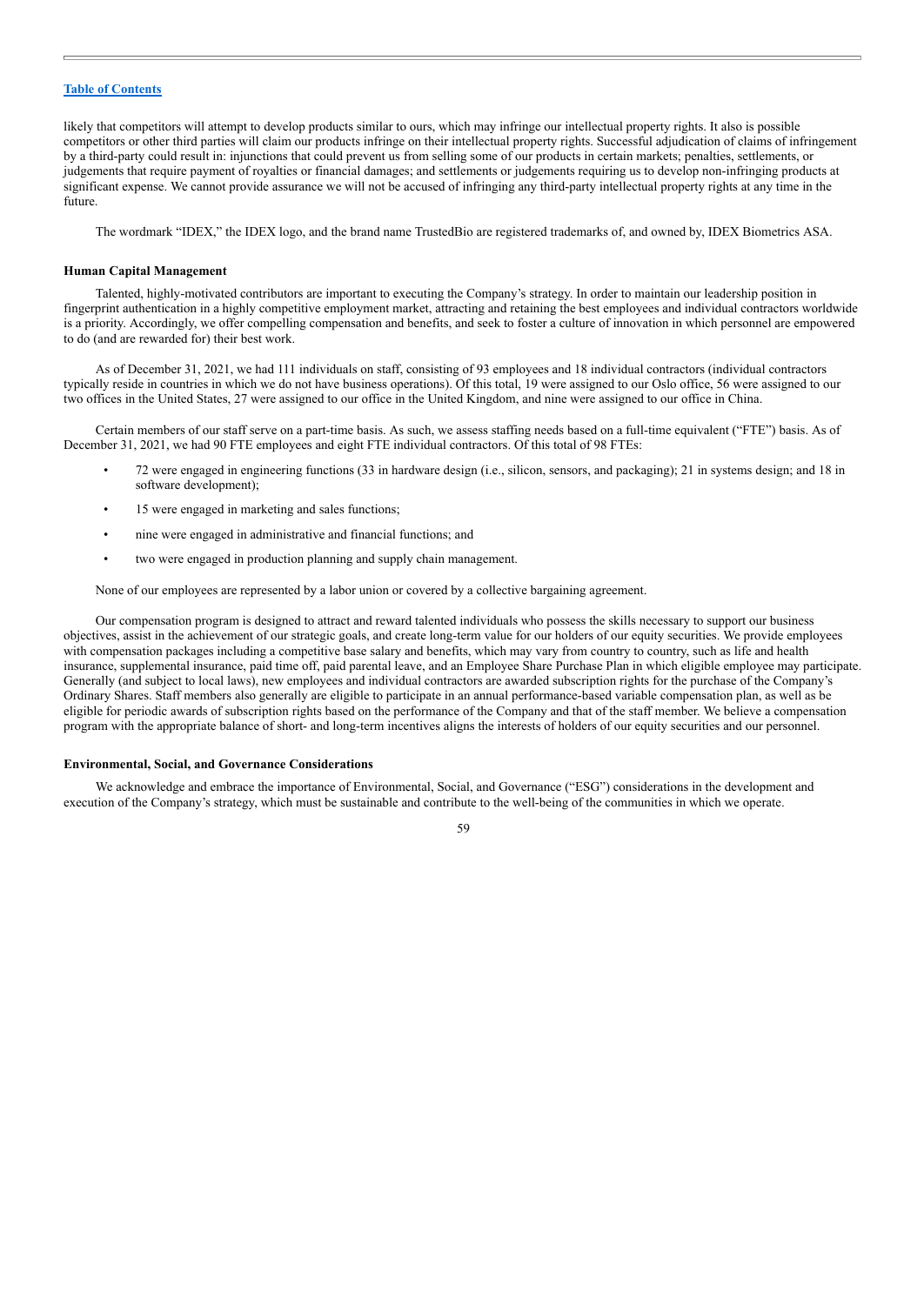likely that competitors will attempt to develop products similar to ours, which may infringe our intellectual property rights. It also is possible competitors or other third parties will claim our products infringe on their intellectual property rights. Successful adjudication of claims of infringement by a third-party could result in: injunctions that could prevent us from selling some of our products in certain markets; penalties, settlements, or judgements that require payment of royalties or financial damages; and settlements or judgements requiring us to develop non-infringing products at significant expense. We cannot provide assurance we will not be accused of infringing any third-party intellectual property rights at any time in the future.

The wordmark "IDEX," the IDEX logo, and the brand name TrustedBio are registered trademarks of, and owned by, IDEX Biometrics ASA.

**Human Capital Management**

Talented, highly-motivated contributors are important to executing the Company's strategy. In order to maintain our leadership position in fingerprint authentication in a highly competitive employment market, attracting and retaining the best employees and individual contractors worldwide is a priority. Accordingly, we offer compelling compensation and benefits, and seek to foster a culture of innovation in which personnel are empowered to do (and are rewarded for) their best work.

As of December 31, 2021, we had 111 individuals on staff, consisting of 93 employees and 18 individual contractors (individual contractors typically reside in countries in which we do not have business operations). Of this total, 19 were assigned to our Oslo office, 56 were assigned to our two offices in the United States, 27 were assigned to our office in the United Kingdom, and nine were assigned to our office in China.

Certain members of our staff serve on a part-time basis. As such, we assess staffing needs based on a full-time equivalent ("FTE") basis. As of December 31, 2021, we had 90 FTE employees and eight FTE individual contractors. Of this total of 98 FTEs:

- 72 were engaged in engineering functions (33 in hardware design (i.e., silicon, sensors, and packaging); 21 in systems design; and 18 in software development);
- 15 were engaged in marketing and sales functions;
- nine were engaged in administrative and financial functions; and
- two were engaged in production planning and supply chain management.

None of our employees are represented by a labor union or covered by a collective bargaining agreement.

Our compensation program is designed to attract and reward talented individuals who possess the skills necessary to support our business objectives, assist in the achievement of our strategic goals, and create long-term value for our holders of our equity securities. We provide employees with compensation packages including a competitive base salary and benefits, which may vary from country to country, such as life and health insurance, supplemental insurance, paid time off, paid parental leave, and an Employee Share Purchase Plan in which eligible employee may participate. Generally (and subject to local laws), new employees and individual contractors are awarded subscription rights for the purchase of the Company's Ordinary Shares. Staff members also generally are eligible to participate in an annual performance-based variable compensation plan, as well as be eligible for periodic awards of subscription rights based on the performance of the Company and that of the staff member. We believe a compensation program with the appropriate balance of short- and long-term incentives aligns the interests of holders of our equity securities and our personnel.

**Environmental, Social, and Governance Considerations**

We acknowledge and embrace the importance of Environmental, Social, and Governance ("ESG") considerations in the development and execution of the Company's strategy, which must be sustainable and contribute to the well-being of the communities in which we operate.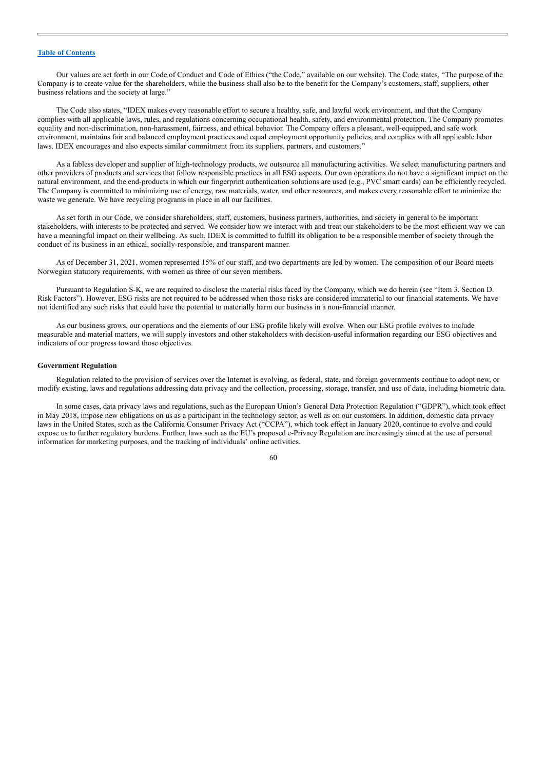Our values are set forth in our Code of Conduct and Code of Ethics ("the Code," available on our website). The Code states, "The purpose of the Company is to create value for the shareholders, while the business shall also be to the benefit for the Company's customers, staff, suppliers, other business relations and the society at large."

The Code also states, "IDEX makes every reasonable effort to secure a healthy, safe, and lawful work environment, and that the Company complies with all applicable laws, rules, and regulations concerning occupational health, safety, and environmental protection. The Company promotes equality and non-discrimination, non-harassment, fairness, and ethical behavior. The Company offers a pleasant, well-equipped, and safe work environment, maintains fair and balanced employment practices and equal employment opportunity policies, and complies with all applicable labor laws. IDEX encourages and also expects similar commitment from its suppliers, partners, and customers."

As a fabless developer and supplier of high-technology products, we outsource all manufacturing activities. We select manufacturing partners and other providers of products and services that follow responsible practices in all ESG aspects. Our own operations do not have a significant impact on the natural environment, and the end-products in which our fingerprint authentication solutions are used (e.g., PVC smart cards) can be efficiently recycled. The Company is committed to minimizing use of energy, raw materials, water, and other resources, and makes every reasonable effort to minimize the waste we generate. We have recycling programs in place in all our facilities.

As set forth in our Code, we consider shareholders, staff, customers, business partners, authorities, and society in general to be important stakeholders, with interests to be protected and served. We consider how we interact with and treat our stakeholders to be the most efficient way we can have a meaningful impact on their wellbeing. As such, IDEX is committed to fulfill its obligation to be a responsible member of society through the conduct of its business in an ethical, socially-responsible, and transparent manner.

As of December 31, 2021, women represented 15% of our staff, and two departments are led by women. The composition of our Board meets Norwegian statutory requirements, with women as three of our seven members.

Pursuant to Regulation S-K, we are required to disclose the material risks faced by the Company, which we do herein (see "Item 3. Section D. Risk Factors"). However, ESG risks are not required to be addressed when those risks are considered immaterial to our financial statements. We have not identified any such risks that could have the potential to materially harm our business in a non-financial manner.

As our business grows, our operations and the elements of our ESG profile likely will evolve. When our ESG profile evolves to include measurable and material matters, we will supply investors and other stakeholders with decision-useful information regarding our ESG objectives and indicators of our progress toward those objectives.

**Government Regulation**

Regulation related to the provision of services over the Internet is evolving, as federal, state, and foreign governments continue to adopt new, or modify existing, laws and regulations addressing data privacy and the collection, processing, storage, transfer, and use of data, including biometric data.

In some cases, data privacy laws and regulations, such as the European Union's General Data Protection Regulation ("GDPR"), which took effect in May 2018, impose new obligations on us as a participant in the technology sector, as well as on our customers. In addition, domestic data privacy laws in the United States, such as the California Consumer Privacy Act ("CCPA"), which took effect in January 2020, continue to evolve and could expose us to further regulatory burdens. Further, laws such as the EU's proposed e-Privacy Regulation are increasingly aimed at the use of personal information for marketing purposes, and the tracking of individuals' online activities.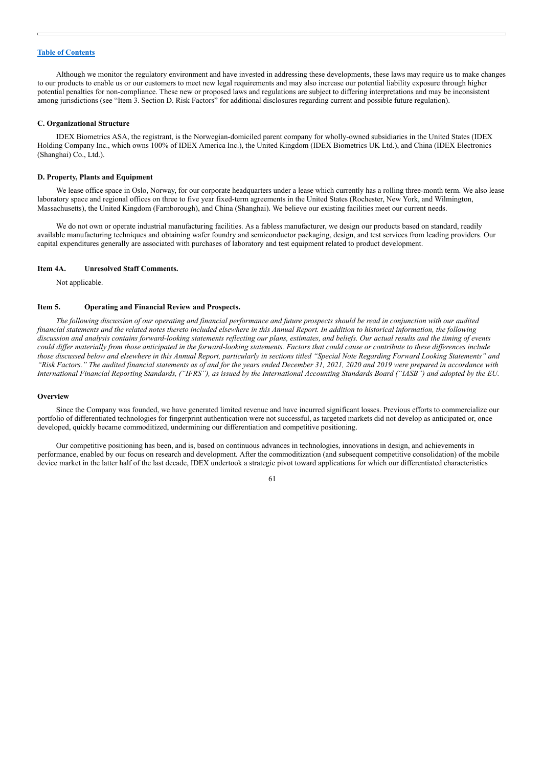Although we monitor the regulatory environment and have invested in addressing these developments, these laws may require us to make changes to our products to enable us or our customers to meet new legal requirements and may also increase our potential liability exposure through higher potential penalties for non-compliance. These new or proposed laws and regulations are subject to differing interpretations and may be inconsistent among jurisdictions (see "Item 3. Section D. Risk Factors" for additional disclosures regarding current and possible future regulation).

### C. Organizational Structure

IDEX Biometrics ASA, the registrant, is the Norwegian-domiciled parent company for wholly-owned subsidiaries in the United States (IDEX Holding Company Inc., which owns 100% of IDEX America Inc.), the United Kingdom (IDEX Biometrics UK Ltd.), and China (IDEX Electronics (Shanghai) Co., Ltd.).

### D. Property, Plants and Equipment

We lease office space in Oslo, Norway, for our corporate headquarters under a lease which currently has a rolling three-month term. We also lease laboratory space and regional offices on three to five year fixed-term agreements in the United States (Rochester, New York, and Wilmington, Massachusetts), the United Kingdom (Farnborough), and China (Shanghai). We believe our existing facilities meet our current needs.

We do not own or operate industrial manufacturing facilities. As a fabless manufacturer, we design our products based on standard, readily available manufacturing techniques and obtaining wafer foundry and semiconductor packaging, design, and test services from leading providers. Our capital expenditures generally are associated with purchases of laboratory and test equipment related to product development.

## Item 4A. Unresolved Staff Comments.

Not applicable.

## Item 5. Operating and Financial Review and Prospects.

*The following discussion of our operating and financial performance and future prospects should be read in conjunction with our audited financial statements and the related notes thereto included elsewhere in this Annual Report. In addition to historical information, the following discussion and analysis contains forward-looking statements reflecting our plans, estimates, and beliefs. Our actual results and the timing of events could differ materially from those anticipated in the forward-looking statements. Factors that could cause or contribute to these differences include those discussed below and elsewhere in this Annual Report, particularly in sections titled "Special Note Regarding Forward Looking Statements" and "Risk Factors." The audited financial statements as of and for the years ended December 31, 2021, 2020 and 2019 were prepared in accordance with International Financial Reporting Standards, ("IFRS"), as issued by the International Accounting Standards Board ("IASB") and adopted by the EU.*

### Overview

Since the Company was founded, we have generated limited revenue and have incurred significant losses. Previous efforts to commercialize our portfolio of differentiated technologies for fingerprint authentication were not successful, as targeted markets did not develop as anticipated or, once developed, quickly became commoditized, undermining our differentiation and competitive positioning.

Our competitive positioning has been, and is, based on continuous advances in technologies, innovations in design, and achievements in performance, enabled by our focus on research and development. After the commoditization (and subsequent competitive consolidation) of the mobile device market in the latter half of the last decade, IDEX undertook a strategic pivot toward applications for which our differentiated characteristics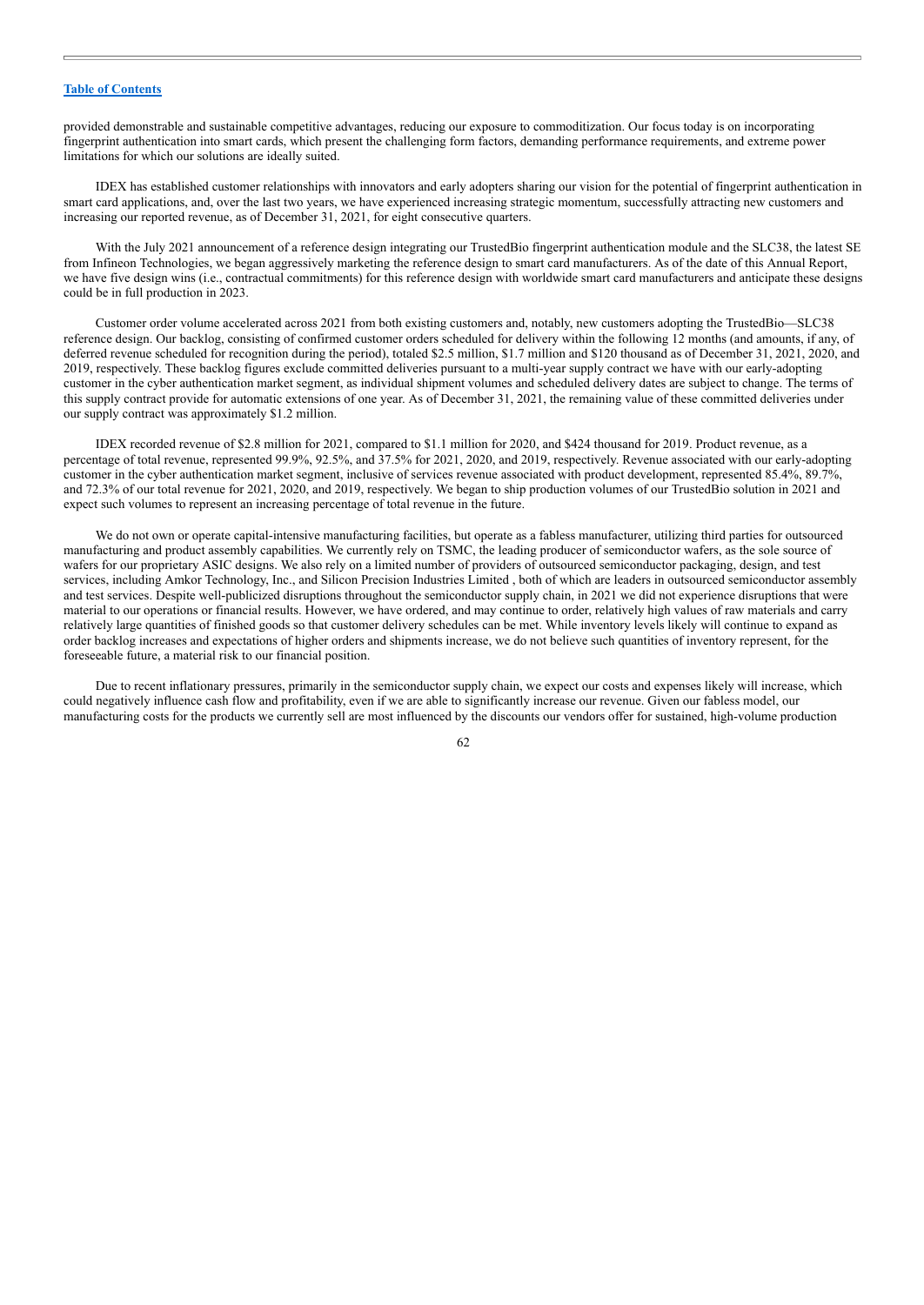provided demonstrable and sustainable competitive advantages, reducing our exposure to commoditization. Our focus today is on incorporating fingerprint authentication into smart cards, which present the challenging form factors, demanding performance requirements, and extreme power limitations for which our solutions are ideally suited.

IDEX has established customer relationships with innovators and early adopters sharing our vision for the potential of fingerprint authentication in smart card applications, and, over the last two years, we have experienced increasing strategic momentum, successfully attracting new customers and increasing our reported revenue, as of December 31, 2021, for eight consecutive quarters.

With the July 2021 announcement of a reference design integrating our TrustedBio fingerprint authentication module and the SLC38, the latest SE from Infineon Technologies, we began aggressively marketing the reference design to smart card manufacturers. As of the date of this Annual Report, we have five design wins (i.e., contractual commitments) for this reference design with worldwide smart card manufacturers and anticipate these designs could be in full production in 2023.

Customer order volume accelerated across 2021 from both existing customers and, notably, new customers adopting the TrustedBio—SLC38 reference design. Our backlog, consisting of confirmed customer orders scheduled for delivery within the following 12 months (and amounts, if any, of deferred revenue scheduled for recognition during the period), totaled $2.5 million, $1.7 million and $120 thousand as of December 31, 2021, 2020, and 2019, respectively. These backlog figures exclude committed deliveries pursuant to a multi-year supply contract we have with our early-adopting customer in the cyber authentication market segment, as individual shipment volumes and scheduled delivery dates are subject to change. The terms of this supply contract provide for automatic extensions of one year. As of December 31, 2021, the remaining value of these committed deliveries under our supply contract was approximately $1.2 million.

IDEX recorded revenue of $2.8 million for 2021, compared to $1.1 million for 2020, and $424 thousand for 2019. Product revenue, as a percentage of total revenue, represented 99.9%, 92.5%, and 37.5% for 2021, 2020, and 2019, respectively. Revenue associated with our early-adopting customer in the cyber authentication market segment, inclusive of services revenue associated with product development, represented 85.4%, 89.7%, and 72.3% of our total revenue for 2021, 2020, and 2019, respectively. We began to ship production volumes of our TrustedBio solution in 2021 and expect such volumes to represent an increasing percentage of total revenue in the future.

We do not own or operate capital-intensive manufacturing facilities, but operate as a fabless manufacturer, utilizing third parties for outsourced manufacturing and product assembly capabilities. We currently rely on TSMC, the leading producer of semiconductor wafers, as the sole source of wafers for our proprietary ASIC designs. We also rely on a limited number of providers of outsourced semiconductor packaging, design, and test services, including Amkor Technology, Inc., and Silicon Precision Industries Limited , both of which are leaders in outsourced semiconductor assembly and test services. Despite well-publicized disruptions throughout the semiconductor supply chain, in 2021 we did not experience disruptions that were material to our operations or financial results. However, we have ordered, and may continue to order, relatively high values of raw materials and carry relatively large quantities of finished goods so that customer delivery schedules can be met. While inventory levels likely will continue to expand as order backlog increases and expectations of higher orders and shipments increase, we do not believe such quantities of inventory represent, for the foreseeable future, a material risk to our financial position.

Due to recent inflationary pressures, primarily in the semiconductor supply chain, we expect our costs and expenses likely will increase, which could negatively influence cash flow and profitability, even if we are able to significantly increase our revenue. Given our fabless model, our manufacturing costs for the products we currently sell are most influenced by the discounts our vendors offer for sustained, high-volume production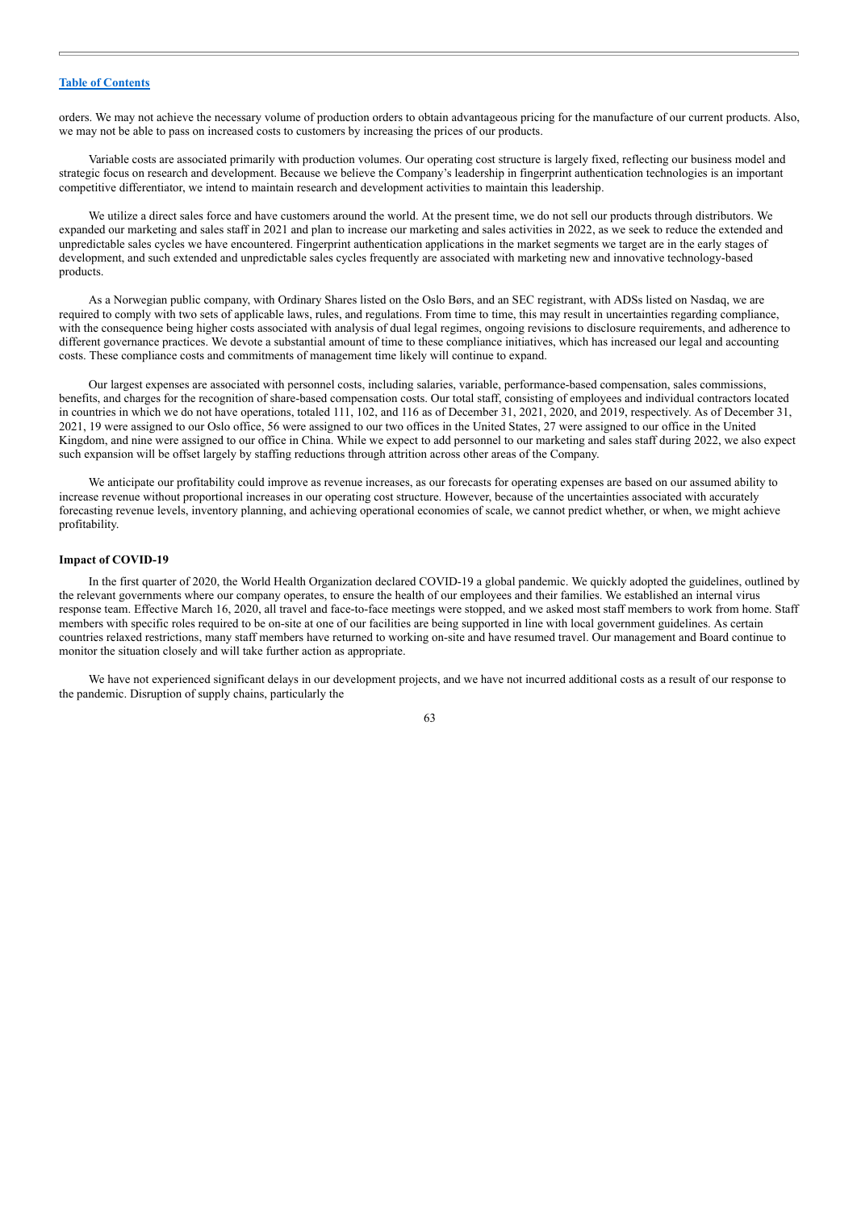orders. We may not achieve the necessary volume of production orders to obtain advantageous pricing for the manufacture of our current products. Also, we may not be able to pass on increased costs to customers by increasing the prices of our products.

Variable costs are associated primarily with production volumes. Our operating cost structure is largely fixed, reflecting our business model and strategic focus on research and development. Because we believe the Company's leadership in fingerprint authentication technologies is an important competitive differentiator, we intend to maintain research and development activities to maintain this leadership.

We utilize a direct sales force and have customers around the world. At the present time, we do not sell our products through distributors. We expanded our marketing and sales staff in 2021 and plan to increase our marketing and sales activities in 2022, as we seek to reduce the extended and unpredictable sales cycles we have encountered. Fingerprint authentication applications in the market segments we target are in the early stages of development, and such extended and unpredictable sales cycles frequently are associated with marketing new and innovative technology-based products.

As a Norwegian public company, with Ordinary Shares listed on the Oslo Børs, and an SEC registrant, with ADSs listed on Nasdaq, we are required to comply with two sets of applicable laws, rules, and regulations. From time to time, this may result in uncertainties regarding compliance, with the consequence being higher costs associated with analysis of dual legal regimes, ongoing revisions to disclosure requirements, and adherence to different governance practices. We devote a substantial amount of time to these compliance initiatives, which has increased our legal and accounting costs. These compliance costs and commitments of management time likely will continue to expand.

Our largest expenses are associated with personnel costs, including salaries, variable, performance-based compensation, sales commissions, benefits, and charges for the recognition of share-based compensation costs. Our total staff, consisting of employees and individual contractors located in countries in which we do not have operations, totaled 111, 102, and 116 as of December 31, 2021, 2020, and 2019, respectively. As of December 31, 2021, 19 were assigned to our Oslo office, 56 were assigned to our two offices in the United States, 27 were assigned to our office in the United Kingdom, and nine were assigned to our office in China. While we expect to add personnel to our marketing and sales staff during 2022, we also expect such expansion will be offset largely by staffing reductions through attrition across other areas of the Company.

We anticipate our profitability could improve as revenue increases, as our forecasts for operating expenses are based on our assumed ability to increase revenue without proportional increases in our operating cost structure. However, because of the uncertainties associated with accurately forecasting revenue levels, inventory planning, and achieving operational economies of scale, we cannot predict whether, or when, we might achieve profitability.

**Impact of COVID-19**

In the first quarter of 2020, the World Health Organization declared COVID-19 a global pandemic. We quickly adopted the guidelines, outlined by the relevant governments where our company operates, to ensure the health of our employees and their families. We established an internal virus response team. Effective March 16, 2020, all travel and face-to-face meetings were stopped, and we asked most staff members to work from home. Staff members with specific roles required to be on-site at one of our facilities are being supported in line with local government guidelines. As certain countries relaxed restrictions, many staff members have returned to working on-site and have resumed travel. Our management and Board continue to monitor the situation closely and will take further action as appropriate.

We have not experienced significant delays in our development projects, and we have not incurred additional costs as a result of our response to the pandemic. Disruption of supply chains, particularly the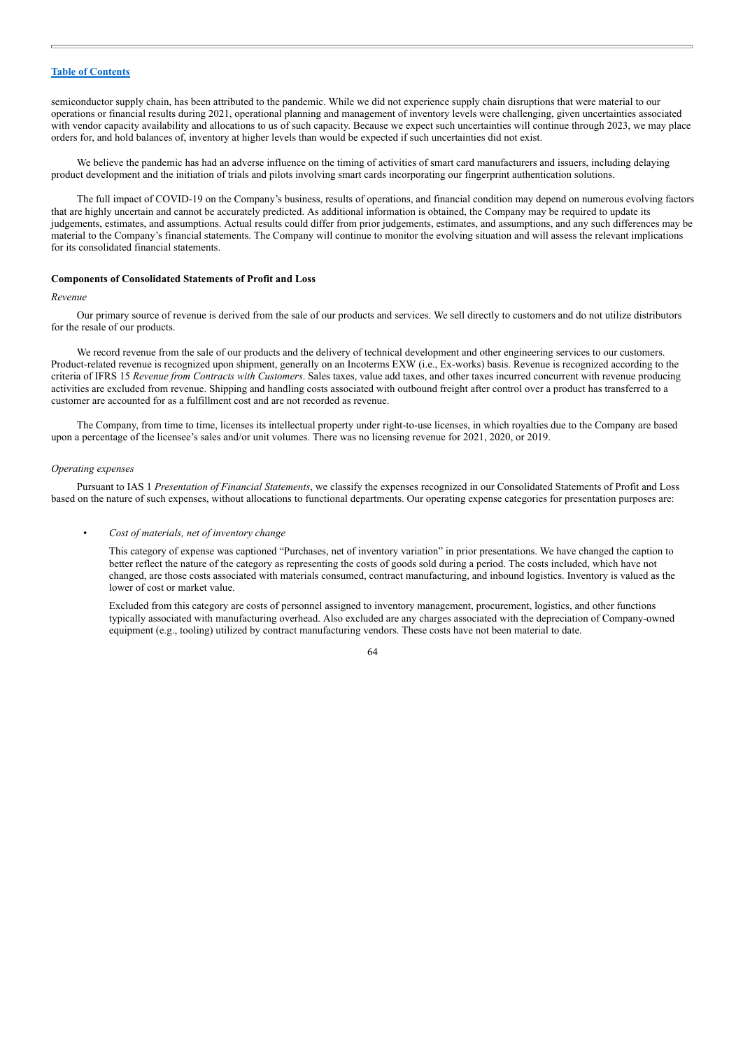semiconductor supply chain, has been attributed to the pandemic. While we did not experience supply chain disruptions that were material to our operations or financial results during 2021, operational planning and management of inventory levels were challenging, given uncertainties associated with vendor capacity availability and allocations to us of such capacity. Because we expect such uncertainties will continue through 2023, we may place orders for, and hold balances of, inventory at higher levels than would be expected if such uncertainties did not exist.

We believe the pandemic has had an adverse influence on the timing of activities of smart card manufacturers and issuers, including delaying product development and the initiation of trials and pilots involving smart cards incorporating our fingerprint authentication solutions.

The full impact of COVID-19 on the Company's business, results of operations, and financial condition may depend on numerous evolving factors that are highly uncertain and cannot be accurately predicted. As additional information is obtained, the Company may be required to update its judgements, estimates, and assumptions. Actual results could differ from prior judgements, estimates, and assumptions, and any such differences may be material to the Company's financial statements. The Company will continue to monitor the evolving situation and will assess the relevant implications for its consolidated financial statements.

### Components of Consolidated Statements of Profit and Loss

*Revenue*

Our primary source of revenue is derived from the sale of our products and services. We sell directly to customers and do not utilize distributors for the resale of our products.

We record revenue from the sale of our products and the delivery of technical development and other engineering services to our customers. Product-related revenue is recognized upon shipment, generally on an Incoterms EXW (i.e., Ex-works) basis. Revenue is recognized according to the criteria of IFRS 15 *Revenue from Contracts with Customers*. Sales taxes, value add taxes, and other taxes incurred concurrent with revenue producing activities are excluded from revenue. Shipping and handling costs associated with outbound freight after control over a product has transferred to a customer are accounted for as a fulfillment cost and are not recorded as revenue.

The Company, from time to time, licenses its intellectual property under right-to-use licenses, in which royalties due to the Company are based upon a percentage of the licensee's sales and/or unit volumes. There was no licensing revenue for 2021, 2020, or 2019.

*Operating expenses*

Pursuant to IAS 1 *Presentation of Financial Statements*, we classify the expenses recognized in our Consolidated Statements of Profit and Loss based on the nature of such expenses, without allocations to functional departments. Our operating expense categories for presentation purposes are:

- *Cost of materials, net of inventory change*

  This category of expense was captioned "Purchases, net of inventory variation" in prior presentations. We have changed the caption to better reflect the nature of the category as representing the costs of goods sold during a period. The costs included, which have not changed, are those costs associated with materials consumed, contract manufacturing, and inbound logistics. Inventory is valued as the lower of cost or market value.

  Excluded from this category are costs of personnel assigned to inventory management, procurement, logistics, and other functions typically associated with manufacturing overhead. Also excluded are any charges associated with the depreciation of Company-owned equipment (e.g., tooling) utilized by contract manufacturing vendors. These costs have not been material to date.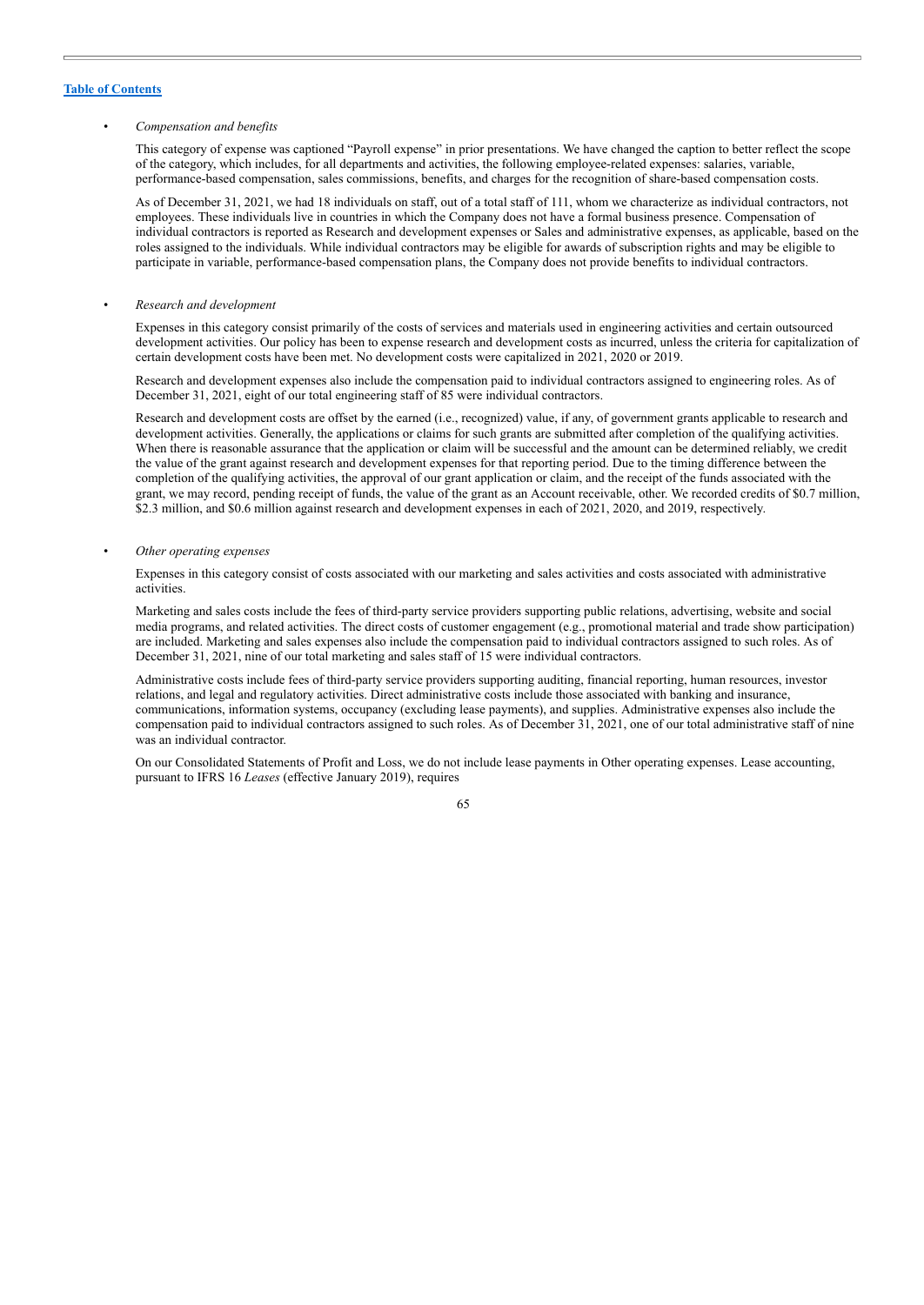- *Compensation and benefits*

  This category of expense was captioned "Payroll expense" in prior presentations. We have changed the caption to better reflect the scope of the category, which includes, for all departments and activities, the following employee-related expenses: salaries, variable, performance-based compensation, sales commissions, benefits, and charges for the recognition of share-based compensation costs.

  As of December 31, 2021, we had 18 individuals on staff, out of a total staff of 111, whom we characterize as individual contractors, not employees. These individuals live in countries in which the Company does not have a formal business presence. Compensation of individual contractors is reported as Research and development expenses or Sales and administrative expenses, as applicable, based on the roles assigned to the individuals. While individual contractors may be eligible for awards of subscription rights and may be eligible to participate in variable, performance-based compensation plans, the Company does not provide benefits to individual contractors.

- *Research and development*

  Expenses in this category consist primarily of the costs of services and materials used in engineering activities and certain outsourced development activities. Our policy has been to expense research and development costs as incurred, unless the criteria for capitalization of certain development costs have been met. No development costs were capitalized in 2021, 2020 or 2019.

  Research and development expenses also include the compensation paid to individual contractors assigned to engineering roles. As of December 31, 2021, eight of our total engineering staff of 85 were individual contractors.

  Research and development costs are offset by the earned (i.e., recognized) value, if any, of government grants applicable to research and development activities. Generally, the applications or claims for such grants are submitted after completion of the qualifying activities. When there is reasonable assurance that the application or claim will be successful and the amount can be determined reliably, we credit the value of the grant against research and development expenses for that reporting period. Due to the timing difference between the completion of the qualifying activities, the approval of our grant application or claim, and the receipt of the funds associated with the grant, we may record, pending receipt of funds, the value of the grant as an Account receivable, other. We recorded credits of $0.7 million, $2.3 million, and $0.6 million against research and development expenses in each of 2021, 2020, and 2019, respectively.

- *Other operating expenses*

  Expenses in this category consist of costs associated with our marketing and sales activities and costs associated with administrative activities.

  Marketing and sales costs include the fees of third-party service providers supporting public relations, advertising, website and social media programs, and related activities. The direct costs of customer engagement (e.g., promotional material and trade show participation) are included. Marketing and sales expenses also include the compensation paid to individual contractors assigned to such roles. As of December 31, 2021, nine of our total marketing and sales staff of 15 were individual contractors.

  Administrative costs include fees of third-party service providers supporting auditing, financial reporting, human resources, investor relations, and legal and regulatory activities. Direct administrative costs include those associated with banking and insurance, communications, information systems, occupancy (excluding lease payments), and supplies. Administrative expenses also include the compensation paid to individual contractors assigned to such roles. As of December 31, 2021, one of our total administrative staff of nine was an individual contractor.

  On our Consolidated Statements of Profit and Loss, we do not include lease payments in Other operating expenses. Lease accounting, pursuant to IFRS 16 *Leases* (effective January 2019), requires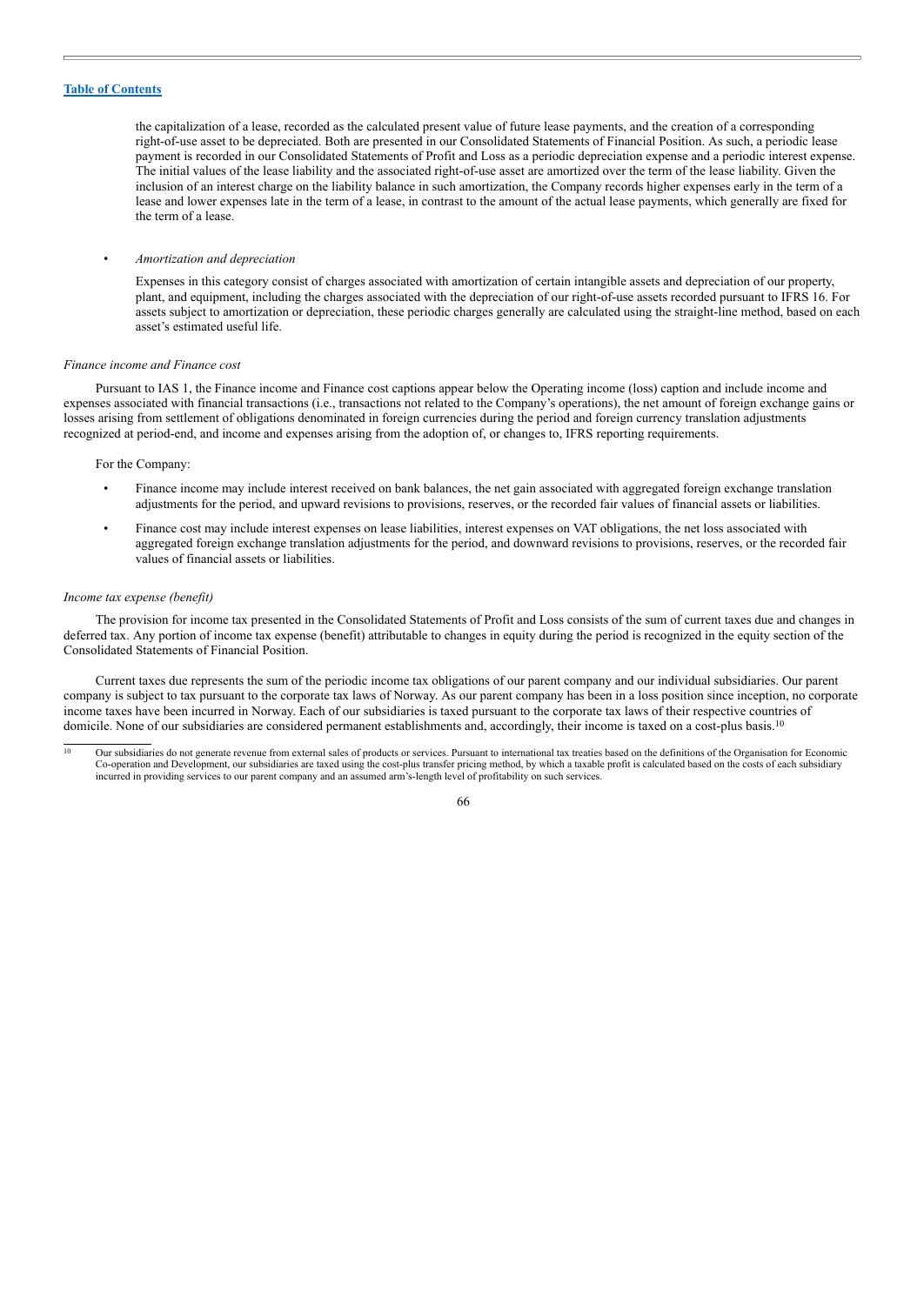the capitalization of a lease, recorded as the calculated present value of future lease payments, and the creation of a corresponding right-of-use asset to be depreciated. Both are presented in our Consolidated Statements of Financial Position. As such, a periodic lease payment is recorded in our Consolidated Statements of Profit and Loss as a periodic depreciation expense and a periodic interest expense. The initial values of the lease liability and the associated right-of-use asset are amortized over the term of the lease liability. Given the inclusion of an interest charge on the liability balance in such amortization, the Company records higher expenses early in the term of a lease and lower expenses late in the term of a lease, in contrast to the amount of the actual lease payments, which generally are fixed for the term of a lease.

- *Amortization and depreciation*

  Expenses in this category consist of charges associated with amortization of certain intangible assets and depreciation of our property, plant, and equipment, including the charges associated with the depreciation of our right-of-use assets recorded pursuant to IFRS 16. For assets subject to amortization or depreciation, these periodic charges generally are calculated using the straight-line method, based on each asset's estimated useful life.

*Finance income and Finance cost*

Pursuant to IAS 1, the Finance income and Finance cost captions appear below the Operating income (loss) caption and include income and expenses associated with financial transactions (i.e., transactions not related to the Company's operations), the net amount of foreign exchange gains or losses arising from settlement of obligations denominated in foreign currencies during the period and foreign currency translation adjustments recognized at period-end, and income and expenses arising from the adoption of, or changes to, IFRS reporting requirements.

For the Company:

- Finance income may include interest received on bank balances, the net gain associated with aggregated foreign exchange translation adjustments for the period, and upward revisions to provisions, reserves, or the recorded fair values of financial assets or liabilities.
- Finance cost may include interest expenses on lease liabilities, interest expenses on VAT obligations, the net loss associated with aggregated foreign exchange translation adjustments for the period, and downward revisions to provisions, reserves, or the recorded fair values of financial assets or liabilities.

*Income tax expense (benefit)*

The provision for income tax presented in the Consolidated Statements of Profit and Loss consists of the sum of current taxes due and changes in deferred tax. Any portion of income tax expense (benefit) attributable to changes in equity during the period is recognized in the equity section of the Consolidated Statements of Financial Position.

Current taxes due represents the sum of the periodic income tax obligations of our parent company and our individual subsidiaries. Our parent company is subject to tax pursuant to the corporate tax laws of Norway. As our parent company has been in a loss position since inception, no corporate income taxes have been incurred in Norway. Each of our subsidiaries is taxed pursuant to the corporate tax laws of their respective countries of domicile. None of our subsidiaries are considered permanent establishments and, accordingly, their income is taxed on a cost-plus basis.[10]

[10] Our subsidiaries do not generate revenue from external sales of products or services. Pursuant to international tax treaties based on the definitions of the Organisation for Economic Co-operation and Development, our subsidiaries are taxed using the cost-plus transfer pricing method, by which a taxable profit is calculated based on the costs of each subsidiary incurred in providing services to our parent company and an assumed arm's-length level of profitability on such services.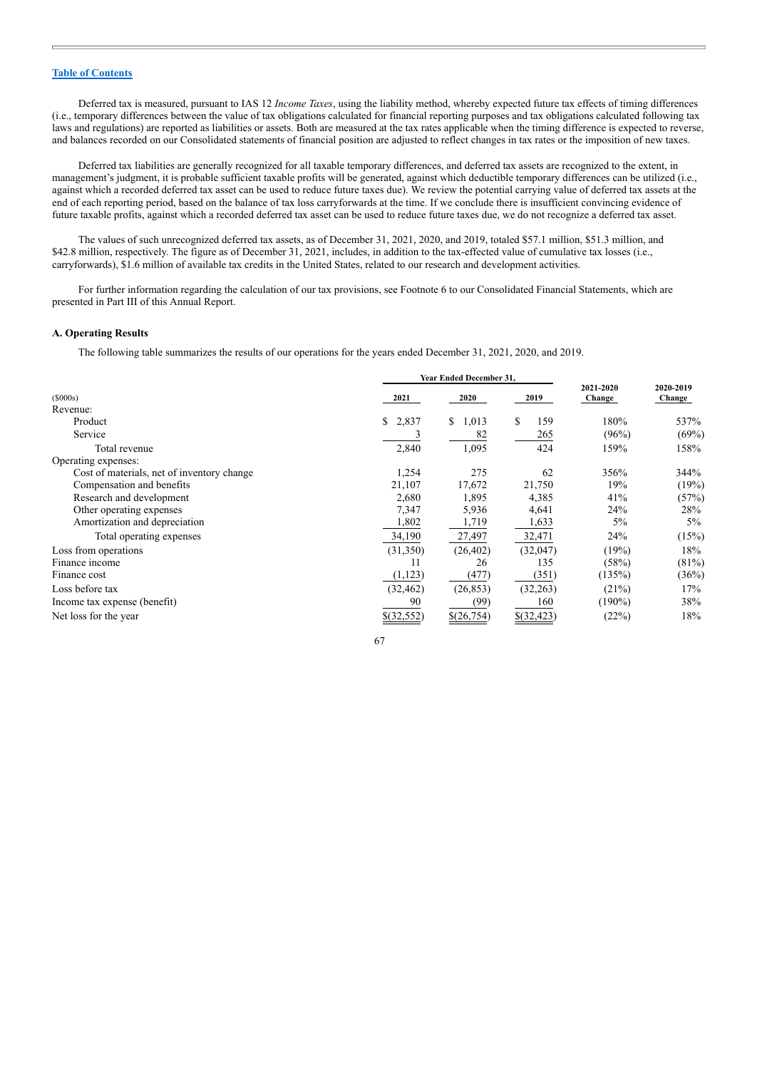Deferred tax is measured, pursuant to IAS 12 *Income Taxes*, using the liability method, whereby expected future tax effects of timing differences (i.e., temporary differences between the value of tax obligations calculated for financial reporting purposes and tax obligations calculated following tax laws and regulations) are reported as liabilities or assets. Both are measured at the tax rates applicable when the timing difference is expected to reverse, and balances recorded on our Consolidated statements of financial position are adjusted to reflect changes in tax rates or the imposition of new taxes.

Deferred tax liabilities are generally recognized for all taxable temporary differences, and deferred tax assets are recognized to the extent, in management's judgment, it is probable sufficient taxable profits will be generated, against which deductible temporary differences can be utilized (i.e., against which a recorded deferred tax asset can be used to reduce future taxes due). We review the potential carrying value of deferred tax assets at the end of each reporting period, based on the balance of tax loss carryforwards at the time. If we conclude there is insufficient convincing evidence of future taxable profits, against which a recorded deferred tax asset can be used to reduce future taxes due, we do not recognize a deferred tax asset.

The values of such unrecognized deferred tax assets, as of December 31, 2021, 2020, and 2019, totaled $57.1 million, $51.3 million, and $42.8 million, respectively. The figure as of December 31, 2021, includes, in addition to the tax-effected value of cumulative tax losses (i.e., carryforwards), $1.6 million of available tax credits in the United States, related to our research and development activities.

For further information regarding the calculation of our tax provisions, see Footnote 6 to our Consolidated Financial Statements, which are presented in Part III of this Annual Report.

### A. Operating Results

The following table summarizes the results of our operations for the years ended December 31, 2021, 2020, and 2019.

| ($000s) | Year Ended December 31, 2021 | 2020 | 2019 | 2021-2020 Change | 2020-2019 Change |
|---|---|---|---|---|---|
| Revenue: | | | | | |
| Product | $ 2,837 | $ 1,013 | $ 159 | 180% | 537% |
| Service | 3 | 82 | 265 | (96%) | (69%) |
| Total revenue | 2,840 | 1,095 | 424 | 159% | 158% |
| Operating expenses: | | | | | |
| Cost of materials, net of inventory change | 1,254 | 275 | 62 | 356% | 344% |
| Compensation and benefits | 21,107 | 17,672 | 21,750 | 19% | (19%) |
| Research and development | 2,680 | 1,895 | 4,385 | 41% | (57%) |
| Other operating expenses | 7,347 | 5,936 | 4,641 | 24% | 28% |
| Amortization and depreciation | 1,802 | 1,719 | 1,633 | 5% | 5% |
| Total operating expenses | 34,190 | 27,497 | 32,471 | 24% | (15%) |
| Loss from operations | (31,350) | (26,402) | (32,047) | (19%) | 18% |
| Finance income | 11 | 26 | 135 | (58%) | (81%) |
| Finance cost | (1,123) | (477) | (351) | (135%) | (36%) |
| Loss before tax | (32,462) | (26,853) | (32,263) | (21%) | 17% |
| Income tax expense (benefit) | 90 | (99) | 160 | (190%) | 38% |
| Net loss for the year | $(32,552) | $(26,754) | $(32,423) | (22%) | 18% |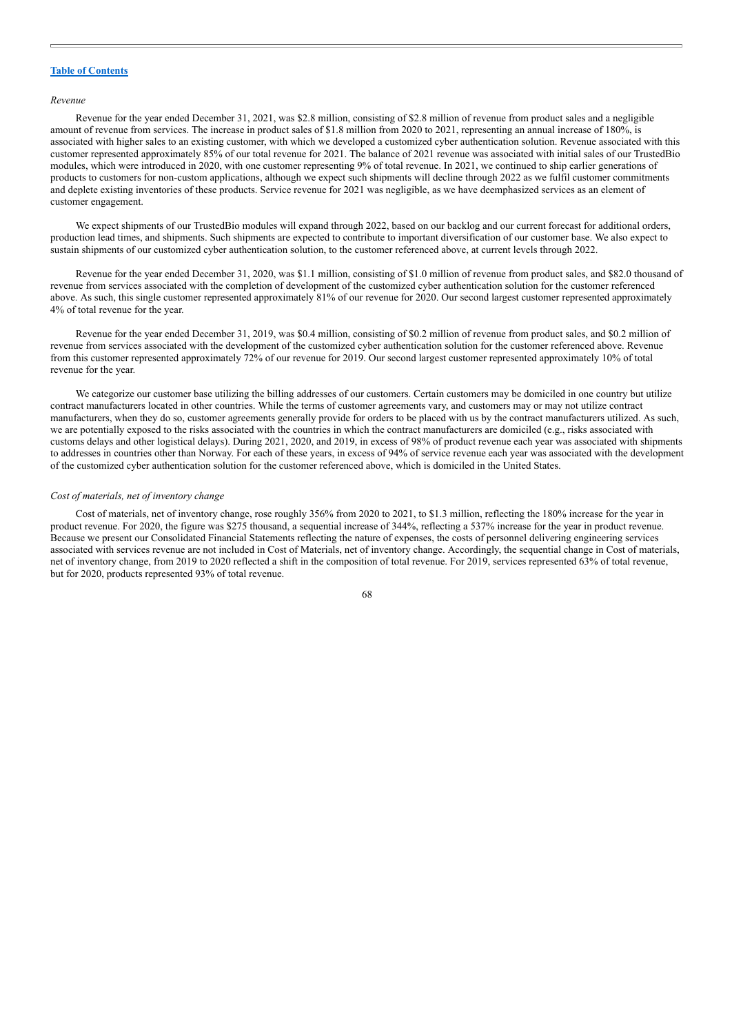*Revenue*

Revenue for the year ended December 31, 2021, was $2.8 million, consisting of $2.8 million of revenue from product sales and a negligible amount of revenue from services. The increase in product sales of $1.8 million from 2020 to 2021, representing an annual increase of 180%, is associated with higher sales to an existing customer, with which we developed a customized cyber authentication solution. Revenue associated with this customer represented approximately 85% of our total revenue for 2021. The balance of 2021 revenue was associated with initial sales of our TrustedBio modules, which were introduced in 2020, with one customer representing 9% of total revenue. In 2021, we continued to ship earlier generations of products to customers for non-custom applications, although we expect such shipments will decline through 2022 as we fulfil customer commitments and deplete existing inventories of these products. Service revenue for 2021 was negligible, as we have deemphasized services as an element of customer engagement.

We expect shipments of our TrustedBio modules will expand through 2022, based on our backlog and our current forecast for additional orders, production lead times, and shipments. Such shipments are expected to contribute to important diversification of our customer base. We also expect to sustain shipments of our customized cyber authentication solution, to the customer referenced above, at current levels through 2022.

Revenue for the year ended December 31, 2020, was $1.1 million, consisting of $1.0 million of revenue from product sales, and $82.0 thousand of revenue from services associated with the completion of development of the customized cyber authentication solution for the customer referenced above. As such, this single customer represented approximately 81% of our revenue for 2020. Our second largest customer represented approximately 4% of total revenue for the year.

Revenue for the year ended December 31, 2019, was $0.4 million, consisting of $0.2 million of revenue from product sales, and $0.2 million of revenue from services associated with the development of the customized cyber authentication solution for the customer referenced above. Revenue from this customer represented approximately 72% of our revenue for 2019. Our second largest customer represented approximately 10% of total revenue for the year.

We categorize our customer base utilizing the billing addresses of our customers. Certain customers may be domiciled in one country but utilize contract manufacturers located in other countries. While the terms of customer agreements vary, and customers may or may not utilize contract manufacturers, when they do so, customer agreements generally provide for orders to be placed with us by the contract manufacturers utilized. As such, we are potentially exposed to the risks associated with the countries in which the contract manufacturers are domiciled (e.g., risks associated with customs delays and other logistical delays). During 2021, 2020, and 2019, in excess of 98% of product revenue each year was associated with shipments to addresses in countries other than Norway. For each of these years, in excess of 94% of service revenue each year was associated with the development of the customized cyber authentication solution for the customer referenced above, which is domiciled in the United States.

*Cost of materials, net of inventory change*

Cost of materials, net of inventory change, rose roughly 356% from 2020 to 2021, to $1.3 million, reflecting the 180% increase for the year in product revenue. For 2020, the figure was $275 thousand, a sequential increase of 344%, reflecting a 537% increase for the year in product revenue. Because we present our Consolidated Financial Statements reflecting the nature of expenses, the costs of personnel delivering engineering services associated with services revenue are not included in Cost of Materials, net of inventory change. Accordingly, the sequential change in Cost of materials, net of inventory change, from 2019 to 2020 reflected a shift in the composition of total revenue. For 2019, services represented 63% of total revenue, but for 2020, products represented 93% of total revenue.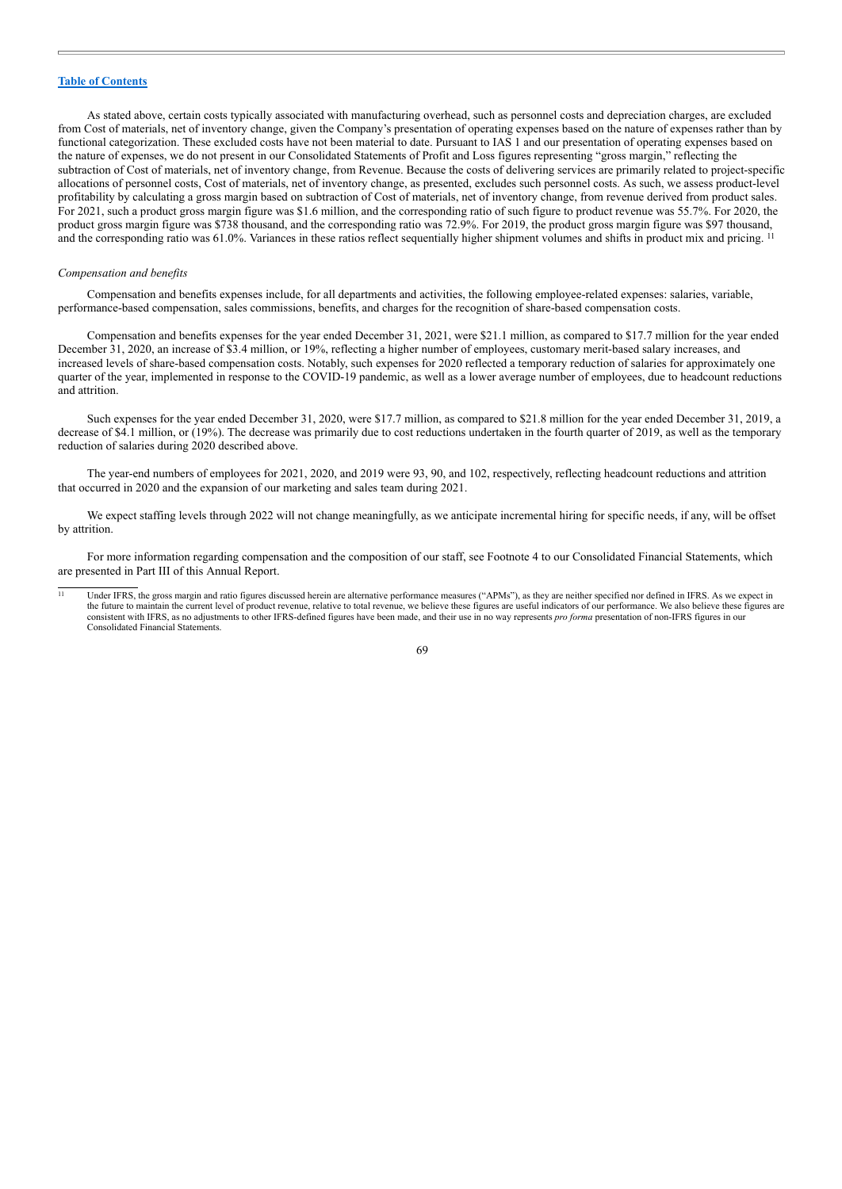[Table of Contents](#)

As stated above, certain costs typically associated with manufacturing overhead, such as personnel costs and depreciation charges, are excluded from Cost of materials, net of inventory change, given the Company's presentation of operating expenses based on the nature of expenses rather than by functional categorization. These excluded costs have not been material to date. Pursuant to IAS 1 and our presentation of operating expenses based on the nature of expenses, we do not present in our Consolidated Statements of Profit and Loss figures representing "gross margin," reflecting the subtraction of Cost of materials, net of inventory change, from Revenue. Because the costs of delivering services are primarily related to project-specific allocations of personnel costs, Cost of materials, net of inventory change, as presented, excludes such personnel costs. As such, we assess product-level profitability by calculating a gross margin based on subtraction of Cost of materials, net of inventory change, from revenue derived from product sales. For 2021, such a product gross margin figure was $1.6 million, and the corresponding ratio of such figure to product revenue was 55.7%. For 2020, the product gross margin figure was $738 thousand, and the corresponding ratio was 72.9%. For 2019, the product gross margin figure was $97 thousand, and the corresponding ratio was 61.0%. Variances in these ratios reflect sequentially higher shipment volumes and shifts in product mix and pricing. [11]

*Compensation and benefits*

Compensation and benefits expenses include, for all departments and activities, the following employee-related expenses: salaries, variable, performance-based compensation, sales commissions, benefits, and charges for the recognition of share-based compensation costs.

Compensation and benefits expenses for the year ended December 31, 2021, were $21.1 million, as compared to $17.7 million for the year ended December 31, 2020, an increase of $3.4 million, or 19%, reflecting a higher number of employees, customary merit-based salary increases, and increased levels of share-based compensation costs. Notably, such expenses for 2020 reflected a temporary reduction of salaries for approximately one quarter of the year, implemented in response to the COVID-19 pandemic, as well as a lower average number of employees, due to headcount reductions and attrition.

Such expenses for the year ended December 31, 2020, were $17.7 million, as compared to $21.8 million for the year ended December 31, 2019, a decrease of $4.1 million, or (19%). The decrease was primarily due to cost reductions undertaken in the fourth quarter of 2019, as well as the temporary reduction of salaries during 2020 described above.

The year-end numbers of employees for 2021, 2020, and 2019 were 93, 90, and 102, respectively, reflecting headcount reductions and attrition that occurred in 2020 and the expansion of our marketing and sales team during 2021.

We expect staffing levels through 2022 will not change meaningfully, as we anticipate incremental hiring for specific needs, if any, will be offset by attrition.

For more information regarding compensation and the composition of our staff, see Footnote 4 to our Consolidated Financial Statements, which are presented in Part III of this Annual Report.

---

[11] Under IFRS, the gross margin and ratio figures discussed herein are alternative performance measures ("APMs"), as they are neither specified nor defined in IFRS. As we expect in the future to maintain the current level of product revenue, relative to total revenue, we believe these figures are useful indicators of our performance. We also believe these figures are consistent with IFRS, as no adjustments to other IFRS-defined figures have been made, and their use in no way represents *pro forma* presentation of non-IFRS figures in our Consolidated Financial Statements.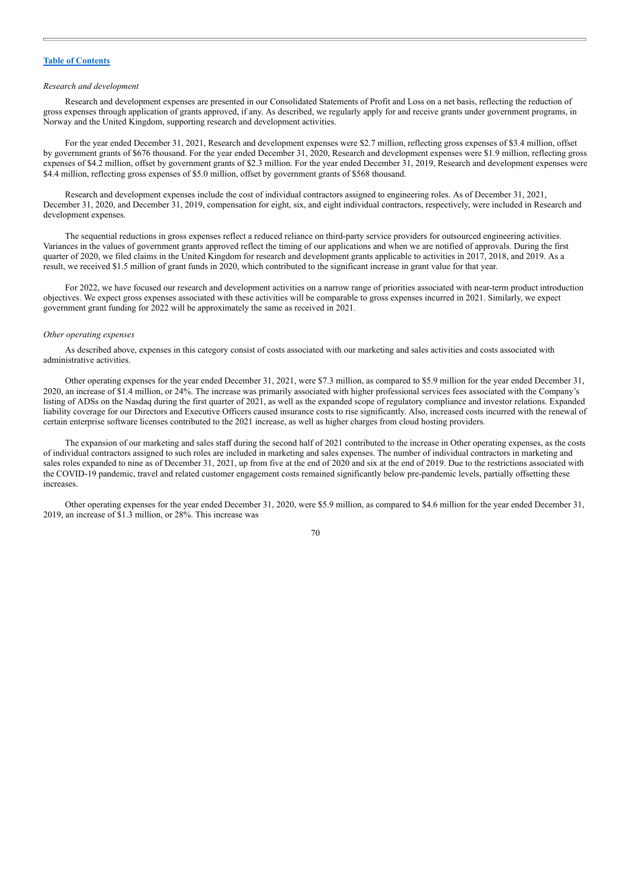*Research and development*

Research and development expenses are presented in our Consolidated Statements of Profit and Loss on a net basis, reflecting the reduction of gross expenses through application of grants approved, if any. As described, we regularly apply for and receive grants under government programs, in Norway and the United Kingdom, supporting research and development activities.

For the year ended December 31, 2021, Research and development expenses were $2.7 million, reflecting gross expenses of $3.4 million, offset by government grants of $676 thousand. For the year ended December 31, 2020, Research and development expenses were $1.9 million, reflecting gross expenses of $4.2 million, offset by government grants of $2.3 million. For the year ended December 31, 2019, Research and development expenses were $4.4 million, reflecting gross expenses of $5.0 million, offset by government grants of $568 thousand.

Research and development expenses include the cost of individual contractors assigned to engineering roles. As of December 31, 2021, December 31, 2020, and December 31, 2019, compensation for eight, six, and eight individual contractors, respectively, were included in Research and development expenses.

The sequential reductions in gross expenses reflect a reduced reliance on third-party service providers for outsourced engineering activities. Variances in the values of government grants approved reflect the timing of our applications and when we are notified of approvals. During the first quarter of 2020, we filed claims in the United Kingdom for research and development grants applicable to activities in 2017, 2018, and 2019. As a result, we received $1.5 million of grant funds in 2020, which contributed to the significant increase in grant value for that year.

For 2022, we have focused our research and development activities on a narrow range of priorities associated with near-term product introduction objectives. We expect gross expenses associated with these activities will be comparable to gross expenses incurred in 2021. Similarly, we expect government grant funding for 2022 will be approximately the same as received in 2021.

*Other operating expenses*

As described above, expenses in this category consist of costs associated with our marketing and sales activities and costs associated with administrative activities.

Other operating expenses for the year ended December 31, 2021, were $7.3 million, as compared to $5.9 million for the year ended December 31, 2020, an increase of $1.4 million, or 24%. The increase was primarily associated with higher professional services fees associated with the Company's listing of ADSs on the Nasdaq during the first quarter of 2021, as well as the expanded scope of regulatory compliance and investor relations. Expanded liability coverage for our Directors and Executive Officers caused insurance costs to rise significantly. Also, increased costs incurred with the renewal of certain enterprise software licenses contributed to the 2021 increase, as well as higher charges from cloud hosting providers.

The expansion of our marketing and sales staff during the second half of 2021 contributed to the increase in Other operating expenses, as the costs of individual contractors assigned to such roles are included in marketing and sales expenses. The number of individual contractors in marketing and sales roles expanded to nine as of December 31, 2021, up from five at the end of 2020 and six at the end of 2019. Due to the restrictions associated with the COVID-19 pandemic, travel and related customer engagement costs remained significantly below pre-pandemic levels, partially offsetting these increases.

Other operating expenses for the year ended December 31, 2020, were $5.9 million, as compared to $4.6 million for the year ended December 31, 2019, an increase of $1.3 million, or 28%. This increase was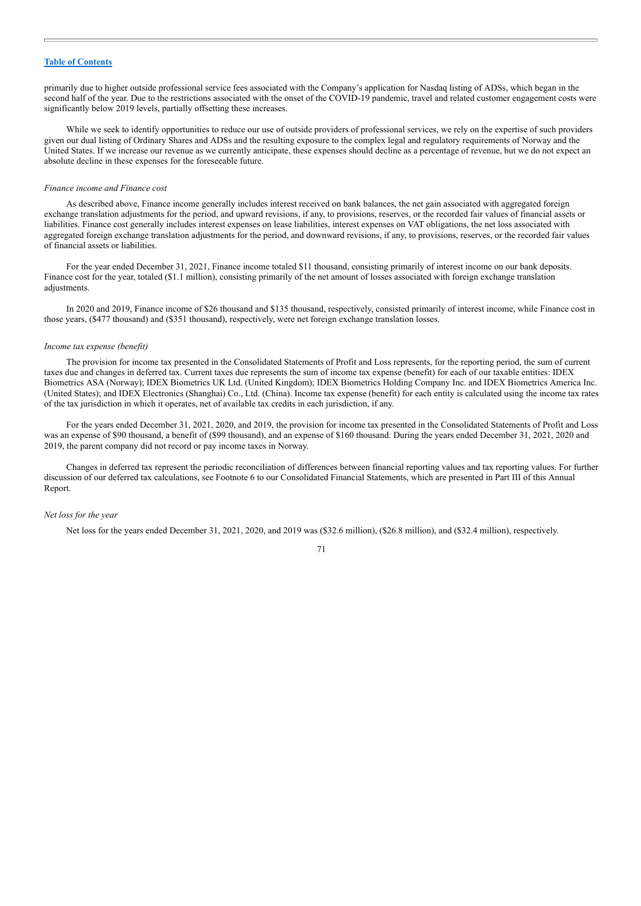primarily due to higher outside professional service fees associated with the Company's application for Nasdaq listing of ADSs, which began in the second half of the year. Due to the restrictions associated with the onset of the COVID-19 pandemic, travel and related customer engagement costs were significantly below 2019 levels, partially offsetting these increases.

While we seek to identify opportunities to reduce our use of outside providers of professional services, we rely on the expertise of such providers given our dual listing of Ordinary Shares and ADSs and the resulting exposure to the complex legal and regulatory requirements of Norway and the United States. If we increase our revenue as we currently anticipate, these expenses should decline as a percentage of revenue, but we do not expect an absolute decline in these expenses for the foreseeable future.

*Finance income and Finance cost*

As described above, Finance income generally includes interest received on bank balances, the net gain associated with aggregated foreign exchange translation adjustments for the period, and upward revisions, if any, to provisions, reserves, or the recorded fair values of financial assets or liabilities. Finance cost generally includes interest expenses on lease liabilities, interest expenses on VAT obligations, the net loss associated with aggregated foreign exchange translation adjustments for the period, and downward revisions, if any, to provisions, reserves, or the recorded fair values of financial assets or liabilities.

For the year ended December 31, 2021, Finance income totaled $11 thousand, consisting primarily of interest income on our bank deposits. Finance cost for the year, totaled ($1.1 million), consisting primarily of the net amount of losses associated with foreign exchange translation adjustments.

In 2020 and 2019, Finance income of $26 thousand and $135 thousand, respectively, consisted primarily of interest income, while Finance cost in those years, ($477 thousand) and ($351 thousand), respectively, were net foreign exchange translation losses.

*Income tax expense (benefit)*

The provision for income tax presented in the Consolidated Statements of Profit and Loss represents, for the reporting period, the sum of current taxes due and changes in deferred tax. Current taxes due represents the sum of income tax expense (benefit) for each of our taxable entities: IDEX Biometrics ASA (Norway); IDEX Biometrics UK Ltd. (United Kingdom); IDEX Biometrics Holding Company Inc. and IDEX Biometrics America Inc. (United States); and IDEX Electronics (Shanghai) Co., Ltd. (China). Income tax expense (benefit) for each entity is calculated using the income tax rates of the tax jurisdiction in which it operates, net of available tax credits in each jurisdiction, if any.

For the years ended December 31, 2021, 2020, and 2019, the provision for income tax presented in the Consolidated Statements of Profit and Loss was an expense of $90 thousand, a benefit of ($99 thousand), and an expense of $160 thousand. During the years ended December 31, 2021, 2020 and 2019, the parent company did not record or pay income taxes in Norway.

Changes in deferred tax represent the periodic reconciliation of differences between financial reporting values and tax reporting values. For further discussion of our deferred tax calculations, see Footnote 6 to our Consolidated Financial Statements, which are presented in Part III of this Annual Report.

*Net loss for the year*

Net loss for the years ended December 31, 2021, 2020, and 2019 was ($32.6 million), ($26.8 million), and ($32.4 million), respectively.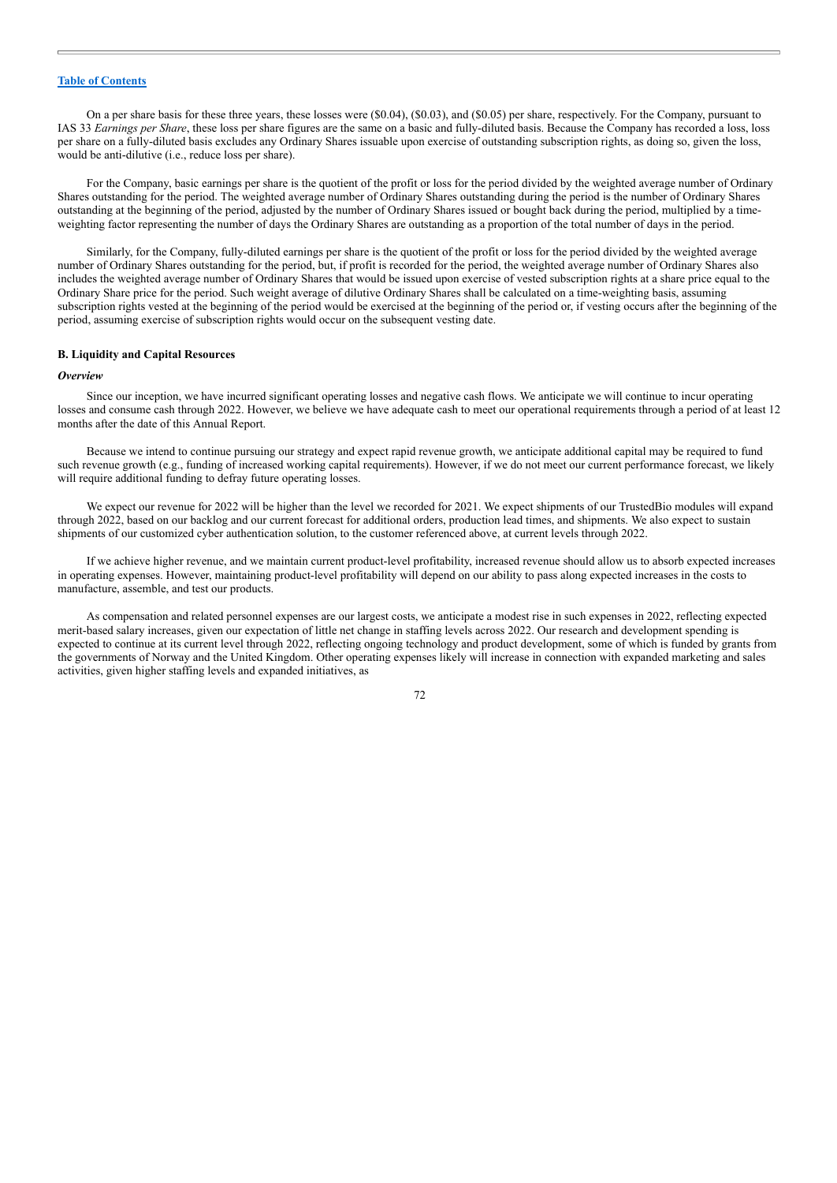On a per share basis for these three years, these losses were (\$0.04), (\$0.03), and (\$0.05) per share, respectively. For the Company, pursuant to IAS 33 *Earnings per Share*, these loss per share figures are the same on a basic and fully-diluted basis. Because the Company has recorded a loss, loss per share on a fully-diluted basis excludes any Ordinary Shares issuable upon exercise of outstanding subscription rights, as doing so, given the loss, would be anti-dilutive (i.e., reduce loss per share).

For the Company, basic earnings per share is the quotient of the profit or loss for the period divided by the weighted average number of Ordinary Shares outstanding for the period. The weighted average number of Ordinary Shares outstanding during the period is the number of Ordinary Shares outstanding at the beginning of the period, adjusted by the number of Ordinary Shares issued or bought back during the period, multiplied by a time-weighting factor representing the number of days the Ordinary Shares are outstanding as a proportion of the total number of days in the period.

Similarly, for the Company, fully-diluted earnings per share is the quotient of the profit or loss for the period divided by the weighted average number of Ordinary Shares outstanding for the period, but, if profit is recorded for the period, the weighted average number of Ordinary Shares also includes the weighted average number of Ordinary Shares that would be issued upon exercise of vested subscription rights at a share price equal to the Ordinary Share price for the period. Such weight average of dilutive Ordinary Shares shall be calculated on a time-weighting basis, assuming subscription rights vested at the beginning of the period would be exercised at the beginning of the period or, if vesting occurs after the beginning of the period, assuming exercise of subscription rights would occur on the subsequent vesting date.

**B. Liquidity and Capital Resources**

***Overview***

Since our inception, we have incurred significant operating losses and negative cash flows. We anticipate we will continue to incur operating losses and consume cash through 2022. However, we believe we have adequate cash to meet our operational requirements through a period of at least 12 months after the date of this Annual Report.

Because we intend to continue pursuing our strategy and expect rapid revenue growth, we anticipate additional capital may be required to fund such revenue growth (e.g., funding of increased working capital requirements). However, if we do not meet our current performance forecast, we likely will require additional funding to defray future operating losses.

We expect our revenue for 2022 will be higher than the level we recorded for 2021. We expect shipments of our TrustedBio modules will expand through 2022, based on our backlog and our current forecast for additional orders, production lead times, and shipments. We also expect to sustain shipments of our customized cyber authentication solution, to the customer referenced above, at current levels through 2022.

If we achieve higher revenue, and we maintain current product-level profitability, increased revenue should allow us to absorb expected increases in operating expenses. However, maintaining product-level profitability will depend on our ability to pass along expected increases in the costs to manufacture, assemble, and test our products.

As compensation and related personnel expenses are our largest costs, we anticipate a modest rise in such expenses in 2022, reflecting expected merit-based salary increases, given our expectation of little net change in staffing levels across 2022. Our research and development spending is expected to continue at its current level through 2022, reflecting ongoing technology and product development, some of which is funded by grants from the governments of Norway and the United Kingdom. Other operating expenses likely will increase in connection with expanded marketing and sales activities, given higher staffing levels and expanded initiatives, as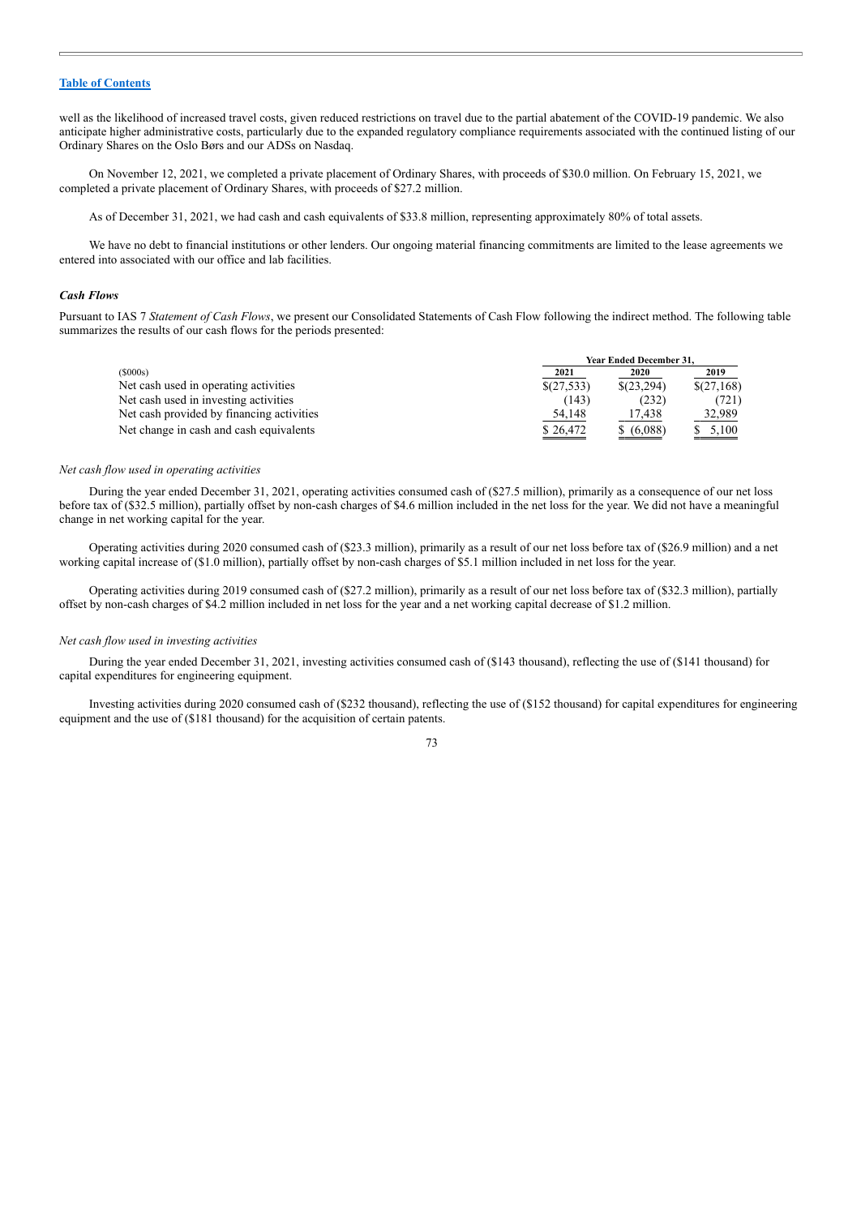well as the likelihood of increased travel costs, given reduced restrictions on travel due to the partial abatement of the COVID-19 pandemic. We also anticipate higher administrative costs, particularly due to the expanded regulatory compliance requirements associated with the continued listing of our Ordinary Shares on the Oslo Børs and our ADSs on Nasdaq.

On November 12, 2021, we completed a private placement of Ordinary Shares, with proceeds of $30.0 million. On February 15, 2021, we completed a private placement of Ordinary Shares, with proceeds of $27.2 million.

As of December 31, 2021, we had cash and cash equivalents of $33.8 million, representing approximately 80% of total assets.

We have no debt to financial institutions or other lenders. Our ongoing material financing commitments are limited to the lease agreements we entered into associated with our office and lab facilities.

### *Cash Flows*

Pursuant to IAS 7 *Statement of Cash Flows*, we present our Consolidated Statements of Cash Flow following the indirect method. The following table summarizes the results of our cash flows for the periods presented:

| | Year Ended December 31, | | |
|---|---|---|---|
| ($000s) | 2021 | 2020 | 2019 |
| Net cash used in operating activities | $(27,533) | $(23,294) | $(27,168) |
| Net cash used in investing activities | (143) | (232) | (721) |
| Net cash provided by financing activities | 54,148 | 17,438 | 32,989 |
| Net change in cash and cash equivalents | $ 26,472 | $ (6,088) | $ 5,100 |

*Net cash flow used in operating activities*

During the year ended December 31, 2021, operating activities consumed cash of ($27.5 million), primarily as a consequence of our net loss before tax of ($32.5 million), partially offset by non-cash charges of $4.6 million included in the net loss for the year. We did not have a meaningful change in net working capital for the year.

Operating activities during 2020 consumed cash of ($23.3 million), primarily as a result of our net loss before tax of ($26.9 million) and a net working capital increase of ($1.0 million), partially offset by non-cash charges of $5.1 million included in net loss for the year.

Operating activities during 2019 consumed cash of ($27.2 million), primarily as a result of our net loss before tax of ($32.3 million), partially offset by non-cash charges of $4.2 million included in net loss for the year and a net working capital decrease of $1.2 million.

*Net cash flow used in investing activities*

During the year ended December 31, 2021, investing activities consumed cash of ($143 thousand), reflecting the use of ($141 thousand) for capital expenditures for engineering equipment.

Investing activities during 2020 consumed cash of ($232 thousand), reflecting the use of ($152 thousand) for capital expenditures for engineering equipment and the use of ($181 thousand) for the acquisition of certain patents.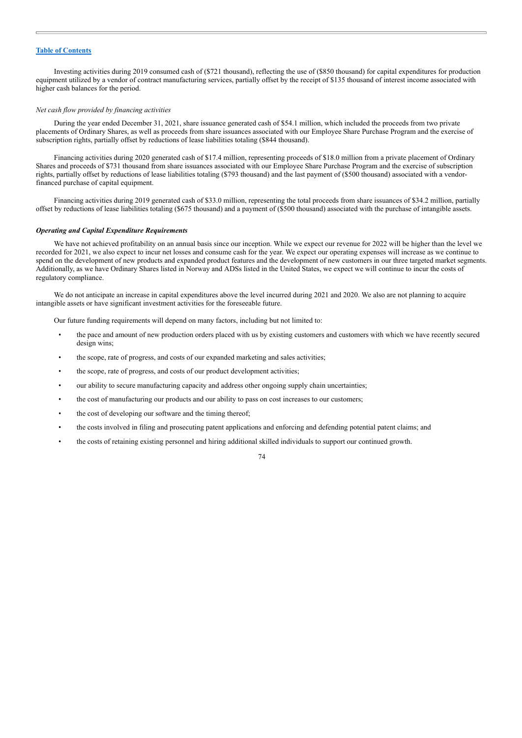Investing activities during 2019 consumed cash of ($721 thousand), reflecting the use of ($850 thousand) for capital expenditures for production equipment utilized by a vendor of contract manufacturing services, partially offset by the receipt of $135 thousand of interest income associated with higher cash balances for the period.

*Net cash flow provided by financing activities*

During the year ended December 31, 2021, share issuance generated cash of $54.1 million, which included the proceeds from two private placements of Ordinary Shares, as well as proceeds from share issuances associated with our Employee Share Purchase Program and the exercise of subscription rights, partially offset by reductions of lease liabilities totaling ($844 thousand).

Financing activities during 2020 generated cash of $17.4 million, representing proceeds of $18.0 million from a private placement of Ordinary Shares and proceeds of $731 thousand from share issuances associated with our Employee Share Purchase Program and the exercise of subscription rights, partially offset by reductions of lease liabilities totaling ($793 thousand) and the last payment of ($500 thousand) associated with a vendor-financed purchase of capital equipment.

Financing activities during 2019 generated cash of $33.0 million, representing the total proceeds from share issuances of $34.2 million, partially offset by reductions of lease liabilities totaling ($675 thousand) and a payment of ($500 thousand) associated with the purchase of intangible assets.

***Operating and Capital Expenditure Requirements***

We have not achieved profitability on an annual basis since our inception. While we expect our revenue for 2022 will be higher than the level we recorded for 2021, we also expect to incur net losses and consume cash for the year. We expect our operating expenses will increase as we continue to spend on the development of new products and expanded product features and the development of new customers in our three targeted market segments. Additionally, as we have Ordinary Shares listed in Norway and ADSs listed in the United States, we expect we will continue to incur the costs of regulatory compliance.

We do not anticipate an increase in capital expenditures above the level incurred during 2021 and 2020. We also are not planning to acquire intangible assets or have significant investment activities for the foreseeable future.

Our future funding requirements will depend on many factors, including but not limited to:

- the pace and amount of new production orders placed with us by existing customers and customers with which we have recently secured design wins;
- the scope, rate of progress, and costs of our expanded marketing and sales activities;
- the scope, rate of progress, and costs of our product development activities;
- our ability to secure manufacturing capacity and address other ongoing supply chain uncertainties;
- the cost of manufacturing our products and our ability to pass on cost increases to our customers;
- the cost of developing our software and the timing thereof;
- the costs involved in filing and prosecuting patent applications and enforcing and defending potential patent claims; and
- the costs of retaining existing personnel and hiring additional skilled individuals to support our continued growth.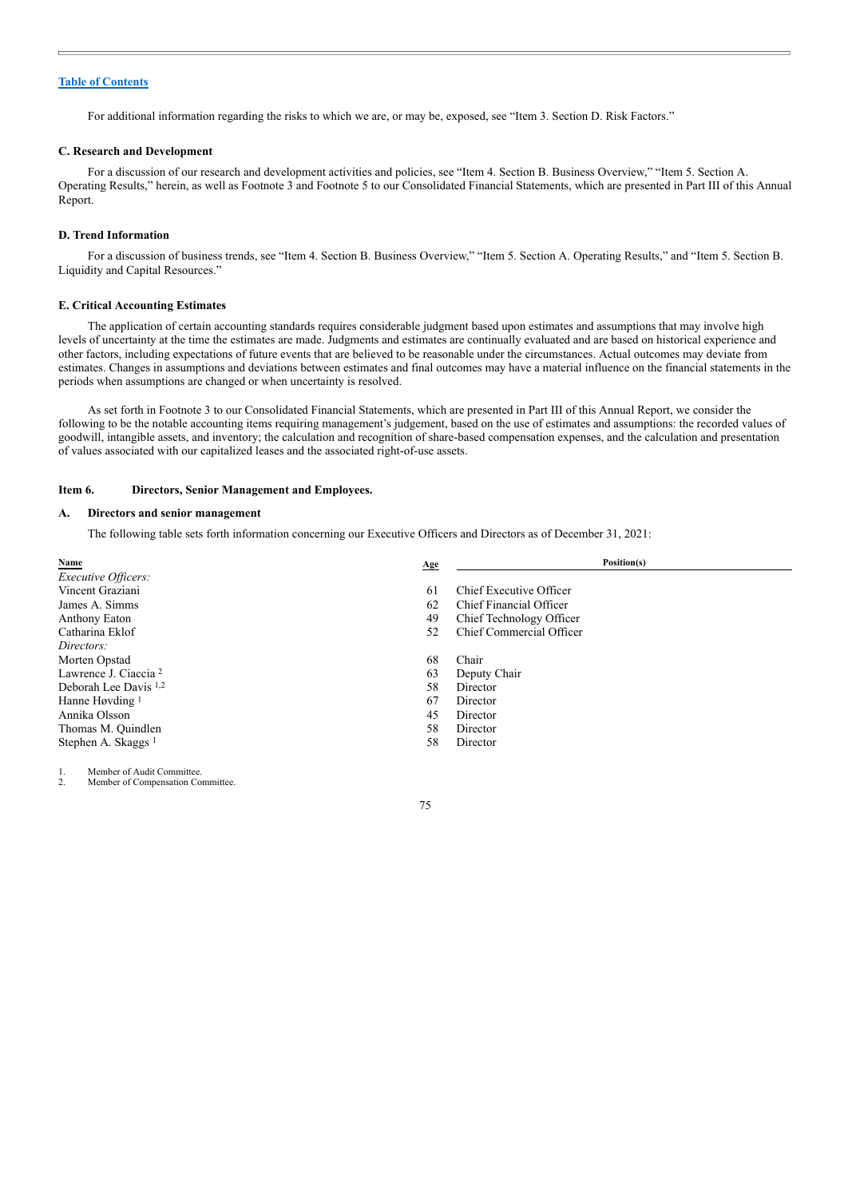[Table of Contents](#)

For additional information regarding the risks to which we are, or may be, exposed, see "Item 3. Section D. Risk Factors."

### C. Research and Development

For a discussion of our research and development activities and policies, see "Item 4. Section B. Business Overview," "Item 5. Section A. Operating Results," herein, as well as Footnote 3 and Footnote 5 to our Consolidated Financial Statements, which are presented in Part III of this Annual Report.

### D. Trend Information

For a discussion of business trends, see "Item 4. Section B. Business Overview," "Item 5. Section A. Operating Results," and "Item 5. Section B. Liquidity and Capital Resources."

### E. Critical Accounting Estimates

The application of certain accounting standards requires considerable judgment based upon estimates and assumptions that may involve high levels of uncertainty at the time the estimates are made. Judgments and estimates are continually evaluated and are based on historical experience and other factors, including expectations of future events that are believed to be reasonable under the circumstances. Actual outcomes may deviate from estimates. Changes in assumptions and deviations between estimates and final outcomes may have a material influence on the financial statements in the periods when assumptions are changed or when uncertainty is resolved.

As set forth in Footnote 3 to our Consolidated Financial Statements, which are presented in Part III of this Annual Report, we consider the following to be the notable accounting items requiring management's judgement, based on the use of estimates and assumptions: the recorded values of goodwill, intangible assets, and inventory; the calculation and recognition of share-based compensation expenses, and the calculation and presentation of values associated with our capitalized leases and the associated right-of-use assets.

## Item 6. Directors, Senior Management and Employees.

### A. Directors and senior management

The following table sets forth information concerning our Executive Officers and Directors as of December 31, 2021:

| Name | Age | Position(s) |
|---|---|---|
| *Executive Officers:* | | |
| Vincent Graziani | 61 | Chief Executive Officer |
| James A. Simms | 62 | Chief Financial Officer |
| Anthony Eaton | 49 | Chief Technology Officer |
| Catharina Eklof | 52 | Chief Commercial Officer |
| *Directors:* | | |
| Morten Opstad | 68 | Chair |
| Lawrence J. Ciaccia [2] | 63 | Deputy Chair |
| Deborah Lee Davis [1,2] | 58 | Director |
| Hanne Høvding [1] | 67 | Director |
| Annika Olsson | 45 | Director |
| Thomas M. Quindlen | 58 | Director |
| Stephen A. Skaggs [1] | 58 | Director |

1. Member of Audit Committee.
2. Member of Compensation Committee.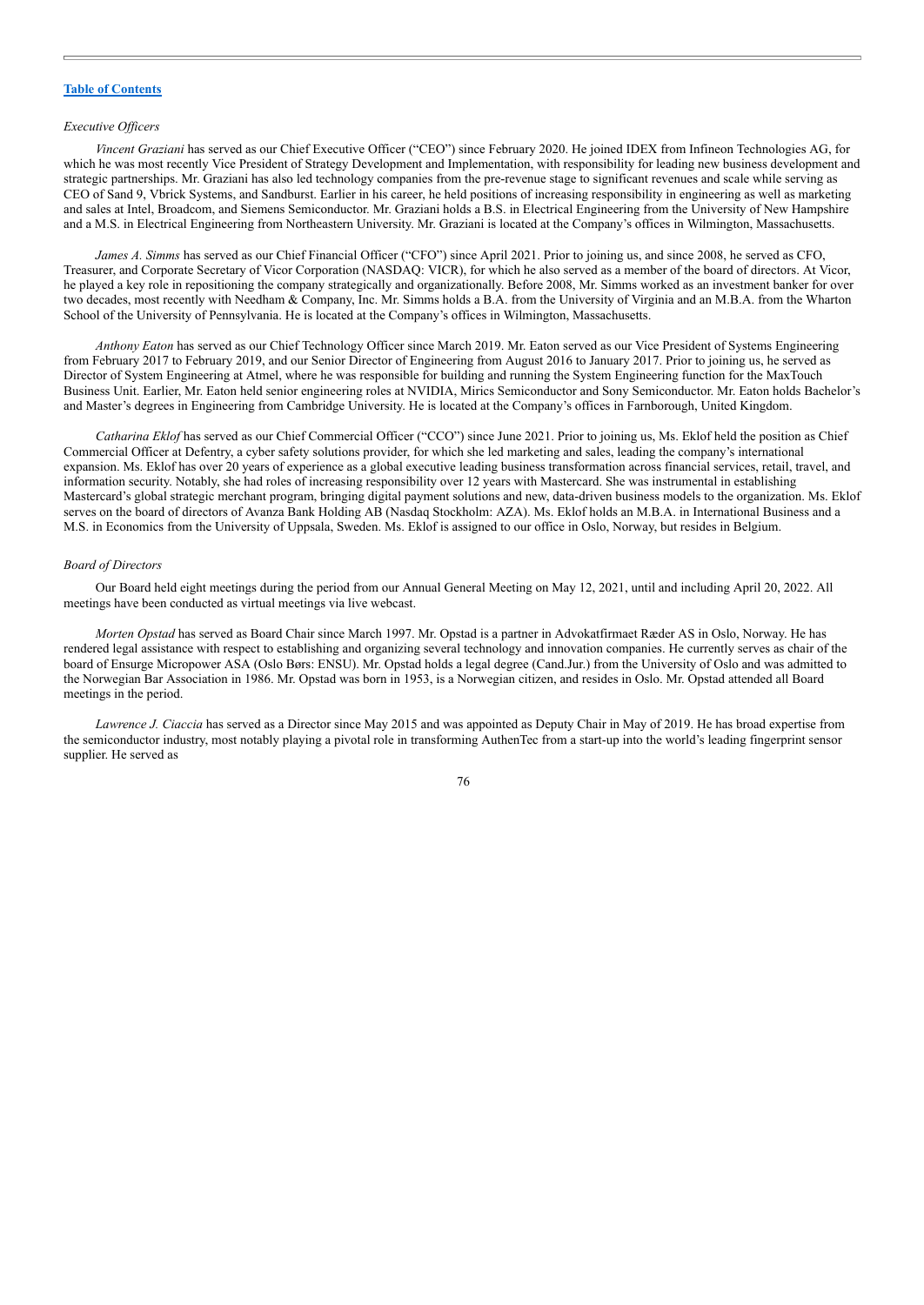[Table of Contents](#)

*Executive Officers*

*Vincent Graziani* has served as our Chief Executive Officer ("CEO") since February 2020. He joined IDEX from Infineon Technologies AG, for which he was most recently Vice President of Strategy Development and Implementation, with responsibility for leading new business development and strategic partnerships. Mr. Graziani has also led technology companies from the pre-revenue stage to significant revenues and scale while serving as CEO of Sand 9, Vbrick Systems, and Sandburst. Earlier in his career, he held positions of increasing responsibility in engineering as well as marketing and sales at Intel, Broadcom, and Siemens Semiconductor. Mr. Graziani holds a B.S. in Electrical Engineering from the University of New Hampshire and a M.S. in Electrical Engineering from Northeastern University. Mr. Graziani is located at the Company's offices in Wilmington, Massachusetts.

*James A. Simms* has served as our Chief Financial Officer ("CFO") since April 2021. Prior to joining us, and since 2008, he served as CFO, Treasurer, and Corporate Secretary of Vicor Corporation (NASDAQ: VICR), for which he also served as a member of the board of directors. At Vicor, he played a key role in repositioning the company strategically and organizationally. Before 2008, Mr. Simms worked as an investment banker for over two decades, most recently with Needham & Company, Inc. Mr. Simms holds a B.A. from the University of Virginia and an M.B.A. from the Wharton School of the University of Pennsylvania. He is located at the Company's offices in Wilmington, Massachusetts.

*Anthony Eaton* has served as our Chief Technology Officer since March 2019. Mr. Eaton served as our Vice President of Systems Engineering from February 2017 to February 2019, and our Senior Director of Engineering from August 2016 to January 2017. Prior to joining us, he served as Director of System Engineering at Atmel, where he was responsible for building and running the System Engineering function for the MaxTouch Business Unit. Earlier, Mr. Eaton held senior engineering roles at NVIDIA, Mirics Semiconductor and Sony Semiconductor. Mr. Eaton holds Bachelor's and Master's degrees in Engineering from Cambridge University. He is located at the Company's offices in Farnborough, United Kingdom.

*Catharina Eklof* has served as our Chief Commercial Officer ("CCO") since June 2021. Prior to joining us, Ms. Eklof held the position as Chief Commercial Officer at Defentry, a cyber safety solutions provider, for which she led marketing and sales, leading the company's international expansion. Ms. Eklof has over 20 years of experience as a global executive leading business transformation across financial services, retail, travel, and information security. Notably, she had roles of increasing responsibility over 12 years with Mastercard. She was instrumental in establishing Mastercard's global strategic merchant program, bringing digital payment solutions and new, data-driven business models to the organization. Ms. Eklof serves on the board of directors of Avanza Bank Holding AB (Nasdaq Stockholm: AZA). Ms. Eklof holds an M.B.A. in International Business and a M.S. in Economics from the University of Uppsala, Sweden. Ms. Eklof is assigned to our office in Oslo, Norway, but resides in Belgium.

*Board of Directors*

Our Board held eight meetings during the period from our Annual General Meeting on May 12, 2021, until and including April 20, 2022. All meetings have been conducted as virtual meetings via live webcast.

*Morten Opstad* has served as Board Chair since March 1997. Mr. Opstad is a partner in Advokatfirmaet Ræder AS in Oslo, Norway. He has rendered legal assistance with respect to establishing and organizing several technology and innovation companies. He currently serves as chair of the board of Ensurge Micropower ASA (Oslo Børs: ENSU). Mr. Opstad holds a legal degree (Cand.Jur.) from the University of Oslo and was admitted to the Norwegian Bar Association in 1986. Mr. Opstad was born in 1953, is a Norwegian citizen, and resides in Oslo. Mr. Opstad attended all Board meetings in the period.

*Lawrence J. Ciaccia* has served as a Director since May 2015 and was appointed as Deputy Chair in May of 2019. He has broad expertise from the semiconductor industry, most notably playing a pivotal role in transforming AuthenTec from a start-up into the world's leading fingerprint sensor supplier. He served as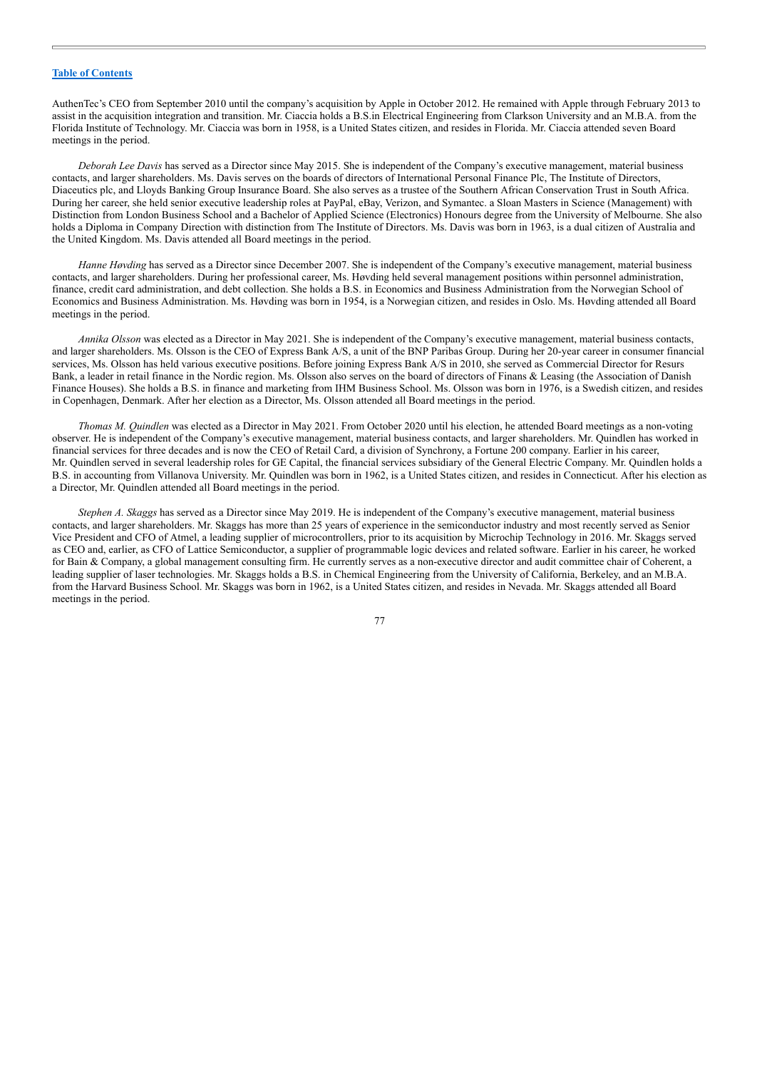AuthenTec's CEO from September 2010 until the company's acquisition by Apple in October 2012. He remained with Apple through February 2013 to assist in the acquisition integration and transition. Mr. Ciaccia holds a B.S.in Electrical Engineering from Clarkson University and an M.B.A. from the Florida Institute of Technology. Mr. Ciaccia was born in 1958, is a United States citizen, and resides in Florida. Mr. Ciaccia attended seven Board meetings in the period.

*Deborah Lee Davis* has served as a Director since May 2015. She is independent of the Company's executive management, material business contacts, and larger shareholders. Ms. Davis serves on the boards of directors of International Personal Finance Plc, The Institute of Directors, Diaceutics plc, and Lloyds Banking Group Insurance Board. She also serves as a trustee of the Southern African Conservation Trust in South Africa. During her career, she held senior executive leadership roles at PayPal, eBay, Verizon, and Symantec. a Sloan Masters in Science (Management) with Distinction from London Business School and a Bachelor of Applied Science (Electronics) Honours degree from the University of Melbourne. She also holds a Diploma in Company Direction with distinction from The Institute of Directors. Ms. Davis was born in 1963, is a dual citizen of Australia and the United Kingdom. Ms. Davis attended all Board meetings in the period.

*Hanne Høvding* has served as a Director since December 2007. She is independent of the Company's executive management, material business contacts, and larger shareholders. During her professional career, Ms. Høvding held several management positions within personnel administration, finance, credit card administration, and debt collection. She holds a B.S. in Economics and Business Administration from the Norwegian School of Economics and Business Administration. Ms. Høvding was born in 1954, is a Norwegian citizen, and resides in Oslo. Ms. Høvding attended all Board meetings in the period.

*Annika Olsson* was elected as a Director in May 2021. She is independent of the Company's executive management, material business contacts, and larger shareholders. Ms. Olsson is the CEO of Express Bank A/S, a unit of the BNP Paribas Group. During her 20-year career in consumer financial services, Ms. Olsson has held various executive positions. Before joining Express Bank A/S in 2010, she served as Commercial Director for Resurs Bank, a leader in retail finance in the Nordic region. Ms. Olsson also serves on the board of directors of Finans & Leasing (the Association of Danish Finance Houses). She holds a B.S. in finance and marketing from IHM Business School. Ms. Olsson was born in 1976, is a Swedish citizen, and resides in Copenhagen, Denmark. After her election as a Director, Ms. Olsson attended all Board meetings in the period.

*Thomas M. Quindlen* was elected as a Director in May 2021. From October 2020 until his election, he attended Board meetings as a non-voting observer. He is independent of the Company's executive management, material business contacts, and larger shareholders. Mr. Quindlen has worked in financial services for three decades and is now the CEO of Retail Card, a division of Synchrony, a Fortune 200 company. Earlier in his career, Mr. Quindlen served in several leadership roles for GE Capital, the financial services subsidiary of the General Electric Company. Mr. Quindlen holds a B.S. in accounting from Villanova University. Mr. Quindlen was born in 1962, is a United States citizen, and resides in Connecticut. After his election as a Director, Mr. Quindlen attended all Board meetings in the period.

*Stephen A. Skaggs* has served as a Director since May 2019. He is independent of the Company's executive management, material business contacts, and larger shareholders. Mr. Skaggs has more than 25 years of experience in the semiconductor industry and most recently served as Senior Vice President and CFO of Atmel, a leading supplier of microcontrollers, prior to its acquisition by Microchip Technology in 2016. Mr. Skaggs served as CEO and, earlier, as CFO of Lattice Semiconductor, a supplier of programmable logic devices and related software. Earlier in his career, he worked for Bain & Company, a global management consulting firm. He currently serves as a non-executive director and audit committee chair of Coherent, a leading supplier of laser technologies. Mr. Skaggs holds a B.S. in Chemical Engineering from the University of California, Berkeley, and an M.B.A. from the Harvard Business School. Mr. Skaggs was born in 1962, is a United States citizen, and resides in Nevada. Mr. Skaggs attended all Board meetings in the period.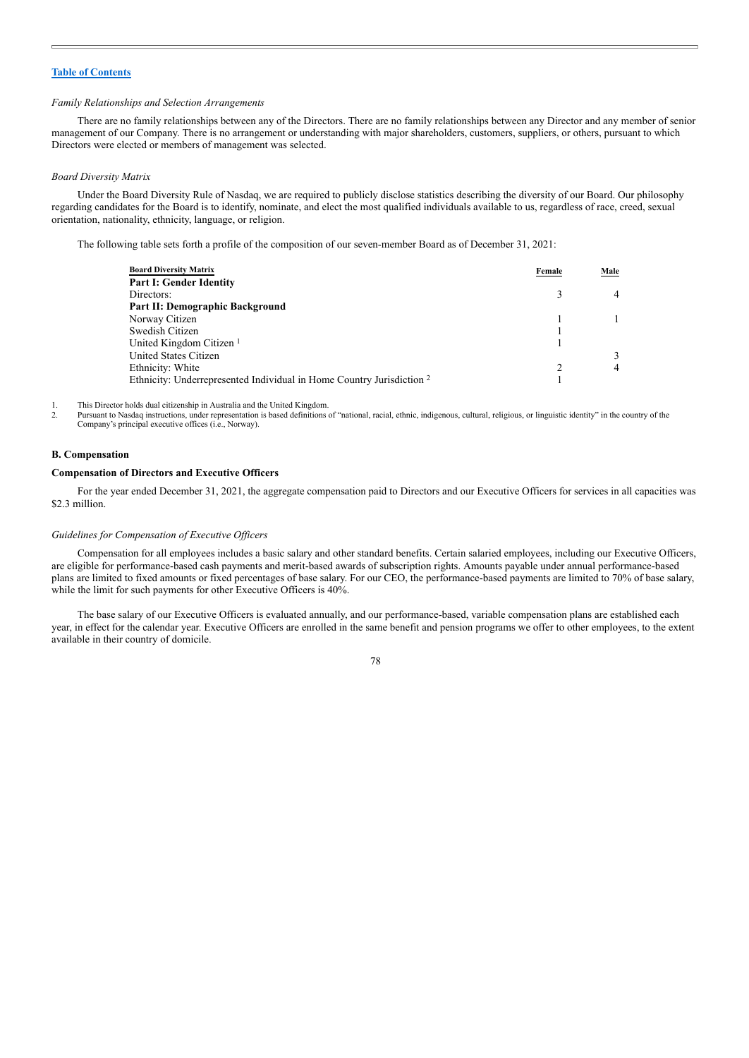*Family Relationships and Selection Arrangements*

There are no family relationships between any of the Directors. There are no family relationships between any Director and any member of senior management of our Company. There is no arrangement or understanding with major shareholders, customers, suppliers, or others, pursuant to which Directors were elected or members of management was selected.

*Board Diversity Matrix*

Under the Board Diversity Rule of Nasdaq, we are required to publicly disclose statistics describing the diversity of our Board. Our philosophy regarding candidates for the Board is to identify, nominate, and elect the most qualified individuals available to us, regardless of race, creed, sexual orientation, nationality, ethnicity, language, or religion.

The following table sets forth a profile of the composition of our seven-member Board as of December 31, 2021:

| Board Diversity Matrix | Female | Male |
|---|---|---|
| **Part I: Gender Identity** | | |
| Directors: | 3 | 4 |
| **Part II: Demographic Background** | | |
| Norway Citizen | 1 | 1 |
| Swedish Citizen | 1 | |
| United Kingdom Citizen [1] | 1 | |
| United States Citizen | | 3 |
| Ethnicity: White | 2 | 4 |
| Ethnicity: Underrepresented Individual in Home Country Jurisdiction [2] | 1 | |

1. This Director holds dual citizenship in Australia and the United Kingdom.
2. Pursuant to Nasdaq instructions, under representation is based definitions of "national, racial, ethnic, indigenous, cultural, religious, or linguistic identity" in the country of the Company's principal executive offices (i.e., Norway).

### B. Compensation

**Compensation of Directors and Executive Officers**

For the year ended December 31, 2021, the aggregate compensation paid to Directors and our Executive Officers for services in all capacities was $2.3 million.

*Guidelines for Compensation of Executive Officers*

Compensation for all employees includes a basic salary and other standard benefits. Certain salaried employees, including our Executive Officers, are eligible for performance-based cash payments and merit-based awards of subscription rights. Amounts payable under annual performance-based plans are limited to fixed amounts or fixed percentages of base salary. For our CEO, the performance-based payments are limited to 70% of base salary, while the limit for such payments for other Executive Officers is 40%.

The base salary of our Executive Officers is evaluated annually, and our performance-based, variable compensation plans are established each year, in effect for the calendar year. Executive Officers are enrolled in the same benefit and pension programs we offer to other employees, to the extent available in their country of domicile.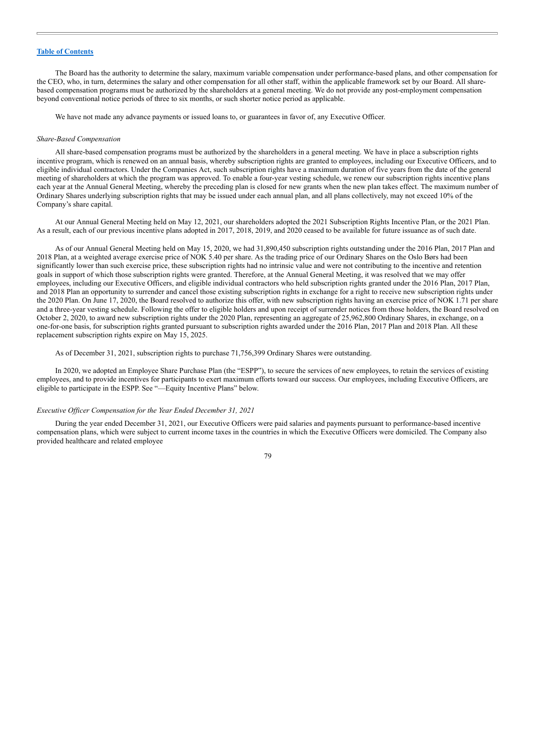The Board has the authority to determine the salary, maximum variable compensation under performance-based plans, and other compensation for the CEO, who, in turn, determines the salary and other compensation for all other staff, within the applicable framework set by our Board. All share-based compensation programs must be authorized by the shareholders at a general meeting. We do not provide any post-employment compensation beyond conventional notice periods of three to six months, or such shorter notice period as applicable.

We have not made any advance payments or issued loans to, or guarantees in favor of, any Executive Officer.

*Share-Based Compensation*

All share-based compensation programs must be authorized by the shareholders in a general meeting. We have in place a subscription rights incentive program, which is renewed on an annual basis, whereby subscription rights are granted to employees, including our Executive Officers, and to eligible individual contractors. Under the Companies Act, such subscription rights have a maximum duration of five years from the date of the general meeting of shareholders at which the program was approved. To enable a four-year vesting schedule, we renew our subscription rights incentive plans each year at the Annual General Meeting, whereby the preceding plan is closed for new grants when the new plan takes effect. The maximum number of Ordinary Shares underlying subscription rights that may be issued under each annual plan, and all plans collectively, may not exceed 10% of the Company's share capital.

At our Annual General Meeting held on May 12, 2021, our shareholders adopted the 2021 Subscription Rights Incentive Plan, or the 2021 Plan. As a result, each of our previous incentive plans adopted in 2017, 2018, 2019, and 2020 ceased to be available for future issuance as of such date.

As of our Annual General Meeting held on May 15, 2020, we had 31,890,450 subscription rights outstanding under the 2016 Plan, 2017 Plan and 2018 Plan, at a weighted average exercise price of NOK 5.40 per share. As the trading price of our Ordinary Shares on the Oslo Børs had been significantly lower than such exercise price, these subscription rights had no intrinsic value and were not contributing to the incentive and retention goals in support of which those subscription rights were granted. Therefore, at the Annual General Meeting, it was resolved that we may offer employees, including our Executive Officers, and eligible individual contractors who held subscription rights granted under the 2016 Plan, 2017 Plan, and 2018 Plan an opportunity to surrender and cancel those existing subscription rights in exchange for a right to receive new subscription rights under the 2020 Plan. On June 17, 2020, the Board resolved to authorize this offer, with new subscription rights having an exercise price of NOK 1.71 per share and a three-year vesting schedule. Following the offer to eligible holders and upon receipt of surrender notices from those holders, the Board resolved on October 2, 2020, to award new subscription rights under the 2020 Plan, representing an aggregate of 25,962,800 Ordinary Shares, in exchange, on a one-for-one basis, for subscription rights granted pursuant to subscription rights awarded under the 2016 Plan, 2017 Plan and 2018 Plan. All these replacement subscription rights expire on May 15, 2025.

As of December 31, 2021, subscription rights to purchase 71,756,399 Ordinary Shares were outstanding.

In 2020, we adopted an Employee Share Purchase Plan (the "ESPP"), to secure the services of new employees, to retain the services of existing employees, and to provide incentives for participants to exert maximum efforts toward our success. Our employees, including Executive Officers, are eligible to participate in the ESPP. See "—Equity Incentive Plans" below.

*Executive Officer Compensation for the Year Ended December 31, 2021*

During the year ended December 31, 2021, our Executive Officers were paid salaries and payments pursuant to performance-based incentive compensation plans, which were subject to current income taxes in the countries in which the Executive Officers were domiciled. The Company also provided healthcare and related employee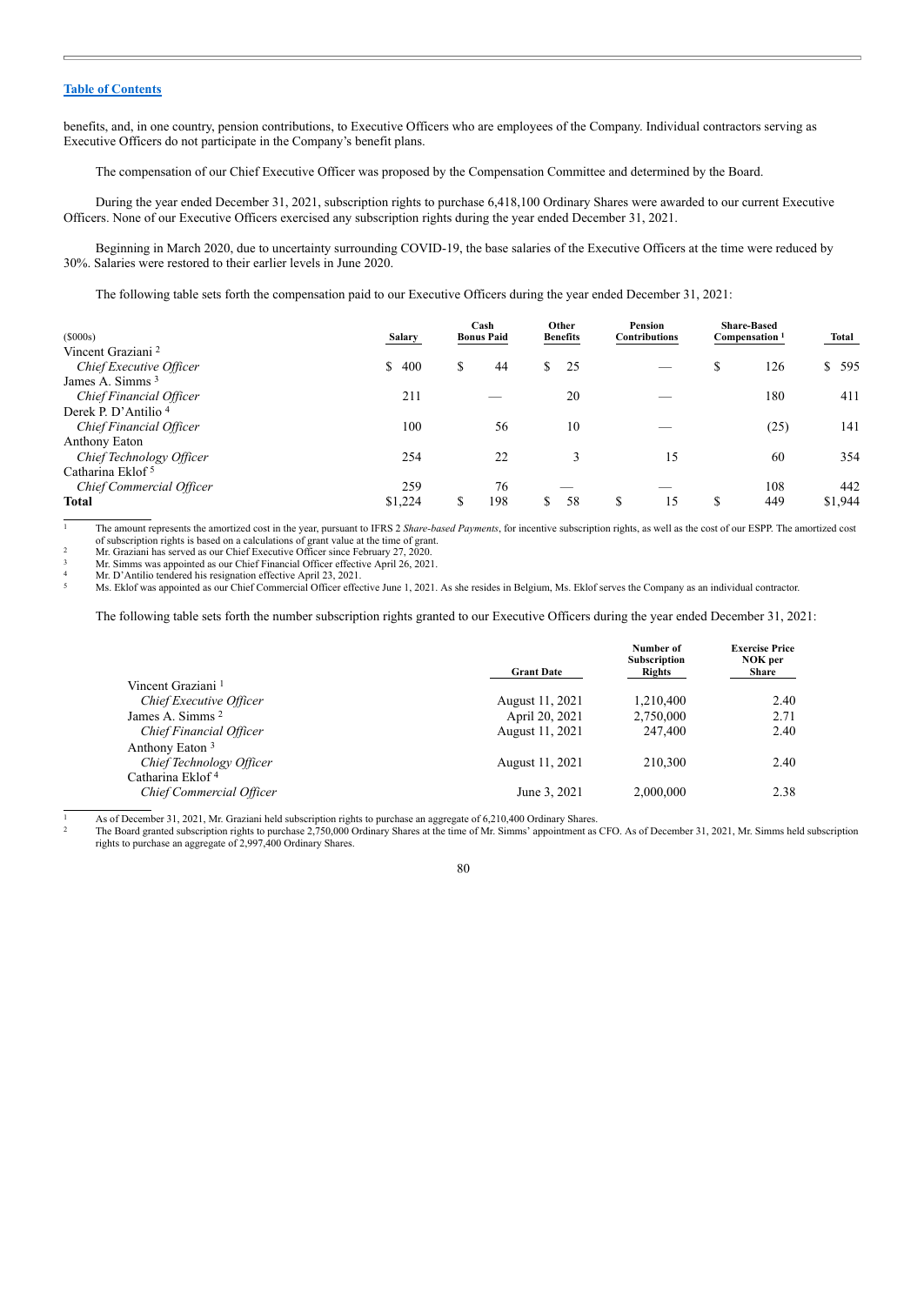[Table of Contents](#)

benefits, and, in one country, pension contributions, to Executive Officers who are employees of the Company. Individual contractors serving as Executive Officers do not participate in the Company's benefit plans.

The compensation of our Chief Executive Officer was proposed by the Compensation Committee and determined by the Board.

During the year ended December 31, 2021, subscription rights to purchase 6,418,100 Ordinary Shares were awarded to our current Executive Officers. None of our Executive Officers exercised any subscription rights during the year ended December 31, 2021.

Beginning in March 2020, due to uncertainty surrounding COVID-19, the base salaries of the Executive Officers at the time were reduced by 30%. Salaries were restored to their earlier levels in June 2020.

The following table sets forth the compensation paid to our Executive Officers during the year ended December 31, 2021:

| ($000s) | Salary | Cash Bonus Paid | Other Benefits | Pension Contributions | Share-Based Compensation [1] | Total |
|---|---|---|---|---|---|---|
| Vincent Graziani [2] | | | | | | |
| *Chief Executive Officer* | $ 400 | $ 44 | $ 25 | — | $ 126 | $ 595 |
| James A. Simms [3] | | | | | | |
| *Chief Financial Officer* | 211 | — | 20 | — | 180 | 411 |
| Derek P. D'Antilio [4] | | | | | | |
| *Chief Financial Officer* | 100 | 56 | 10 | — | (25) | 141 |
| Anthony Eaton | | | | | | |
| *Chief Technology Officer* | 254 | 22 | 3 | 15 | 60 | 354 |
| Catharina Eklof [5] | | | | | | |
| *Chief Commercial Officer* | 259 | 76 | — | — | 108 | 442 |
| **Total** | $1,224 | $ 198 | $ 58 | $ 15 | $ 449 | $1,944 |

1 The amount represents the amortized cost in the year, pursuant to IFRS 2 *Share-based Payments*, for incentive subscription rights, as well as the cost of our ESPP. The amortized cost of subscription rights is based on a calculations of grant value at the time of grant.

2 Mr. Graziani has served as our Chief Executive Officer since February 27, 2020.

3 Mr. Simms was appointed as our Chief Financial Officer effective April 26, 2021.

4 Mr. D'Antilio tendered his resignation effective April 23, 2021.

5 Ms. Eklof was appointed as our Chief Commercial Officer effective June 1, 2021. As she resides in Belgium, Ms. Eklof serves the Company as an individual contractor.

The following table sets forth the number subscription rights granted to our Executive Officers during the year ended December 31, 2021:

| | Grant Date | Number of Subscription Rights | Exercise Price NOK per Share |
|---|---|---|---|
| Vincent Graziani [1] | | | |
| *Chief Executive Officer* | August 11, 2021 | 1,210,400 | 2.40 |
| James A. Simms [2] | April 20, 2021 | 2,750,000 | 2.71 |
| *Chief Financial Officer* | August 11, 2021 | 247,400 | 2.40 |
| Anthony Eaton [3] | | | |
| *Chief Technology Officer* | August 11, 2021 | 210,300 | 2.40 |
| Catharina Eklof [4] | | | |
| *Chief Commercial Officer* | June 3, 2021 | 2,000,000 | 2.38 |

1 As of December 31, 2021, Mr. Graziani held subscription rights to purchase an aggregate of 6,210,400 Ordinary Shares.

2 The Board granted subscription rights to purchase 2,750,000 Ordinary Shares at the time of Mr. Simms' appointment as CFO. As of December 31, 2021, Mr. Simms held subscription rights to purchase an aggregate of 2,997,400 Ordinary Shares.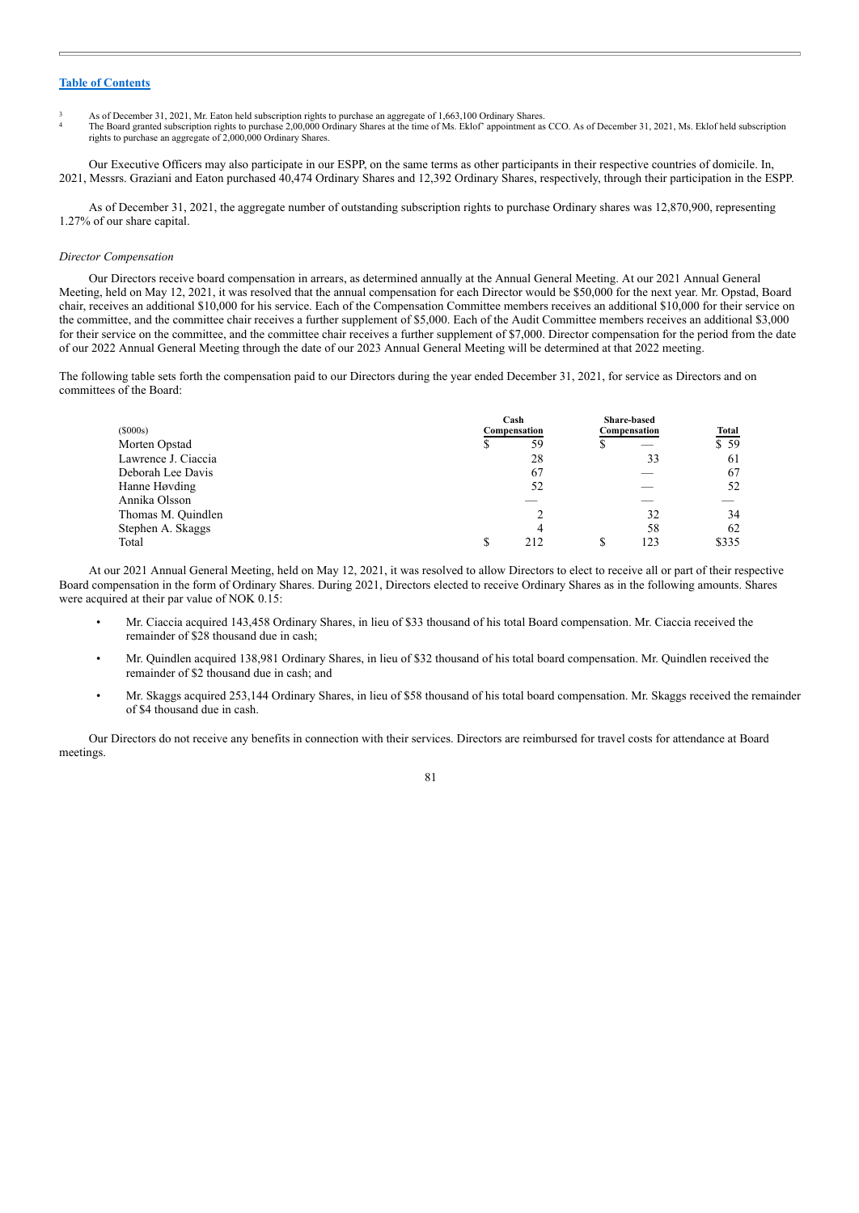[3] As of December 31, 2021, Mr. Eaton held subscription rights to purchase an aggregate of 1,663,100 Ordinary Shares.

[4] The Board granted subscription rights to purchase 2,00,000 Ordinary Shares at the time of Ms. Eklof' appointment as CCO. As of December 31, 2021, Ms. Eklof held subscription rights to purchase an aggregate of 2,000,000 Ordinary Shares.

Our Executive Officers may also participate in our ESPP, on the same terms as other participants in their respective countries of domicile. In, 2021, Messrs. Graziani and Eaton purchased 40,474 Ordinary Shares and 12,392 Ordinary Shares, respectively, through their participation in the ESPP.

As of December 31, 2021, the aggregate number of outstanding subscription rights to purchase Ordinary shares was 12,870,900, representing 1.27% of our share capital.

*Director Compensation*

Our Directors receive board compensation in arrears, as determined annually at the Annual General Meeting. At our 2021 Annual General Meeting, held on May 12, 2021, it was resolved that the annual compensation for each Director would be $50,000 for the next year. Mr. Opstad, Board chair, receives an additional $10,000 for his service. Each of the Compensation Committee members receives an additional $10,000 for their service on the committee, and the committee chair receives a further supplement of $5,000. Each of the Audit Committee members receives an additional $3,000 for their service on the committee, and the committee chair receives a further supplement of $7,000. Director compensation for the period from the date of our 2022 Annual General Meeting through the date of our 2023 Annual General Meeting will be determined at that 2022 meeting.

The following table sets forth the compensation paid to our Directors during the year ended December 31, 2021, for service as Directors and on committees of the Board:

| ($000s) | Cash Compensation | Share-based Compensation | Total |
|---|---|---|---|
| Morten Opstad | $ 59 | $ — | $ 59 |
| Lawrence J. Ciaccia | 28 | 33 | 61 |
| Deborah Lee Davis | 67 | — | 67 |
| Hanne Høvding | 52 | — | 52 |
| Annika Olsson | — | — | — |
| Thomas M. Quindlen | 2 | 32 | 34 |
| Stephen A. Skaggs | 4 | 58 | 62 |
| Total | $ 212 | $ 123 | $335 |

At our 2021 Annual General Meeting, held on May 12, 2021, it was resolved to allow Directors to elect to receive all or part of their respective Board compensation in the form of Ordinary Shares. During 2021, Directors elected to receive Ordinary Shares as in the following amounts. Shares were acquired at their par value of NOK 0.15:

- Mr. Ciaccia acquired 143,458 Ordinary Shares, in lieu of $33 thousand of his total Board compensation. Mr. Ciaccia received the remainder of $28 thousand due in cash;
- Mr. Quindlen acquired 138,981 Ordinary Shares, in lieu of $32 thousand of his total board compensation. Mr. Quindlen received the remainder of $2 thousand due in cash; and
- Mr. Skaggs acquired 253,144 Ordinary Shares, in lieu of $58 thousand of his total board compensation. Mr. Skaggs received the remainder of $4 thousand due in cash.

Our Directors do not receive any benefits in connection with their services. Directors are reimbursed for travel costs for attendance at Board meetings.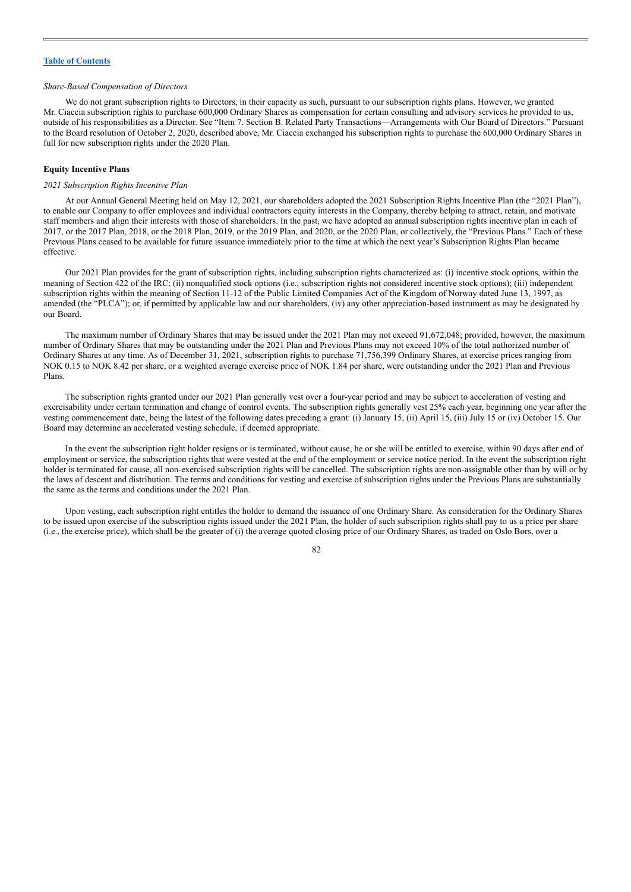*Share-Based Compensation of Directors*

We do not grant subscription rights to Directors, in their capacity as such, pursuant to our subscription rights plans. However, we granted Mr. Ciaccia subscription rights to purchase 600,000 Ordinary Shares as compensation for certain consulting and advisory services he provided to us, outside of his responsibilities as a Director. See "Item 7. Section B. Related Party Transactions—Arrangements with Our Board of Directors." Pursuant to the Board resolution of October 2, 2020, described above, Mr. Ciaccia exchanged his subscription rights to purchase the 600,000 Ordinary Shares in full for new subscription rights under the 2020 Plan.

**Equity Incentive Plans**

*2021 Subscription Rights Incentive Plan*

At our Annual General Meeting held on May 12, 2021, our shareholders adopted the 2021 Subscription Rights Incentive Plan (the "2021 Plan"), to enable our Company to offer employees and individual contractors equity interests in the Company, thereby helping to attract, retain, and motivate staff members and align their interests with those of shareholders. In the past, we have adopted an annual subscription rights incentive plan in each of 2017, or the 2017 Plan, 2018, or the 2018 Plan, 2019, or the 2019 Plan, and 2020, or the 2020 Plan, or collectively, the "Previous Plans." Each of these Previous Plans ceased to be available for future issuance immediately prior to the time at which the next year's Subscription Rights Plan became effective.

Our 2021 Plan provides for the grant of subscription rights, including subscription rights characterized as: (i) incentive stock options, within the meaning of Section 422 of the IRC; (ii) nonqualified stock options (i.e., subscription rights not considered incentive stock options); (iii) independent subscription rights within the meaning of Section 11-12 of the Public Limited Companies Act of the Kingdom of Norway dated June 13, 1997, as amended (the "PLCA"); or, if permitted by applicable law and our shareholders, (iv) any other appreciation-based instrument as may be designated by our Board.

The maximum number of Ordinary Shares that may be issued under the 2021 Plan may not exceed 91,672,048; provided, however, the maximum number of Ordinary Shares that may be outstanding under the 2021 Plan and Previous Plans may not exceed 10% of the total authorized number of Ordinary Shares at any time. As of December 31, 2021, subscription rights to purchase 71,756,399 Ordinary Shares, at exercise prices ranging from NOK 0.15 to NOK 8.42 per share, or a weighted average exercise price of NOK 1.84 per share, were outstanding under the 2021 Plan and Previous Plans.

The subscription rights granted under our 2021 Plan generally vest over a four-year period and may be subject to acceleration of vesting and exercisability under certain termination and change of control events. The subscription rights generally vest 25% each year, beginning one year after the vesting commencement date, being the latest of the following dates preceding a grant: (i) January 15, (ii) April 15, (iii) July 15 or (iv) October 15. Our Board may determine an accelerated vesting schedule, if deemed appropriate.

In the event the subscription right holder resigns or is terminated, without cause, he or she will be entitled to exercise, within 90 days after end of employment or service, the subscription rights that were vested at the end of the employment or service notice period. In the event the subscription right holder is terminated for cause, all non-exercised subscription rights will be cancelled. The subscription rights are non-assignable other than by will or by the laws of descent and distribution. The terms and conditions for vesting and exercise of subscription rights under the Previous Plans are substantially the same as the terms and conditions under the 2021 Plan.

Upon vesting, each subscription right entitles the holder to demand the issuance of one Ordinary Share. As consideration for the Ordinary Shares to be issued upon exercise of the subscription rights issued under the 2021 Plan, the holder of such subscription rights shall pay to us a price per share (i.e., the exercise price), which shall be the greater of (i) the average quoted closing price of our Ordinary Shares, as traded on Oslo Børs, over a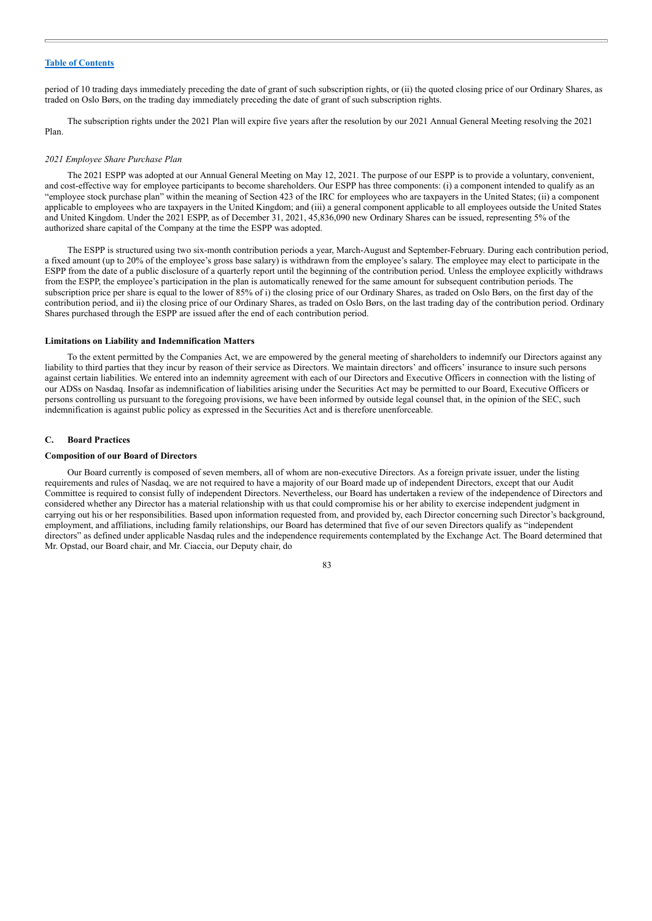period of 10 trading days immediately preceding the date of grant of such subscription rights, or (ii) the quoted closing price of our Ordinary Shares, as traded on Oslo Børs, on the trading day immediately preceding the date of grant of such subscription rights.

The subscription rights under the 2021 Plan will expire five years after the resolution by our 2021 Annual General Meeting resolving the 2021 Plan.

*2021 Employee Share Purchase Plan*

The 2021 ESPP was adopted at our Annual General Meeting on May 12, 2021. The purpose of our ESPP is to provide a voluntary, convenient, and cost-effective way for employee participants to become shareholders. Our ESPP has three components: (i) a component intended to qualify as an "employee stock purchase plan" within the meaning of Section 423 of the IRC for employees who are taxpayers in the United States; (ii) a component applicable to employees who are taxpayers in the United Kingdom; and (iii) a general component applicable to all employees outside the United States and United Kingdom. Under the 2021 ESPP, as of December 31, 2021, 45,836,090 new Ordinary Shares can be issued, representing 5% of the authorized share capital of the Company at the time the ESPP was adopted.

The ESPP is structured using two six-month contribution periods a year, March-August and September-February. During each contribution period, a fixed amount (up to 20% of the employee's gross base salary) is withdrawn from the employee's salary. The employee may elect to participate in the ESPP from the date of a public disclosure of a quarterly report until the beginning of the contribution period. Unless the employee explicitly withdraws from the ESPP, the employee's participation in the plan is automatically renewed for the same amount for subsequent contribution periods. The subscription price per share is equal to the lower of 85% of i) the closing price of our Ordinary Shares, as traded on Oslo Børs, on the first day of the contribution period, and ii) the closing price of our Ordinary Shares, as traded on Oslo Børs, on the last trading day of the contribution period. Ordinary Shares purchased through the ESPP are issued after the end of each contribution period.

**Limitations on Liability and Indemnification Matters**

To the extent permitted by the Companies Act, we are empowered by the general meeting of shareholders to indemnify our Directors against any liability to third parties that they incur by reason of their service as Directors. We maintain directors' and officers' insurance to insure such persons against certain liabilities. We entered into an indemnity agreement with each of our Directors and Executive Officers in connection with the listing of our ADSs on Nasdaq. Insofar as indemnification of liabilities arising under the Securities Act may be permitted to our Board, Executive Officers or persons controlling us pursuant to the foregoing provisions, we have been informed by outside legal counsel that, in the opinion of the SEC, such indemnification is against public policy as expressed in the Securities Act and is therefore unenforceable.

## C. Board Practices

**Composition of our Board of Directors**

Our Board currently is composed of seven members, all of whom are non-executive Directors. As a foreign private issuer, under the listing requirements and rules of Nasdaq, we are not required to have a majority of our Board made up of independent Directors, except that our Audit Committee is required to consist fully of independent Directors. Nevertheless, our Board has undertaken a review of the independence of Directors and considered whether any Director has a material relationship with us that could compromise his or her ability to exercise independent judgment in carrying out his or her responsibilities. Based upon information requested from, and provided by, each Director concerning such Director's background, employment, and affiliations, including family relationships, our Board has determined that five of our seven Directors qualify as "independent directors" as defined under applicable Nasdaq rules and the independence requirements contemplated by the Exchange Act. The Board determined that Mr. Opstad, our Board chair, and Mr. Ciaccia, our Deputy chair, do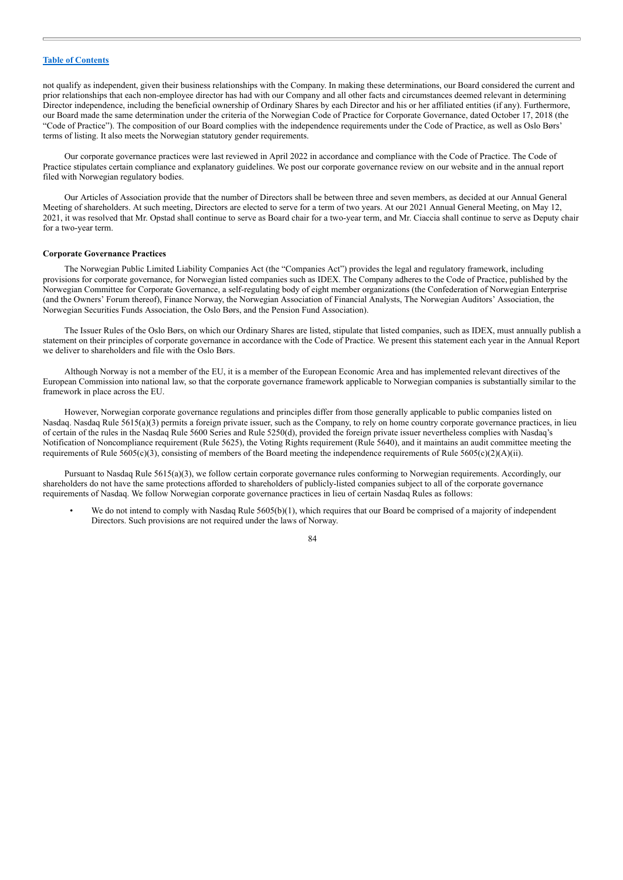not qualify as independent, given their business relationships with the Company. In making these determinations, our Board considered the current and prior relationships that each non-employee director has had with our Company and all other facts and circumstances deemed relevant in determining Director independence, including the beneficial ownership of Ordinary Shares by each Director and his or her affiliated entities (if any). Furthermore, our Board made the same determination under the criteria of the Norwegian Code of Practice for Corporate Governance, dated October 17, 2018 (the "Code of Practice"). The composition of our Board complies with the independence requirements under the Code of Practice, as well as Oslo Børs' terms of listing. It also meets the Norwegian statutory gender requirements.

Our corporate governance practices were last reviewed in April 2022 in accordance and compliance with the Code of Practice. The Code of Practice stipulates certain compliance and explanatory guidelines. We post our corporate governance review on our website and in the annual report filed with Norwegian regulatory bodies.

Our Articles of Association provide that the number of Directors shall be between three and seven members, as decided at our Annual General Meeting of shareholders. At such meeting, Directors are elected to serve for a term of two years. At our 2021 Annual General Meeting, on May 12, 2021, it was resolved that Mr. Opstad shall continue to serve as Board chair for a two-year term, and Mr. Ciaccia shall continue to serve as Deputy chair for a two-year term.

**Corporate Governance Practices**

The Norwegian Public Limited Liability Companies Act (the "Companies Act") provides the legal and regulatory framework, including provisions for corporate governance, for Norwegian listed companies such as IDEX. The Company adheres to the Code of Practice, published by the Norwegian Committee for Corporate Governance, a self-regulating body of eight member organizations (the Confederation of Norwegian Enterprise (and the Owners' Forum thereof), Finance Norway, the Norwegian Association of Financial Analysts, The Norwegian Auditors' Association, the Norwegian Securities Funds Association, the Oslo Børs, and the Pension Fund Association).

The Issuer Rules of the Oslo Børs, on which our Ordinary Shares are listed, stipulate that listed companies, such as IDEX, must annually publish a statement on their principles of corporate governance in accordance with the Code of Practice. We present this statement each year in the Annual Report we deliver to shareholders and file with the Oslo Børs.

Although Norway is not a member of the EU, it is a member of the European Economic Area and has implemented relevant directives of the European Commission into national law, so that the corporate governance framework applicable to Norwegian companies is substantially similar to the framework in place across the EU.

However, Norwegian corporate governance regulations and principles differ from those generally applicable to public companies listed on Nasdaq. Nasdaq Rule 5615(a)(3) permits a foreign private issuer, such as the Company, to rely on home country corporate governance practices, in lieu of certain of the rules in the Nasdaq Rule 5600 Series and Rule 5250(d), provided the foreign private issuer nevertheless complies with Nasdaq's Notification of Noncompliance requirement (Rule 5625), the Voting Rights requirement (Rule 5640), and it maintains an audit committee meeting the requirements of Rule 5605(c)(3), consisting of members of the Board meeting the independence requirements of Rule 5605(c)(2)(A)(ii).

Pursuant to Nasdaq Rule 5615(a)(3), we follow certain corporate governance rules conforming to Norwegian requirements. Accordingly, our shareholders do not have the same protections afforded to shareholders of publicly-listed companies subject to all of the corporate governance requirements of Nasdaq. We follow Norwegian corporate governance practices in lieu of certain Nasdaq Rules as follows:

- We do not intend to comply with Nasdaq Rule 5605(b)(1), which requires that our Board be comprised of a majority of independent Directors. Such provisions are not required under the laws of Norway.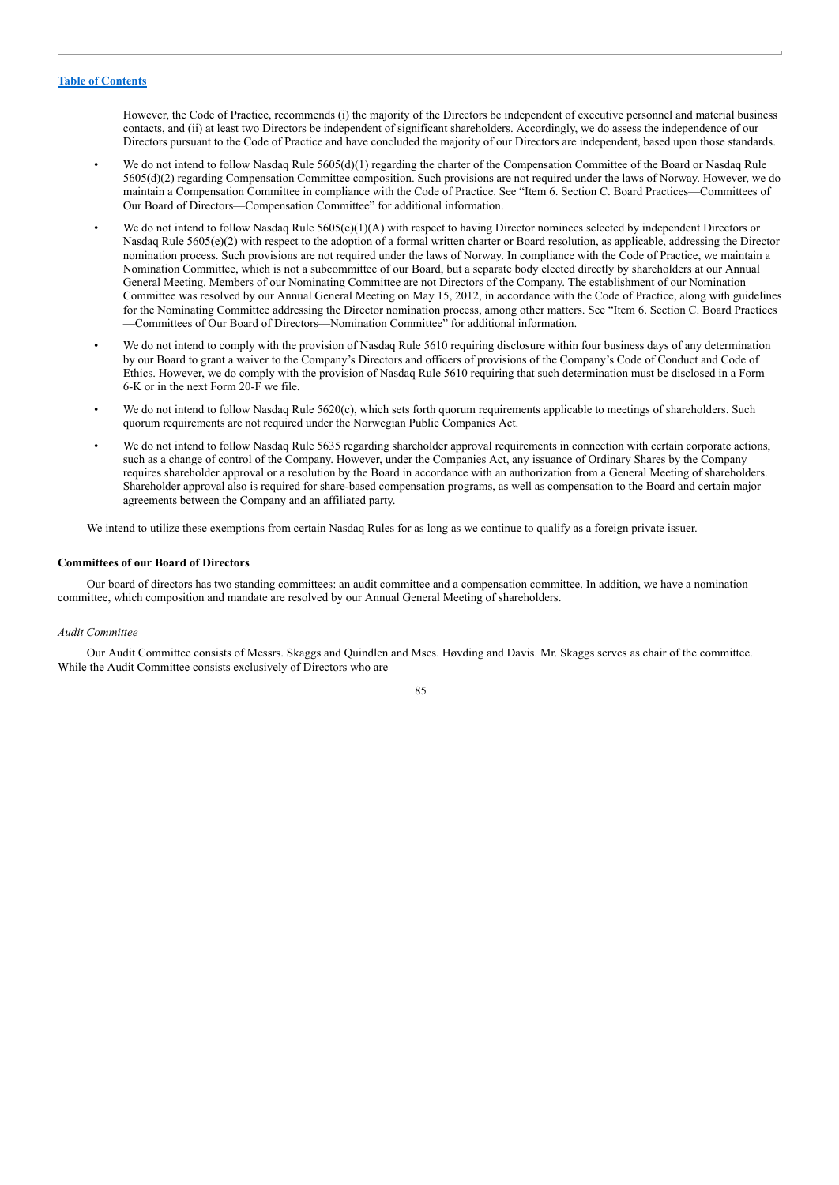However, the Code of Practice, recommends (i) the majority of the Directors be independent of executive personnel and material business contacts, and (ii) at least two Directors be independent of significant shareholders. Accordingly, we do assess the independence of our Directors pursuant to the Code of Practice and have concluded the majority of our Directors are independent, based upon those standards.

- We do not intend to follow Nasdaq Rule 5605(d)(1) regarding the charter of the Compensation Committee of the Board or Nasdaq Rule 5605(d)(2) regarding Compensation Committee composition. Such provisions are not required under the laws of Norway. However, we do maintain a Compensation Committee in compliance with the Code of Practice. See "Item 6. Section C. Board Practices—Committees of Our Board of Directors—Compensation Committee" for additional information.
- We do not intend to follow Nasdaq Rule 5605(e)(1)(A) with respect to having Director nominees selected by independent Directors or Nasdaq Rule 5605(e)(2) with respect to the adoption of a formal written charter or Board resolution, as applicable, addressing the Director nomination process. Such provisions are not required under the laws of Norway. In compliance with the Code of Practice, we maintain a Nomination Committee, which is not a subcommittee of our Board, but a separate body elected directly by shareholders at our Annual General Meeting. Members of our Nominating Committee are not Directors of the Company. The establishment of our Nomination Committee was resolved by our Annual General Meeting on May 15, 2012, in accordance with the Code of Practice, along with guidelines for the Nominating Committee addressing the Director nomination process, among other matters. See "Item 6. Section C. Board Practices—Committees of Our Board of Directors—Nomination Committee" for additional information.
- We do not intend to comply with the provision of Nasdaq Rule 5610 requiring disclosure within four business days of any determination by our Board to grant a waiver to the Company's Directors and officers of provisions of the Company's Code of Conduct and Code of Ethics. However, we do comply with the provision of Nasdaq Rule 5610 requiring that such determination must be disclosed in a Form 6-K or in the next Form 20-F we file.
- We do not intend to follow Nasdaq Rule 5620(c), which sets forth quorum requirements applicable to meetings of shareholders. Such quorum requirements are not required under the Norwegian Public Companies Act.
- We do not intend to follow Nasdaq Rule 5635 regarding shareholder approval requirements in connection with certain corporate actions, such as a change of control of the Company. However, under the Companies Act, any issuance of Ordinary Shares by the Company requires shareholder approval or a resolution by the Board in accordance with an authorization from a General Meeting of shareholders. Shareholder approval also is required for share-based compensation programs, as well as compensation to the Board and certain major agreements between the Company and an affiliated party.

We intend to utilize these exemptions from certain Nasdaq Rules for as long as we continue to qualify as a foreign private issuer.

**Committees of our Board of Directors**

Our board of directors has two standing committees: an audit committee and a compensation committee. In addition, we have a nomination committee, which composition and mandate are resolved by our Annual General Meeting of shareholders.

*Audit Committee*

Our Audit Committee consists of Messrs. Skaggs and Quindlen and Mses. Høvding and Davis. Mr. Skaggs serves as chair of the committee. While the Audit Committee consists exclusively of Directors who are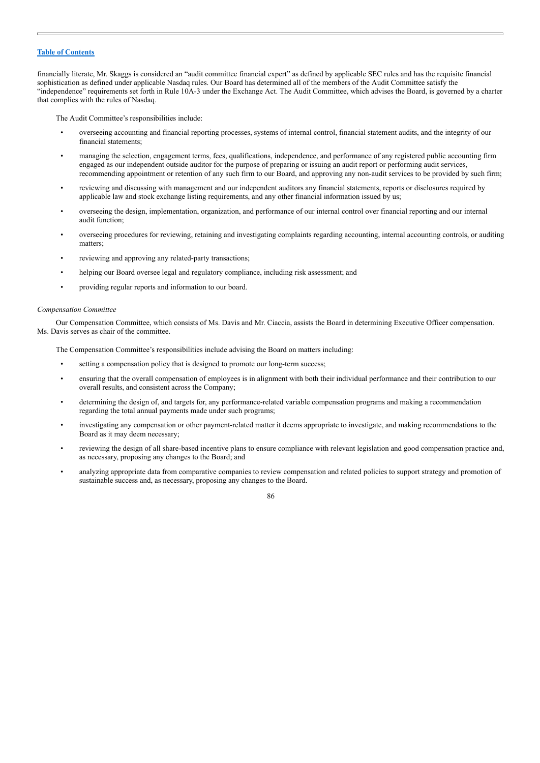financially literate, Mr. Skaggs is considered an "audit committee financial expert" as defined by applicable SEC rules and has the requisite financial sophistication as defined under applicable Nasdaq rules. Our Board has determined all of the members of the Audit Committee satisfy the "independence" requirements set forth in Rule 10A-3 under the Exchange Act. The Audit Committee, which advises the Board, is governed by a charter that complies with the rules of Nasdaq.

The Audit Committee's responsibilities include:

- overseeing accounting and financial reporting processes, systems of internal control, financial statement audits, and the integrity of our financial statements;
- managing the selection, engagement terms, fees, qualifications, independence, and performance of any registered public accounting firm engaged as our independent outside auditor for the purpose of preparing or issuing an audit report or performing audit services, recommending appointment or retention of any such firm to our Board, and approving any non-audit services to be provided by such firm;
- reviewing and discussing with management and our independent auditors any financial statements, reports or disclosures required by applicable law and stock exchange listing requirements, and any other financial information issued by us;
- overseeing the design, implementation, organization, and performance of our internal control over financial reporting and our internal audit function;
- overseeing procedures for reviewing, retaining and investigating complaints regarding accounting, internal accounting controls, or auditing matters;
- reviewing and approving any related-party transactions;
- helping our Board oversee legal and regulatory compliance, including risk assessment; and
- providing regular reports and information to our board.

*Compensation Committee*

Our Compensation Committee, which consists of Ms. Davis and Mr. Ciaccia, assists the Board in determining Executive Officer compensation. Ms. Davis serves as chair of the committee.

The Compensation Committee's responsibilities include advising the Board on matters including:

- setting a compensation policy that is designed to promote our long-term success;
- ensuring that the overall compensation of employees is in alignment with both their individual performance and their contribution to our overall results, and consistent across the Company;
- determining the design of, and targets for, any performance-related variable compensation programs and making a recommendation regarding the total annual payments made under such programs;
- investigating any compensation or other payment-related matter it deems appropriate to investigate, and making recommendations to the Board as it may deem necessary;
- reviewing the design of all share-based incentive plans to ensure compliance with relevant legislation and good compensation practice and, as necessary, proposing any changes to the Board; and
- analyzing appropriate data from comparative companies to review compensation and related policies to support strategy and promotion of sustainable success and, as necessary, proposing any changes to the Board.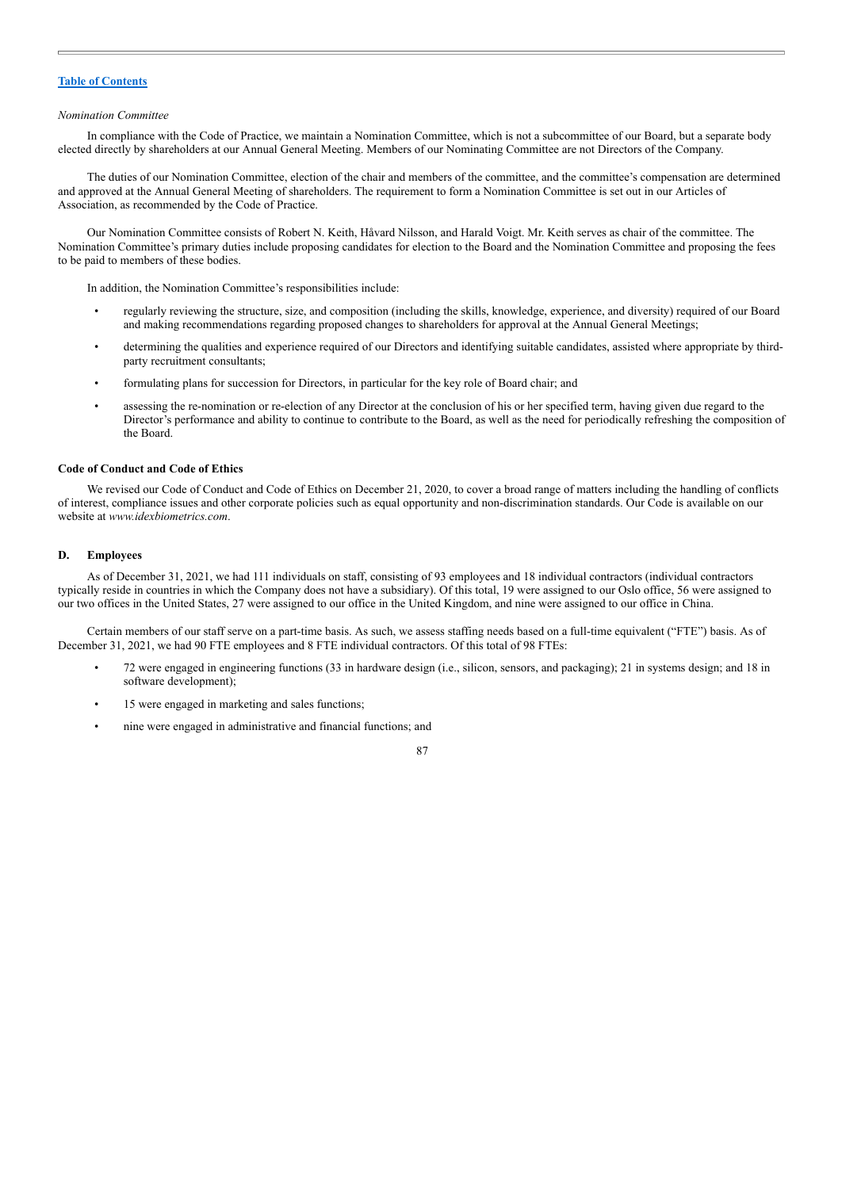*Nomination Committee*

In compliance with the Code of Practice, we maintain a Nomination Committee, which is not a subcommittee of our Board, but a separate body elected directly by shareholders at our Annual General Meeting. Members of our Nominating Committee are not Directors of the Company.

The duties of our Nomination Committee, election of the chair and members of the committee, and the committee's compensation are determined and approved at the Annual General Meeting of shareholders. The requirement to form a Nomination Committee is set out in our Articles of Association, as recommended by the Code of Practice.

Our Nomination Committee consists of Robert N. Keith, Håvard Nilsson, and Harald Voigt. Mr. Keith serves as chair of the committee. The Nomination Committee's primary duties include proposing candidates for election to the Board and the Nomination Committee and proposing the fees to be paid to members of these bodies.

In addition, the Nomination Committee's responsibilities include:

- regularly reviewing the structure, size, and composition (including the skills, knowledge, experience, and diversity) required of our Board and making recommendations regarding proposed changes to shareholders for approval at the Annual General Meetings;
- determining the qualities and experience required of our Directors and identifying suitable candidates, assisted where appropriate by third-party recruitment consultants;
- formulating plans for succession for Directors, in particular for the key role of Board chair; and
- assessing the re-nomination or re-election of any Director at the conclusion of his or her specified term, having given due regard to the Director's performance and ability to continue to contribute to the Board, as well as the need for periodically refreshing the composition of the Board.

**Code of Conduct and Code of Ethics**

We revised our Code of Conduct and Code of Ethics on December 21, 2020, to cover a broad range of matters including the handling of conflicts of interest, compliance issues and other corporate policies such as equal opportunity and non-discrimination standards. Our Code is available on our website at *www.idexbiometrics.com*.

## D. Employees

As of December 31, 2021, we had 111 individuals on staff, consisting of 93 employees and 18 individual contractors (individual contractors typically reside in countries in which the Company does not have a subsidiary). Of this total, 19 were assigned to our Oslo office, 56 were assigned to our two offices in the United States, 27 were assigned to our office in the United Kingdom, and nine were assigned to our office in China.

Certain members of our staff serve on a part-time basis. As such, we assess staffing needs based on a full-time equivalent ("FTE") basis. As of December 31, 2021, we had 90 FTE employees and 8 FTE individual contractors. Of this total of 98 FTEs:

- 72 were engaged in engineering functions (33 in hardware design (i.e., silicon, sensors, and packaging); 21 in systems design; and 18 in software development);
- 15 were engaged in marketing and sales functions;
- nine were engaged in administrative and financial functions; and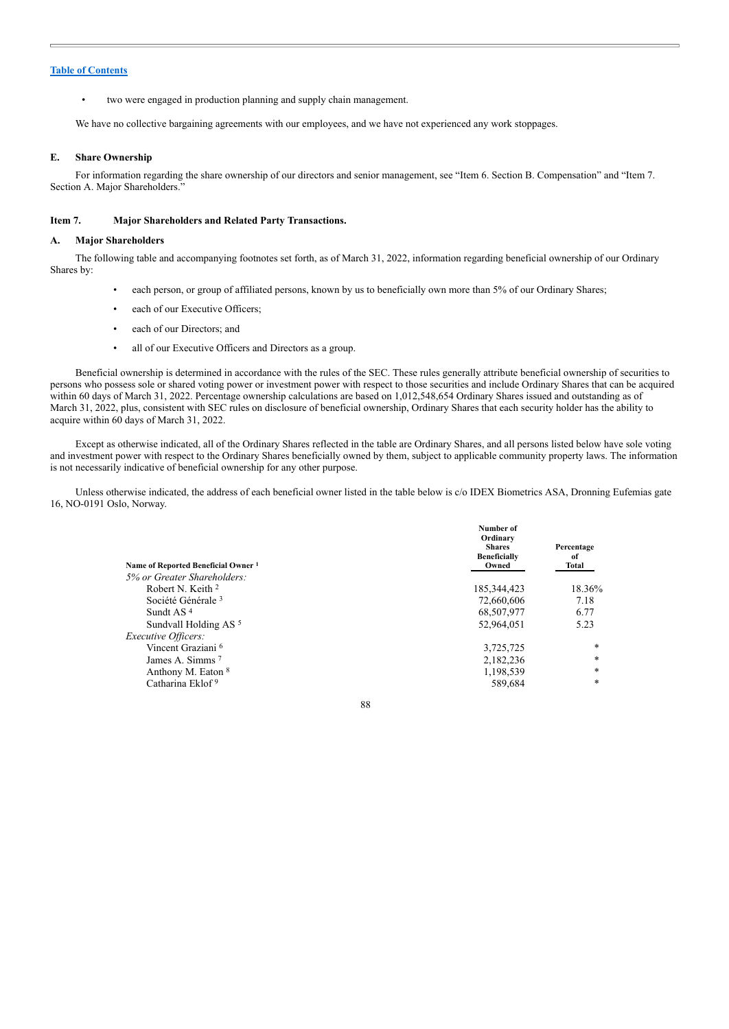[Table of Contents](#)

- two were engaged in production planning and supply chain management.

We have no collective bargaining agreements with our employees, and we have not experienced any work stoppages.

### E. Share Ownership

For information regarding the share ownership of our directors and senior management, see "Item 6. Section B. Compensation" and "Item 7. Section A. Major Shareholders."

## Item 7. Major Shareholders and Related Party Transactions.

### A. Major Shareholders

The following table and accompanying footnotes set forth, as of March 31, 2022, information regarding beneficial ownership of our Ordinary Shares by:

- each person, or group of affiliated persons, known by us to beneficially own more than 5% of our Ordinary Shares;
- each of our Executive Officers;
- each of our Directors; and
- all of our Executive Officers and Directors as a group.

Beneficial ownership is determined in accordance with the rules of the SEC. These rules generally attribute beneficial ownership of securities to persons who possess sole or shared voting power or investment power with respect to those securities and include Ordinary Shares that can be acquired within 60 days of March 31, 2022. Percentage ownership calculations are based on 1,012,548,654 Ordinary Shares issued and outstanding as of March 31, 2022, plus, consistent with SEC rules on disclosure of beneficial ownership, Ordinary Shares that each security holder has the ability to acquire within 60 days of March 31, 2022.

Except as otherwise indicated, all of the Ordinary Shares reflected in the table are Ordinary Shares, and all persons listed below have sole voting and investment power with respect to the Ordinary Shares beneficially owned by them, subject to applicable community property laws. The information is not necessarily indicative of beneficial ownership for any other purpose.

Unless otherwise indicated, the address of each beneficial owner listed in the table below is c/o IDEX Biometrics ASA, Dronning Eufemias gate 16, NO-0191 Oslo, Norway.

| Name of Reported Beneficial Owner [1] | Number of Ordinary Shares Beneficially Owned | Percentage of Total |
|---|---|---|
| *5% or Greater Shareholders:* | | |
| Robert N. Keith [2] | 185,344,423 | 18.36% |
| Société Générale [3] | 72,660,606 | 7.18 |
| Sundt AS [4] | 68,507,977 | 6.77 |
| Sundvall Holding AS [5] | 52,964,051 | 5.23 |
| *Executive Officers:* | | |
| Vincent Graziani [6] | 3,725,725 | * |
| James A. Simms [7] | 2,182,236 | * |
| Anthony M. Eaton [8] | 1,198,539 | * |
| Catharina Eklof [9] | 589,684 | * |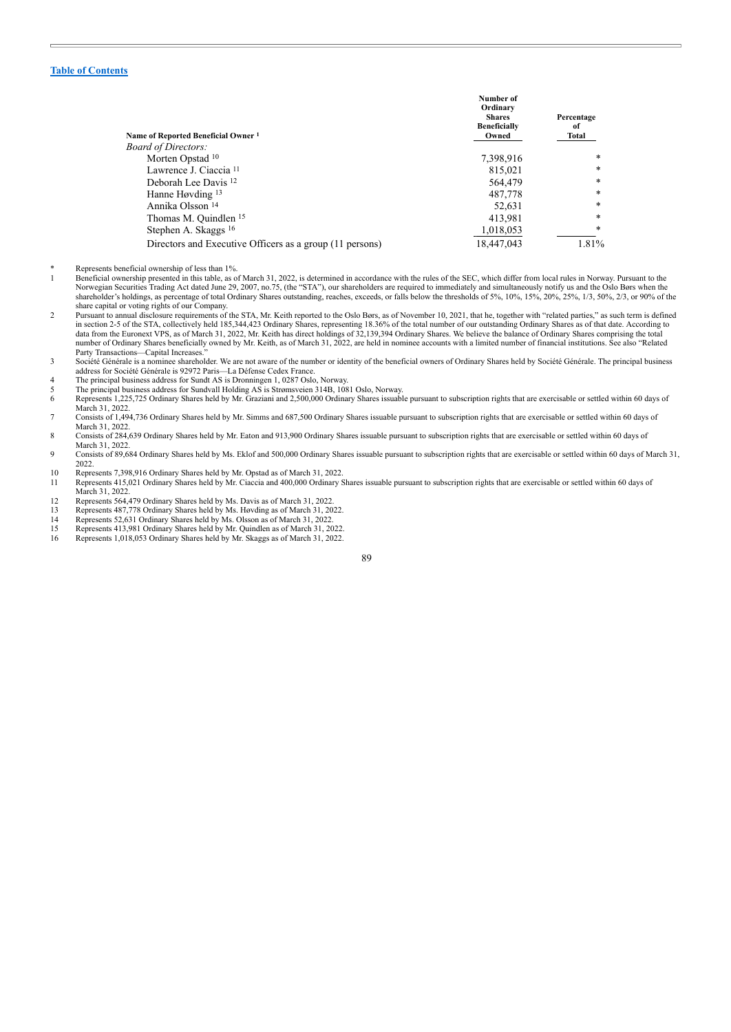[Table of Contents](#)

| Name of Reported Beneficial Owner [1] | Number of Ordinary Shares Beneficially Owned | Percentage of Total |
|---|---|---|
| *Board of Directors:* | | |
| Morten Opstad [10] | 7,398,916 | * |
| Lawrence J. Ciaccia [11] | 815,021 | * |
| Deborah Lee Davis [12] | 564,479 | * |
| Hanne Høvding [13] | 487,778 | * |
| Annika Olsson [14] | 52,631 | * |
| Thomas M. Quindlen [15] | 413,981 | * |
| Stephen A. Skaggs [16] | 1,018,053 | * |
| Directors and Executive Officers as a group (11 persons) | 18,447,043 | 1.81% |

\* Represents beneficial ownership of less than 1%.

1 Beneficial ownership presented in this table, as of March 31, 2022, is determined in accordance with the rules of the SEC, which differ from local rules in Norway. Pursuant to the Norwegian Securities Trading Act dated June 29, 2007, no.75, (the "STA"), our shareholders are required to immediately and simultaneously notify us and the Oslo Børs when the shareholder's holdings, as percentage of total Ordinary Shares outstanding, reaches, exceeds, or falls below the thresholds of 5%, 10%, 15%, 20%, 25%, 1/3, 50%, 2/3, or 90% of the share capital or voting rights of our Company.

2 Pursuant to annual disclosure requirements of the STA, Mr. Keith reported to the Oslo Børs, as of November 10, 2021, that he, together with "related parties," as such term is defined in section 2-5 of the STA, collectively held 185,344,423 Ordinary Shares, representing 18.36% of the total number of our outstanding Ordinary Shares as of that date. According to data from the Euronext VPS, as of March 31, 2022, Mr. Keith has direct holdings of 32,139,394 Ordinary Shares. We believe the balance of Ordinary Shares comprising the total number of Ordinary Shares beneficially owned by Mr. Keith, as of March 31, 2022, are held in nominee accounts with a limited number of financial institutions. See also "Related Party Transactions—Capital Increases."

3 Société Générale is a nominee shareholder. We are not aware of the number or identity of the beneficial owners of Ordinary Shares held by Société Générale. The principal business address for Société Générale is 92972 Paris—La Défense Cedex France.

4 The principal business address for Sundt AS is Dronningen 1, 0287 Oslo, Norway.

5 The principal business address for Sundvall Holding AS is Strømsveien 314B, 1081 Oslo, Norway.

6 Represents 1,225,725 Ordinary Shares held by Mr. Graziani and 2,500,000 Ordinary Shares issuable pursuant to subscription rights that are exercisable or settled within 60 days of March 31, 2022.

7 Consists of 1,494,736 Ordinary Shares held by Mr. Simms and 687,500 Ordinary Shares issuable pursuant to subscription rights that are exercisable or settled within 60 days of March 31, 2022.

8 Consists of 284,639 Ordinary Shares held by Mr. Eaton and 913,900 Ordinary Shares issuable pursuant to subscription rights that are exercisable or settled within 60 days of March 31, 2022.

9 Consists of 89,684 Ordinary Shares held by Ms. Eklof and 500,000 Ordinary Shares issuable pursuant to subscription rights that are exercisable or settled within 60 days of March 31, 2022.

10 Represents 7,398,916 Ordinary Shares held by Mr. Opstad as of March 31, 2022.

11 Represents 415,021 Ordinary Shares held by Mr. Ciaccia and 400,000 Ordinary Shares issuable pursuant to subscription rights that are exercisable or settled within 60 days of March 31, 2022.

12 Represents 564,479 Ordinary Shares held by Ms. Davis as of March 31, 2022.

13 Represents 487,778 Ordinary Shares held by Ms. Høvding as of March 31, 2022.

14 Represents 52,631 Ordinary Shares held by Ms. Olsson as of March 31, 2022.

15 Represents 413,981 Ordinary Shares held by Mr. Quindlen as of March 31, 2022.

16 Represents 1,018,053 Ordinary Shares held by Mr. Skaggs as of March 31, 2022.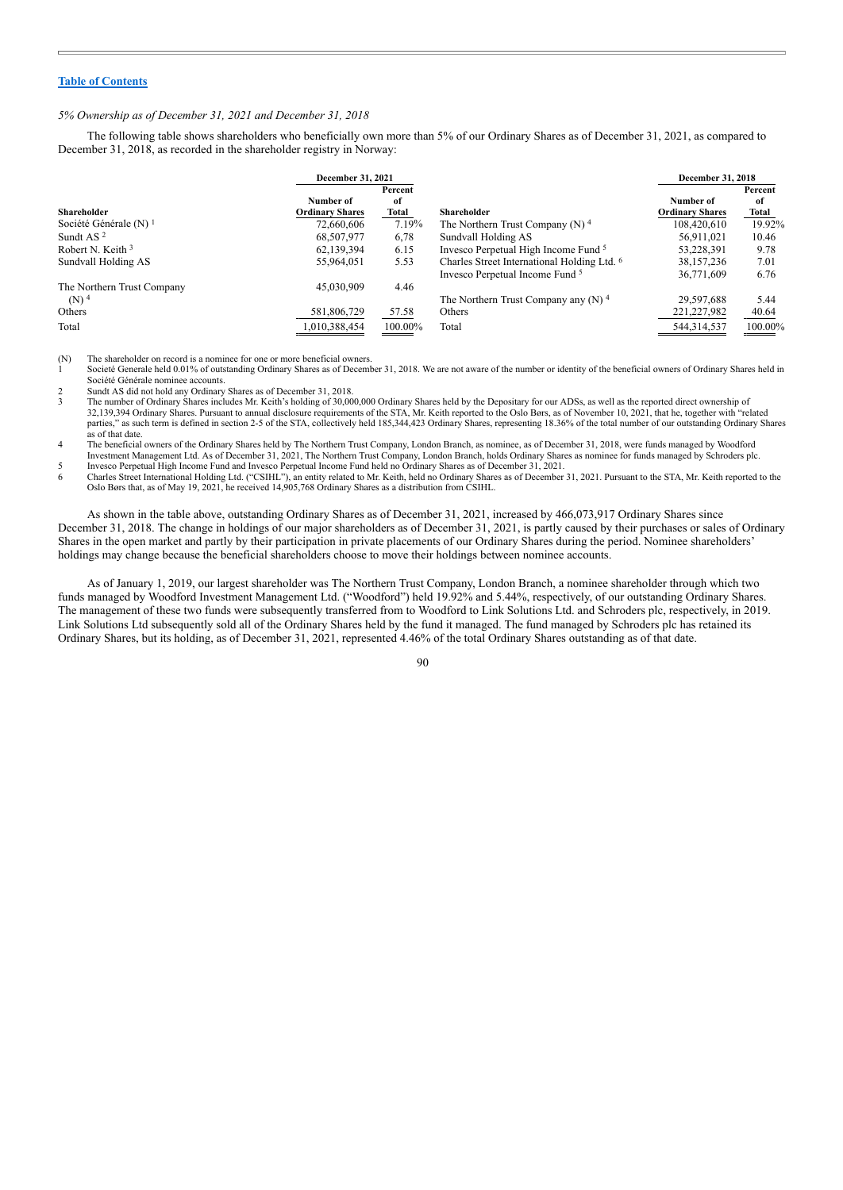[Table of Contents](#)

*5% Ownership as of December 31, 2021 and December 31, 2018*

The following table shows shareholders who beneficially own more than 5% of our Ordinary Shares as of December 31, 2021, as compared to December 31, 2018, as recorded in the shareholder registry in Norway:

| | December 31, 2021 | | | December 31, 2018 | |
|---|---|---|---|---|---|
| **Shareholder** | **Number of Ordinary Shares** | **Percent of Total** | **Shareholder** | **Number of Ordinary Shares** | **Percent of Total** |
| Société Générale (N) [1] | 72,660,606 | 7.19% | The Northern Trust Company (N) [4] | 108,420,610 | 19.92% |
| Sundt AS [2] | 68,507,977 | 6,78 | Sundvall Holding AS | 56,911,021 | 10.46 |
| Robert N. Keith [3] | 62,139,394 | 6.15 | Invesco Perpetual High Income Fund [5] | 53,228,391 | 9.78 |
| Sundvall Holding AS | 55,964,051 | 5.53 | Charles Street International Holding Ltd. [6] | 38,157,236 | 7.01 |
| | | | Invesco Perpetual Income Fund [5] | 36,771,609 | 6.76 |
| The Northern Trust Company (N) [4] | 45,030,909 | 4.46 | The Northern Trust Company any (N) [4] | 29,597,688 | 5.44 |
| Others | 581,806,729 | 57.58 | Others | 221,227,982 | 40.64 |
| Total | 1,010,388,454 | 100.00% | Total | 544,314,537 | 100.00% |

(N) The shareholder on record is a nominee for one or more beneficial owners.

1 Societé Generale held 0.01% of outstanding Ordinary Shares as of December 31, 2018. We are not aware of the number or identity of the beneficial owners of Ordinary Shares held in Société Générale nominee accounts.

2 Sundt AS did not hold any Ordinary Shares as of December 31, 2018.

3 The number of Ordinary Shares includes Mr. Keith's holding of 30,000,000 Ordinary Shares held by the Depositary for our ADSs, as well as the reported direct ownership of 32,139,394 Ordinary Shares. Pursuant to annual disclosure requirements of the STA, Mr. Keith reported to the Oslo Børs, as of November 10, 2021, that he, together with "related parties," as such term is defined in section 2-5 of the STA, collectively held 185,344,423 Ordinary Shares, representing 18.36% of the total number of our outstanding Ordinary Shares as of that date.

4 The beneficial owners of the Ordinary Shares held by The Northern Trust Company, London Branch, as nominee, as of December 31, 2018, were funds managed by Woodford Investment Management Ltd. As of December 31, 2021, The Northern Trust Company, London Branch, holds Ordinary Shares as nominee for funds managed by Schroders plc.

5 Invesco Perpetual High Income Fund and Invesco Perpetual Income Fund held no Ordinary Shares as of December 31, 2021.

6 Charles Street International Holding Ltd. ("CSIHL"), an entity related to Mr. Keith, held no Ordinary Shares as of December 31, 2021. Pursuant to the STA, Mr. Keith reported to the Oslo Børs that, as of May 19, 2021, he received 14,905,768 Ordinary Shares as a distribution from CSIHL.

As shown in the table above, outstanding Ordinary Shares as of December 31, 2021, increased by 466,073,917 Ordinary Shares since December 31, 2018. The change in holdings of our major shareholders as of December 31, 2021, is partly caused by their purchases or sales of Ordinary Shares in the open market and partly by their participation in private placements of our Ordinary Shares during the period. Nominee shareholders' holdings may change because the beneficial shareholders choose to move their holdings between nominee accounts.

As of January 1, 2019, our largest shareholder was The Northern Trust Company, London Branch, a nominee shareholder through which two funds managed by Woodford Investment Management Ltd. ("Woodford") held 19.92% and 5.44%, respectively, of our outstanding Ordinary Shares. The management of these two funds were subsequently transferred from to Woodford to Link Solutions Ltd. and Schroders plc, respectively, in 2019. Link Solutions Ltd subsequently sold all of the Ordinary Shares held by the fund it managed. The fund managed by Schroders plc has retained its Ordinary Shares, but its holding, as of December 31, 2021, represented 4.46% of the total Ordinary Shares outstanding as of that date.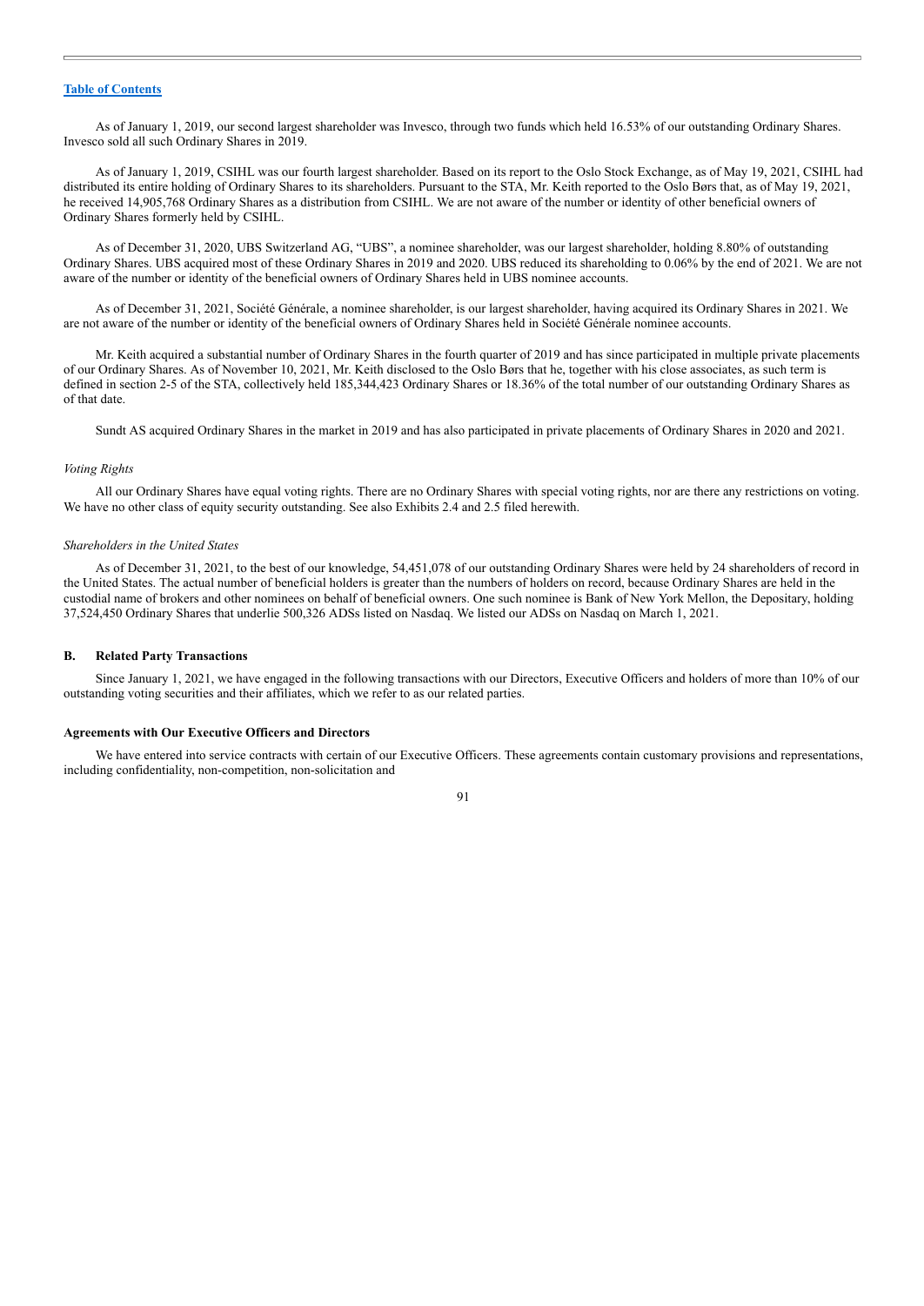As of January 1, 2019, our second largest shareholder was Invesco, through two funds which held 16.53% of our outstanding Ordinary Shares. Invesco sold all such Ordinary Shares in 2019.

As of January 1, 2019, CSIHL was our fourth largest shareholder. Based on its report to the Oslo Stock Exchange, as of May 19, 2021, CSIHL had distributed its entire holding of Ordinary Shares to its shareholders. Pursuant to the STA, Mr. Keith reported to the Oslo Børs that, as of May 19, 2021, he received 14,905,768 Ordinary Shares as a distribution from CSIHL. We are not aware of the number or identity of other beneficial owners of Ordinary Shares formerly held by CSIHL.

As of December 31, 2020, UBS Switzerland AG, "UBS", a nominee shareholder, was our largest shareholder, holding 8.80% of outstanding Ordinary Shares. UBS acquired most of these Ordinary Shares in 2019 and 2020. UBS reduced its shareholding to 0.06% by the end of 2021. We are not aware of the number or identity of the beneficial owners of Ordinary Shares held in UBS nominee accounts.

As of December 31, 2021, Société Générale, a nominee shareholder, is our largest shareholder, having acquired its Ordinary Shares in 2021. We are not aware of the number or identity of the beneficial owners of Ordinary Shares held in Société Générale nominee accounts.

Mr. Keith acquired a substantial number of Ordinary Shares in the fourth quarter of 2019 and has since participated in multiple private placements of our Ordinary Shares. As of November 10, 2021, Mr. Keith disclosed to the Oslo Børs that he, together with his close associates, as such term is defined in section 2-5 of the STA, collectively held 185,344,423 Ordinary Shares or 18.36% of the total number of our outstanding Ordinary Shares as of that date.

Sundt AS acquired Ordinary Shares in the market in 2019 and has also participated in private placements of Ordinary Shares in 2020 and 2021.

*Voting Rights*

All our Ordinary Shares have equal voting rights. There are no Ordinary Shares with special voting rights, nor are there any restrictions on voting. We have no other class of equity security outstanding. See also Exhibits 2.4 and 2.5 filed herewith.

*Shareholders in the United States*

As of December 31, 2021, to the best of our knowledge, 54,451,078 of our outstanding Ordinary Shares were held by 24 shareholders of record in the United States. The actual number of beneficial holders is greater than the numbers of holders on record, because Ordinary Shares are held in the custodial name of brokers and other nominees on behalf of beneficial owners. One such nominee is Bank of New York Mellon, the Depositary, holding 37,524,450 Ordinary Shares that underlie 500,326 ADSs listed on Nasdaq. We listed our ADSs on Nasdaq on March 1, 2021.

## B. Related Party Transactions

Since January 1, 2021, we have engaged in the following transactions with our Directors, Executive Officers and holders of more than 10% of our outstanding voting securities and their affiliates, which we refer to as our related parties.

### Agreements with Our Executive Officers and Directors

We have entered into service contracts with certain of our Executive Officers. These agreements contain customary provisions and representations, including confidentiality, non-competition, non-solicitation and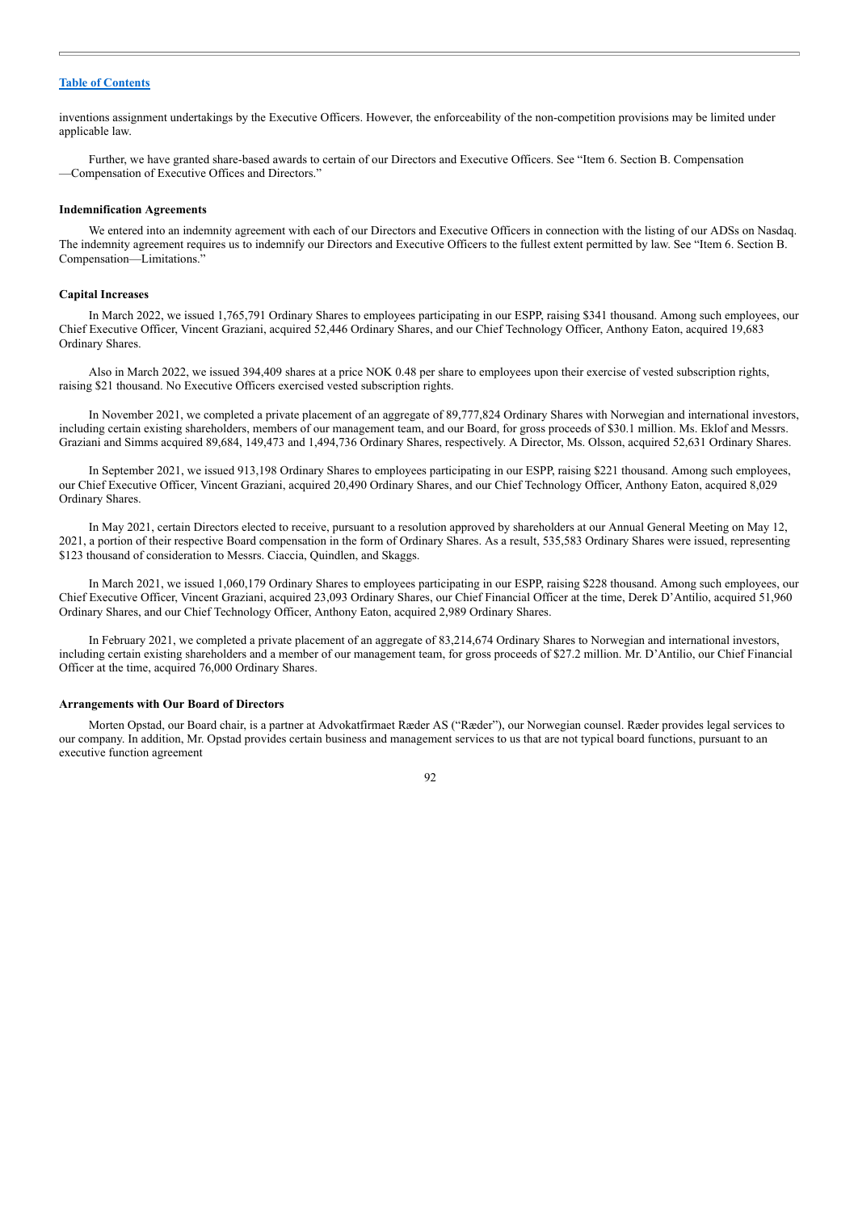inventions assignment undertakings by the Executive Officers. However, the enforceability of the non-competition provisions may be limited under applicable law.

Further, we have granted share-based awards to certain of our Directors and Executive Officers. See "Item 6. Section B. Compensation —Compensation of Executive Offices and Directors."

**Indemnification Agreements**

We entered into an indemnity agreement with each of our Directors and Executive Officers in connection with the listing of our ADSs on Nasdaq. The indemnity agreement requires us to indemnify our Directors and Executive Officers to the fullest extent permitted by law. See "Item 6. Section B. Compensation—Limitations."

**Capital Increases**

In March 2022, we issued 1,765,791 Ordinary Shares to employees participating in our ESPP, raising $341 thousand. Among such employees, our Chief Executive Officer, Vincent Graziani, acquired 52,446 Ordinary Shares, and our Chief Technology Officer, Anthony Eaton, acquired 19,683 Ordinary Shares.

Also in March 2022, we issued 394,409 shares at a price NOK 0.48 per share to employees upon their exercise of vested subscription rights, raising $21 thousand. No Executive Officers exercised vested subscription rights.

In November 2021, we completed a private placement of an aggregate of 89,777,824 Ordinary Shares with Norwegian and international investors, including certain existing shareholders, members of our management team, and our Board, for gross proceeds of $30.1 million. Ms. Eklof and Messrs. Graziani and Simms acquired 89,684, 149,473 and 1,494,736 Ordinary Shares, respectively. A Director, Ms. Olsson, acquired 52,631 Ordinary Shares.

In September 2021, we issued 913,198 Ordinary Shares to employees participating in our ESPP, raising $221 thousand. Among such employees, our Chief Executive Officer, Vincent Graziani, acquired 20,490 Ordinary Shares, and our Chief Technology Officer, Anthony Eaton, acquired 8,029 Ordinary Shares.

In May 2021, certain Directors elected to receive, pursuant to a resolution approved by shareholders at our Annual General Meeting on May 12, 2021, a portion of their respective Board compensation in the form of Ordinary Shares. As a result, 535,583 Ordinary Shares were issued, representing $123 thousand of consideration to Messrs. Ciaccia, Quindlen, and Skaggs.

In March 2021, we issued 1,060,179 Ordinary Shares to employees participating in our ESPP, raising $228 thousand. Among such employees, our Chief Executive Officer, Vincent Graziani, acquired 23,093 Ordinary Shares, our Chief Financial Officer at the time, Derek D'Antilio, acquired 51,960 Ordinary Shares, and our Chief Technology Officer, Anthony Eaton, acquired 2,989 Ordinary Shares.

In February 2021, we completed a private placement of an aggregate of 83,214,674 Ordinary Shares to Norwegian and international investors, including certain existing shareholders and a member of our management team, for gross proceeds of $27.2 million. Mr. D'Antilio, our Chief Financial Officer at the time, acquired 76,000 Ordinary Shares.

**Arrangements with Our Board of Directors**

Morten Opstad, our Board chair, is a partner at Advokatfirmaet Ræder AS ("Ræder"), our Norwegian counsel. Ræder provides legal services to our company. In addition, Mr. Opstad provides certain business and management services to us that are not typical board functions, pursuant to an executive function agreement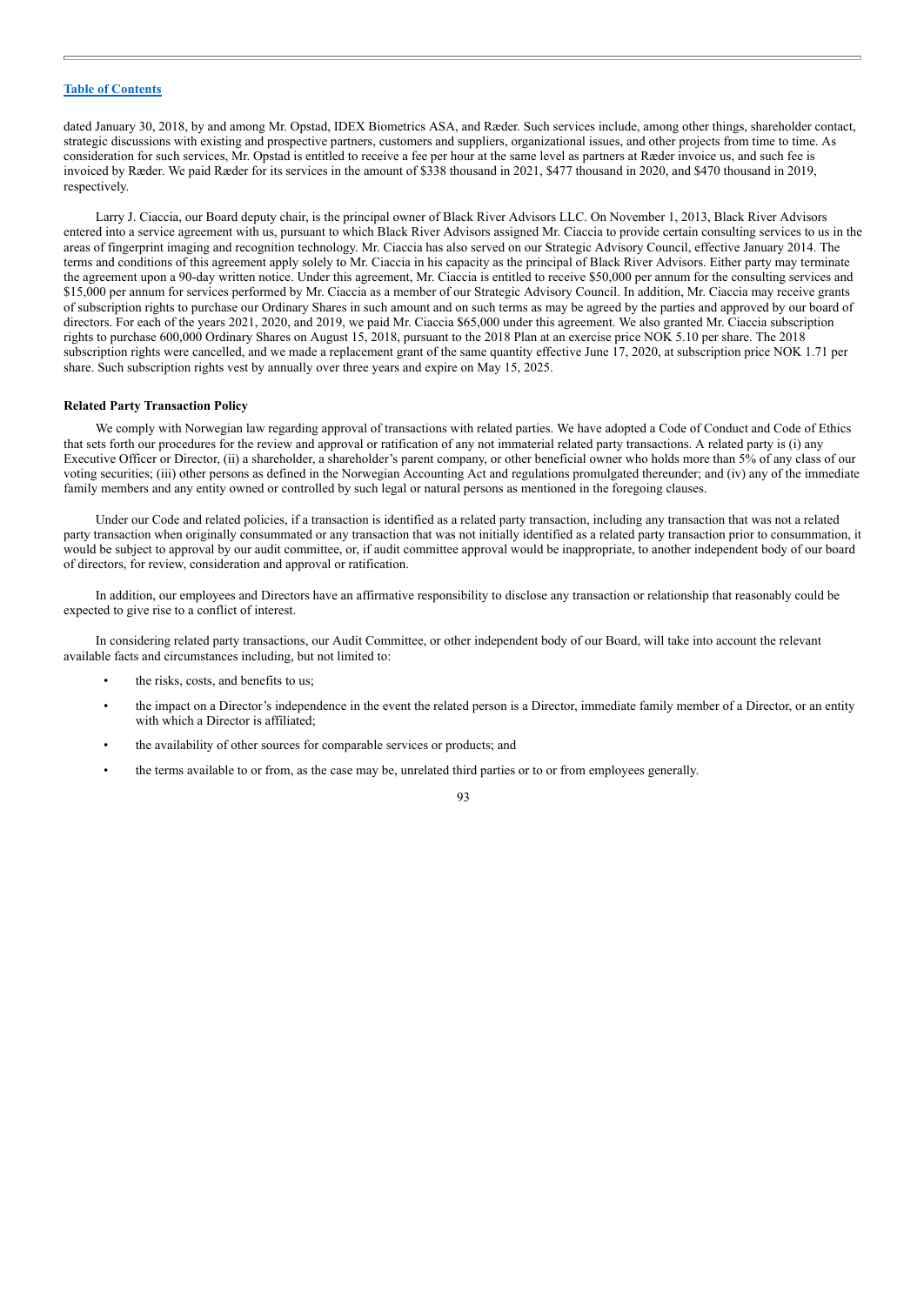dated January 30, 2018, by and among Mr. Opstad, IDEX Biometrics ASA, and Ræder. Such services include, among other things, shareholder contact, strategic discussions with existing and prospective partners, customers and suppliers, organizational issues, and other projects from time to time. As consideration for such services, Mr. Opstad is entitled to receive a fee per hour at the same level as partners at Ræder invoice us, and such fee is invoiced by Ræder. We paid Ræder for its services in the amount of $338 thousand in 2021, $477 thousand in 2020, and $470 thousand in 2019, respectively.

Larry J. Ciaccia, our Board deputy chair, is the principal owner of Black River Advisors LLC. On November 1, 2013, Black River Advisors entered into a service agreement with us, pursuant to which Black River Advisors assigned Mr. Ciaccia to provide certain consulting services to us in the areas of fingerprint imaging and recognition technology. Mr. Ciaccia has also served on our Strategic Advisory Council, effective January 2014. The terms and conditions of this agreement apply solely to Mr. Ciaccia in his capacity as the principal of Black River Advisors. Either party may terminate the agreement upon a 90-day written notice. Under this agreement, Mr. Ciaccia is entitled to receive $50,000 per annum for the consulting services and $15,000 per annum for services performed by Mr. Ciaccia as a member of our Strategic Advisory Council. In addition, Mr. Ciaccia may receive grants of subscription rights to purchase our Ordinary Shares in such amount and on such terms as may be agreed by the parties and approved by our board of directors. For each of the years 2021, 2020, and 2019, we paid Mr. Ciaccia $65,000 under this agreement. We also granted Mr. Ciaccia subscription rights to purchase 600,000 Ordinary Shares on August 15, 2018, pursuant to the 2018 Plan at an exercise price NOK 5.10 per share. The 2018 subscription rights were cancelled, and we made a replacement grant of the same quantity effective June 17, 2020, at subscription price NOK 1.71 per share. Such subscription rights vest by annually over three years and expire on May 15, 2025.

**Related Party Transaction Policy**

We comply with Norwegian law regarding approval of transactions with related parties. We have adopted a Code of Conduct and Code of Ethics that sets forth our procedures for the review and approval or ratification of any not immaterial related party transactions. A related party is (i) any Executive Officer or Director, (ii) a shareholder, a shareholder's parent company, or other beneficial owner who holds more than 5% of any class of our voting securities; (iii) other persons as defined in the Norwegian Accounting Act and regulations promulgated thereunder; and (iv) any of the immediate family members and any entity owned or controlled by such legal or natural persons as mentioned in the foregoing clauses.

Under our Code and related policies, if a transaction is identified as a related party transaction, including any transaction that was not a related party transaction when originally consummated or any transaction that was not initially identified as a related party transaction prior to consummation, it would be subject to approval by our audit committee, or, if audit committee approval would be inappropriate, to another independent body of our board of directors, for review, consideration and approval or ratification.

In addition, our employees and Directors have an affirmative responsibility to disclose any transaction or relationship that reasonably could be expected to give rise to a conflict of interest.

In considering related party transactions, our Audit Committee, or other independent body of our Board, will take into account the relevant available facts and circumstances including, but not limited to:

- the risks, costs, and benefits to us;
- the impact on a Director's independence in the event the related person is a Director, immediate family member of a Director, or an entity with which a Director is affiliated;
- the availability of other sources for comparable services or products; and
- the terms available to or from, as the case may be, unrelated third parties or to or from employees generally.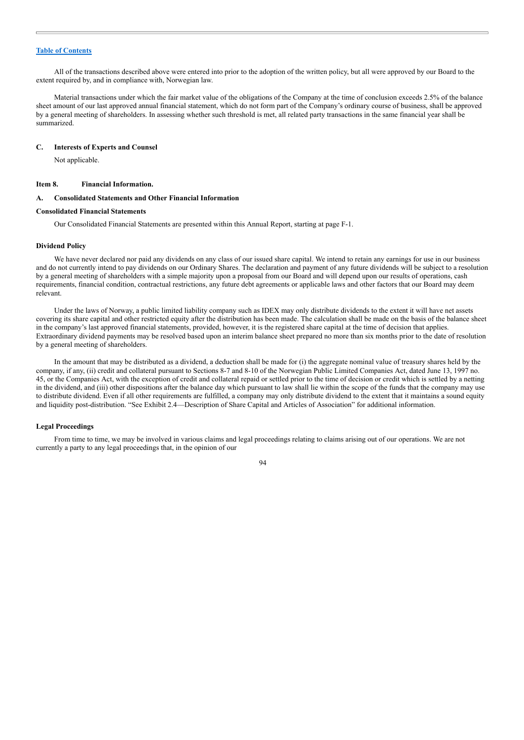All of the transactions described above were entered into prior to the adoption of the written policy, but all were approved by our Board to the extent required by, and in compliance with, Norwegian law.

Material transactions under which the fair market value of the obligations of the Company at the time of conclusion exceeds 2.5% of the balance sheet amount of our last approved annual financial statement, which do not form part of the Company's ordinary course of business, shall be approved by a general meeting of shareholders. In assessing whether such threshold is met, all related party transactions in the same financial year shall be summarized.

### C. Interests of Experts and Counsel

Not applicable.

## Item 8. Financial Information.

### A. Consolidated Statements and Other Financial Information

#### Consolidated Financial Statements

Our Consolidated Financial Statements are presented within this Annual Report, starting at page F-1.

#### Dividend Policy

We have never declared nor paid any dividends on any class of our issued share capital. We intend to retain any earnings for use in our business and do not currently intend to pay dividends on our Ordinary Shares. The declaration and payment of any future dividends will be subject to a resolution by a general meeting of shareholders with a simple majority upon a proposal from our Board and will depend upon our results of operations, cash requirements, financial condition, contractual restrictions, any future debt agreements or applicable laws and other factors that our Board may deem relevant.

Under the laws of Norway, a public limited liability company such as IDEX may only distribute dividends to the extent it will have net assets covering its share capital and other restricted equity after the distribution has been made. The calculation shall be made on the basis of the balance sheet in the company's last approved financial statements, provided, however, it is the registered share capital at the time of decision that applies. Extraordinary dividend payments may be resolved based upon an interim balance sheet prepared no more than six months prior to the date of resolution by a general meeting of shareholders.

In the amount that may be distributed as a dividend, a deduction shall be made for (i) the aggregate nominal value of treasury shares held by the company, if any, (ii) credit and collateral pursuant to Sections 8-7 and 8-10 of the Norwegian Public Limited Companies Act, dated June 13, 1997 no. 45, or the Companies Act, with the exception of credit and collateral repaid or settled prior to the time of decision or credit which is settled by a netting in the dividend, and (iii) other dispositions after the balance day which pursuant to law shall lie within the scope of the funds that the company may use to distribute dividend. Even if all other requirements are fulfilled, a company may only distribute dividend to the extent that it maintains a sound equity and liquidity post-distribution. "See Exhibit 2.4—Description of Share Capital and Articles of Association" for additional information.

#### Legal Proceedings

From time to time, we may be involved in various claims and legal proceedings relating to claims arising out of our operations. We are not currently a party to any legal proceedings that, in the opinion of our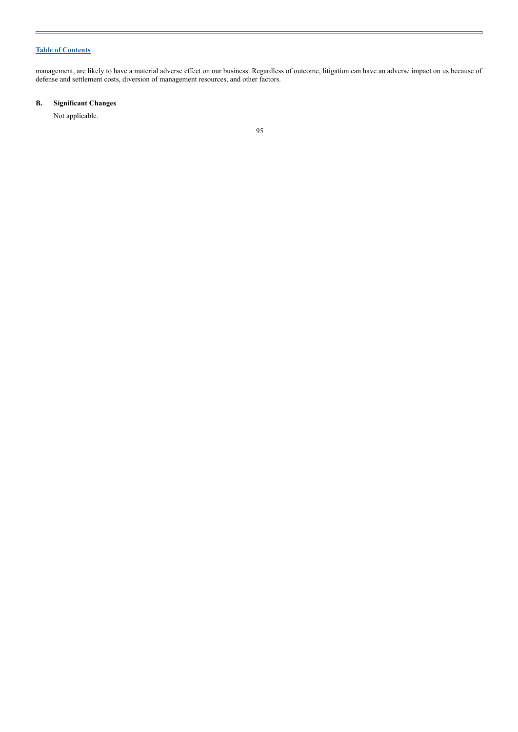management, are likely to have a material adverse effect on our business. Regardless of outcome, litigation can have an adverse impact on us because of defense and settlement costs, diversion of management resources, and other factors.

### B. Significant Changes

Not applicable.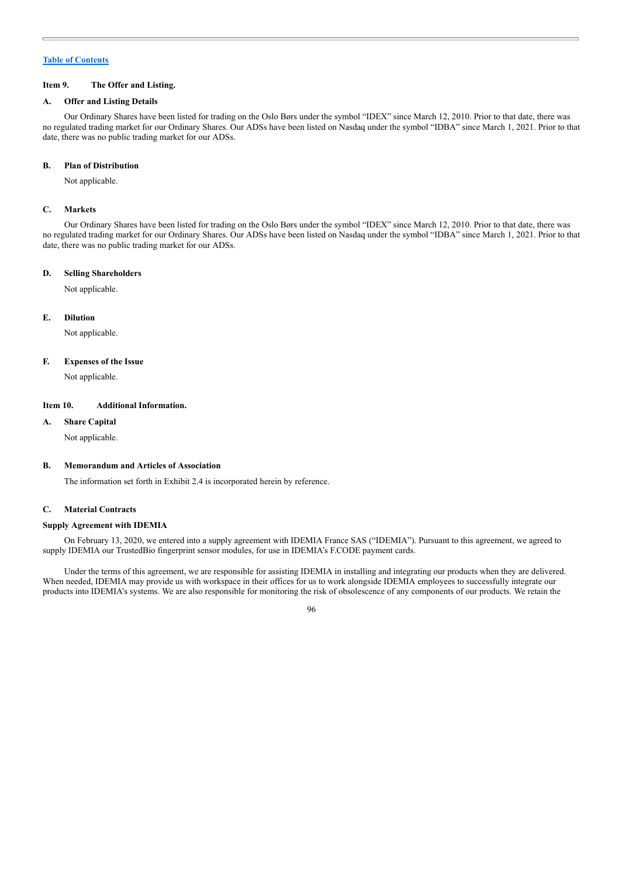## Item 9. The Offer and Listing.

### A. Offer and Listing Details

Our Ordinary Shares have been listed for trading on the Oslo Børs under the symbol "IDEX" since March 12, 2010. Prior to that date, there was no regulated trading market for our Ordinary Shares. Our ADSs have been listed on Nasdaq under the symbol "IDBA" since March 1, 2021. Prior to that date, there was no public trading market for our ADSs.

### B. Plan of Distribution

Not applicable.

### C. Markets

Our Ordinary Shares have been listed for trading on the Oslo Børs under the symbol "IDEX" since March 12, 2010. Prior to that date, there was no regulated trading market for our Ordinary Shares. Our ADSs have been listed on Nasdaq under the symbol "IDBA" since March 1, 2021. Prior to that date, there was no public trading market for our ADSs.

### D. Selling Shareholders

Not applicable.

### E. Dilution

Not applicable.

### F. Expenses of the Issue

Not applicable.

## Item 10. Additional Information.

### A. Share Capital

Not applicable.

### B. Memorandum and Articles of Association

The information set forth in Exhibit 2.4 is incorporated herein by reference.

### C. Material Contracts

**Supply Agreement with IDEMIA**

On February 13, 2020, we entered into a supply agreement with IDEMIA France SAS ("IDEMIA"). Pursuant to this agreement, we agreed to supply IDEMIA our TrustedBio fingerprint sensor modules, for use in IDEMIA's F.CODE payment cards.

Under the terms of this agreement, we are responsible for assisting IDEMIA in installing and integrating our products when they are delivered. When needed, IDEMIA may provide us with workspace in their offices for us to work alongside IDEMIA employees to successfully integrate our products into IDEMIA's systems. We are also responsible for monitoring the risk of obsolescence of any components of our products. We retain the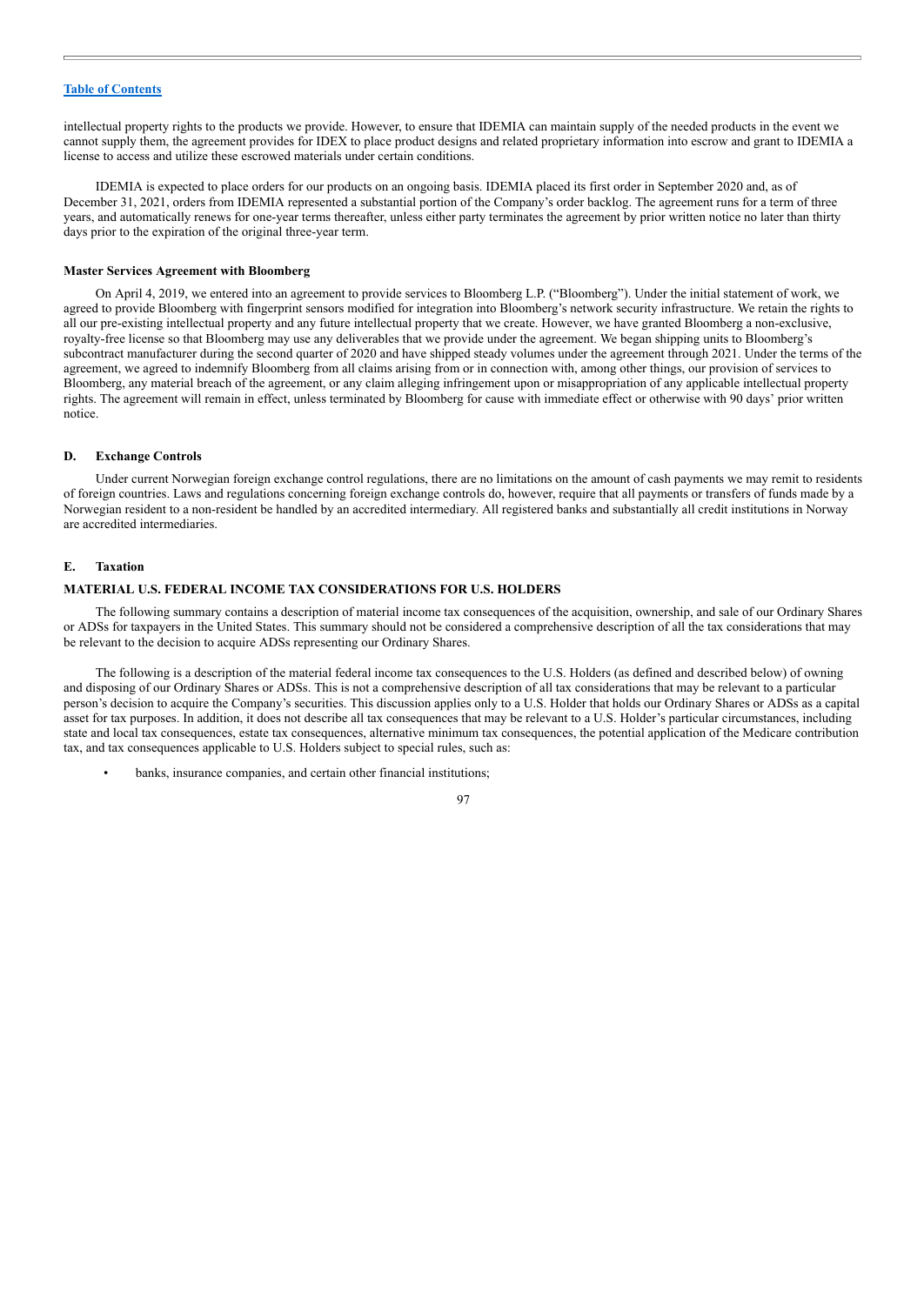intellectual property rights to the products we provide. However, to ensure that IDEMIA can maintain supply of the needed products in the event we cannot supply them, the agreement provides for IDEX to place product designs and related proprietary information into escrow and grant to IDEMIA a license to access and utilize these escrowed materials under certain conditions.

IDEMIA is expected to place orders for our products on an ongoing basis. IDEMIA placed its first order in September 2020 and, as of December 31, 2021, orders from IDEMIA represented a substantial portion of the Company's order backlog. The agreement runs for a term of three years, and automatically renews for one-year terms thereafter, unless either party terminates the agreement by prior written notice no later than thirty days prior to the expiration of the original three-year term.

**Master Services Agreement with Bloomberg**

On April 4, 2019, we entered into an agreement to provide services to Bloomberg L.P. ("Bloomberg"). Under the initial statement of work, we agreed to provide Bloomberg with fingerprint sensors modified for integration into Bloomberg's network security infrastructure. We retain the rights to all our pre-existing intellectual property and any future intellectual property that we create. However, we have granted Bloomberg a non-exclusive, royalty-free license so that Bloomberg may use any deliverables that we provide under the agreement. We began shipping units to Bloomberg's subcontract manufacturer during the second quarter of 2020 and have shipped steady volumes under the agreement through 2021. Under the terms of the agreement, we agreed to indemnify Bloomberg from all claims arising from or in connection with, among other things, our provision of services to Bloomberg, any material breach of the agreement, or any claim alleging infringement upon or misappropriation of any applicable intellectual property rights. The agreement will remain in effect, unless terminated by Bloomberg for cause with immediate effect or otherwise with 90 days' prior written notice.

## D. Exchange Controls

Under current Norwegian foreign exchange control regulations, there are no limitations on the amount of cash payments we may remit to residents of foreign countries. Laws and regulations concerning foreign exchange controls do, however, require that all payments or transfers of funds made by a Norwegian resident to a non-resident be handled by an accredited intermediary. All registered banks and substantially all credit institutions in Norway are accredited intermediaries.

## E. Taxation

### MATERIAL U.S. FEDERAL INCOME TAX CONSIDERATIONS FOR U.S. HOLDERS

The following summary contains a description of material income tax consequences of the acquisition, ownership, and sale of our Ordinary Shares or ADSs for taxpayers in the United States. This summary should not be considered a comprehensive description of all the tax considerations that may be relevant to the decision to acquire ADSs representing our Ordinary Shares.

The following is a description of the material federal income tax consequences to the U.S. Holders (as defined and described below) of owning and disposing of our Ordinary Shares or ADSs. This is not a comprehensive description of all tax considerations that may be relevant to a particular person's decision to acquire the Company's securities. This discussion applies only to a U.S. Holder that holds our Ordinary Shares or ADSs as a capital asset for tax purposes. In addition, it does not describe all tax consequences that may be relevant to a U.S. Holder's particular circumstances, including state and local tax consequences, estate tax consequences, alternative minimum tax consequences, the potential application of the Medicare contribution tax, and tax consequences applicable to U.S. Holders subject to special rules, such as:

- banks, insurance companies, and certain other financial institutions;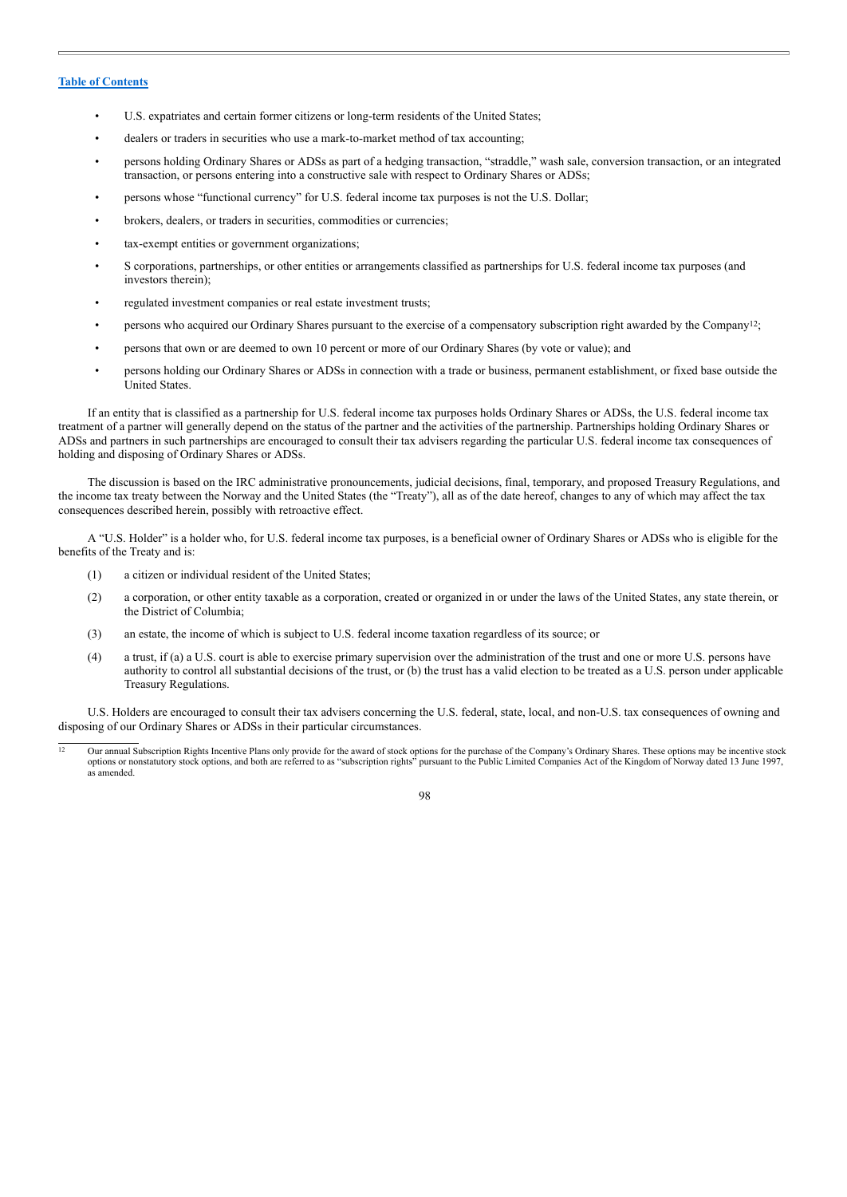- U.S. expatriates and certain former citizens or long-term residents of the United States;
- dealers or traders in securities who use a mark-to-market method of tax accounting;
- persons holding Ordinary Shares or ADSs as part of a hedging transaction, "straddle," wash sale, conversion transaction, or an integrated transaction, or persons entering into a constructive sale with respect to Ordinary Shares or ADSs;
- persons whose "functional currency" for U.S. federal income tax purposes is not the U.S. Dollar;
- brokers, dealers, or traders in securities, commodities or currencies;
- tax-exempt entities or government organizations;
- S corporations, partnerships, or other entities or arrangements classified as partnerships for U.S. federal income tax purposes (and investors therein);
- regulated investment companies or real estate investment trusts;
- persons who acquired our Ordinary Shares pursuant to the exercise of a compensatory subscription right awarded by the Company[12];
- persons that own or are deemed to own 10 percent or more of our Ordinary Shares (by vote or value); and
- persons holding our Ordinary Shares or ADSs in connection with a trade or business, permanent establishment, or fixed base outside the United States.

If an entity that is classified as a partnership for U.S. federal income tax purposes holds Ordinary Shares or ADSs, the U.S. federal income tax treatment of a partner will generally depend on the status of the partner and the activities of the partnership. Partnerships holding Ordinary Shares or ADSs and partners in such partnerships are encouraged to consult their tax advisers regarding the particular U.S. federal income tax consequences of holding and disposing of Ordinary Shares or ADSs.

The discussion is based on the IRC administrative pronouncements, judicial decisions, final, temporary, and proposed Treasury Regulations, and the income tax treaty between the Norway and the United States (the "Treaty"), all as of the date hereof, changes to any of which may affect the tax consequences described herein, possibly with retroactive effect.

A "U.S. Holder" is a holder who, for U.S. federal income tax purposes, is a beneficial owner of Ordinary Shares or ADSs who is eligible for the benefits of the Treaty and is:

(1) a citizen or individual resident of the United States;

(2) a corporation, or other entity taxable as a corporation, created or organized in or under the laws of the United States, any state therein, or the District of Columbia;

(3) an estate, the income of which is subject to U.S. federal income taxation regardless of its source; or

(4) a trust, if (a) a U.S. court is able to exercise primary supervision over the administration of the trust and one or more U.S. persons have authority to control all substantial decisions of the trust, or (b) the trust has a valid election to be treated as a U.S. person under applicable Treasury Regulations.

U.S. Holders are encouraged to consult their tax advisers concerning the U.S. federal, state, local, and non-U.S. tax consequences of owning and disposing of our Ordinary Shares or ADSs in their particular circumstances.

---

[12] Our annual Subscription Rights Incentive Plans only provide for the award of stock options for the purchase of the Company's Ordinary Shares. These options may be incentive stock options or nonstatutory stock options, and both are referred to as "subscription rights" pursuant to the Public Limited Companies Act of the Kingdom of Norway dated 13 June 1997, as amended.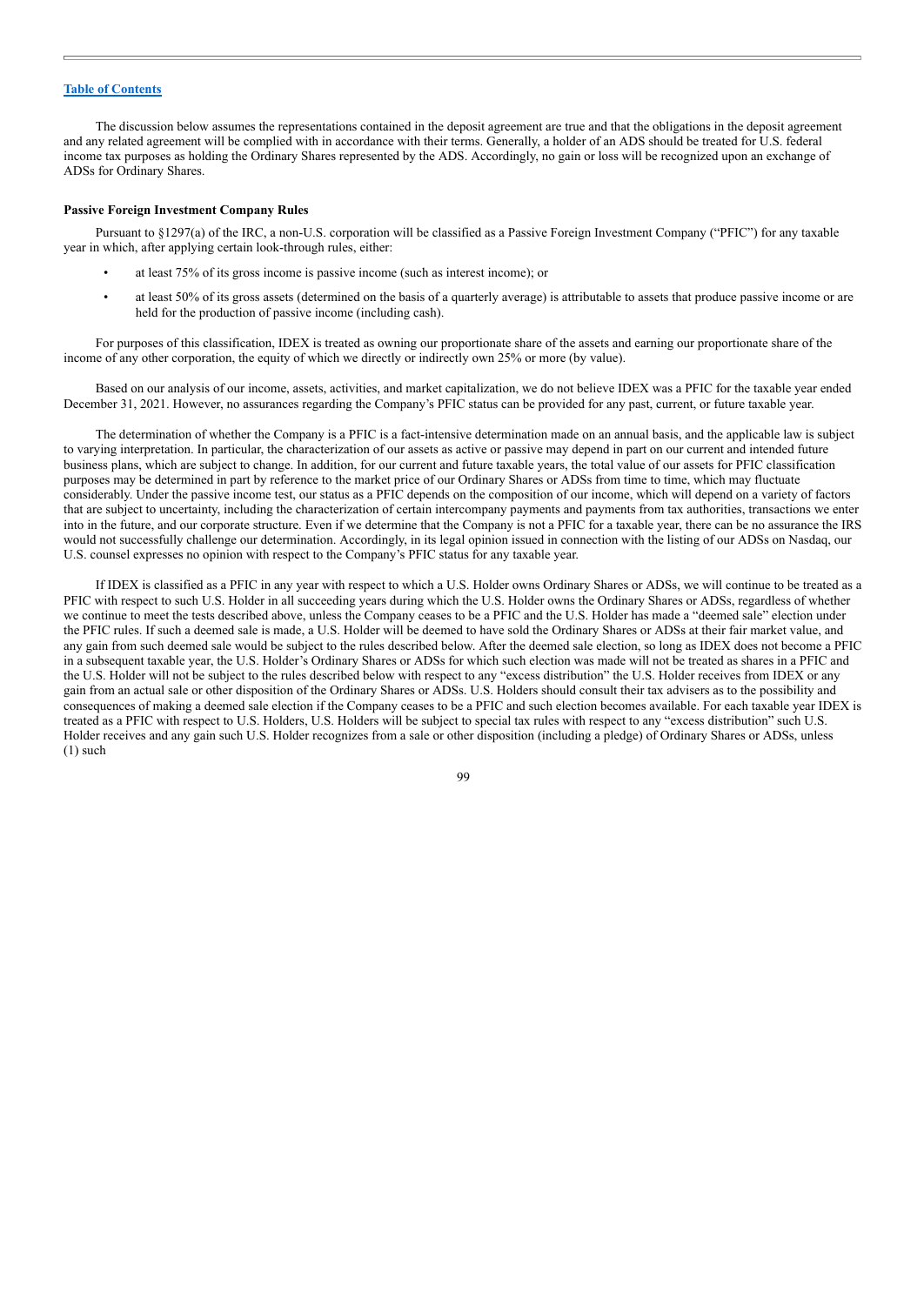The discussion below assumes the representations contained in the deposit agreement are true and that the obligations in the deposit agreement and any related agreement will be complied with in accordance with their terms. Generally, a holder of an ADS should be treated for U.S. federal income tax purposes as holding the Ordinary Shares represented by the ADS. Accordingly, no gain or loss will be recognized upon an exchange of ADSs for Ordinary Shares.

**Passive Foreign Investment Company Rules**

Pursuant to §1297(a) of the IRC, a non-U.S. corporation will be classified as a Passive Foreign Investment Company ("PFIC") for any taxable year in which, after applying certain look-through rules, either:

- at least 75% of its gross income is passive income (such as interest income); or
- at least 50% of its gross assets (determined on the basis of a quarterly average) is attributable to assets that produce passive income or are held for the production of passive income (including cash).

For purposes of this classification, IDEX is treated as owning our proportionate share of the assets and earning our proportionate share of the income of any other corporation, the equity of which we directly or indirectly own 25% or more (by value).

Based on our analysis of our income, assets, activities, and market capitalization, we do not believe IDEX was a PFIC for the taxable year ended December 31, 2021. However, no assurances regarding the Company's PFIC status can be provided for any past, current, or future taxable year.

The determination of whether the Company is a PFIC is a fact-intensive determination made on an annual basis, and the applicable law is subject to varying interpretation. In particular, the characterization of our assets as active or passive may depend in part on our current and intended future business plans, which are subject to change. In addition, for our current and future taxable years, the total value of our assets for PFIC classification purposes may be determined in part by reference to the market price of our Ordinary Shares or ADSs from time to time, which may fluctuate considerably. Under the passive income test, our status as a PFIC depends on the composition of our income, which will depend on a variety of factors that are subject to uncertainty, including the characterization of certain intercompany payments and payments from tax authorities, transactions we enter into in the future, and our corporate structure. Even if we determine that the Company is not a PFIC for a taxable year, there can be no assurance the IRS would not successfully challenge our determination. Accordingly, in its legal opinion issued in connection with the listing of our ADSs on Nasdaq, our U.S. counsel expresses no opinion with respect to the Company's PFIC status for any taxable year.

If IDEX is classified as a PFIC in any year with respect to which a U.S. Holder owns Ordinary Shares or ADSs, we will continue to be treated as a PFIC with respect to such U.S. Holder in all succeeding years during which the U.S. Holder owns the Ordinary Shares or ADSs, regardless of whether we continue to meet the tests described above, unless the Company ceases to be a PFIC and the U.S. Holder has made a "deemed sale" election under the PFIC rules. If such a deemed sale is made, a U.S. Holder will be deemed to have sold the Ordinary Shares or ADSs at their fair market value, and any gain from such deemed sale would be subject to the rules described below. After the deemed sale election, so long as IDEX does not become a PFIC in a subsequent taxable year, the U.S. Holder's Ordinary Shares or ADSs for which such election was made will not be treated as shares in a PFIC and the U.S. Holder will not be subject to the rules described below with respect to any "excess distribution" the U.S. Holder receives from IDEX or any gain from an actual sale or other disposition of the Ordinary Shares or ADSs. U.S. Holders should consult their tax advisers as to the possibility and consequences of making a deemed sale election if the Company ceases to be a PFIC and such election becomes available. For each taxable year IDEX is treated as a PFIC with respect to U.S. Holders, U.S. Holders will be subject to special tax rules with respect to any "excess distribution" such U.S. Holder receives and any gain such U.S. Holder recognizes from a sale or other disposition (including a pledge) of Ordinary Shares or ADSs, unless (1) such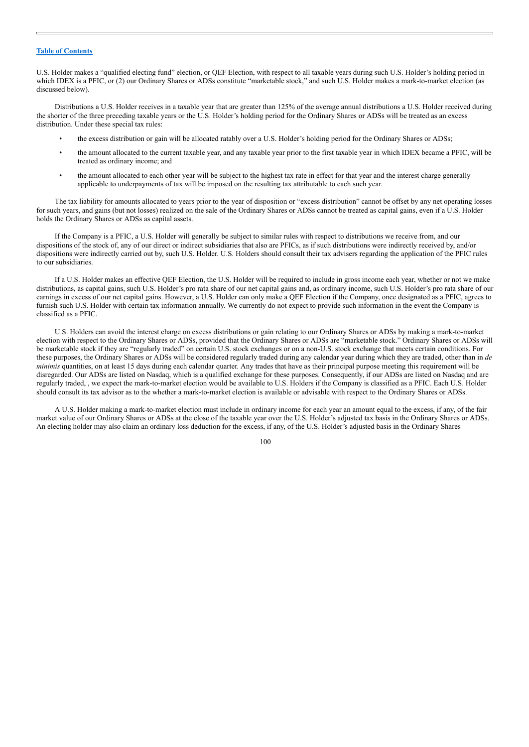U.S. Holder makes a "qualified electing fund" election, or QEF Election, with respect to all taxable years during such U.S. Holder's holding period in which IDEX is a PFIC, or (2) our Ordinary Shares or ADSs constitute "marketable stock," and such U.S. Holder makes a mark-to-market election (as discussed below).

Distributions a U.S. Holder receives in a taxable year that are greater than 125% of the average annual distributions a U.S. Holder received during the shorter of the three preceding taxable years or the U.S. Holder's holding period for the Ordinary Shares or ADSs will be treated as an excess distribution. Under these special tax rules:

- the excess distribution or gain will be allocated ratably over a U.S. Holder's holding period for the Ordinary Shares or ADSs;
- the amount allocated to the current taxable year, and any taxable year prior to the first taxable year in which IDEX became a PFIC, will be treated as ordinary income; and
- the amount allocated to each other year will be subject to the highest tax rate in effect for that year and the interest charge generally applicable to underpayments of tax will be imposed on the resulting tax attributable to each such year.

The tax liability for amounts allocated to years prior to the year of disposition or "excess distribution" cannot be offset by any net operating losses for such years, and gains (but not losses) realized on the sale of the Ordinary Shares or ADSs cannot be treated as capital gains, even if a U.S. Holder holds the Ordinary Shares or ADSs as capital assets.

If the Company is a PFIC, a U.S. Holder will generally be subject to similar rules with respect to distributions we receive from, and our dispositions of the stock of, any of our direct or indirect subsidiaries that also are PFICs, as if such distributions were indirectly received by, and/or dispositions were indirectly carried out by, such U.S. Holder. U.S. Holders should consult their tax advisers regarding the application of the PFIC rules to our subsidiaries.

If a U.S. Holder makes an effective QEF Election, the U.S. Holder will be required to include in gross income each year, whether or not we make distributions, as capital gains, such U.S. Holder's pro rata share of our net capital gains and, as ordinary income, such U.S. Holder's pro rata share of our earnings in excess of our net capital gains. However, a U.S. Holder can only make a QEF Election if the Company, once designated as a PFIC, agrees to furnish such U.S. Holder with certain tax information annually. We currently do not expect to provide such information in the event the Company is classified as a PFIC.

U.S. Holders can avoid the interest charge on excess distributions or gain relating to our Ordinary Shares or ADSs by making a mark-to-market election with respect to the Ordinary Shares or ADSs, provided that the Ordinary Shares or ADSs are "marketable stock." Ordinary Shares or ADSs will be marketable stock if they are "regularly traded" on certain U.S. stock exchanges or on a non-U.S. stock exchange that meets certain conditions. For these purposes, the Ordinary Shares or ADSs will be considered regularly traded during any calendar year during which they are traded, other than in *de minimis* quantities, on at least 15 days during each calendar quarter. Any trades that have as their principal purpose meeting this requirement will be disregarded. Our ADSs are listed on Nasdaq, which is a qualified exchange for these purposes. Consequently, if our ADSs are listed on Nasdaq and are regularly traded, , we expect the mark-to-market election would be available to U.S. Holders if the Company is classified as a PFIC. Each U.S. Holder should consult its tax advisor as to the whether a mark-to-market election is available or advisable with respect to the Ordinary Shares or ADSs.

A U.S. Holder making a mark-to-market election must include in ordinary income for each year an amount equal to the excess, if any, of the fair market value of our Ordinary Shares or ADSs at the close of the taxable year over the U.S. Holder's adjusted tax basis in the Ordinary Shares or ADSs. An electing holder may also claim an ordinary loss deduction for the excess, if any, of the U.S. Holder's adjusted basis in the Ordinary Shares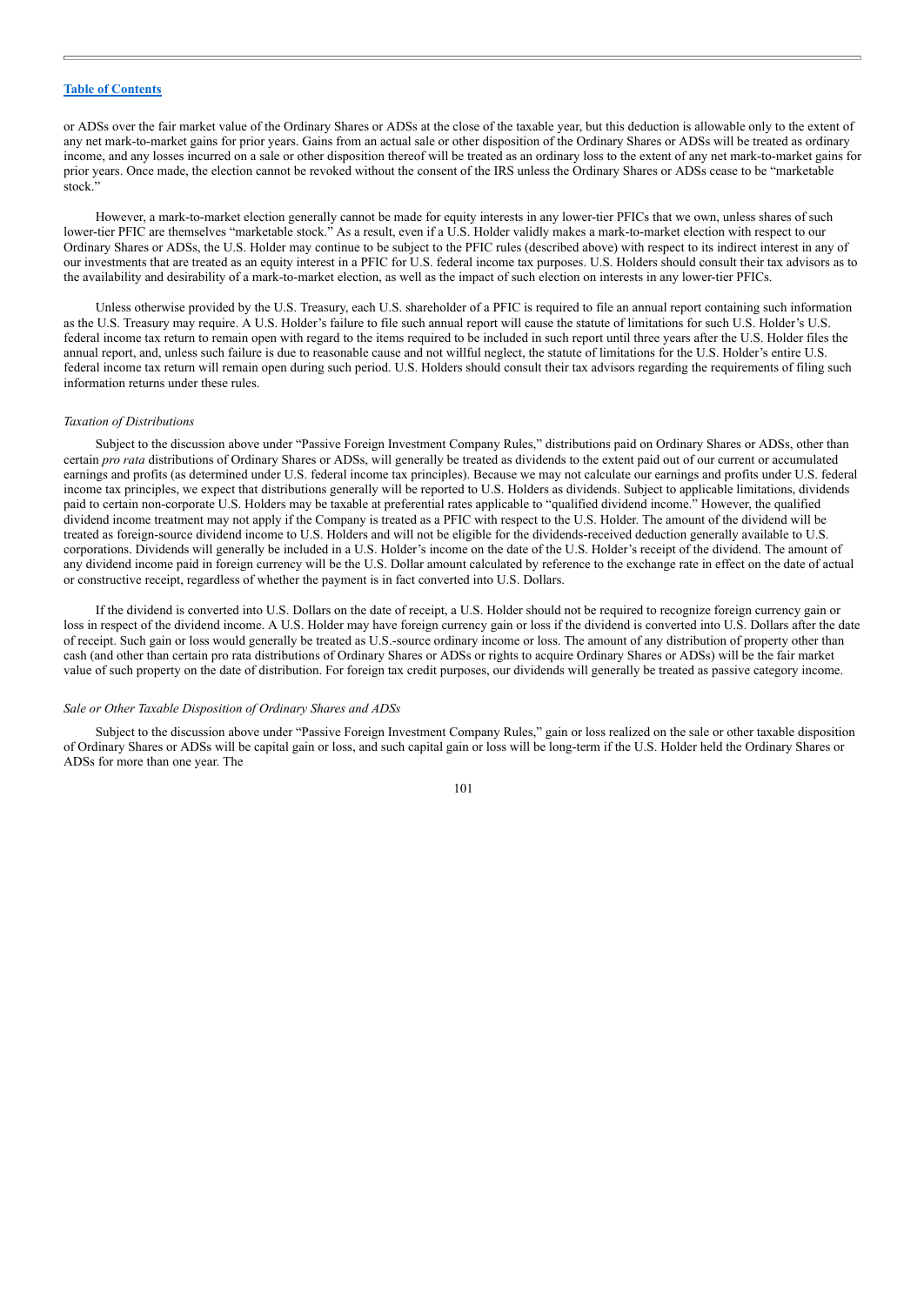or ADSs over the fair market value of the Ordinary Shares or ADSs at the close of the taxable year, but this deduction is allowable only to the extent of any net mark-to-market gains for prior years. Gains from an actual sale or other disposition of the Ordinary Shares or ADSs will be treated as ordinary income, and any losses incurred on a sale or other disposition thereof will be treated as an ordinary loss to the extent of any net mark-to-market gains for prior years. Once made, the election cannot be revoked without the consent of the IRS unless the Ordinary Shares or ADSs cease to be "marketable stock."

However, a mark-to-market election generally cannot be made for equity interests in any lower-tier PFICs that we own, unless shares of such lower-tier PFIC are themselves "marketable stock." As a result, even if a U.S. Holder validly makes a mark-to-market election with respect to our Ordinary Shares or ADSs, the U.S. Holder may continue to be subject to the PFIC rules (described above) with respect to its indirect interest in any of our investments that are treated as an equity interest in a PFIC for U.S. federal income tax purposes. U.S. Holders should consult their tax advisors as to the availability and desirability of a mark-to-market election, as well as the impact of such election on interests in any lower-tier PFICs.

Unless otherwise provided by the U.S. Treasury, each U.S. shareholder of a PFIC is required to file an annual report containing such information as the U.S. Treasury may require. A U.S. Holder's failure to file such annual report will cause the statute of limitations for such U.S. Holder's U.S. federal income tax return to remain open with regard to the items required to be included in such report until three years after the U.S. Holder files the annual report, and, unless such failure is due to reasonable cause and not willful neglect, the statute of limitations for the U.S. Holder's entire U.S. federal income tax return will remain open during such period. U.S. Holders should consult their tax advisors regarding the requirements of filing such information returns under these rules.

*Taxation of Distributions*

Subject to the discussion above under "Passive Foreign Investment Company Rules," distributions paid on Ordinary Shares or ADSs, other than certain *pro rata* distributions of Ordinary Shares or ADSs, will generally be treated as dividends to the extent paid out of our current or accumulated earnings and profits (as determined under U.S. federal income tax principles). Because we may not calculate our earnings and profits under U.S. federal income tax principles, we expect that distributions generally will be reported to U.S. Holders as dividends. Subject to applicable limitations, dividends paid to certain non-corporate U.S. Holders may be taxable at preferential rates applicable to "qualified dividend income." However, the qualified dividend income treatment may not apply if the Company is treated as a PFIC with respect to the U.S. Holder. The amount of the dividend will be treated as foreign-source dividend income to U.S. Holders and will not be eligible for the dividends-received deduction generally available to U.S. corporations. Dividends will generally be included in a U.S. Holder's income on the date of the U.S. Holder's receipt of the dividend. The amount of any dividend income paid in foreign currency will be the U.S. Dollar amount calculated by reference to the exchange rate in effect on the date of actual or constructive receipt, regardless of whether the payment is in fact converted into U.S. Dollars.

If the dividend is converted into U.S. Dollars on the date of receipt, a U.S. Holder should not be required to recognize foreign currency gain or loss in respect of the dividend income. A U.S. Holder may have foreign currency gain or loss if the dividend is converted into U.S. Dollars after the date of receipt. Such gain or loss would generally be treated as U.S.-source ordinary income or loss. The amount of any distribution of property other than cash (and other than certain pro rata distributions of Ordinary Shares or ADSs or rights to acquire Ordinary Shares or ADSs) will be the fair market value of such property on the date of distribution. For foreign tax credit purposes, our dividends will generally be treated as passive category income.

*Sale or Other Taxable Disposition of Ordinary Shares and ADSs*

Subject to the discussion above under "Passive Foreign Investment Company Rules," gain or loss realized on the sale or other taxable disposition of Ordinary Shares or ADSs will be capital gain or loss, and such capital gain or loss will be long-term if the U.S. Holder held the Ordinary Shares or ADSs for more than one year. The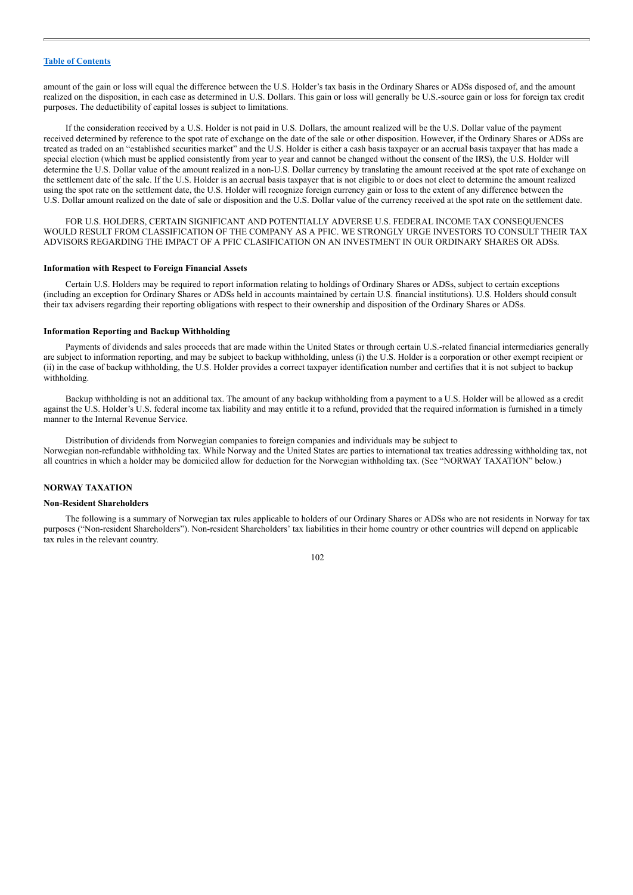amount of the gain or loss will equal the difference between the U.S. Holder's tax basis in the Ordinary Shares or ADSs disposed of, and the amount realized on the disposition, in each case as determined in U.S. Dollars. This gain or loss will generally be U.S.-source gain or loss for foreign tax credit purposes. The deductibility of capital losses is subject to limitations.

If the consideration received by a U.S. Holder is not paid in U.S. Dollars, the amount realized will be the U.S. Dollar value of the payment received determined by reference to the spot rate of exchange on the date of the sale or other disposition. However, if the Ordinary Shares or ADSs are treated as traded on an "established securities market" and the U.S. Holder is either a cash basis taxpayer or an accrual basis taxpayer that has made a special election (which must be applied consistently from year to year and cannot be changed without the consent of the IRS), the U.S. Holder will determine the U.S. Dollar value of the amount realized in a non-U.S. Dollar currency by translating the amount received at the spot rate of exchange on the settlement date of the sale. If the U.S. Holder is an accrual basis taxpayer that is not eligible to or does not elect to determine the amount realized using the spot rate on the settlement date, the U.S. Holder will recognize foreign currency gain or loss to the extent of any difference between the U.S. Dollar amount realized on the date of sale or disposition and the U.S. Dollar value of the currency received at the spot rate on the settlement date.

FOR U.S. HOLDERS, CERTAIN SIGNIFICANT AND POTENTIALLY ADVERSE U.S. FEDERAL INCOME TAX CONSEQUENCES WOULD RESULT FROM CLASSIFICATION OF THE COMPANY AS A PFIC. WE STRONGLY URGE INVESTORS TO CONSULT THEIR TAX ADVISORS REGARDING THE IMPACT OF A PFIC CLASIFICATION ON AN INVESTMENT IN OUR ORDINARY SHARES OR ADSs.

**Information with Respect to Foreign Financial Assets**

Certain U.S. Holders may be required to report information relating to holdings of Ordinary Shares or ADSs, subject to certain exceptions (including an exception for Ordinary Shares or ADSs held in accounts maintained by certain U.S. financial institutions). U.S. Holders should consult their tax advisers regarding their reporting obligations with respect to their ownership and disposition of the Ordinary Shares or ADSs.

**Information Reporting and Backup Withholding**

Payments of dividends and sales proceeds that are made within the United States or through certain U.S.-related financial intermediaries generally are subject to information reporting, and may be subject to backup withholding, unless (i) the U.S. Holder is a corporation or other exempt recipient or (ii) in the case of backup withholding, the U.S. Holder provides a correct taxpayer identification number and certifies that it is not subject to backup withholding.

Backup withholding is not an additional tax. The amount of any backup withholding from a payment to a U.S. Holder will be allowed as a credit against the U.S. Holder's U.S. federal income tax liability and may entitle it to a refund, provided that the required information is furnished in a timely manner to the Internal Revenue Service.

Distribution of dividends from Norwegian companies to foreign companies and individuals may be subject to Norwegian non-refundable withholding tax. While Norway and the United States are parties to international tax treaties addressing withholding tax, not all countries in which a holder may be domiciled allow for deduction for the Norwegian withholding tax. (See "NORWAY TAXATION" below.)

## NORWAY TAXATION

**Non-Resident Shareholders**

The following is a summary of Norwegian tax rules applicable to holders of our Ordinary Shares or ADSs who are not residents in Norway for tax purposes ("Non-resident Shareholders"). Non-resident Shareholders' tax liabilities in their home country or other countries will depend on applicable tax rules in the relevant country.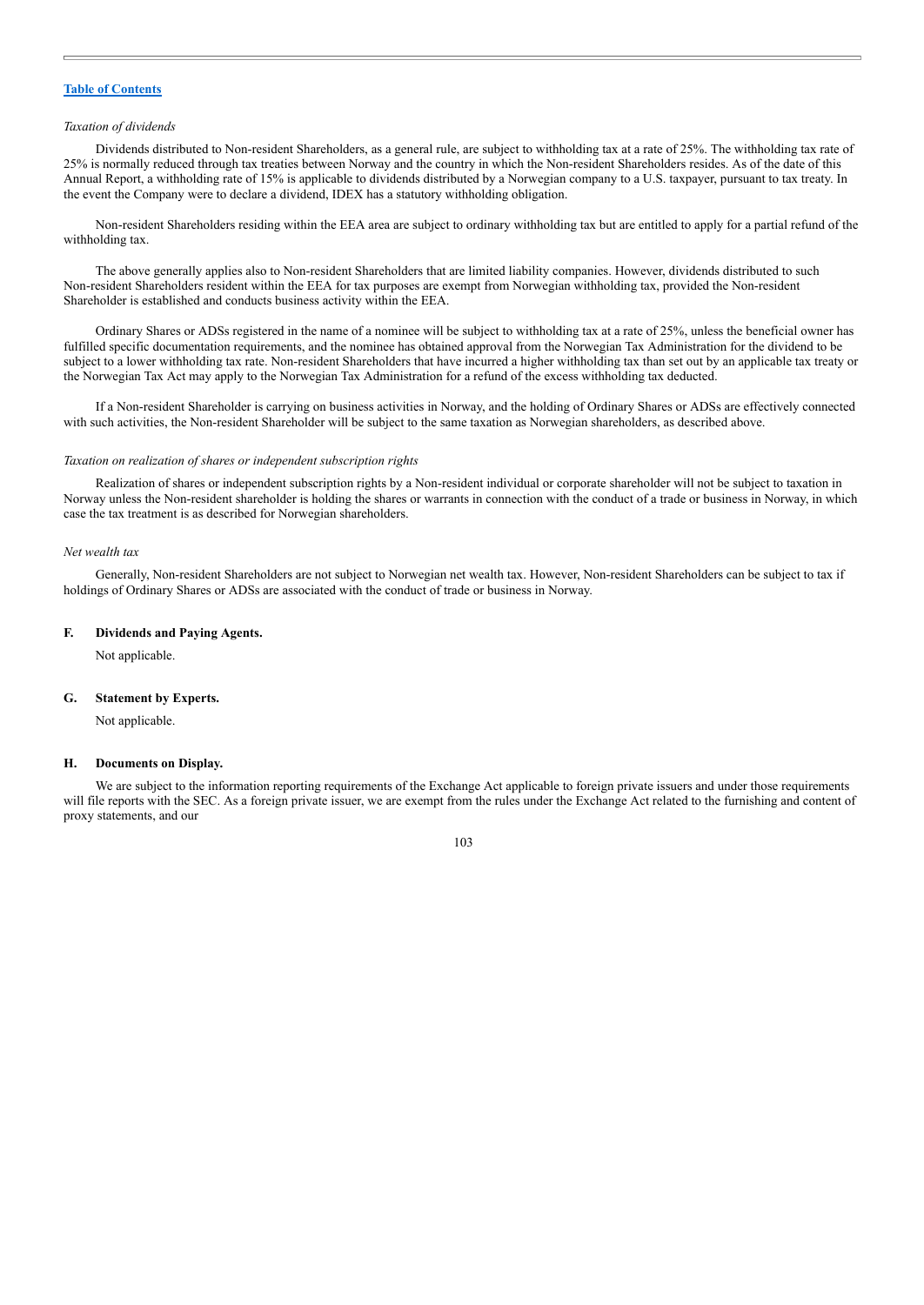*Taxation of dividends*

Dividends distributed to Non-resident Shareholders, as a general rule, are subject to withholding tax at a rate of 25%. The withholding tax rate of 25% is normally reduced through tax treaties between Norway and the country in which the Non-resident Shareholders resides. As of the date of this Annual Report, a withholding rate of 15% is applicable to dividends distributed by a Norwegian company to a U.S. taxpayer, pursuant to tax treaty. In the event the Company were to declare a dividend, IDEX has a statutory withholding obligation.

Non-resident Shareholders residing within the EEA area are subject to ordinary withholding tax but are entitled to apply for a partial refund of the withholding tax.

The above generally applies also to Non-resident Shareholders that are limited liability companies. However, dividends distributed to such Non-resident Shareholders resident within the EEA for tax purposes are exempt from Norwegian withholding tax, provided the Non-resident Shareholder is established and conducts business activity within the EEA.

Ordinary Shares or ADSs registered in the name of a nominee will be subject to withholding tax at a rate of 25%, unless the beneficial owner has fulfilled specific documentation requirements, and the nominee has obtained approval from the Norwegian Tax Administration for the dividend to be subject to a lower withholding tax rate. Non-resident Shareholders that have incurred a higher withholding tax than set out by an applicable tax treaty or the Norwegian Tax Act may apply to the Norwegian Tax Administration for a refund of the excess withholding tax deducted.

If a Non-resident Shareholder is carrying on business activities in Norway, and the holding of Ordinary Shares or ADSs are effectively connected with such activities, the Non-resident Shareholder will be subject to the same taxation as Norwegian shareholders, as described above.

*Taxation on realization of shares or independent subscription rights*

Realization of shares or independent subscription rights by a Non-resident individual or corporate shareholder will not be subject to taxation in Norway unless the Non-resident shareholder is holding the shares or warrants in connection with the conduct of a trade or business in Norway, in which case the tax treatment is as described for Norwegian shareholders.

*Net wealth tax*

Generally, Non-resident Shareholders are not subject to Norwegian net wealth tax. However, Non-resident Shareholders can be subject to tax if holdings of Ordinary Shares or ADSs are associated with the conduct of trade or business in Norway.

### F. Dividends and Paying Agents.

Not applicable.

### G. Statement by Experts.

Not applicable.

### H. Documents on Display.

We are subject to the information reporting requirements of the Exchange Act applicable to foreign private issuers and under those requirements will file reports with the SEC. As a foreign private issuer, we are exempt from the rules under the Exchange Act related to the furnishing and content of proxy statements, and our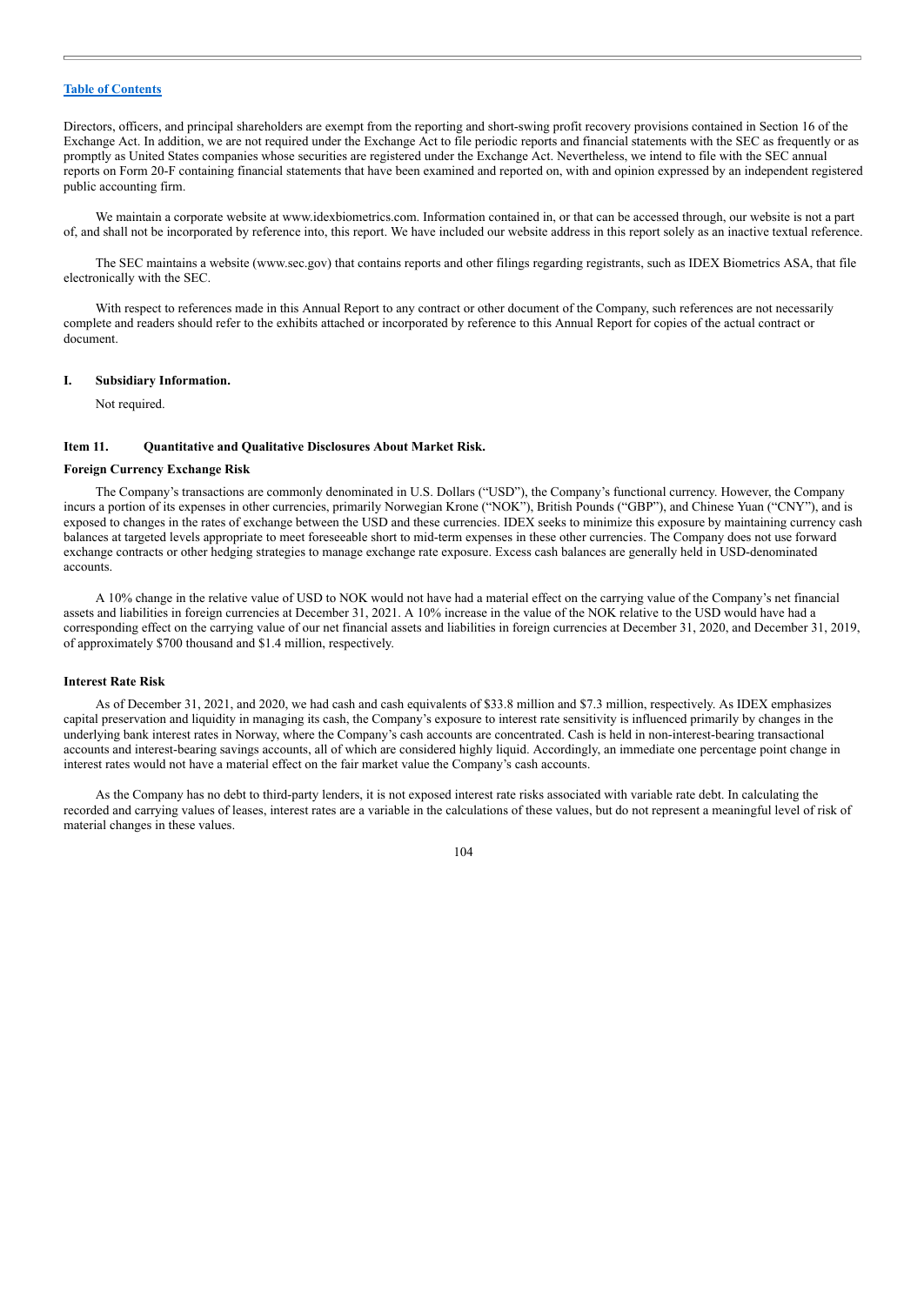[Table of Contents](#)

Directors, officers, and principal shareholders are exempt from the reporting and short-swing profit recovery provisions contained in Section 16 of the Exchange Act. In addition, we are not required under the Exchange Act to file periodic reports and financial statements with the SEC as frequently or as promptly as United States companies whose securities are registered under the Exchange Act. Nevertheless, we intend to file with the SEC annual reports on Form 20-F containing financial statements that have been examined and reported on, with and opinion expressed by an independent registered public accounting firm.

We maintain a corporate website at www.idexbiometrics.com. Information contained in, or that can be accessed through, our website is not a part of, and shall not be incorporated by reference into, this report. We have included our website address in this report solely as an inactive textual reference.

The SEC maintains a website (www.sec.gov) that contains reports and other filings regarding registrants, such as IDEX Biometrics ASA, that file electronically with the SEC.

With respect to references made in this Annual Report to any contract or other document of the Company, such references are not necessarily complete and readers should refer to the exhibits attached or incorporated by reference to this Annual Report for copies of the actual contract or document.

### I. Subsidiary Information.

Not required.

## Item 11. Quantitative and Qualitative Disclosures About Market Risk.

### Foreign Currency Exchange Risk

The Company's transactions are commonly denominated in U.S. Dollars ("USD"), the Company's functional currency. However, the Company incurs a portion of its expenses in other currencies, primarily Norwegian Krone ("NOK"), British Pounds ("GBP"), and Chinese Yuan ("CNY"), and is exposed to changes in the rates of exchange between the USD and these currencies. IDEX seeks to minimize this exposure by maintaining currency cash balances at targeted levels appropriate to meet foreseeable short to mid-term expenses in these other currencies. The Company does not use forward exchange contracts or other hedging strategies to manage exchange rate exposure. Excess cash balances are generally held in USD-denominated accounts.

A 10% change in the relative value of USD to NOK would not have had a material effect on the carrying value of the Company's net financial assets and liabilities in foreign currencies at December 31, 2021. A 10% increase in the value of the NOK relative to the USD would have had a corresponding effect on the carrying value of our net financial assets and liabilities in foreign currencies at December 31, 2020, and December 31, 2019, of approximately $700 thousand and $1.4 million, respectively.

### Interest Rate Risk

As of December 31, 2021, and 2020, we had cash and cash equivalents of $33.8 million and $7.3 million, respectively. As IDEX emphasizes capital preservation and liquidity in managing its cash, the Company's exposure to interest rate sensitivity is influenced primarily by changes in the underlying bank interest rates in Norway, where the Company's cash accounts are concentrated. Cash is held in non-interest-bearing transactional accounts and interest-bearing savings accounts, all of which are considered highly liquid. Accordingly, an immediate one percentage point change in interest rates would not have a material effect on the fair market value the Company's cash accounts.

As the Company has no debt to third-party lenders, it is not exposed interest rate risks associated with variable rate debt. In calculating the recorded and carrying values of leases, interest rates are a variable in the calculations of these values, but do not represent a meaningful level of risk of material changes in these values.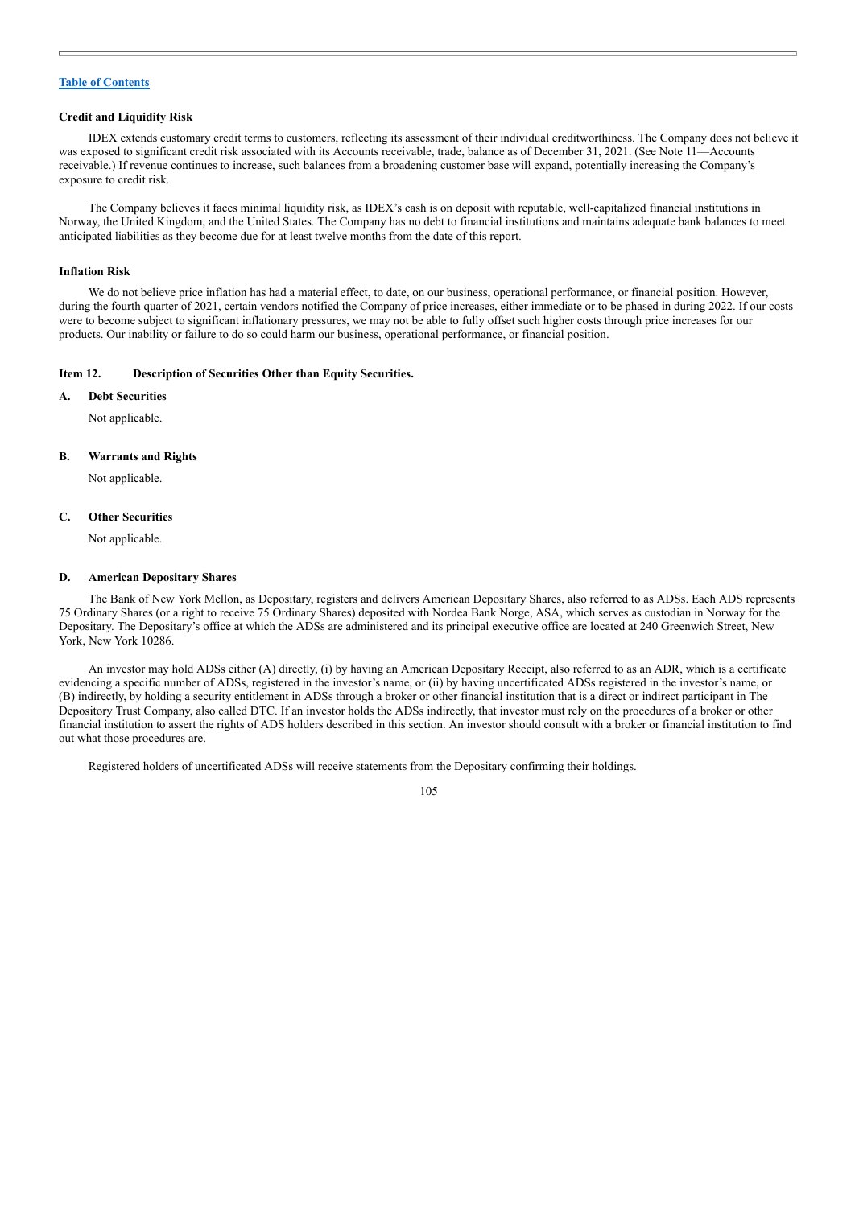**Credit and Liquidity Risk**

IDEX extends customary credit terms to customers, reflecting its assessment of their individual creditworthiness. The Company does not believe it was exposed to significant credit risk associated with its Accounts receivable, trade, balance as of December 31, 2021. (See Note 11—Accounts receivable.) If revenue continues to increase, such balances from a broadening customer base will expand, potentially increasing the Company's exposure to credit risk.

The Company believes it faces minimal liquidity risk, as IDEX's cash is on deposit with reputable, well-capitalized financial institutions in Norway, the United Kingdom, and the United States. The Company has no debt to financial institutions and maintains adequate bank balances to meet anticipated liabilities as they become due for at least twelve months from the date of this report.

**Inflation Risk**

We do not believe price inflation has had a material effect, to date, on our business, operational performance, or financial position. However, during the fourth quarter of 2021, certain vendors notified the Company of price increases, either immediate or to be phased in during 2022. If our costs were to become subject to significant inflationary pressures, we may not be able to fully offset such higher costs through price increases for our products. Our inability or failure to do so could harm our business, operational performance, or financial position.

## Item 12. Description of Securities Other than Equity Securities.

### A. Debt Securities

Not applicable.

### B. Warrants and Rights

Not applicable.

### C. Other Securities

Not applicable.

### D. American Depositary Shares

The Bank of New York Mellon, as Depositary, registers and delivers American Depositary Shares, also referred to as ADSs. Each ADS represents 75 Ordinary Shares (or a right to receive 75 Ordinary Shares) deposited with Nordea Bank Norge, ASA, which serves as custodian in Norway for the Depositary. The Depositary's office at which the ADSs are administered and its principal executive office are located at 240 Greenwich Street, New York, New York 10286.

An investor may hold ADSs either (A) directly, (i) by having an American Depositary Receipt, also referred to as an ADR, which is a certificate evidencing a specific number of ADSs, registered in the investor's name, or (ii) by having uncertificated ADSs registered in the investor's name, or (B) indirectly, by holding a security entitlement in ADSs through a broker or other financial institution that is a direct or indirect participant in The Depository Trust Company, also called DTC. If an investor holds the ADSs indirectly, that investor must rely on the procedures of a broker or other financial institution to assert the rights of ADS holders described in this section. An investor should consult with a broker or financial institution to find out what those procedures are.

Registered holders of uncertificated ADSs will receive statements from the Depositary confirming their holdings.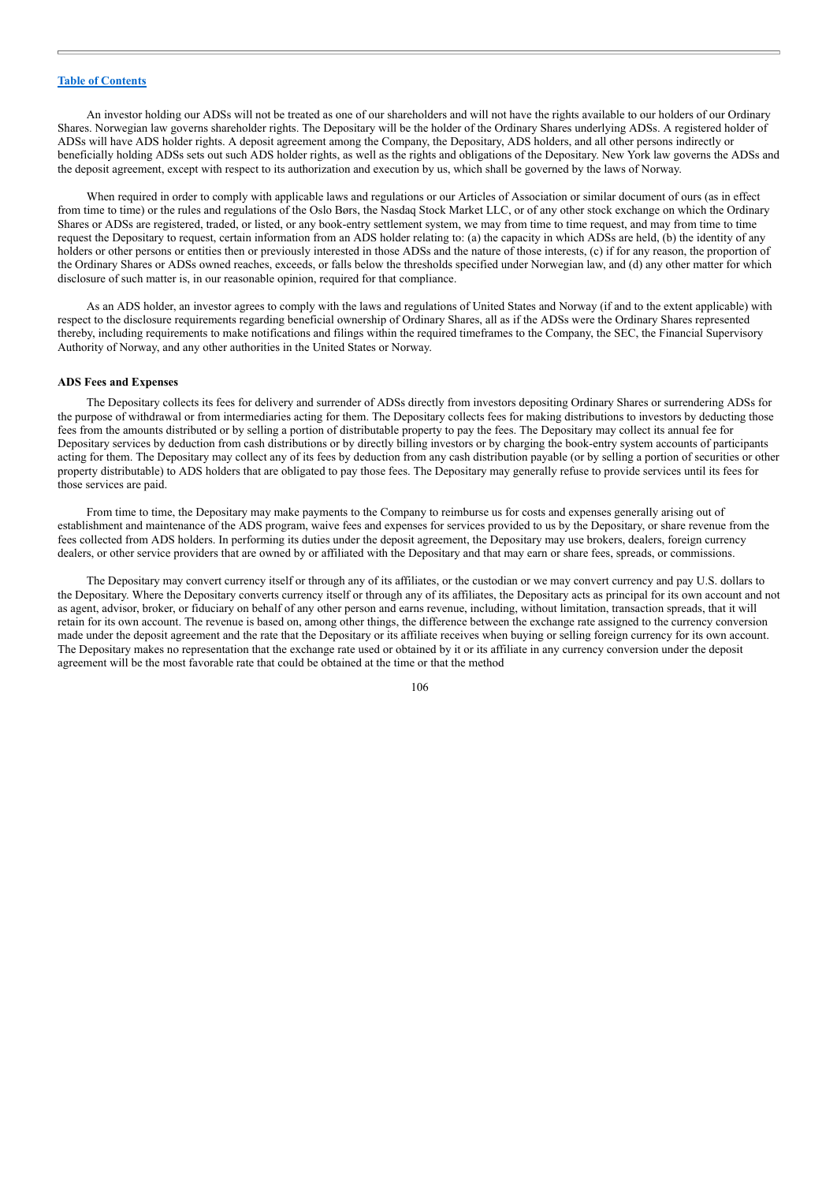An investor holding our ADSs will not be treated as one of our shareholders and will not have the rights available to our holders of our Ordinary Shares. Norwegian law governs shareholder rights. The Depositary will be the holder of the Ordinary Shares underlying ADSs. A registered holder of ADSs will have ADS holder rights. A deposit agreement among the Company, the Depositary, ADS holders, and all other persons indirectly or beneficially holding ADSs sets out such ADS holder rights, as well as the rights and obligations of the Depositary. New York law governs the ADSs and the deposit agreement, except with respect to its authorization and execution by us, which shall be governed by the laws of Norway.

When required in order to comply with applicable laws and regulations or our Articles of Association or similar document of ours (as in effect from time to time) or the rules and regulations of the Oslo Børs, the Nasdaq Stock Market LLC, or of any other stock exchange on which the Ordinary Shares or ADSs are registered, traded, or listed, or any book-entry settlement system, we may from time to time request, and may from time to time request the Depositary to request, certain information from an ADS holder relating to: (a) the capacity in which ADSs are held, (b) the identity of any holders or other persons or entities then or previously interested in those ADSs and the nature of those interests, (c) if for any reason, the proportion of the Ordinary Shares or ADSs owned reaches, exceeds, or falls below the thresholds specified under Norwegian law, and (d) any other matter for which disclosure of such matter is, in our reasonable opinion, required for that compliance.

As an ADS holder, an investor agrees to comply with the laws and regulations of United States and Norway (if and to the extent applicable) with respect to the disclosure requirements regarding beneficial ownership of Ordinary Shares, all as if the ADSs were the Ordinary Shares represented thereby, including requirements to make notifications and filings within the required timeframes to the Company, the SEC, the Financial Supervisory Authority of Norway, and any other authorities in the United States or Norway.

**ADS Fees and Expenses**

The Depositary collects its fees for delivery and surrender of ADSs directly from investors depositing Ordinary Shares or surrendering ADSs for the purpose of withdrawal or from intermediaries acting for them. The Depositary collects fees for making distributions to investors by deducting those fees from the amounts distributed or by selling a portion of distributable property to pay the fees. The Depositary may collect its annual fee for Depositary services by deduction from cash distributions or by directly billing investors or by charging the book-entry system accounts of participants acting for them. The Depositary may collect any of its fees by deduction from any cash distribution payable (or by selling a portion of securities or other property distributable) to ADS holders that are obligated to pay those fees. The Depositary may generally refuse to provide services until its fees for those services are paid.

From time to time, the Depositary may make payments to the Company to reimburse us for costs and expenses generally arising out of establishment and maintenance of the ADS program, waive fees and expenses for services provided to us by the Depositary, or share revenue from the fees collected from ADS holders. In performing its duties under the deposit agreement, the Depositary may use brokers, dealers, foreign currency dealers, or other service providers that are owned by or affiliated with the Depositary and that may earn or share fees, spreads, or commissions.

The Depositary may convert currency itself or through any of its affiliates, or the custodian or we may convert currency and pay U.S. dollars to the Depositary. Where the Depositary converts currency itself or through any of its affiliates, the Depositary acts as principal for its own account and not as agent, advisor, broker, or fiduciary on behalf of any other person and earns revenue, including, without limitation, transaction spreads, that it will retain for its own account. The revenue is based on, among other things, the difference between the exchange rate assigned to the currency conversion made under the deposit agreement and the rate that the Depositary or its affiliate receives when buying or selling foreign currency for its own account. The Depositary makes no representation that the exchange rate used or obtained by it or its affiliate in any currency conversion under the deposit agreement will be the most favorable rate that could be obtained at the time or that the method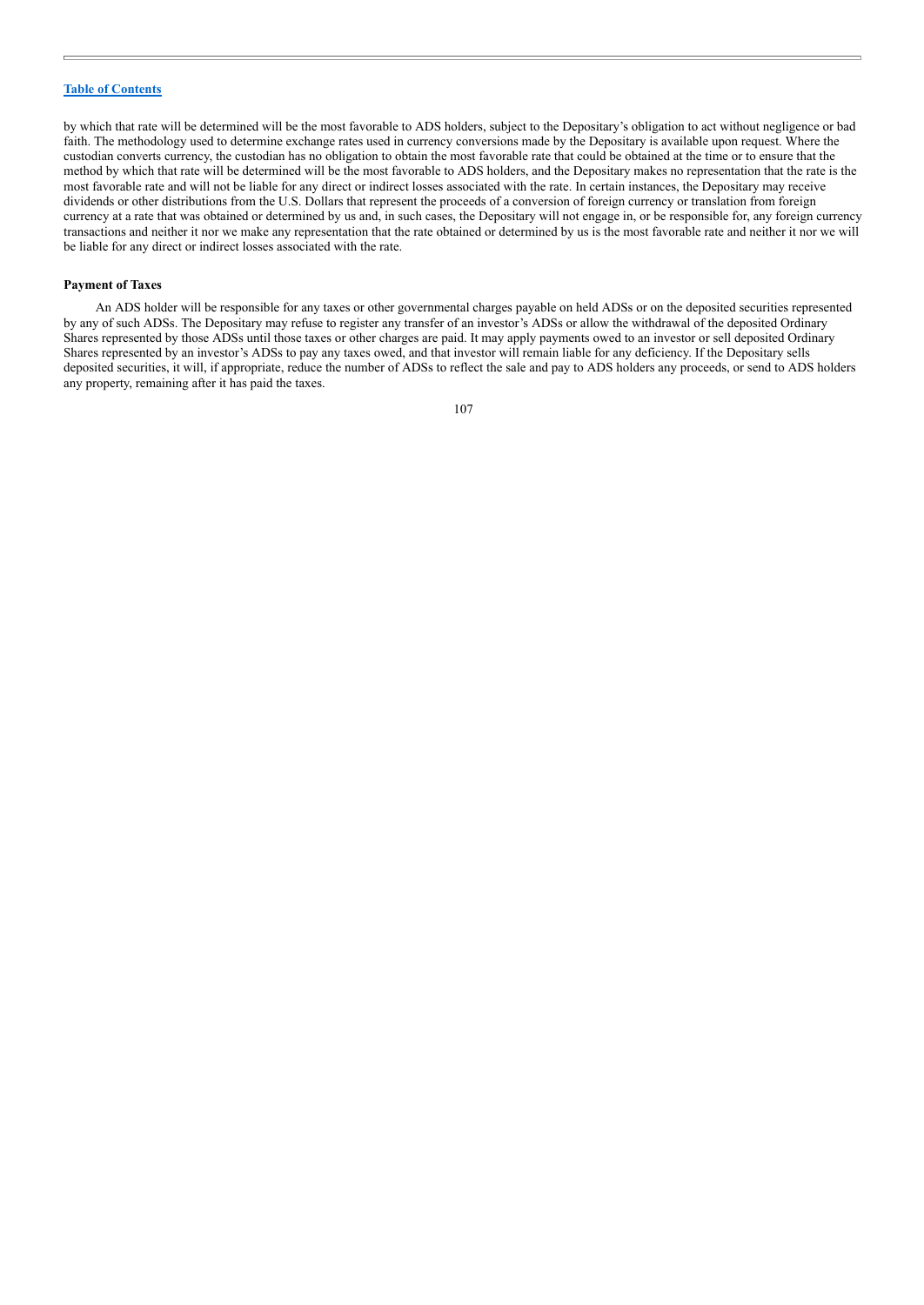by which that rate will be determined will be the most favorable to ADS holders, subject to the Depositary's obligation to act without negligence or bad faith. The methodology used to determine exchange rates used in currency conversions made by the Depositary is available upon request. Where the custodian converts currency, the custodian has no obligation to obtain the most favorable rate that could be obtained at the time or to ensure that the method by which that rate will be determined will be the most favorable to ADS holders, and the Depositary makes no representation that the rate is the most favorable rate and will not be liable for any direct or indirect losses associated with the rate. In certain instances, the Depositary may receive dividends or other distributions from the U.S. Dollars that represent the proceeds of a conversion of foreign currency or translation from foreign currency at a rate that was obtained or determined by us and, in such cases, the Depositary will not engage in, or be responsible for, any foreign currency transactions and neither it nor we make any representation that the rate obtained or determined by us is the most favorable rate and neither it nor we will be liable for any direct or indirect losses associated with the rate.

**Payment of Taxes**

An ADS holder will be responsible for any taxes or other governmental charges payable on held ADSs or on the deposited securities represented by any of such ADSs. The Depositary may refuse to register any transfer of an investor's ADSs or allow the withdrawal of the deposited Ordinary Shares represented by those ADSs until those taxes or other charges are paid. It may apply payments owed to an investor or sell deposited Ordinary Shares represented by an investor's ADSs to pay any taxes owed, and that investor will remain liable for any deficiency. If the Depositary sells deposited securities, it will, if appropriate, reduce the number of ADSs to reflect the sale and pay to ADS holders any proceeds, or send to ADS holders any property, remaining after it has paid the taxes.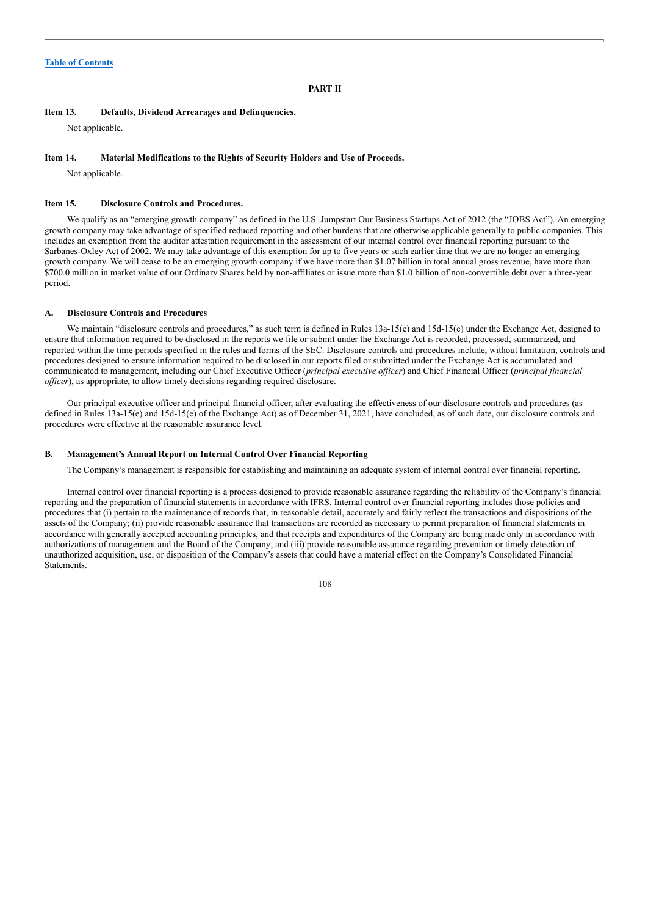[Table of Contents](#)

# PART II

### Item 13. Defaults, Dividend Arrearages and Delinquencies.

Not applicable.

### Item 14. Material Modifications to the Rights of Security Holders and Use of Proceeds.

Not applicable.

### Item 15. Disclosure Controls and Procedures.

We qualify as an "emerging growth company" as defined in the U.S. Jumpstart Our Business Startups Act of 2012 (the "JOBS Act"). An emerging growth company may take advantage of specified reduced reporting and other burdens that are otherwise applicable generally to public companies. This includes an exemption from the auditor attestation requirement in the assessment of our internal control over financial reporting pursuant to the Sarbanes-Oxley Act of 2002. We may take advantage of this exemption for up to five years or such earlier time that we are no longer an emerging growth company. We will cease to be an emerging growth company if we have more than $1.07 billion in total annual gross revenue, have more than $700.0 million in market value of our Ordinary Shares held by non-affiliates or issue more than $1.0 billion of non-convertible debt over a three-year period.

#### A. Disclosure Controls and Procedures

We maintain "disclosure controls and procedures," as such term is defined in Rules 13a-15(e) and 15d-15(e) under the Exchange Act, designed to ensure that information required to be disclosed in the reports we file or submit under the Exchange Act is recorded, processed, summarized, and reported within the time periods specified in the rules and forms of the SEC. Disclosure controls and procedures include, without limitation, controls and procedures designed to ensure information required to be disclosed in our reports filed or submitted under the Exchange Act is accumulated and communicated to management, including our Chief Executive Officer (*principal executive officer*) and Chief Financial Officer (*principal financial officer*), as appropriate, to allow timely decisions regarding required disclosure.

Our principal executive officer and principal financial officer, after evaluating the effectiveness of our disclosure controls and procedures (as defined in Rules 13a-15(e) and 15d-15(e) of the Exchange Act) as of December 31, 2021, have concluded, as of such date, our disclosure controls and procedures were effective at the reasonable assurance level.

#### B. Management's Annual Report on Internal Control Over Financial Reporting

The Company's management is responsible for establishing and maintaining an adequate system of internal control over financial reporting.

Internal control over financial reporting is a process designed to provide reasonable assurance regarding the reliability of the Company's financial reporting and the preparation of financial statements in accordance with IFRS. Internal control over financial reporting includes those policies and procedures that (i) pertain to the maintenance of records that, in reasonable detail, accurately and fairly reflect the transactions and dispositions of the assets of the Company; (ii) provide reasonable assurance that transactions are recorded as necessary to permit preparation of financial statements in accordance with generally accepted accounting principles, and that receipts and expenditures of the Company are being made only in accordance with authorizations of management and the Board of the Company; and (iii) provide reasonable assurance regarding prevention or timely detection of unauthorized acquisition, use, or disposition of the Company's assets that could have a material effect on the Company's Consolidated Financial Statements.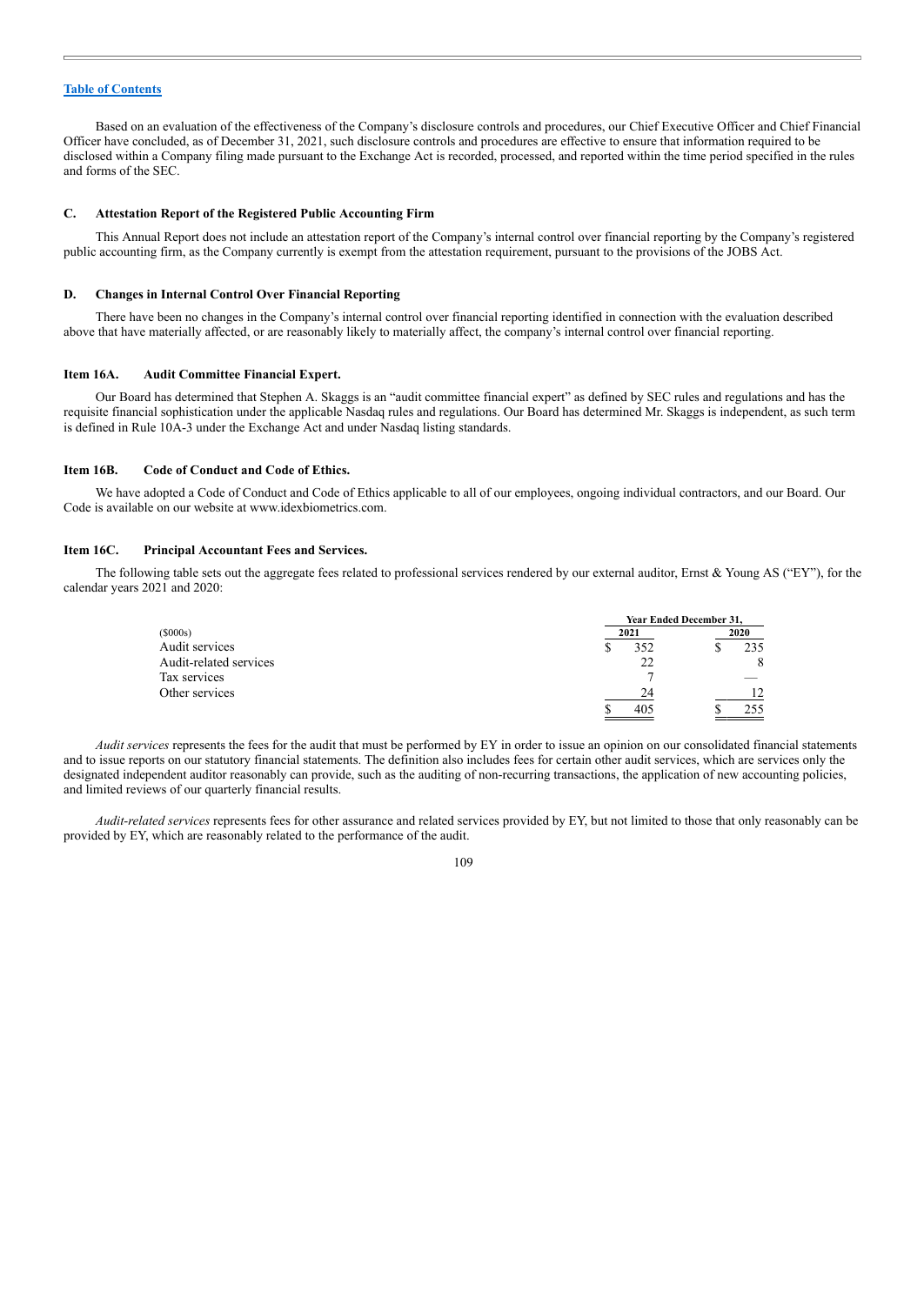Based on an evaluation of the effectiveness of the Company's disclosure controls and procedures, our Chief Executive Officer and Chief Financial Officer have concluded, as of December 31, 2021, such disclosure controls and procedures are effective to ensure that information required to be disclosed within a Company filing made pursuant to the Exchange Act is recorded, processed, and reported within the time period specified in the rules and forms of the SEC.

### C. Attestation Report of the Registered Public Accounting Firm

This Annual Report does not include an attestation report of the Company's internal control over financial reporting by the Company's registered public accounting firm, as the Company currently is exempt from the attestation requirement, pursuant to the provisions of the JOBS Act.

### D. Changes in Internal Control Over Financial Reporting

There have been no changes in the Company's internal control over financial reporting identified in connection with the evaluation described above that have materially affected, or are reasonably likely to materially affect, the company's internal control over financial reporting.

## Item 16A. Audit Committee Financial Expert.

Our Board has determined that Stephen A. Skaggs is an "audit committee financial expert" as defined by SEC rules and regulations and has the requisite financial sophistication under the applicable Nasdaq rules and regulations. Our Board has determined Mr. Skaggs is independent, as such term is defined in Rule 10A-3 under the Exchange Act and under Nasdaq listing standards.

## Item 16B. Code of Conduct and Code of Ethics.

We have adopted a Code of Conduct and Code of Ethics applicable to all of our employees, ongoing individual contractors, and our Board. Our Code is available on our website at www.idexbiometrics.com.

## Item 16C. Principal Accountant Fees and Services.

The following table sets out the aggregate fees related to professional services rendered by our external auditor, Ernst & Young AS ("EY"), for the calendar years 2021 and 2020:

| | Year Ended December 31, | |
|---|---|---|
| ($000s) | 2021 | 2020 |
| Audit services | $ 352 | $ 235 |
| Audit-related services | 22 | 8 |
| Tax services | 7 | — |
| Other services | 24 | 12 |
| | $ 405 | $ 255 |

*Audit services* represents the fees for the audit that must be performed by EY in order to issue an opinion on our consolidated financial statements and to issue reports on our statutory financial statements. The definition also includes fees for certain other audit services, which are services only the designated independent auditor reasonably can provide, such as the auditing of non-recurring transactions, the application of new accounting policies, and limited reviews of our quarterly financial results.

*Audit-related services* represents fees for other assurance and related services provided by EY, but not limited to those that only reasonably can be provided by EY, which are reasonably related to the performance of the audit.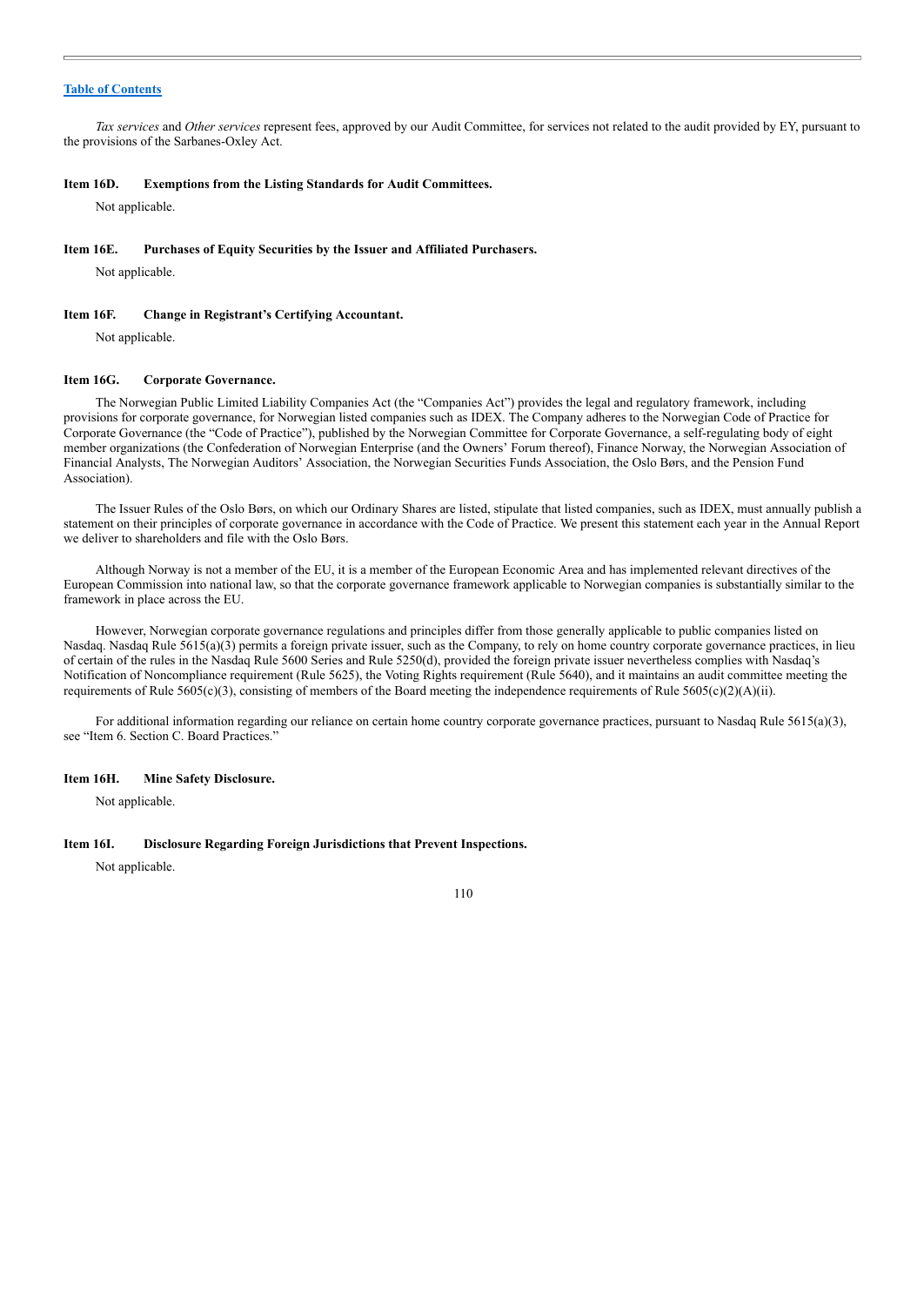*Tax services* and *Other services* represent fees, approved by our Audit Committee, for services not related to the audit provided by EY, pursuant to the provisions of the Sarbanes-Oxley Act.

### Item 16D. Exemptions from the Listing Standards for Audit Committees.

Not applicable.

### Item 16E. Purchases of Equity Securities by the Issuer and Affiliated Purchasers.

Not applicable.

### Item 16F. Change in Registrant's Certifying Accountant.

Not applicable.

### Item 16G. Corporate Governance.

The Norwegian Public Limited Liability Companies Act (the "Companies Act") provides the legal and regulatory framework, including provisions for corporate governance, for Norwegian listed companies such as IDEX. The Company adheres to the Norwegian Code of Practice for Corporate Governance (the "Code of Practice"), published by the Norwegian Committee for Corporate Governance, a self-regulating body of eight member organizations (the Confederation of Norwegian Enterprise (and the Owners' Forum thereof), Finance Norway, the Norwegian Association of Financial Analysts, The Norwegian Auditors' Association, the Norwegian Securities Funds Association, the Oslo Børs, and the Pension Fund Association).

The Issuer Rules of the Oslo Børs, on which our Ordinary Shares are listed, stipulate that listed companies, such as IDEX, must annually publish a statement on their principles of corporate governance in accordance with the Code of Practice. We present this statement each year in the Annual Report we deliver to shareholders and file with the Oslo Børs.

Although Norway is not a member of the EU, it is a member of the European Economic Area and has implemented relevant directives of the European Commission into national law, so that the corporate governance framework applicable to Norwegian companies is substantially similar to the framework in place across the EU.

However, Norwegian corporate governance regulations and principles differ from those generally applicable to public companies listed on Nasdaq. Nasdaq Rule 5615(a)(3) permits a foreign private issuer, such as the Company, to rely on home country corporate governance practices, in lieu of certain of the rules in the Nasdaq Rule 5600 Series and Rule 5250(d), provided the foreign private issuer nevertheless complies with Nasdaq's Notification of Noncompliance requirement (Rule 5625), the Voting Rights requirement (Rule 5640), and it maintains an audit committee meeting the requirements of Rule 5605(c)(3), consisting of members of the Board meeting the independence requirements of Rule 5605(c)(2)(A)(ii).

For additional information regarding our reliance on certain home country corporate governance practices, pursuant to Nasdaq Rule 5615(a)(3), see "Item 6. Section C. Board Practices."

### Item 16H. Mine Safety Disclosure.

Not applicable.

### Item 16I. Disclosure Regarding Foreign Jurisdictions that Prevent Inspections.

Not applicable.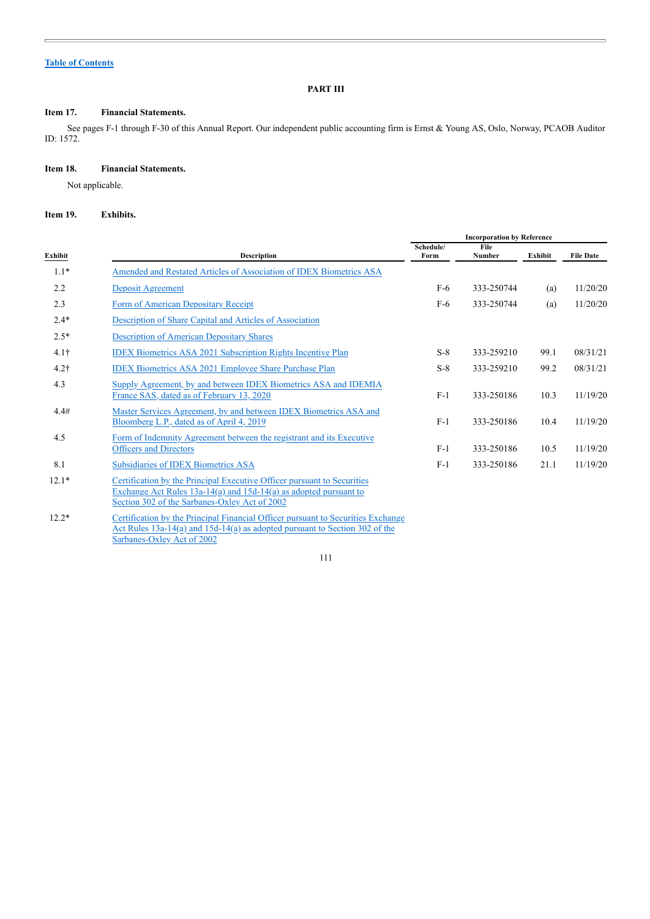[Table of Contents](#)

## PART III

**Item 17. Financial Statements.**

See pages F-1 through F-30 of this Annual Report. Our independent public accounting firm is Ernst & Young AS, Oslo, Norway, PCAOB Auditor ID: 1572.

**Item 18. Financial Statements.**

Not applicable.

**Item 19. Exhibits.**

| | | Incorporation by Reference | | | |
|---|---|---|---|---|---|
| **Exhibit** | **Description** | **Schedule/ Form** | **File Number** | **Exhibit** | **File Date** |
| 1.1* | Amended and Restated Articles of Association of IDEX Biometrics ASA | | | | |
| 2.2 | Deposit Agreement | F-6 | 333-250744 | (a) | 11/20/20 |
| 2.3 | Form of American Depositary Receipt | F-6 | 333-250744 | (a) | 11/20/20 |
| 2.4* | Description of Share Capital and Articles of Association | | | | |
| 2.5* | Description of American Depositary Shares | | | | |
| 4.1† | IDEX Biometrics ASA 2021 Subscription Rights Incentive Plan | S-8 | 333-259210 | 99.1 | 08/31/21 |
| 4.2† | IDEX Biometrics ASA 2021 Employee Share Purchase Plan | S-8 | 333-259210 | 99.2 | 08/31/21 |
| 4.3 | Supply Agreement, by and between IDEX Biometrics ASA and IDEMIA France SAS, dated as of February 13, 2020 | F-1 | 333-250186 | 10.3 | 11/19/20 |
| 4.4# | Master Services Agreement, by and between IDEX Biometrics ASA and Bloomberg L.P., dated as of April 4, 2019 | F-1 | 333-250186 | 10.4 | 11/19/20 |
| 4.5 | Form of Indemnity Agreement between the registrant and its Executive Officers and Directors | F-1 | 333-250186 | 10.5 | 11/19/20 |
| 8.1 | Subsidiaries of IDEX Biometrics ASA | F-1 | 333-250186 | 21.1 | 11/19/20 |
| 12.1* | Certification by the Principal Executive Officer pursuant to Securities Exchange Act Rules 13a-14(a) and 15d-14(a) as adopted pursuant to Section 302 of the Sarbanes-Oxley Act of 2002 | | | | |
| 12.2* | Certification by the Principal Financial Officer pursuant to Securities Exchange Act Rules 13a-14(a) and 15d-14(a) as adopted pursuant to Section 302 of the Sarbanes-Oxley Act of 2002 | | | | |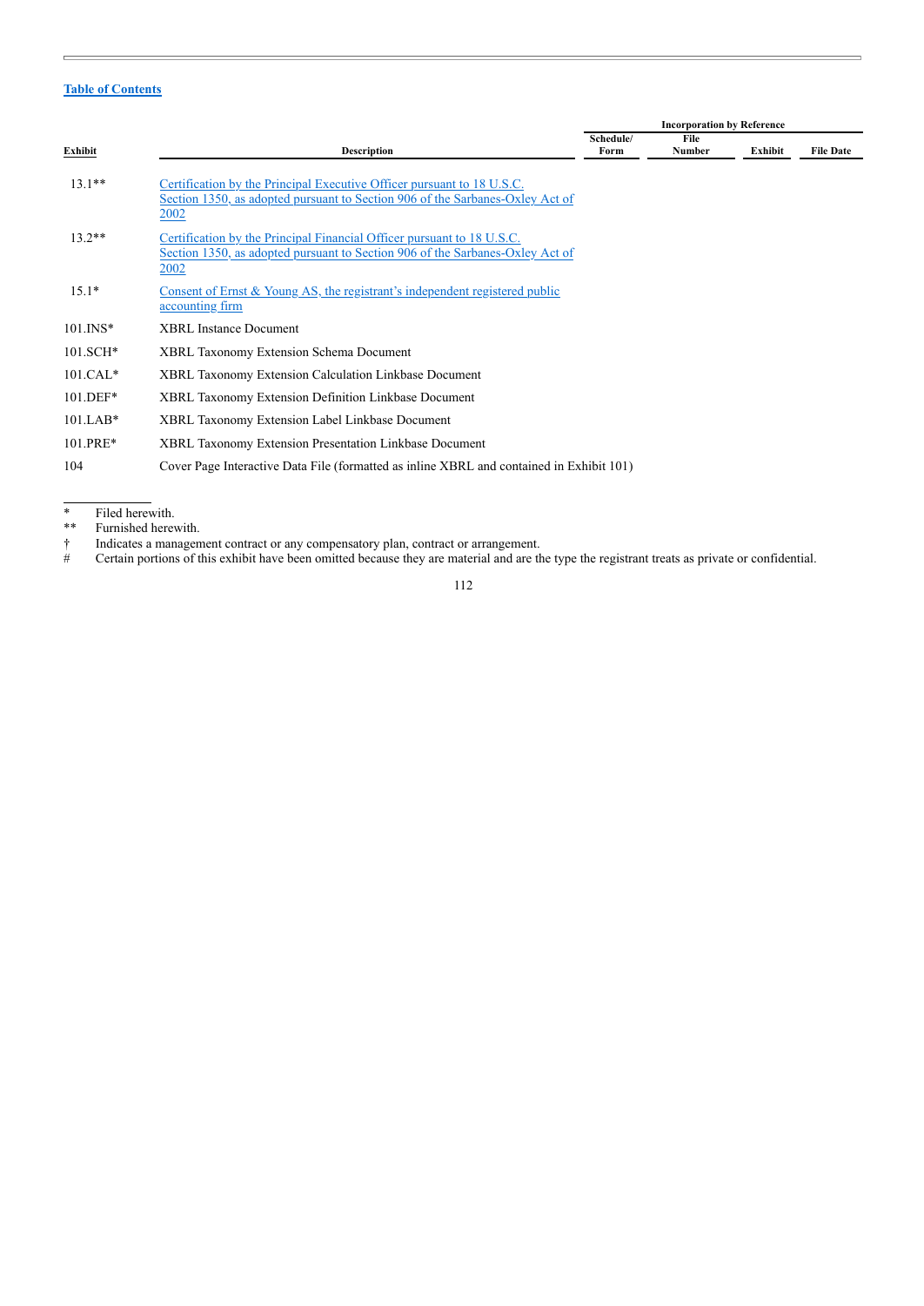[Table of Contents](#)

| Exhibit | Description | Incorporation by Reference | | | |
|---|---|---|---|---|---|
| | | Schedule/ Form | File Number | Exhibit | File Date |
| 13.1** | Certification by the Principal Executive Officer pursuant to 18 U.S.C. Section 1350, as adopted pursuant to Section 906 of the Sarbanes-Oxley Act of 2002 | | | | |
| 13.2** | Certification by the Principal Financial Officer pursuant to 18 U.S.C. Section 1350, as adopted pursuant to Section 906 of the Sarbanes-Oxley Act of 2002 | | | | |
| 15.1* | Consent of Ernst & Young AS, the registrant's independent registered public accounting firm | | | | |
| 101.INS* | XBRL Instance Document | | | | |
| 101.SCH* | XBRL Taxonomy Extension Schema Document | | | | |
| 101.CAL* | XBRL Taxonomy Extension Calculation Linkbase Document | | | | |
| 101.DEF* | XBRL Taxonomy Extension Definition Linkbase Document | | | | |
| 101.LAB* | XBRL Taxonomy Extension Label Linkbase Document | | | | |
| 101.PRE* | XBRL Taxonomy Extension Presentation Linkbase Document | | | | |
| 104 | Cover Page Interactive Data File (formatted as inline XBRL and contained in Exhibit 101) | | | | |

\* Filed herewith.

\*\* Furnished herewith.

† Indicates a management contract or any compensatory plan, contract or arrangement.

\# Certain portions of this exhibit have been omitted because they are material and are the type the registrant treats as private or confidential.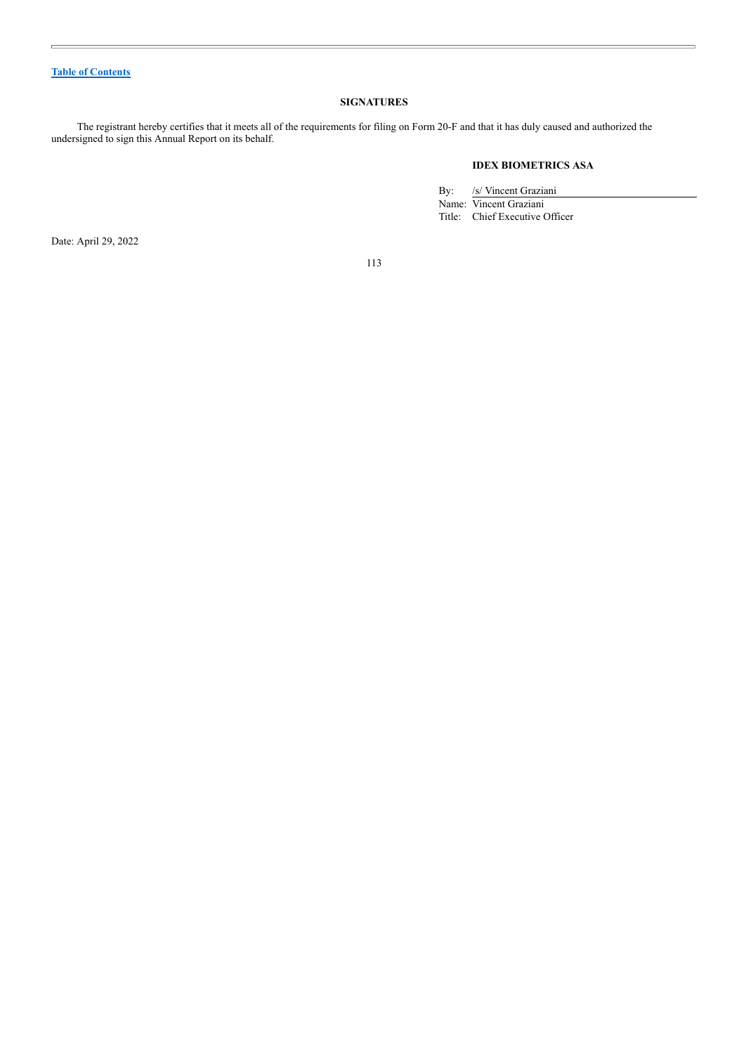[Table of Contents](#)

## SIGNATURES

The registrant hereby certifies that it meets all of the requirements for filing on Form 20-F and that it has duly caused and authorized the undersigned to sign this Annual Report on its behalf.

**IDEX BIOMETRICS ASA**

| | |
|---|---|
| By: | /s/ Vincent Graziani |
| Name: | Vincent Graziani |
| Title: | Chief Executive Officer |

Date: April 29, 2022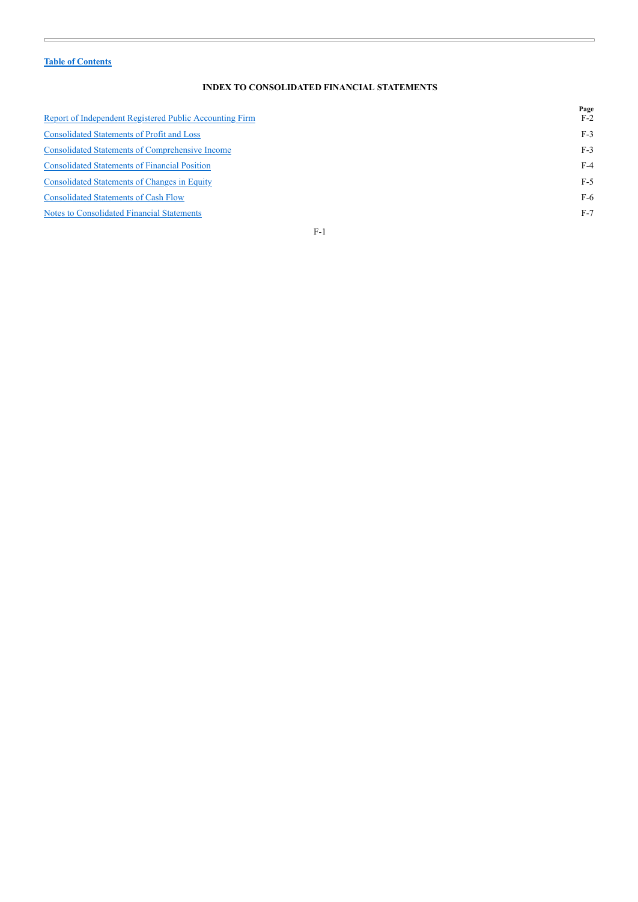[Table of Contents](#)

## INDEX TO CONSOLIDATED FINANCIAL STATEMENTS

| | Page |
|---|---|
| Report of Independent Registered Public Accounting Firm | F-2 |
| Consolidated Statements of Profit and Loss | F-3 |
| Consolidated Statements of Comprehensive Income | F-3 |
| Consolidated Statements of Financial Position | F-4 |
| Consolidated Statements of Changes in Equity | F-5 |
| Consolidated Statements of Cash Flow | F-6 |
| Notes to Consolidated Financial Statements | F-7 |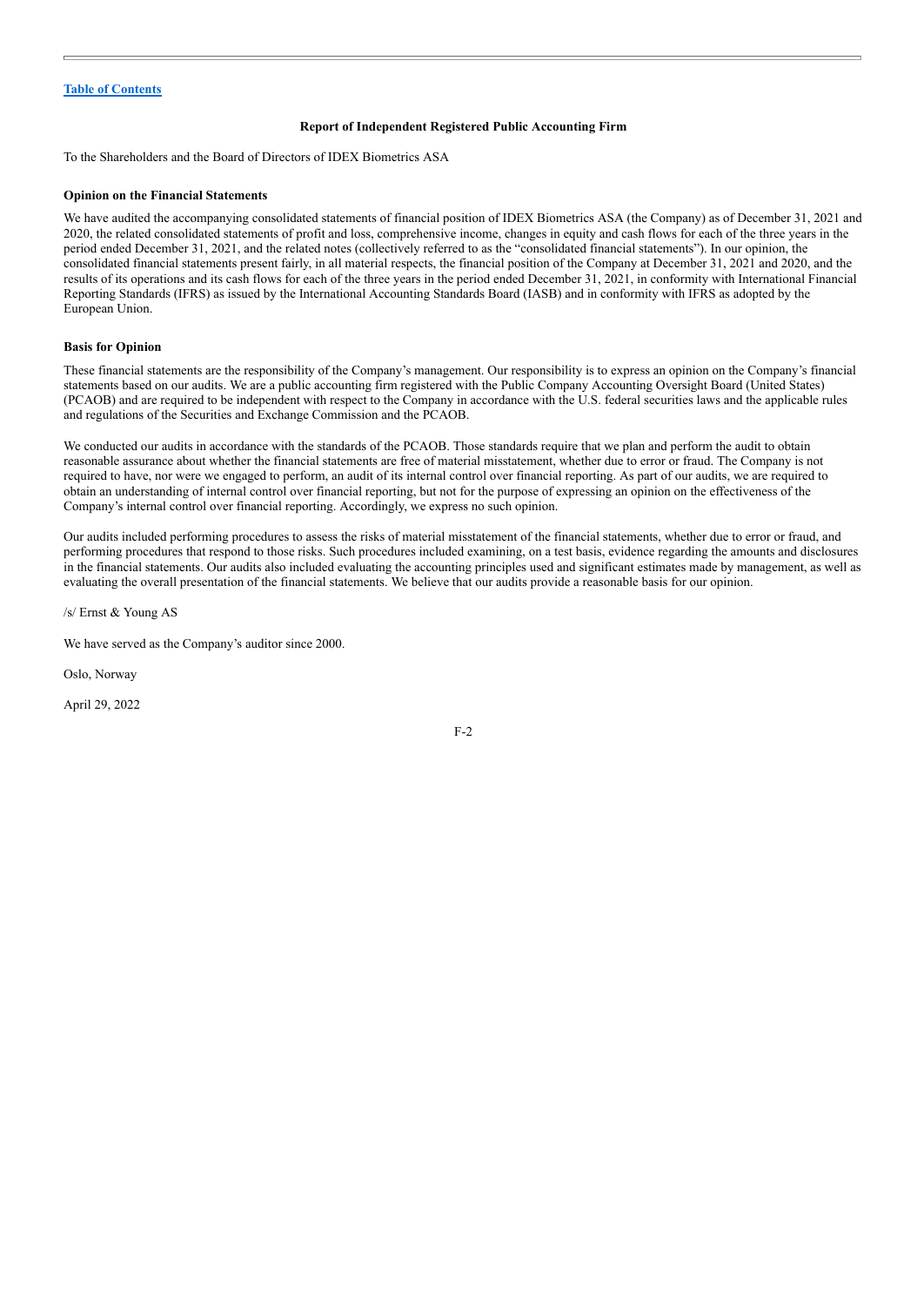[Table of Contents](#)

## Report of Independent Registered Public Accounting Firm

To the Shareholders and the Board of Directors of IDEX Biometrics ASA

### Opinion on the Financial Statements

We have audited the accompanying consolidated statements of financial position of IDEX Biometrics ASA (the Company) as of December 31, 2021 and 2020, the related consolidated statements of profit and loss, comprehensive income, changes in equity and cash flows for each of the three years in the period ended December 31, 2021, and the related notes (collectively referred to as the "consolidated financial statements"). In our opinion, the consolidated financial statements present fairly, in all material respects, the financial position of the Company at December 31, 2021 and 2020, and the results of its operations and its cash flows for each of the three years in the period ended December 31, 2021, in conformity with International Financial Reporting Standards (IFRS) as issued by the International Accounting Standards Board (IASB) and in conformity with IFRS as adopted by the European Union.

### Basis for Opinion

These financial statements are the responsibility of the Company's management. Our responsibility is to express an opinion on the Company's financial statements based on our audits. We are a public accounting firm registered with the Public Company Accounting Oversight Board (United States) (PCAOB) and are required to be independent with respect to the Company in accordance with the U.S. federal securities laws and the applicable rules and regulations of the Securities and Exchange Commission and the PCAOB.

We conducted our audits in accordance with the standards of the PCAOB. Those standards require that we plan and perform the audit to obtain reasonable assurance about whether the financial statements are free of material misstatement, whether due to error or fraud. The Company is not required to have, nor were we engaged to perform, an audit of its internal control over financial reporting. As part of our audits, we are required to obtain an understanding of internal control over financial reporting, but not for the purpose of expressing an opinion on the effectiveness of the Company's internal control over financial reporting. Accordingly, we express no such opinion.

Our audits included performing procedures to assess the risks of material misstatement of the financial statements, whether due to error or fraud, and performing procedures that respond to those risks. Such procedures included examining, on a test basis, evidence regarding the amounts and disclosures in the financial statements. Our audits also included evaluating the accounting principles used and significant estimates made by management, as well as evaluating the overall presentation of the financial statements. We believe that our audits provide a reasonable basis for our opinion.

/s/ Ernst & Young AS

We have served as the Company's auditor since 2000.

Oslo, Norway

April 29, 2022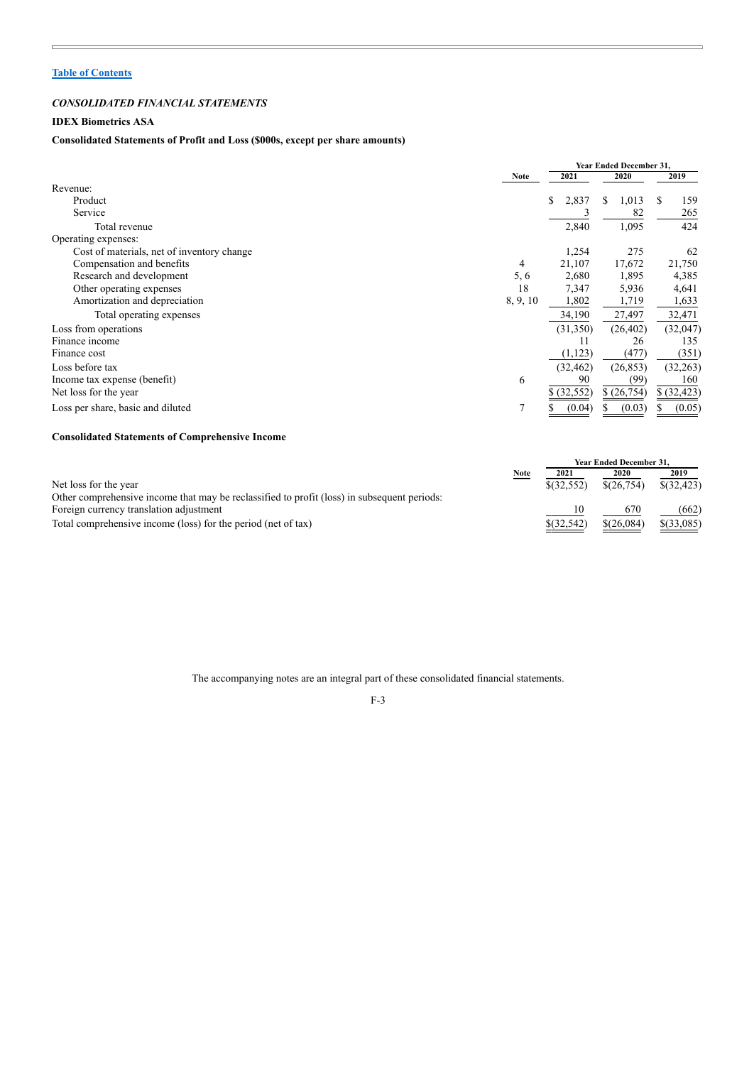[Table of Contents](#)

### *CONSOLIDATED FINANCIAL STATEMENTS*

**IDEX Biometrics ASA**

**Consolidated Statements of Profit and Loss ($000s, except per share amounts)**

| | Note | Year Ended December 31, 2021 | 2020 | 2019 |
|---|---|---|---|---|
| Revenue: | | | | |
| Product | | $ 2,837 | $ 1,013 | $ 159 |
| Service | | 3 | 82 | 265 |
| Total revenue | | 2,840 | 1,095 | 424 |
| Operating expenses: | | | | |
| Cost of materials, net of inventory change | | 1,254 | 275 | 62 |
| Compensation and benefits | 4 | 21,107 | 17,672 | 21,750 |
| Research and development | 5, 6 | 2,680 | 1,895 | 4,385 |
| Other operating expenses | 18 | 7,347 | 5,936 | 4,641 |
| Amortization and depreciation | 8, 9, 10 | 1,802 | 1,719 | 1,633 |
| Total operating expenses | | 34,190 | 27,497 | 32,471 |
| Loss from operations | | (31,350) | (26,402) | (32,047) |
| Finance income | | 11 | 26 | 135 |
| Finance cost | | (1,123) | (477) | (351) |
| Loss before tax | | (32,462) | (26,853) | (32,263) |
| Income tax expense (benefit) | 6 | 90 | (99) | 160 |
| Net loss for the year | | $ (32,552) | $ (26,754) | $ (32,423) |
| Loss per share, basic and diluted | 7 | $ (0.04) | $ (0.03) | $ (0.05) |

**Consolidated Statements of Comprehensive Income**

| | Note | Year Ended December 31, 2021 | 2020 | 2019 |
|---|---|---|---|---|
| Net loss for the year | | $(32,552) | $(26,754) | $(32,423) |
| Other comprehensive income that may be reclassified to profit (loss) in subsequent periods: | | | | |
| Foreign currency translation adjustment | | 10 | 670 | (662) |
| Total comprehensive income (loss) for the period (net of tax) | | $(32,542) | $(26,084) | $(33,085) |

The accompanying notes are an integral part of these consolidated financial statements.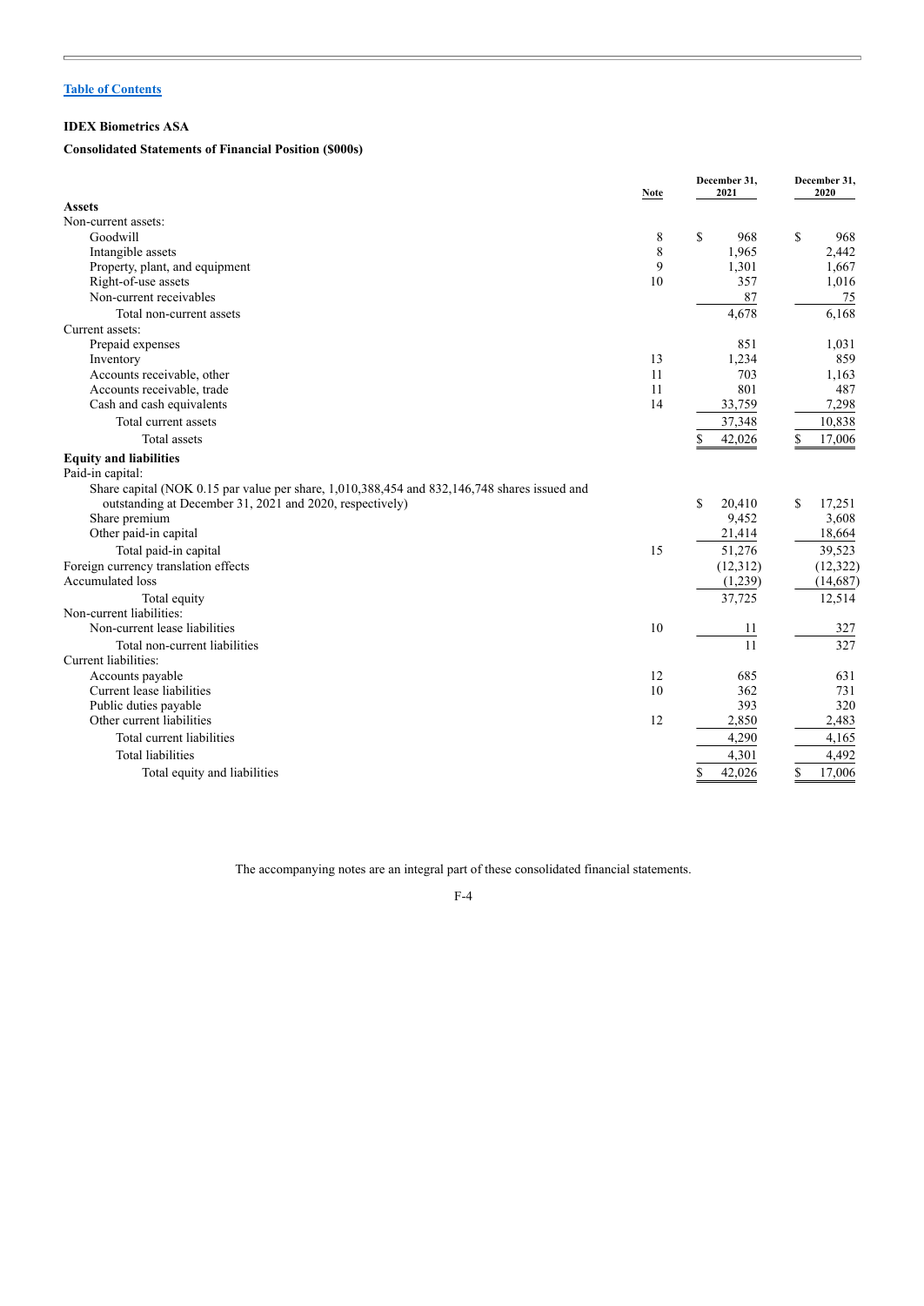[Table of Contents](#)

**IDEX Biometrics ASA**

**Consolidated Statements of Financial Position ($000s)**

| | Note | December 31, 2021 | December 31, 2020 |
|---|---|---|---|
| **Assets** | | | |
| Non-current assets: | | | |
| Goodwill | 8 | $ 968 | $ 968 |
| Intangible assets | 8 | 1,965 | 2,442 |
| Property, plant, and equipment | 9 | 1,301 | 1,667 |
| Right-of-use assets | 10 | 357 | 1,016 |
| Non-current receivables | | 87 | 75 |
| Total non-current assets | | 4,678 | 6,168 |
| Current assets: | | | |
| Prepaid expenses | | 851 | 1,031 |
| Inventory | 13 | 1,234 | 859 |
| Accounts receivable, other | 11 | 703 | 1,163 |
| Accounts receivable, trade | 11 | 801 | 487 |
| Cash and cash equivalents | 14 | 33,759 | 7,298 |
| Total current assets | | 37,348 | 10,838 |
| Total assets | | $ 42,026 | $ 17,006 |
| **Equity and liabilities** | | | |
| Paid-in capital: | | | |
| Share capital (NOK 0.15 par value per share, 1,010,388,454 and 832,146,748 shares issued and outstanding at December 31, 2021 and 2020, respectively) | | $ 20,410 | $ 17,251 |
| Share premium | | 9,452 | 3,608 |
| Other paid-in capital | | 21,414 | 18,664 |
| Total paid-in capital | 15 | 51,276 | 39,523 |
| Foreign currency translation effects | | (12,312) | (12,322) |
| Accumulated loss | | (1,239) | (14,687) |
| Total equity | | 37,725 | 12,514 |
| Non-current liabilities: | | | |
| Non-current lease liabilities | 10 | 11 | 327 |
| Total non-current liabilities | | 11 | 327 |
| Current liabilities: | | | |
| Accounts payable | 12 | 685 | 631 |
| Current lease liabilities | 10 | 362 | 731 |
| Public duties payable | | 393 | 320 |
| Other current liabilities | 12 | 2,850 | 2,483 |
| Total current liabilities | | 4,290 | 4,165 |
| Total liabilities | | 4,301 | 4,492 |
| Total equity and liabilities | | $ 42,026 | $ 17,006 |

The accompanying notes are an integral part of these consolidated financial statements.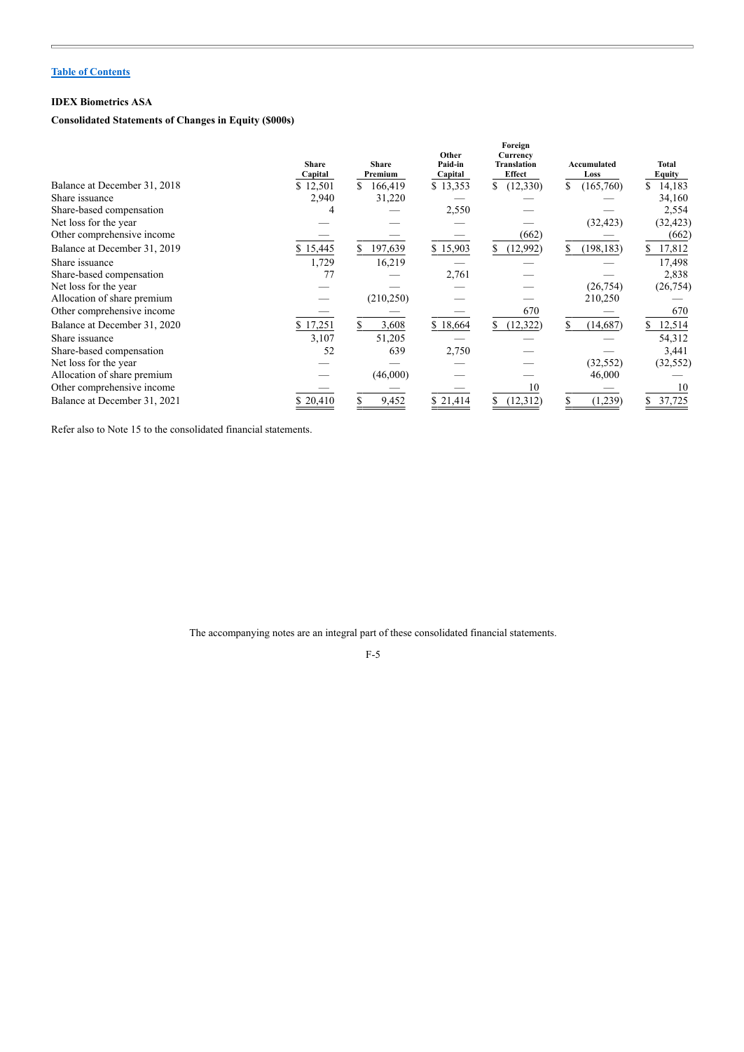**IDEX Biometrics ASA**

**Consolidated Statements of Changes in Equity ($000s)**

| | Share Capital | Share Premium | Other Paid-in Capital | Foreign Currency Translation Effect | Accumulated Loss | Total Equity |
|---|---|---|---|---|---|---|
| Balance at December 31, 2018 | $ 12,501 | $ 166,419 | $ 13,353 | $ (12,330) | $ (165,760) | $ 14,183 |
| Share issuance | 2,940 | 31,220 | — | — | — | 34,160 |
| Share-based compensation | 4 | — | 2,550 | — | — | 2,554 |
| Net loss for the year | — | — | — | — | (32,423) | (32,423) |
| Other comprehensive income | — | — | — | (662) | — | (662) |
| Balance at December 31, 2019 | $ 15,445 | $ 197,639 | $ 15,903 | $ (12,992) | $ (198,183) | $ 17,812 |
| Share issuance | 1,729 | 16,219 | — | — | — | 17,498 |
| Share-based compensation | 77 | — | 2,761 | — | — | 2,838 |
| Net loss for the year | — | — | — | — | (26,754) | (26,754) |
| Allocation of share premium | — | (210,250) | — | — | 210,250 | — |
| Other comprehensive income | — | — | — | 670 | — | 670 |
| Balance at December 31, 2020 | $ 17,251 | $ 3,608 | $ 18,664 | $ (12,322) | $ (14,687) | $ 12,514 |
| Share issuance | 3,107 | 51,205 | — | — | — | 54,312 |
| Share-based compensation | 52 | 639 | 2,750 | — | — | 3,441 |
| Net loss for the year | — | — | — | — | (32,552) | (32,552) |
| Allocation of share premium | — | (46,000) | — | — | 46,000 | — |
| Other comprehensive income | — | — | — | 10 | — | 10 |
| Balance at December 31, 2021 | $ 20,410 | $ 9,452 | $ 21,414 | $ (12,312) | $ (1,239) | $ 37,725 |

Refer also to Note 15 to the consolidated financial statements.

The accompanying notes are an integral part of these consolidated financial statements.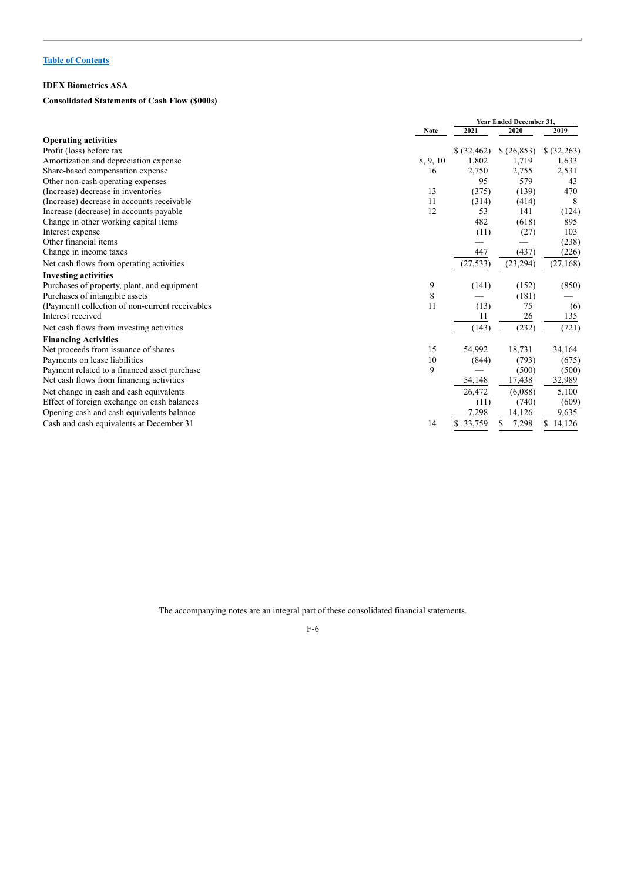[Table of Contents](#)

**IDEX Biometrics ASA**

**Consolidated Statements of Cash Flow ($000s)**

| | Note | Year Ended December 31, 2021 | 2020 | 2019 |
|---|---|---|---|---|
| **Operating activities** | | | | |
| Profit (loss) before tax | | $ (32,462) | $ (26,853) | $ (32,263) |
| Amortization and depreciation expense | 8, 9, 10 | 1,802 | 1,719 | 1,633 |
| Share-based compensation expense | 16 | 2,750 | 2,755 | 2,531 |
| Other non-cash operating expenses | | 95 | 579 | 43 |
| (Increase) decrease in inventories | 13 | (375) | (139) | 470 |
| (Increase) decrease in accounts receivable | 11 | (314) | (414) | 8 |
| Increase (decrease) in accounts payable | 12 | 53 | 141 | (124) |
| Change in other working capital items | | 482 | (618) | 895 |
| Interest expense | | (11) | (27) | 103 |
| Other financial items | | — | — | (238) |
| Change in income taxes | | 447 | (437) | (226) |
| Net cash flows from operating activities | | (27,533) | (23,294) | (27,168) |
| **Investing activities** | | | | |
| Purchases of property, plant, and equipment | 9 | (141) | (152) | (850) |
| Purchases of intangible assets | 8 | — | (181) | — |
| (Payment) collection of non-current receivables | 11 | (13) | 75 | (6) |
| Interest received | | 11 | 26 | 135 |
| Net cash flows from investing activities | | (143) | (232) | (721) |
| **Financing Activities** | | | | |
| Net proceeds from issuance of shares | 15 | 54,992 | 18,731 | 34,164 |
| Payments on lease liabilities | 10 | (844) | (793) | (675) |
| Payment related to a financed asset purchase | 9 | — | (500) | (500) |
| Net cash flows from financing activities | | 54,148 | 17,438 | 32,989 |
| Net change in cash and cash equivalents | | 26,472 | (6,088) | 5,100 |
| Effect of foreign exchange on cash balances | | (11) | (740) | (609) |
| Opening cash and cash equivalents balance | | 7,298 | 14,126 | 9,635 |
| Cash and cash equivalents at December 31 | 14 | $ 33,759 | $ 7,298 | $ 14,126 |

The accompanying notes are an integral part of these consolidated financial statements.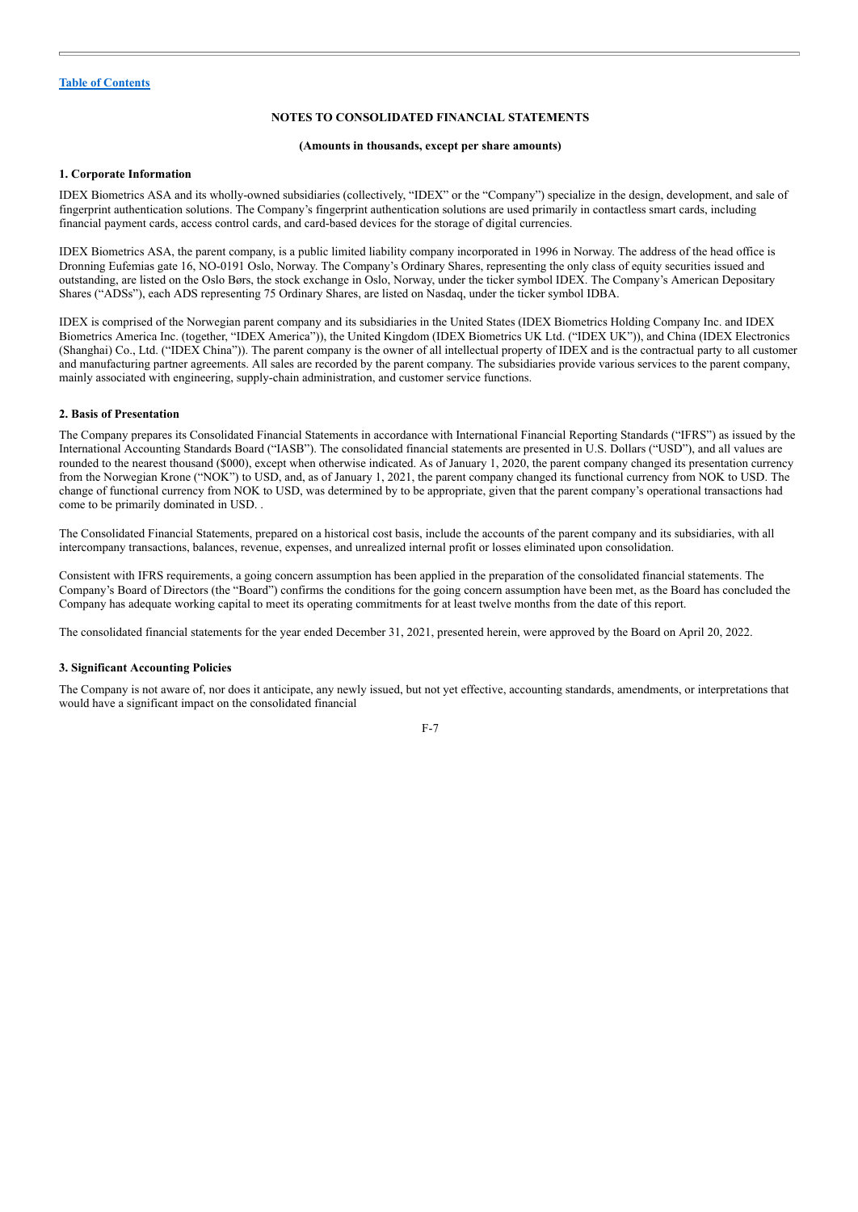## NOTES TO CONSOLIDATED FINANCIAL STATEMENTS

**(Amounts in thousands, except per share amounts)**

### 1. Corporate Information

IDEX Biometrics ASA and its wholly-owned subsidiaries (collectively, "IDEX" or the "Company") specialize in the design, development, and sale of fingerprint authentication solutions. The Company's fingerprint authentication solutions are used primarily in contactless smart cards, including financial payment cards, access control cards, and card-based devices for the storage of digital currencies.

IDEX Biometrics ASA, the parent company, is a public limited liability company incorporated in 1996 in Norway. The address of the head office is Dronning Eufemias gate 16, NO-0191 Oslo, Norway. The Company's Ordinary Shares, representing the only class of equity securities issued and outstanding, are listed on the Oslo Børs, the stock exchange in Oslo, Norway, under the ticker symbol IDEX. The Company's American Depositary Shares ("ADSs"), each ADS representing 75 Ordinary Shares, are listed on Nasdaq, under the ticker symbol IDBA.

IDEX is comprised of the Norwegian parent company and its subsidiaries in the United States (IDEX Biometrics Holding Company Inc. and IDEX Biometrics America Inc. (together, "IDEX America")), the United Kingdom (IDEX Biometrics UK Ltd. ("IDEX UK")), and China (IDEX Electronics (Shanghai) Co., Ltd. ("IDEX China")). The parent company is the owner of all intellectual property of IDEX and is the contractual party to all customer and manufacturing partner agreements. All sales are recorded by the parent company. The subsidiaries provide various services to the parent company, mainly associated with engineering, supply-chain administration, and customer service functions.

### 2. Basis of Presentation

The Company prepares its Consolidated Financial Statements in accordance with International Financial Reporting Standards ("IFRS") as issued by the International Accounting Standards Board ("IASB"). The consolidated financial statements are presented in U.S. Dollars ("USD"), and all values are rounded to the nearest thousand ($000), except when otherwise indicated. As of January 1, 2020, the parent company changed its presentation currency from the Norwegian Krone ("NOK") to USD, and, as of January 1, 2021, the parent company changed its functional currency from NOK to USD. The change of functional currency from NOK to USD, was determined by to be appropriate, given that the parent company's operational transactions had come to be primarily dominated in USD. .

The Consolidated Financial Statements, prepared on a historical cost basis, include the accounts of the parent company and its subsidiaries, with all intercompany transactions, balances, revenue, expenses, and unrealized internal profit or losses eliminated upon consolidation.

Consistent with IFRS requirements, a going concern assumption has been applied in the preparation of the consolidated financial statements. The Company's Board of Directors (the "Board") confirms the conditions for the going concern assumption have been met, as the Board has concluded the Company has adequate working capital to meet its operating commitments for at least twelve months from the date of this report.

The consolidated financial statements for the year ended December 31, 2021, presented herein, were approved by the Board on April 20, 2022.

### 3. Significant Accounting Policies

The Company is not aware of, nor does it anticipate, any newly issued, but not yet effective, accounting standards, amendments, or interpretations that would have a significant impact on the consolidated financial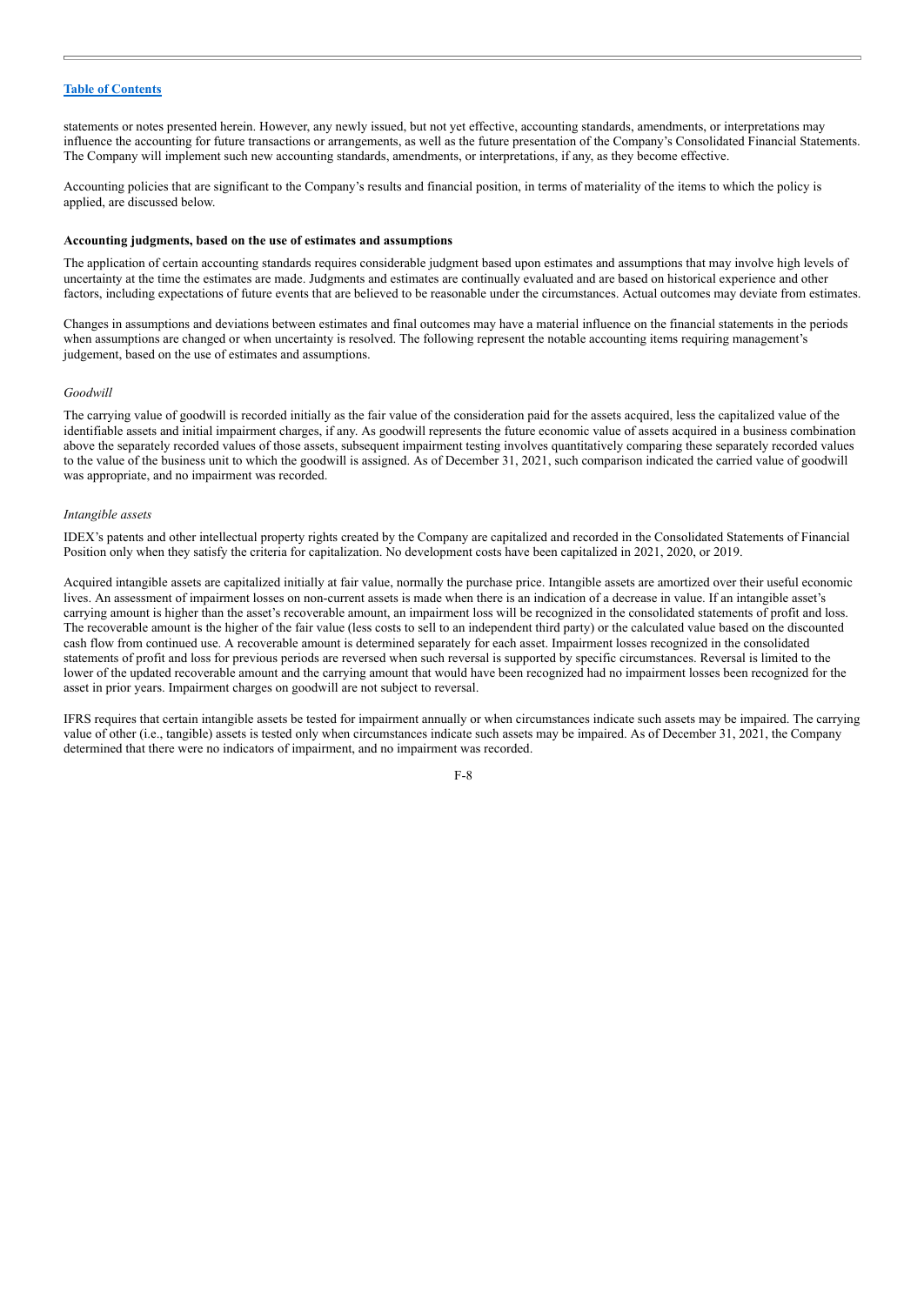statements or notes presented herein. However, any newly issued, but not yet effective, accounting standards, amendments, or interpretations may influence the accounting for future transactions or arrangements, as well as the future presentation of the Company's Consolidated Financial Statements. The Company will implement such new accounting standards, amendments, or interpretations, if any, as they become effective.

Accounting policies that are significant to the Company's results and financial position, in terms of materiality of the items to which the policy is applied, are discussed below.

**Accounting judgments, based on the use of estimates and assumptions**

The application of certain accounting standards requires considerable judgment based upon estimates and assumptions that may involve high levels of uncertainty at the time the estimates are made. Judgments and estimates are continually evaluated and are based on historical experience and other factors, including expectations of future events that are believed to be reasonable under the circumstances. Actual outcomes may deviate from estimates.

Changes in assumptions and deviations between estimates and final outcomes may have a material influence on the financial statements in the periods when assumptions are changed or when uncertainty is resolved. The following represent the notable accounting items requiring management's judgement, based on the use of estimates and assumptions.

*Goodwill*

The carrying value of goodwill is recorded initially as the fair value of the consideration paid for the assets acquired, less the capitalized value of the identifiable assets and initial impairment charges, if any. As goodwill represents the future economic value of assets acquired in a business combination above the separately recorded values of those assets, subsequent impairment testing involves quantitatively comparing these separately recorded values to the value of the business unit to which the goodwill is assigned. As of December 31, 2021, such comparison indicated the carried value of goodwill was appropriate, and no impairment was recorded.

*Intangible assets*

IDEX's patents and other intellectual property rights created by the Company are capitalized and recorded in the Consolidated Statements of Financial Position only when they satisfy the criteria for capitalization. No development costs have been capitalized in 2021, 2020, or 2019.

Acquired intangible assets are capitalized initially at fair value, normally the purchase price. Intangible assets are amortized over their useful economic lives. An assessment of impairment losses on non-current assets is made when there is an indication of a decrease in value. If an intangible asset's carrying amount is higher than the asset's recoverable amount, an impairment loss will be recognized in the consolidated statements of profit and loss. The recoverable amount is the higher of the fair value (less costs to sell to an independent third party) or the calculated value based on the discounted cash flow from continued use. A recoverable amount is determined separately for each asset. Impairment losses recognized in the consolidated statements of profit and loss for previous periods are reversed when such reversal is supported by specific circumstances. Reversal is limited to the lower of the updated recoverable amount and the carrying amount that would have been recognized had no impairment losses been recognized for the asset in prior years. Impairment charges on goodwill are not subject to reversal.

IFRS requires that certain intangible assets be tested for impairment annually or when circumstances indicate such assets may be impaired. The carrying value of other (i.e., tangible) assets is tested only when circumstances indicate such assets may be impaired. As of December 31, 2021, the Company determined that there were no indicators of impairment, and no impairment was recorded.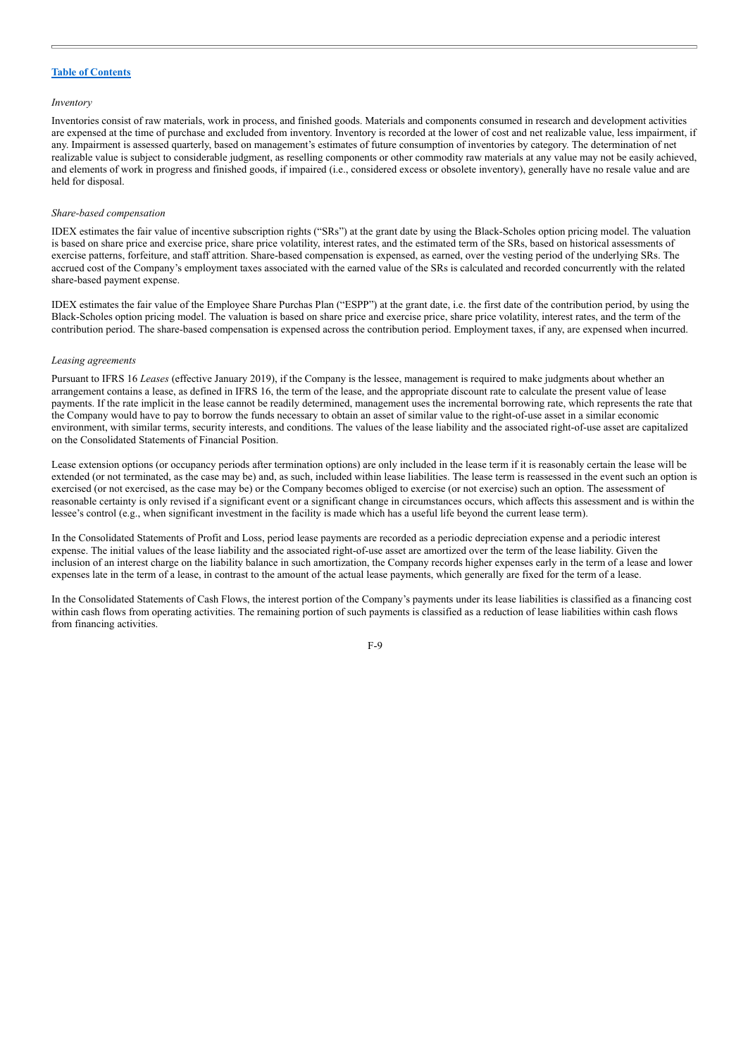*Inventory*

Inventories consist of raw materials, work in process, and finished goods. Materials and components consumed in research and development activities are expensed at the time of purchase and excluded from inventory. Inventory is recorded at the lower of cost and net realizable value, less impairment, if any. Impairment is assessed quarterly, based on management's estimates of future consumption of inventories by category. The determination of net realizable value is subject to considerable judgment, as reselling components or other commodity raw materials at any value may not be easily achieved, and elements of work in progress and finished goods, if impaired (i.e., considered excess or obsolete inventory), generally have no resale value and are held for disposal.

*Share-based compensation*

IDEX estimates the fair value of incentive subscription rights ("SRs") at the grant date by using the Black-Scholes option pricing model. The valuation is based on share price and exercise price, share price volatility, interest rates, and the estimated term of the SRs, based on historical assessments of exercise patterns, forfeiture, and staff attrition. Share-based compensation is expensed, as earned, over the vesting period of the underlying SRs. The accrued cost of the Company's employment taxes associated with the earned value of the SRs is calculated and recorded concurrently with the related share-based payment expense.

IDEX estimates the fair value of the Employee Share Purchas Plan ("ESPP") at the grant date, i.e. the first date of the contribution period, by using the Black-Scholes option pricing model. The valuation is based on share price and exercise price, share price volatility, interest rates, and the term of the contribution period. The share-based compensation is expensed across the contribution period. Employment taxes, if any, are expensed when incurred.

*Leasing agreements*

Pursuant to IFRS 16 *Leases* (effective January 2019), if the Company is the lessee, management is required to make judgments about whether an arrangement contains a lease, as defined in IFRS 16, the term of the lease, and the appropriate discount rate to calculate the present value of lease payments. If the rate implicit in the lease cannot be readily determined, management uses the incremental borrowing rate, which represents the rate that the Company would have to pay to borrow the funds necessary to obtain an asset of similar value to the right-of-use asset in a similar economic environment, with similar terms, security interests, and conditions. The values of the lease liability and the associated right-of-use asset are capitalized on the Consolidated Statements of Financial Position.

Lease extension options (or occupancy periods after termination options) are only included in the lease term if it is reasonably certain the lease will be extended (or not terminated, as the case may be) and, as such, included within lease liabilities. The lease term is reassessed in the event such an option is exercised (or not exercised, as the case may be) or the Company becomes obliged to exercise (or not exercise) such an option. The assessment of reasonable certainty is only revised if a significant event or a significant change in circumstances occurs, which affects this assessment and is within the lessee's control (e.g., when significant investment in the facility is made which has a useful life beyond the current lease term).

In the Consolidated Statements of Profit and Loss, period lease payments are recorded as a periodic depreciation expense and a periodic interest expense. The initial values of the lease liability and the associated right-of-use asset are amortized over the term of the lease liability. Given the inclusion of an interest charge on the liability balance in such amortization, the Company records higher expenses early in the term of a lease and lower expenses late in the term of a lease, in contrast to the amount of the actual lease payments, which generally are fixed for the term of a lease.

In the Consolidated Statements of Cash Flows, the interest portion of the Company's payments under its lease liabilities is classified as a financing cost within cash flows from operating activities. The remaining portion of such payments is classified as a reduction of lease liabilities within cash flows from financing activities.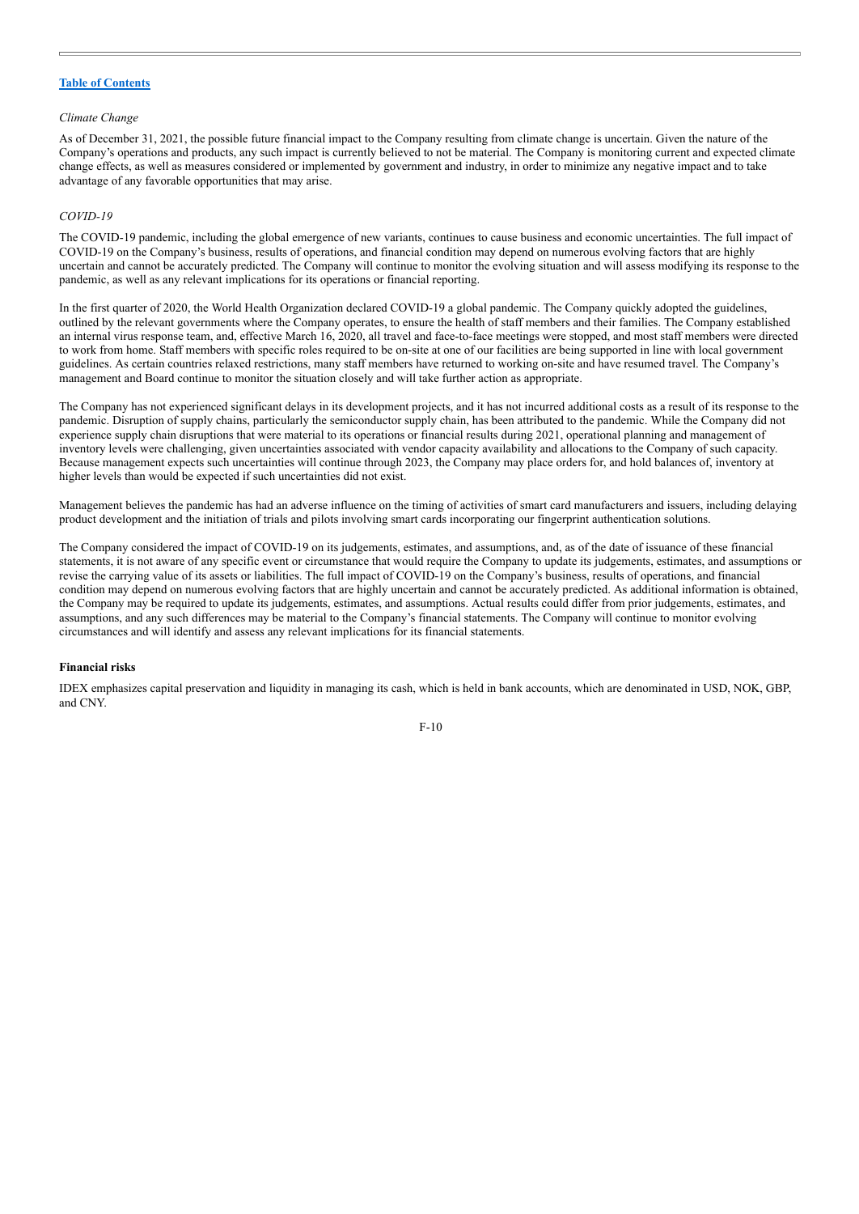*Climate Change*

As of December 31, 2021, the possible future financial impact to the Company resulting from climate change is uncertain. Given the nature of the Company's operations and products, any such impact is currently believed to not be material. The Company is monitoring current and expected climate change effects, as well as measures considered or implemented by government and industry, in order to minimize any negative impact and to take advantage of any favorable opportunities that may arise.

*COVID-19*

The COVID-19 pandemic, including the global emergence of new variants, continues to cause business and economic uncertainties. The full impact of COVID-19 on the Company's business, results of operations, and financial condition may depend on numerous evolving factors that are highly uncertain and cannot be accurately predicted. The Company will continue to monitor the evolving situation and will assess modifying its response to the pandemic, as well as any relevant implications for its operations or financial reporting.

In the first quarter of 2020, the World Health Organization declared COVID-19 a global pandemic. The Company quickly adopted the guidelines, outlined by the relevant governments where the Company operates, to ensure the health of staff members and their families. The Company established an internal virus response team, and, effective March 16, 2020, all travel and face-to-face meetings were stopped, and most staff members were directed to work from home. Staff members with specific roles required to be on-site at one of our facilities are being supported in line with local government guidelines. As certain countries relaxed restrictions, many staff members have returned to working on-site and have resumed travel. The Company's management and Board continue to monitor the situation closely and will take further action as appropriate.

The Company has not experienced significant delays in its development projects, and it has not incurred additional costs as a result of its response to the pandemic. Disruption of supply chains, particularly the semiconductor supply chain, has been attributed to the pandemic. While the Company did not experience supply chain disruptions that were material to its operations or financial results during 2021, operational planning and management of inventory levels were challenging, given uncertainties associated with vendor capacity availability and allocations to the Company of such capacity. Because management expects such uncertainties will continue through 2023, the Company may place orders for, and hold balances of, inventory at higher levels than would be expected if such uncertainties did not exist.

Management believes the pandemic has had an adverse influence on the timing of activities of smart card manufacturers and issuers, including delaying product development and the initiation of trials and pilots involving smart cards incorporating our fingerprint authentication solutions.

The Company considered the impact of COVID-19 on its judgements, estimates, and assumptions, and, as of the date of issuance of these financial statements, it is not aware of any specific event or circumstance that would require the Company to update its judgements, estimates, and assumptions or revise the carrying value of its assets or liabilities. The full impact of COVID-19 on the Company's business, results of operations, and financial condition may depend on numerous evolving factors that are highly uncertain and cannot be accurately predicted. As additional information is obtained, the Company may be required to update its judgements, estimates, and assumptions. Actual results could differ from prior judgements, estimates, and assumptions, and any such differences may be material to the Company's financial statements. The Company will continue to monitor evolving circumstances and will identify and assess any relevant implications for its financial statements.

**Financial risks**

IDEX emphasizes capital preservation and liquidity in managing its cash, which is held in bank accounts, which are denominated in USD, NOK, GBP, and CNY.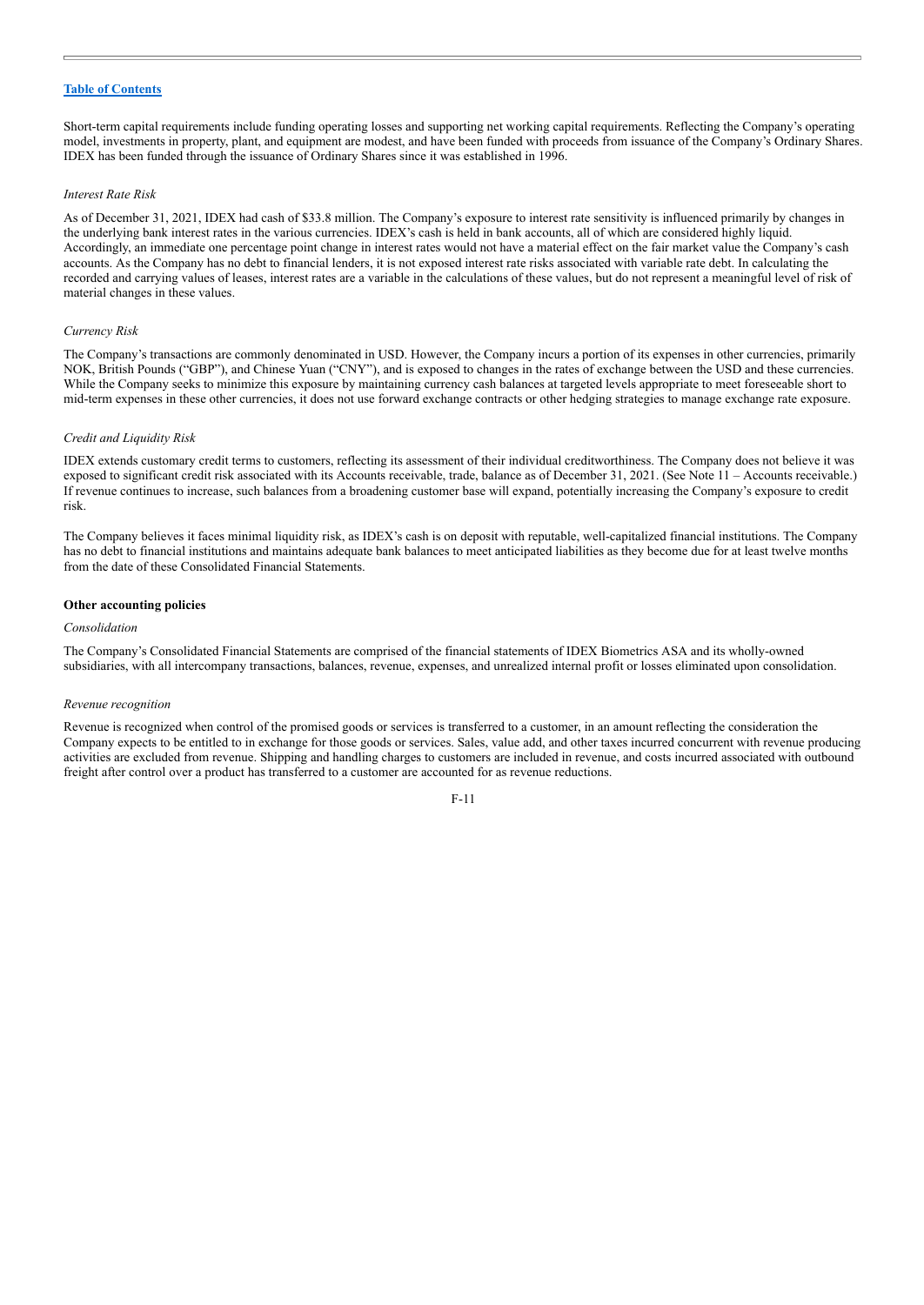Short-term capital requirements include funding operating losses and supporting net working capital requirements. Reflecting the Company's operating model, investments in property, plant, and equipment are modest, and have been funded with proceeds from issuance of the Company's Ordinary Shares. IDEX has been funded through the issuance of Ordinary Shares since it was established in 1996.

*Interest Rate Risk*

As of December 31, 2021, IDEX had cash of $33.8 million. The Company's exposure to interest rate sensitivity is influenced primarily by changes in the underlying bank interest rates in the various currencies. IDEX's cash is held in bank accounts, all of which are considered highly liquid. Accordingly, an immediate one percentage point change in interest rates would not have a material effect on the fair market value the Company's cash accounts. As the Company has no debt to financial lenders, it is not exposed interest rate risks associated with variable rate debt. In calculating the recorded and carrying values of leases, interest rates are a variable in the calculations of these values, but do not represent a meaningful level of risk of material changes in these values.

*Currency Risk*

The Company's transactions are commonly denominated in USD. However, the Company incurs a portion of its expenses in other currencies, primarily NOK, British Pounds ("GBP"), and Chinese Yuan ("CNY"), and is exposed to changes in the rates of exchange between the USD and these currencies. While the Company seeks to minimize this exposure by maintaining currency cash balances at targeted levels appropriate to meet foreseeable short to mid-term expenses in these other currencies, it does not use forward exchange contracts or other hedging strategies to manage exchange rate exposure.

*Credit and Liquidity Risk*

IDEX extends customary credit terms to customers, reflecting its assessment of their individual creditworthiness. The Company does not believe it was exposed to significant credit risk associated with its Accounts receivable, trade, balance as of December 31, 2021. (See Note 11 – Accounts receivable.) If revenue continues to increase, such balances from a broadening customer base will expand, potentially increasing the Company's exposure to credit risk.

The Company believes it faces minimal liquidity risk, as IDEX's cash is on deposit with reputable, well-capitalized financial institutions. The Company has no debt to financial institutions and maintains adequate bank balances to meet anticipated liabilities as they become due for at least twelve months from the date of these Consolidated Financial Statements.

**Other accounting policies**

*Consolidation*

The Company's Consolidated Financial Statements are comprised of the financial statements of IDEX Biometrics ASA and its wholly-owned subsidiaries, with all intercompany transactions, balances, revenue, expenses, and unrealized internal profit or losses eliminated upon consolidation.

*Revenue recognition*

Revenue is recognized when control of the promised goods or services is transferred to a customer, in an amount reflecting the consideration the Company expects to be entitled to in exchange for those goods or services. Sales, value add, and other taxes incurred concurrent with revenue producing activities are excluded from revenue. Shipping and handling charges to customers are included in revenue, and costs incurred associated with outbound freight after control over a product has transferred to a customer are accounted for as revenue reductions.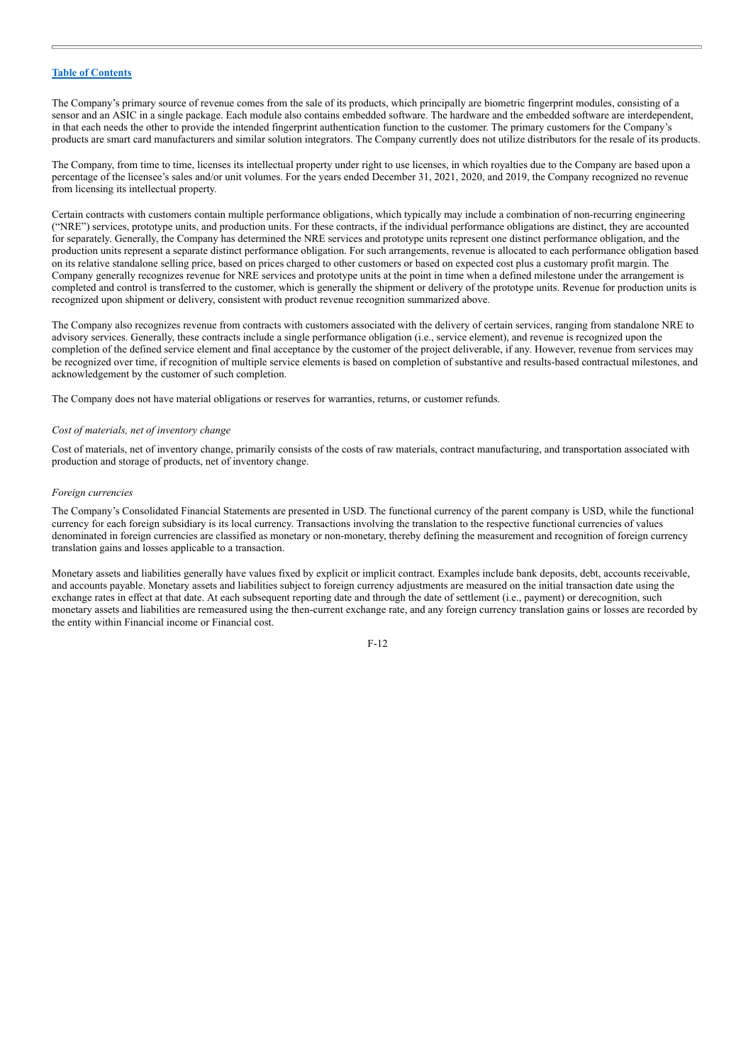The Company's primary source of revenue comes from the sale of its products, which principally are biometric fingerprint modules, consisting of a sensor and an ASIC in a single package. Each module also contains embedded software. The hardware and the embedded software are interdependent, in that each needs the other to provide the intended fingerprint authentication function to the customer. The primary customers for the Company's products are smart card manufacturers and similar solution integrators. The Company currently does not utilize distributors for the resale of its products.

The Company, from time to time, licenses its intellectual property under right to use licenses, in which royalties due to the Company are based upon a percentage of the licensee's sales and/or unit volumes. For the years ended December 31, 2021, 2020, and 2019, the Company recognized no revenue from licensing its intellectual property.

Certain contracts with customers contain multiple performance obligations, which typically may include a combination of non-recurring engineering ("NRE") services, prototype units, and production units. For these contracts, if the individual performance obligations are distinct, they are accounted for separately. Generally, the Company has determined the NRE services and prototype units represent one distinct performance obligation, and the production units represent a separate distinct performance obligation. For such arrangements, revenue is allocated to each performance obligation based on its relative standalone selling price, based on prices charged to other customers or based on expected cost plus a customary profit margin. The Company generally recognizes revenue for NRE services and prototype units at the point in time when a defined milestone under the arrangement is completed and control is transferred to the customer, which is generally the shipment or delivery of the prototype units. Revenue for production units is recognized upon shipment or delivery, consistent with product revenue recognition summarized above.

The Company also recognizes revenue from contracts with customers associated with the delivery of certain services, ranging from standalone NRE to advisory services. Generally, these contracts include a single performance obligation (i.e., service element), and revenue is recognized upon the completion of the defined service element and final acceptance by the customer of the project deliverable, if any. However, revenue from services may be recognized over time, if recognition of multiple service elements is based on completion of substantive and results-based contractual milestones, and acknowledgement by the customer of such completion.

The Company does not have material obligations or reserves for warranties, returns, or customer refunds.

*Cost of materials, net of inventory change*

Cost of materials, net of inventory change, primarily consists of the costs of raw materials, contract manufacturing, and transportation associated with production and storage of products, net of inventory change.

*Foreign currencies*

The Company's Consolidated Financial Statements are presented in USD. The functional currency of the parent company is USD, while the functional currency for each foreign subsidiary is its local currency. Transactions involving the translation to the respective functional currencies of values denominated in foreign currencies are classified as monetary or non-monetary, thereby defining the measurement and recognition of foreign currency translation gains and losses applicable to a transaction.

Monetary assets and liabilities generally have values fixed by explicit or implicit contract. Examples include bank deposits, debt, accounts receivable, and accounts payable. Monetary assets and liabilities subject to foreign currency adjustments are measured on the initial transaction date using the exchange rates in effect at that date. At each subsequent reporting date and through the date of settlement (i.e., payment) or derecognition, such monetary assets and liabilities are remeasured using the then-current exchange rate, and any foreign currency translation gains or losses are recorded by the entity within Financial income or Financial cost.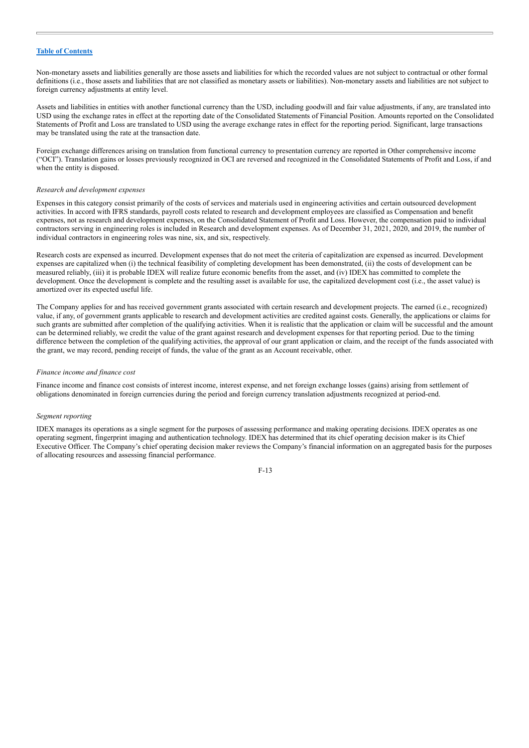Non-monetary assets and liabilities generally are those assets and liabilities for which the recorded values are not subject to contractual or other formal definitions (i.e., those assets and liabilities that are not classified as monetary assets or liabilities). Non-monetary assets and liabilities are not subject to foreign currency adjustments at entity level.

Assets and liabilities in entities with another functional currency than the USD, including goodwill and fair value adjustments, if any, are translated into USD using the exchange rates in effect at the reporting date of the Consolidated Statements of Financial Position. Amounts reported on the Consolidated Statements of Profit and Loss are translated to USD using the average exchange rates in effect for the reporting period. Significant, large transactions may be translated using the rate at the transaction date.

Foreign exchange differences arising on translation from functional currency to presentation currency are reported in Other comprehensive income ("OCI"). Translation gains or losses previously recognized in OCI are reversed and recognized in the Consolidated Statements of Profit and Loss, if and when the entity is disposed.

*Research and development expenses*

Expenses in this category consist primarily of the costs of services and materials used in engineering activities and certain outsourced development activities. In accord with IFRS standards, payroll costs related to research and development employees are classified as Compensation and benefit expenses, not as research and development expenses, on the Consolidated Statement of Profit and Loss. However, the compensation paid to individual contractors serving in engineering roles is included in Research and development expenses. As of December 31, 2021, 2020, and 2019, the number of individual contractors in engineering roles was nine, six, and six, respectively.

Research costs are expensed as incurred. Development expenses that do not meet the criteria of capitalization are expensed as incurred. Development expenses are capitalized when (i) the technical feasibility of completing development has been demonstrated, (ii) the costs of development can be measured reliably, (iii) it is probable IDEX will realize future economic benefits from the asset, and (iv) IDEX has committed to complete the development. Once the development is complete and the resulting asset is available for use, the capitalized development cost (i.e., the asset value) is amortized over its expected useful life.

The Company applies for and has received government grants associated with certain research and development projects. The earned (i.e., recognized) value, if any, of government grants applicable to research and development activities are credited against costs. Generally, the applications or claims for such grants are submitted after completion of the qualifying activities. When it is realistic that the application or claim will be successful and the amount can be determined reliably, we credit the value of the grant against research and development expenses for that reporting period. Due to the timing difference between the completion of the qualifying activities, the approval of our grant application or claim, and the receipt of the funds associated with the grant, we may record, pending receipt of funds, the value of the grant as an Account receivable, other.

*Finance income and finance cost*

Finance income and finance cost consists of interest income, interest expense, and net foreign exchange losses (gains) arising from settlement of obligations denominated in foreign currencies during the period and foreign currency translation adjustments recognized at period-end.

*Segment reporting*

IDEX manages its operations as a single segment for the purposes of assessing performance and making operating decisions. IDEX operates as one operating segment, fingerprint imaging and authentication technology. IDEX has determined that its chief operating decision maker is its Chief Executive Officer. The Company's chief operating decision maker reviews the Company's financial information on an aggregated basis for the purposes of allocating resources and assessing financial performance.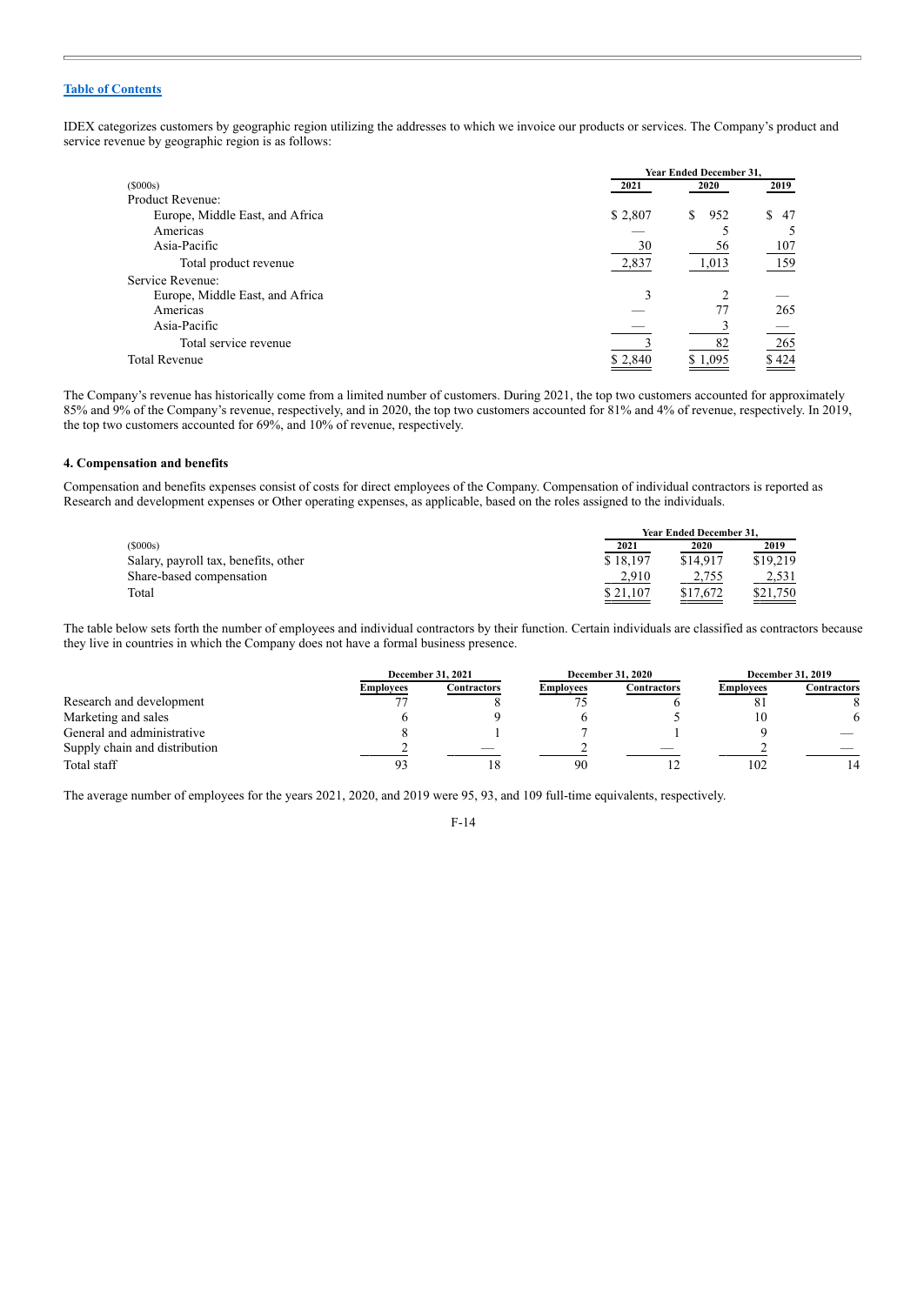IDEX categorizes customers by geographic region utilizing the addresses to which we invoice our products or services. The Company's product and service revenue by geographic region is as follows:

| | Year Ended December 31, | | |
|---|---|---|---|
| ($000s) | 2021 | 2020 | 2019 |
| Product Revenue: | | | |
| Europe, Middle East, and Africa | $ 2,807 | $ 952 | $ 47 |
| Americas | — | 5 | 5 |
| Asia-Pacific | 30 | 56 | 107 |
| Total product revenue | 2,837 | 1,013 | 159 |
| Service Revenue: | | | |
| Europe, Middle East, and Africa | 3 | 2 | — |
| Americas | — | 77 | 265 |
| Asia-Pacific | — | 3 | — |
| Total service revenue | 3 | 82 | 265 |
| Total Revenue | $ 2,840 | $ 1,095 | $ 424 |

The Company's revenue has historically come from a limited number of customers. During 2021, the top two customers accounted for approximately 85% and 9% of the Company's revenue, respectively, and in 2020, the top two customers accounted for 81% and 4% of revenue, respectively. In 2019, the top two customers accounted for 69%, and 10% of revenue, respectively.

### 4. Compensation and benefits

Compensation and benefits expenses consist of costs for direct employees of the Company. Compensation of individual contractors is reported as Research and development expenses or Other operating expenses, as applicable, based on the roles assigned to the individuals.

| | Year Ended December 31, | | |
|---|---|---|---|
| ($000s) | 2021 | 2020 | 2019 |
| Salary, payroll tax, benefits, other | $ 18,197 | $14,917 | $19,219 |
| Share-based compensation | 2,910 | 2,755 | 2,531 |
| Total | $ 21,107 | $17,672 | $21,750 |

The table below sets forth the number of employees and individual contractors by their function. Certain individuals are classified as contractors because they live in countries in which the Company does not have a formal business presence.

| | December 31, 2021 | | December 31, 2020 | | December 31, 2019 | |
|---|---|---|---|---|---|---|
| | Employees | Contractors | Employees | Contractors | Employees | Contractors |
| Research and development | 77 | 8 | 75 | 6 | 81 | 8 |
| Marketing and sales | 6 | 9 | 6 | 5 | 10 | 6 |
| General and administrative | 8 | 1 | 7 | 1 | 9 | — |
| Supply chain and distribution | 2 | — | 2 | — | 2 | — |
| Total staff | 93 | 18 | 90 | 12 | 102 | 14 |

The average number of employees for the years 2021, 2020, and 2019 were 95, 93, and 109 full-time equivalents, respectively.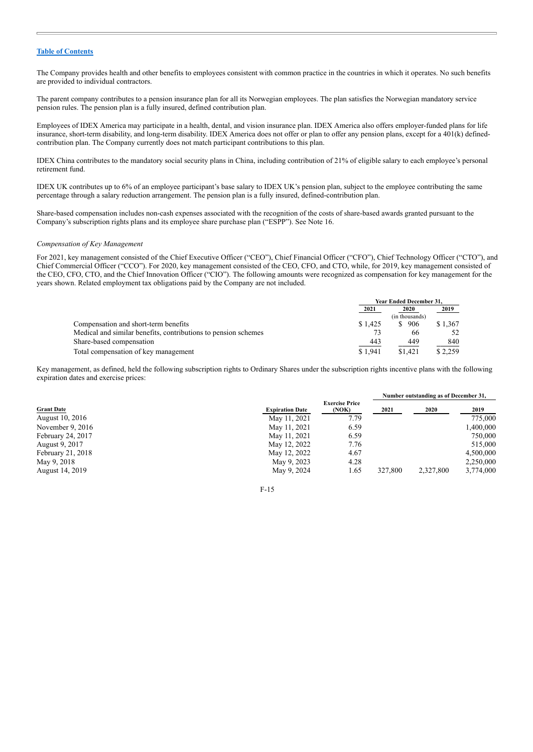The Company provides health and other benefits to employees consistent with common practice in the countries in which it operates. No such benefits are provided to individual contractors.

The parent company contributes to a pension insurance plan for all its Norwegian employees. The plan satisfies the Norwegian mandatory service pension rules. The pension plan is a fully insured, defined contribution plan.

Employees of IDEX America may participate in a health, dental, and vision insurance plan. IDEX America also offers employer-funded plans for life insurance, short-term disability, and long-term disability. IDEX America does not offer or plan to offer any pension plans, except for a 401(k) defined-contribution plan. The Company currently does not match participant contributions to this plan.

IDEX China contributes to the mandatory social security plans in China, including contribution of 21% of eligible salary to each employee's personal retirement fund.

IDEX UK contributes up to 6% of an employee participant's base salary to IDEX UK's pension plan, subject to the employee contributing the same percentage through a salary reduction arrangement. The pension plan is a fully insured, defined-contribution plan.

Share-based compensation includes non-cash expenses associated with the recognition of the costs of share-based awards granted pursuant to the Company's subscription rights plans and its employee share purchase plan ("ESPP"). See Note 16.

*Compensation of Key Management*

For 2021, key management consisted of the Chief Executive Officer ("CEO"), Chief Financial Officer ("CFO"), Chief Technology Officer ("CTO"), and Chief Commercial Officer ("CCO"). For 2020, key management consisted of the CEO, CFO, and CTO, while, for 2019, key management consisted of the CEO, CFO, CTO, and the Chief Innovation Officer ("CIO"). The following amounts were recognized as compensation for key management for the years shown. Related employment tax obligations paid by the Company are not included.

| | Year Ended December 31, | | |
|---|---|---|---|
| | 2021 | 2020 | 2019 |
| | (in thousands) | | |
| Compensation and short-term benefits | $ 1,425 | $ 906 | $ 1,367 |
| Medical and similar benefits, contributions to pension schemes | 73 | 66 | 52 |
| Share-based compensation | 443 | 449 | 840 |
| Total compensation of key management | $ 1,941 | $1,421 | $ 2,259 |

Key management, as defined, held the following subscription rights to Ordinary Shares under the subscription rights incentive plans with the following expiration dates and exercise prices:

| | | | Number outstanding as of December 31, | | |
|---|---|---|---|---|---|
| Grant Date | Expiration Date | Exercise Price (NOK) | 2021 | 2020 | 2019 |
| August 10, 2016 | May 11, 2021 | 7.79 | | | 775,000 |
| November 9, 2016 | May 11, 2021 | 6.59 | | | 1,400,000 |
| February 24, 2017 | May 11, 2021 | 6.59 | | | 750,000 |
| August 9, 2017 | May 12, 2022 | 7.76 | | | 515,000 |
| February 21, 2018 | May 12, 2022 | 4.67 | | | 4,500,000 |
| May 9, 2018 | May 9, 2023 | 4.28 | | | 2,250,000 |
| August 14, 2019 | May 9, 2024 | 1.65 | 327,800 | 2,327,800 | 3,774,000 |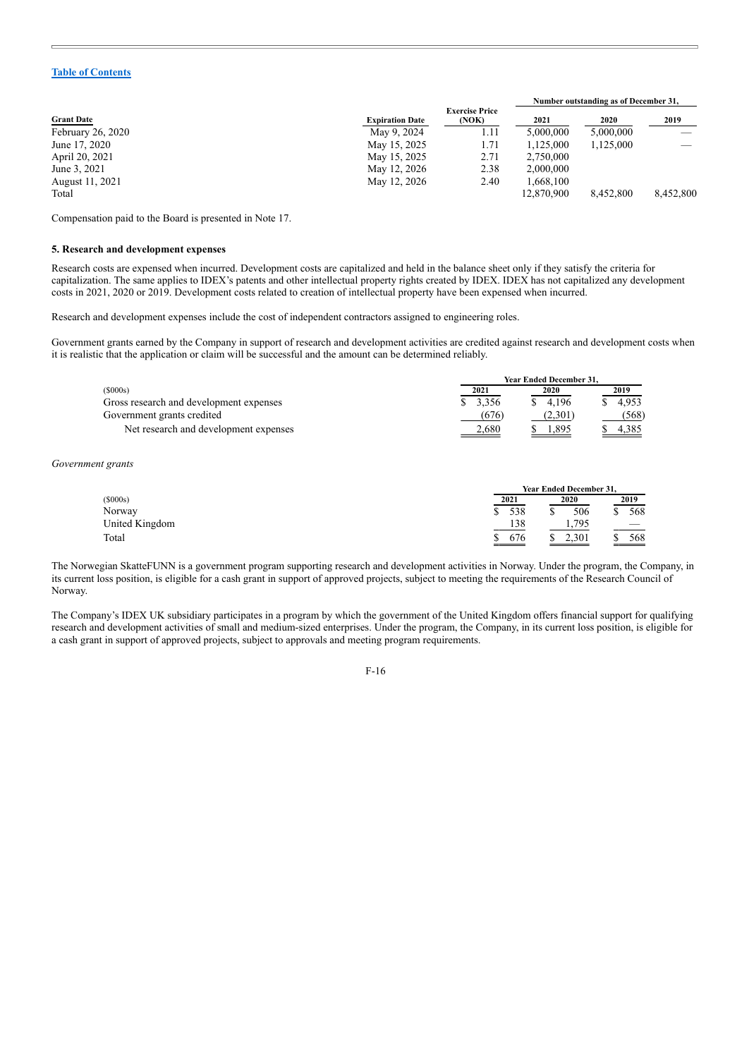[Table of Contents](#)

| Grant Date | Expiration Date | Exercise Price (NOK) | Number outstanding as of December 31, 2021 | 2020 | 2019 |
|---|---|---|---|---|---|
| February 26, 2020 | May 9, 2024 | 1.11 | 5,000,000 | 5,000,000 | — |
| June 17, 2020 | May 15, 2025 | 1.71 | 1,125,000 | 1,125,000 | — |
| April 20, 2021 | May 15, 2025 | 2.71 | 2,750,000 | | |
| June 3, 2021 | May 12, 2026 | 2.38 | 2,000,000 | | |
| August 11, 2021 | May 12, 2026 | 2.40 | 1,668,100 | | |
| Total | | | 12,870,900 | 8,452,800 | 8,452,800 |

Compensation paid to the Board is presented in Note 17.

### 5. Research and development expenses

Research costs are expensed when incurred. Development costs are capitalized and held in the balance sheet only if they satisfy the criteria for capitalization. The same applies to IDEX's patents and other intellectual property rights created by IDEX. IDEX has not capitalized any development costs in 2021, 2020 or 2019. Development costs related to creation of intellectual property have been expensed when incurred.

Research and development expenses include the cost of independent contractors assigned to engineering roles.

Government grants earned by the Company in support of research and development activities are credited against research and development costs when it is realistic that the application or claim will be successful and the amount can be determined reliably.

| ($000s) | Year Ended December 31, 2021 | 2020 | 2019 |
|---|---|---|---|
| Gross research and development expenses | $ 3,356 | $ 4,196 | $ 4,953 |
| Government grants credited | (676) | (2,301) | (568) |
| Net research and development expenses | 2,680 | $ 1,895 | $ 4,385 |

*Government grants*

| ($000s) | Year Ended December 31, 2021 | 2020 | 2019 |
|---|---|---|---|
| Norway | $ 538 | $ 506 | $ 568 |
| United Kingdom | 138 | 1,795 | — |
| Total | $ 676 | $ 2,301 | $ 568 |

The Norwegian SkatteFUNN is a government program supporting research and development activities in Norway. Under the program, the Company, in its current loss position, is eligible for a cash grant in support of approved projects, subject to meeting the requirements of the Research Council of Norway.

The Company's IDEX UK subsidiary participates in a program by which the government of the United Kingdom offers financial support for qualifying research and development activities of small and medium-sized enterprises. Under the program, the Company, in its current loss position, is eligible for a cash grant in support of approved projects, subject to approvals and meeting program requirements.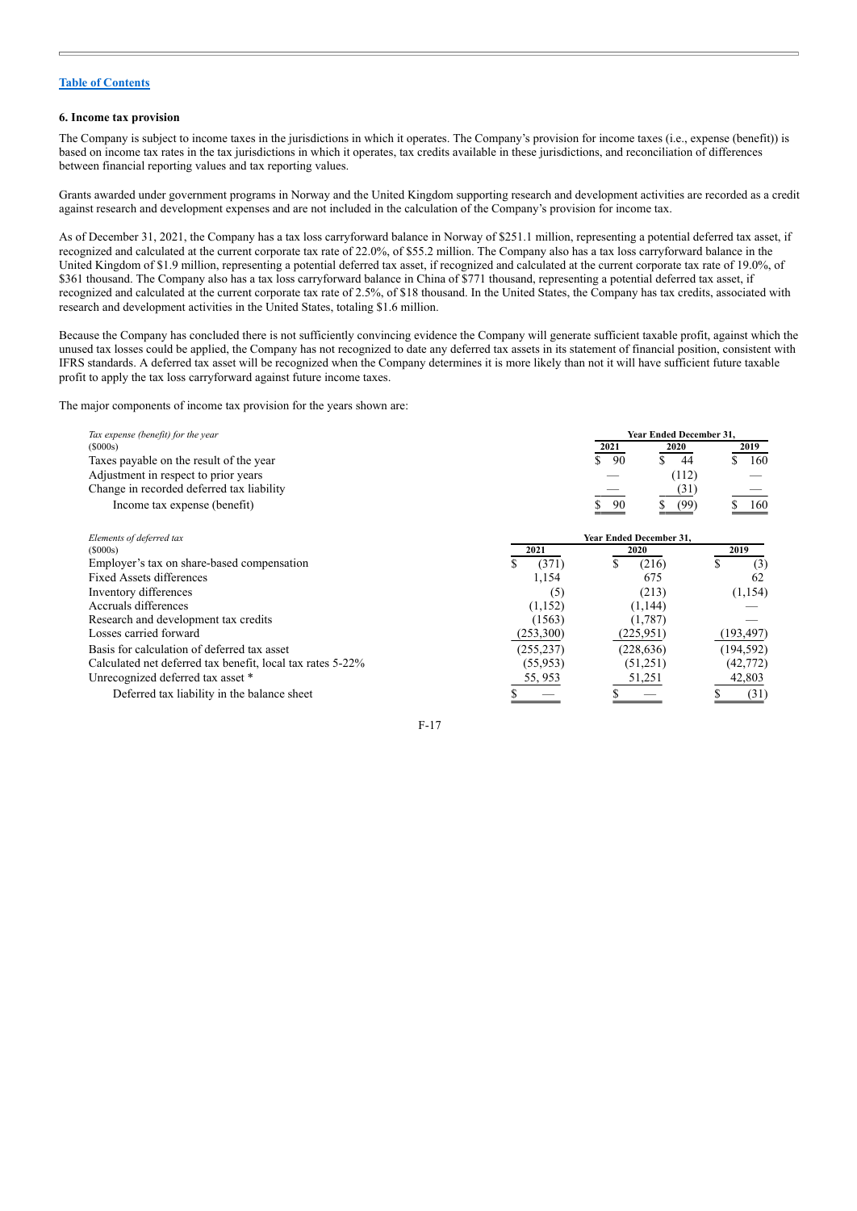Table of Contents

### 6. Income tax provision

The Company is subject to income taxes in the jurisdictions in which it operates. The Company's provision for income taxes (i.e., expense (benefit)) is based on income tax rates in the tax jurisdictions in which it operates, tax credits available in these jurisdictions, and reconciliation of differences between financial reporting values and tax reporting values.

Grants awarded under government programs in Norway and the United Kingdom supporting research and development activities are recorded as a credit against research and development expenses and are not included in the calculation of the Company's provision for income tax.

As of December 31, 2021, the Company has a tax loss carryforward balance in Norway of $251.1 million, representing a potential deferred tax asset, if recognized and calculated at the current corporate tax rate of 22.0%, of $55.2 million. The Company also has a tax loss carryforward balance in the United Kingdom of $1.9 million, representing a potential deferred tax asset, if recognized and calculated at the current corporate tax rate of 19.0%, of $361 thousand. The Company also has a tax loss carryforward balance in China of $771 thousand, representing a potential deferred tax asset, if recognized and calculated at the current corporate tax rate of 2.5%, of $18 thousand. In the United States, the Company has tax credits, associated with research and development activities in the United States, totaling $1.6 million.

Because the Company has concluded there is not sufficiently convincing evidence the Company will generate sufficient taxable profit, against which the unused tax losses could be applied, the Company has not recognized to date any deferred tax assets in its statement of financial position, consistent with IFRS standards. A deferred tax asset will be recognized when the Company determines it is more likely than not it will have sufficient future taxable profit to apply the tax loss carryforward against future income taxes.

The major components of income tax provision for the years shown are:

| *Tax expense (benefit) for the year* | Year Ended December 31, | | |
|---|---|---|---|
| ($000s) | 2021 | 2020 | 2019 |
| Taxes payable on the result of the year | $ 90 | $ 44 | $ 160 |
| Adjustment in respect to prior years | — | (112) | — |
| Change in recorded deferred tax liability | — | (31) | — |
| Income tax expense (benefit) | $ 90 | $ (99) | $ 160 |

| *Elements of deferred tax* | Year Ended December 31, | | |
|---|---|---|---|
| ($000s) | 2021 | 2020 | 2019 |
| Employer's tax on share-based compensation | $ (371) | $ (216) | $ (3) |
| Fixed Assets differences | 1,154 | 675 | 62 |
| Inventory differences | (5) | (213) | (1,154) |
| Accruals differences | (1,152) | (1,144) | — |
| Research and development tax credits | (1563) | (1,787) | — |
| Losses carried forward | (253,300) | (225,951) | (193,497) |
| Basis for calculation of deferred tax asset | (255,237) | (228,636) | (194,592) |
| Calculated net deferred tax benefit, local tax rates 5-22% | (55,953) | (51,251) | (42,772) |
| Unrecognized deferred tax asset * | 55, 953 | 51,251 | 42,803 |
| Deferred tax liability in the balance sheet | $ — | $ — | $ (31) |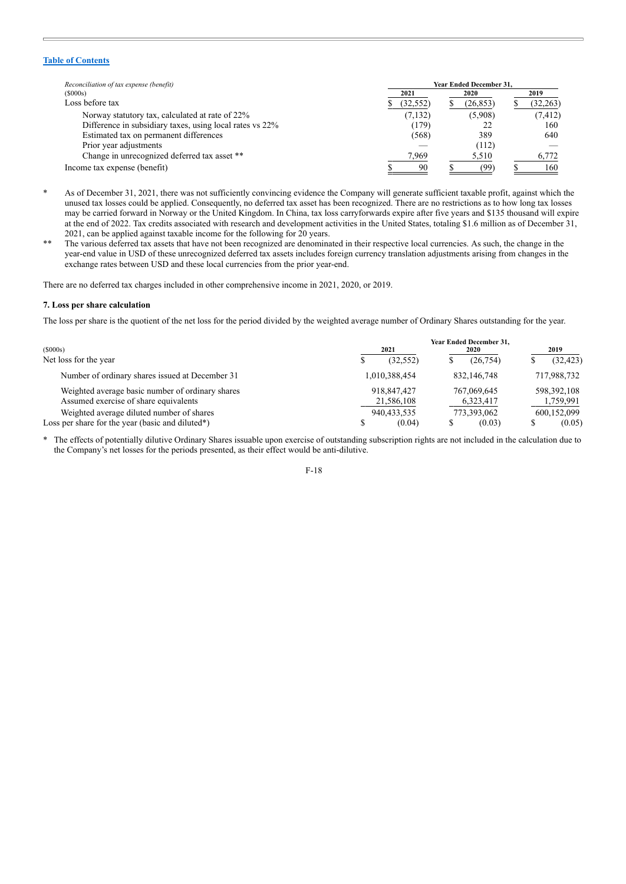[Table of Contents](#)

| *Reconciliation of tax expense (benefit)* | Year Ended December 31, | | |
|---|---|---|---|
| ($000s) | 2021 | 2020 | 2019 |
| Loss before tax | $ (32,552) | $ (26,853) | $ (32,263) |
| Norway statutory tax, calculated at rate of 22% | (7,132) | (5,908) | (7,412) |
| Difference in subsidiary taxes, using local rates vs 22% | (179) | 22 | 160 |
| Estimated tax on permanent differences | (568) | 389 | 640 |
| Prior year adjustments | — | (112) | — |
| Change in unrecognized deferred tax asset ** | 7,969 | 5,510 | 6,772 |
| Income tax expense (benefit) | $ 90 | $ (99) | $ 160 |

\* As of December 31, 2021, there was not sufficiently convincing evidence the Company will generate sufficient taxable profit, against which the unused tax losses could be applied. Consequently, no deferred tax asset has been recognized. There are no restrictions as to how long tax losses may be carried forward in Norway or the United Kingdom. In China, tax loss carryforwards expire after five years and $135 thousand will expire at the end of 2022. Tax credits associated with research and development activities in the United States, totaling $1.6 million as of December 31, 2021, can be applied against taxable income for the following for 20 years.

\*\* The various deferred tax assets that have not been recognized are denominated in their respective local currencies. As such, the change in the year-end value in USD of these unrecognized deferred tax assets includes foreign currency translation adjustments arising from changes in the exchange rates between USD and these local currencies from the prior year-end.

There are no deferred tax charges included in other comprehensive income in 2021, 2020, or 2019.

**7. Loss per share calculation**

The loss per share is the quotient of the net loss for the period divided by the weighted average number of Ordinary Shares outstanding for the year.

| | Year Ended December 31, | | |
|---|---|---|---|
| ($000s) | 2021 | 2020 | 2019 |
| Net loss for the year | $ (32,552) | $ (26,754) | $ (32,423) |
| Number of ordinary shares issued at December 31 | 1,010,388,454 | 832,146,748 | 717,988,732 |
| Weighted average basic number of ordinary shares | 918,847,427 | 767,069,645 | 598,392,108 |
| Assumed exercise of share equivalents | 21,586,108 | 6,323,417 | 1,759,991 |
| Weighted average diluted number of shares | 940,433,535 | 773,393,062 | 600,152,099 |
| Loss per share for the year (basic and diluted*) | $ (0.04) | $ (0.03) | $ (0.05) |

\* The effects of potentially dilutive Ordinary Shares issuable upon exercise of outstanding subscription rights are not included in the calculation due to the Company's net losses for the periods presented, as their effect would be anti-dilutive.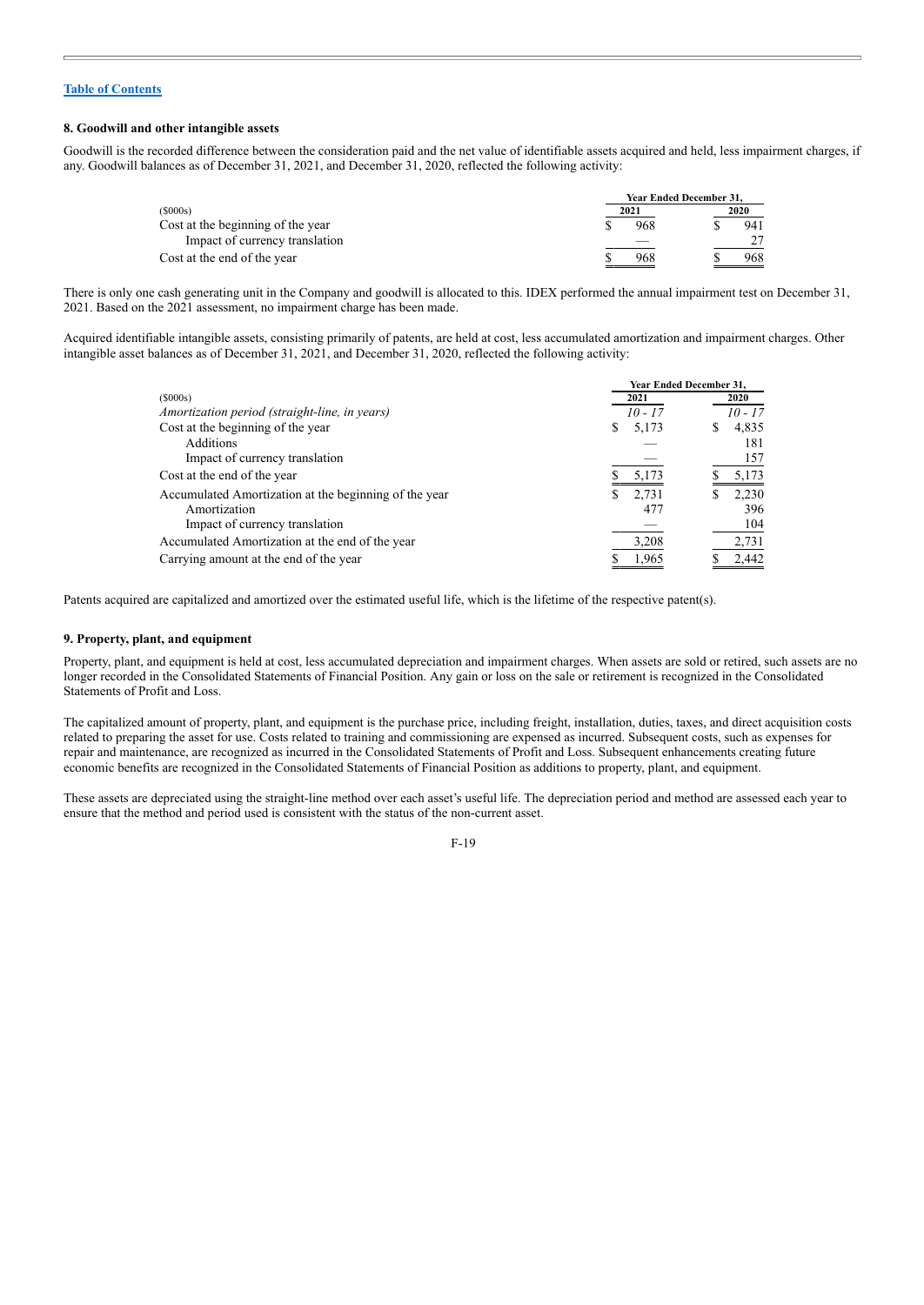[Table of Contents](#)

### 8. Goodwill and other intangible assets

Goodwill is the recorded difference between the consideration paid and the net value of identifiable assets acquired and held, less impairment charges, if any. Goodwill balances as of December 31, 2021, and December 31, 2020, reflected the following activity:

| ($000s) | Year Ended December 31, 2021 | Year Ended December 31, 2020 |
|---|---|---|
| Cost at the beginning of the year | $ 968 | $ 941 |
| Impact of currency translation | — | 27 |
| Cost at the end of the year | $ 968 | $ 968 |

There is only one cash generating unit in the Company and goodwill is allocated to this. IDEX performed the annual impairment test on December 31, 2021. Based on the 2021 assessment, no impairment charge has been made.

Acquired identifiable intangible assets, consisting primarily of patents, are held at cost, less accumulated amortization and impairment charges. Other intangible asset balances as of December 31, 2021, and December 31, 2020, reflected the following activity:

| ($000s) | Year Ended December 31, 2021 | Year Ended December 31, 2020 |
|---|---|---|
| *Amortization period (straight-line, in years)* | *10 - 17* | *10 - 17* |
| Cost at the beginning of the year | $ 5,173 | $ 4,835 |
| Additions | — | 181 |
| Impact of currency translation | — | 157 |
| Cost at the end of the year | $ 5,173 | $ 5,173 |
| Accumulated Amortization at the beginning of the year | $ 2,731 | $ 2,230 |
| Amortization | 477 | 396 |
| Impact of currency translation | — | 104 |
| Accumulated Amortization at the end of the year | 3,208 | 2,731 |
| Carrying amount at the end of the year | $ 1,965 | $ 2,442 |

Patents acquired are capitalized and amortized over the estimated useful life, which is the lifetime of the respective patent(s).

### 9. Property, plant, and equipment

Property, plant, and equipment is held at cost, less accumulated depreciation and impairment charges. When assets are sold or retired, such assets are no longer recorded in the Consolidated Statements of Financial Position. Any gain or loss on the sale or retirement is recognized in the Consolidated Statements of Profit and Loss.

The capitalized amount of property, plant, and equipment is the purchase price, including freight, installation, duties, taxes, and direct acquisition costs related to preparing the asset for use. Costs related to training and commissioning are expensed as incurred. Subsequent costs, such as expenses for repair and maintenance, are recognized as incurred in the Consolidated Statements of Profit and Loss. Subsequent enhancements creating future economic benefits are recognized in the Consolidated Statements of Financial Position as additions to property, plant, and equipment.

These assets are depreciated using the straight-line method over each asset's useful life. The depreciation period and method are assessed each year to ensure that the method and period used is consistent with the status of the non-current asset.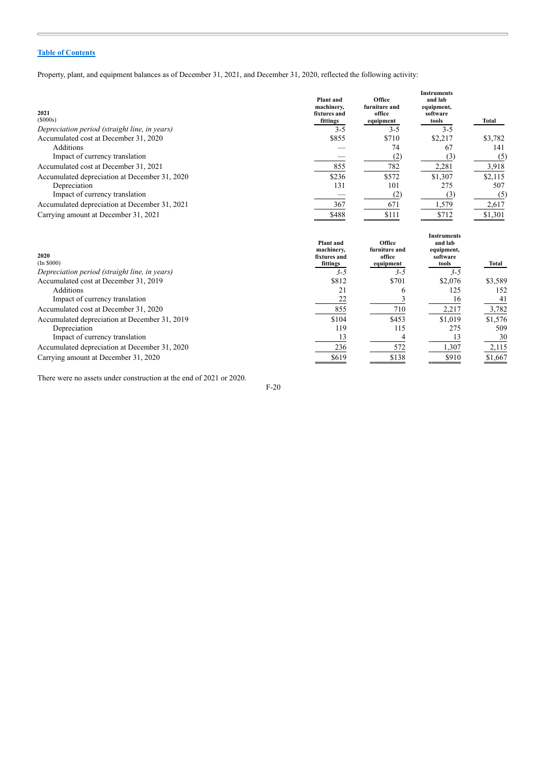[Table of Contents](#)

Property, plant, and equipment balances as of December 31, 2021, and December 31, 2020, reflected the following activity:

| 2021 ($000s) | Plant and machinery, fixtures and fittings | Office furniture and office equipment | Instruments and lab equipment, software tools | Total |
|---|---|---|---|---|
| *Depreciation period (straight line, in years)* | 3-5 | 3-5 | 3-5 | |
| Accumulated cost at December 31, 2020 | $855 | $710 | $2,217 | $3,782 |
| Additions | — | 74 | 67 | 141 |
| Impact of currency translation | — | (2) | (3) | (5) |
| Accumulated cost at December 31, 2021 | 855 | 782 | 2,281 | 3,918 |
| Accumulated depreciation at December 31, 2020 | $236 | $572 | $1,307 | $2,115 |
| Depreciation | 131 | 101 | 275 | 507 |
| Impact of currency translation | — | (2) | (3) | (5) |
| Accumulated depreciation at December 31, 2021 | 367 | 671 | 1,579 | 2,617 |
| Carrying amount at December 31, 2021 | $488 | $111 | $712 | $1,301 |

| 2020 (In $000) | Plant and machinery, fixtures and fittings | Office furniture and office equipment | Instruments and lab equipment, software tools | Total |
|---|---|---|---|---|
| *Depreciation period (straight line, in years)* | *3-5* | *3-5* | *3-5* | |
| Accumulated cost at December 31, 2019 | $812 | $701 | $2,076 | $3,589 |
| Additions | 21 | 6 | 125 | 152 |
| Impact of currency translation | 22 | 3 | 16 | 41 |
| Accumulated cost at December 31, 2020 | 855 | 710 | 2,217 | 3,782 |
| Accumulated depreciation at December 31, 2019 | $104 | $453 | $1,019 | $1,576 |
| Depreciation | 119 | 115 | 275 | 509 |
| Impact of currency translation | 13 | 4 | 13 | 30 |
| Accumulated depreciation at December 31, 2020 | 236 | 572 | 1,307 | 2,115 |
| Carrying amount at December 31, 2020 | $619 | $138 | $910 | $1,667 |

There were no assets under construction at the end of 2021 or 2020.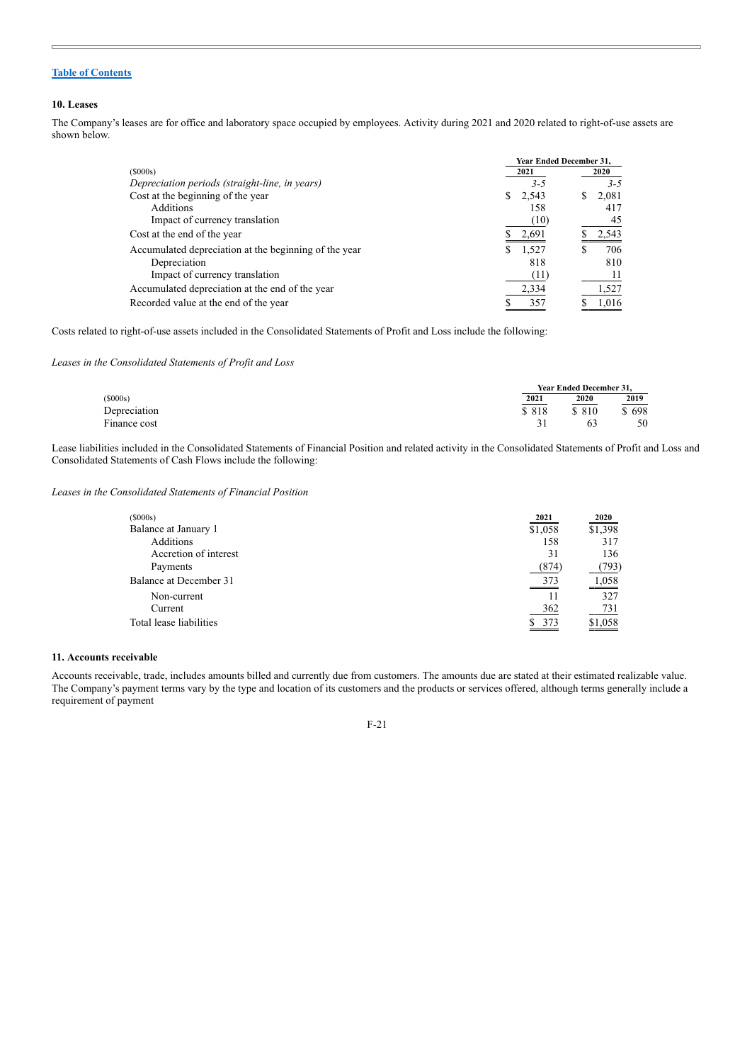[Table of Contents](#)

### 10. Leases

The Company's leases are for office and laboratory space occupied by employees. Activity during 2021 and 2020 related to right-of-use assets are shown below.

| ($000s) | Year Ended December 31, 2021 | 2020 |
|---|---|---|
| *Depreciation periods (straight-line, in years)* | *3-5* | *3-5* |
| Cost at the beginning of the year | $ 2,543 | $ 2,081 |
| Additions | 158 | 417 |
| Impact of currency translation | (10) | 45 |
| Cost at the end of the year | $ 2,691 | $ 2,543 |
| Accumulated depreciation at the beginning of the year | $ 1,527 | $ 706 |
| Depreciation | 818 | 810 |
| Impact of currency translation | (11) | 11 |
| Accumulated depreciation at the end of the year | 2,334 | 1,527 |
| Recorded value at the end of the year | $ 357 | $ 1,016 |

Costs related to right-of-use assets included in the Consolidated Statements of Profit and Loss include the following:

*Leases in the Consolidated Statements of Profit and Loss*

| ($000s) | Year Ended December 31, 2021 | 2020 | 2019 |
|---|---|---|---|
| Depreciation | $ 818 | $ 810 | $ 698 |
| Finance cost | 31 | 63 | 50 |

Lease liabilities included in the Consolidated Statements of Financial Position and related activity in the Consolidated Statements of Profit and Loss and Consolidated Statements of Cash Flows include the following:

*Leases in the Consolidated Statements of Financial Position*

| ($000s) | 2021 | 2020 |
|---|---|---|
| Balance at January 1 | $1,058 | $1,398 |
| Additions | 158 | 317 |
| Accretion of interest | 31 | 136 |
| Payments | (874) | (793) |
| Balance at December 31 | 373 | 1,058 |
| Non-current | 11 | 327 |
| Current | 362 | 731 |
| Total lease liabilities | $ 373 | $1,058 |

### 11. Accounts receivable

Accounts receivable, trade, includes amounts billed and currently due from customers. The amounts due are stated at their estimated realizable value. The Company's payment terms vary by the type and location of its customers and the products or services offered, although terms generally include a requirement of payment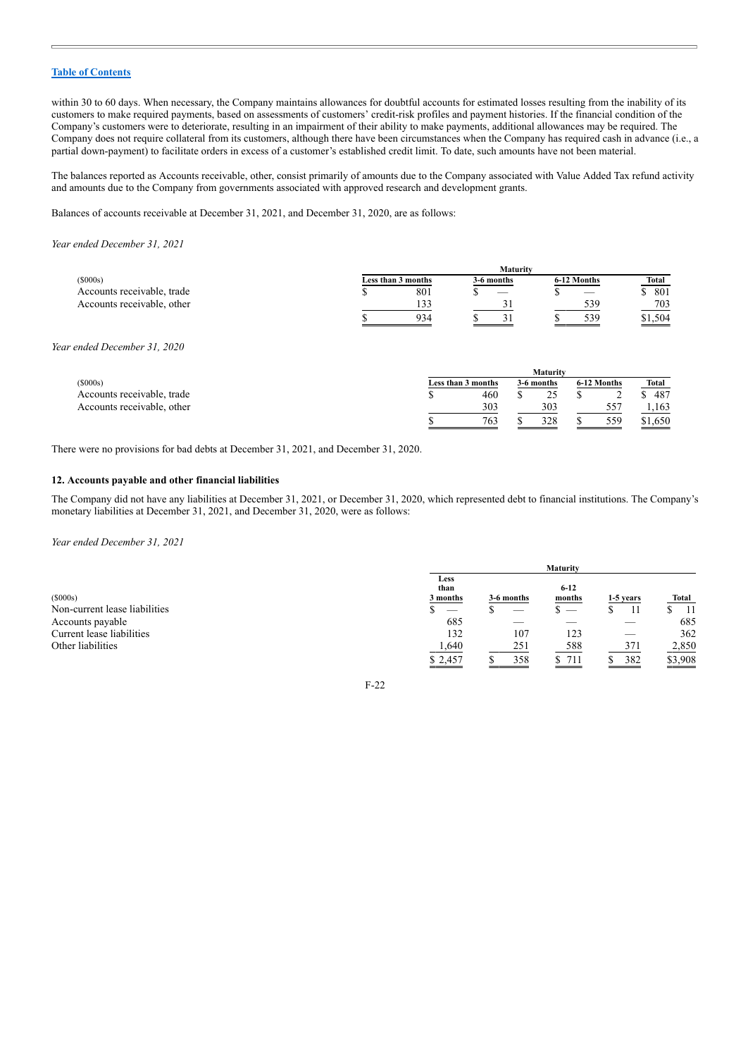within 30 to 60 days. When necessary, the Company maintains allowances for doubtful accounts for estimated losses resulting from the inability of its customers to make required payments, based on assessments of customers' credit-risk profiles and payment histories. If the financial condition of the Company's customers were to deteriorate, resulting in an impairment of their ability to make payments, additional allowances may be required. The Company does not require collateral from its customers, although there have been circumstances when the Company has required cash in advance (i.e., a partial down-payment) to facilitate orders in excess of a customer's established credit limit. To date, such amounts have not been material.

The balances reported as Accounts receivable, other, consist primarily of amounts due to the Company associated with Value Added Tax refund activity and amounts due to the Company from governments associated with approved research and development grants.

Balances of accounts receivable at December 31, 2021, and December 31, 2020, are as follows:

*Year ended December 31, 2021*

| | Maturity | | | |
|---|---|---|---|---|
| ($000s) | Less than 3 months | 3-6 months | 6-12 Months | Total |
| Accounts receivable, trade | $ 801 | $ — | $ — | $ 801 |
| Accounts receivable, other | 133 | 31 | 539 | 703 |
| | $ 934 | $ 31 | $ 539 | $1,504 |

*Year ended December 31, 2020*

| | Maturity | | | |
|---|---|---|---|---|
| ($000s) | Less than 3 months | 3-6 months | 6-12 Months | Total |
| Accounts receivable, trade | $ 460 | $ 25 | $ 2 | $ 487 |
| Accounts receivable, other | 303 | 303 | 557 | 1,163 |
| | $ 763 | $ 328 | $ 559 | $1,650 |

There were no provisions for bad debts at December 31, 2021, and December 31, 2020.

### 12. Accounts payable and other financial liabilities

The Company did not have any liabilities at December 31, 2021, or December 31, 2020, which represented debt to financial institutions. The Company's monetary liabilities at December 31, 2021, and December 31, 2020, were as follows:

*Year ended December 31, 2021*

| | Maturity | | | | |
|---|---|---|---|---|---|
| ($000s) | Less than 3 months | 3-6 months | 6-12 months | 1-5 years | Total |
| Non-current lease liabilities | $ — | $ — | $ — | $ 11 | $ 11 |
| Accounts payable | 685 | — | — | — | 685 |
| Current lease liabilities | 132 | 107 | 123 | — | 362 |
| Other liabilities | 1,640 | 251 | 588 | 371 | 2,850 |
| | $ 2,457 | $ 358 | $ 711 | $ 382 | $3,908 |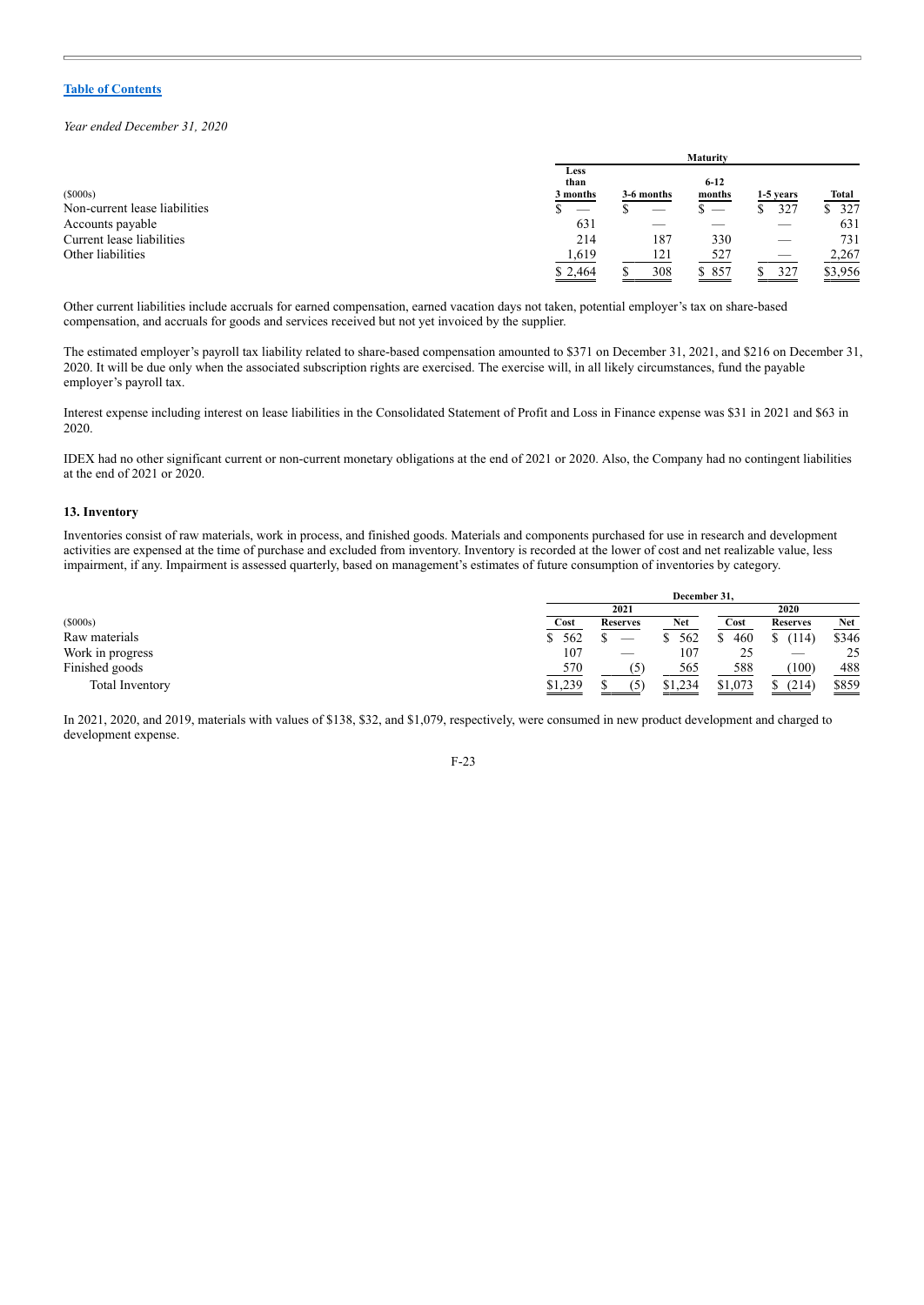*Year ended December 31, 2020*

| | Maturity | | | | |
|---|---|---|---|---|---|
| ($000s) | Less than 3 months | 3-6 months | 6-12 months | 1-5 years | Total |
| Non-current lease liabilities | $ — | $ — | $ — | $ 327 | $ 327 |
| Accounts payable | 631 | — | — | — | 631 |
| Current lease liabilities | 214 | 187 | 330 | — | 731 |
| Other liabilities | 1,619 | 121 | 527 | — | 2,267 |
| | $ 2,464 | $ 308 | $ 857 | $ 327 | $3,956 |

Other current liabilities include accruals for earned compensation, earned vacation days not taken, potential employer's tax on share-based compensation, and accruals for goods and services received but not yet invoiced by the supplier.

The estimated employer's payroll tax liability related to share-based compensation amounted to $371 on December 31, 2021, and $216 on December 31, 2020. It will be due only when the associated subscription rights are exercised. The exercise will, in all likely circumstances, fund the payable employer's payroll tax.

Interest expense including interest on lease liabilities in the Consolidated Statement of Profit and Loss in Finance expense was $31 in 2021 and $63 in 2020.

IDEX had no other significant current or non-current monetary obligations at the end of 2021 or 2020. Also, the Company had no contingent liabilities at the end of 2021 or 2020.

**13. Inventory**

Inventories consist of raw materials, work in process, and finished goods. Materials and components purchased for use in research and development activities are expensed at the time of purchase and excluded from inventory. Inventory is recorded at the lower of cost and net realizable value, less impairment, if any. Impairment is assessed quarterly, based on management's estimates of future consumption of inventories by category.

| | December 31, | | | | | |
|---|---|---|---|---|---|---|
| | 2021 | | | 2020 | | |
| ($000s) | Cost | Reserves | Net | Cost | Reserves | Net |
| Raw materials | $ 562 | $ — | $ 562 | $ 460 | $ (114) | $346 |
| Work in progress | 107 | — | 107 | 25 | — | 25 |
| Finished goods | 570 | (5) | 565 | 588 | (100) | 488 |
| Total Inventory | $1,239 | $ (5) | $1,234 | $1,073 | $ (214) | $859 |

In 2021, 2020, and 2019, materials with values of $138, $32, and $1,079, respectively, were consumed in new product development and charged to development expense.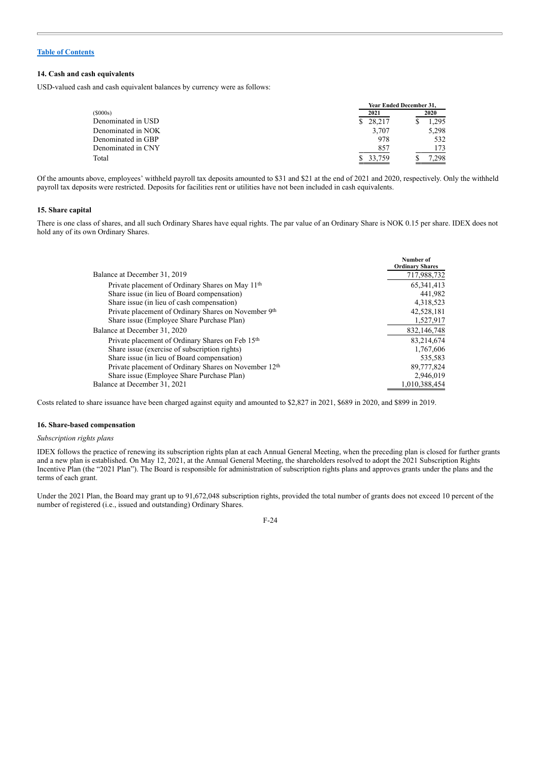[Table of Contents](#)

### 14. Cash and cash equivalents

USD-valued cash and cash equivalent balances by currency were as follows:

| | Year Ended December 31, | |
|---|---|---|
| ($000s) | 2021 | 2020 |
| Denominated in USD | $ 28,217 | $ 1,295 |
| Denominated in NOK | 3,707 | 5,298 |
| Denominated in GBP | 978 | 532 |
| Denominated in CNY | 857 | 173 |
| Total | $ 33,759 | $ 7,298 |

Of the amounts above, employees' withheld payroll tax deposits amounted to $31 and $21 at the end of 2021 and 2020, respectively. Only the withheld payroll tax deposits were restricted. Deposits for facilities rent or utilities have not been included in cash equivalents.

### 15. Share capital

There is one class of shares, and all such Ordinary Shares have equal rights. The par value of an Ordinary Share is NOK 0.15 per share. IDEX does not hold any of its own Ordinary Shares.

| | Number of Ordinary Shares |
|---|---|
| Balance at December 31, 2019 | 717,988,732 |
| Private placement of Ordinary Shares on May 11th | 65,341,413 |
| Share issue (in lieu of Board compensation) | 441,982 |
| Share issue (in lieu of cash compensation) | 4,318,523 |
| Private placement of Ordinary Shares on November 9th | 42,528,181 |
| Share issue (Employee Share Purchase Plan) | 1,527,917 |
| Balance at December 31, 2020 | 832,146,748 |
| Private placement of Ordinary Shares on Feb 15th | 83,214,674 |
| Share issue (exercise of subscription rights) | 1,767,606 |
| Share issue (in lieu of Board compensation) | 535,583 |
| Private placement of Ordinary Shares on November 12th | 89,777,824 |
| Share issue (Employee Share Purchase Plan) | 2,946,019 |
| Balance at December 31, 2021 | 1,010,388,454 |

Costs related to share issuance have been charged against equity and amounted to $2,827 in 2021, $689 in 2020, and $899 in 2019.

### 16. Share-based compensation

*Subscription rights plans*

IDEX follows the practice of renewing its subscription rights plan at each Annual General Meeting, when the preceding plan is closed for further grants and a new plan is established. On May 12, 2021, at the Annual General Meeting, the shareholders resolved to adopt the 2021 Subscription Rights Incentive Plan (the "2021 Plan"). The Board is responsible for administration of subscription rights plans and approves grants under the plans and the terms of each grant.

Under the 2021 Plan, the Board may grant up to 91,672,048 subscription rights, provided the total number of grants does not exceed 10 percent of the number of registered (i.e., issued and outstanding) Ordinary Shares.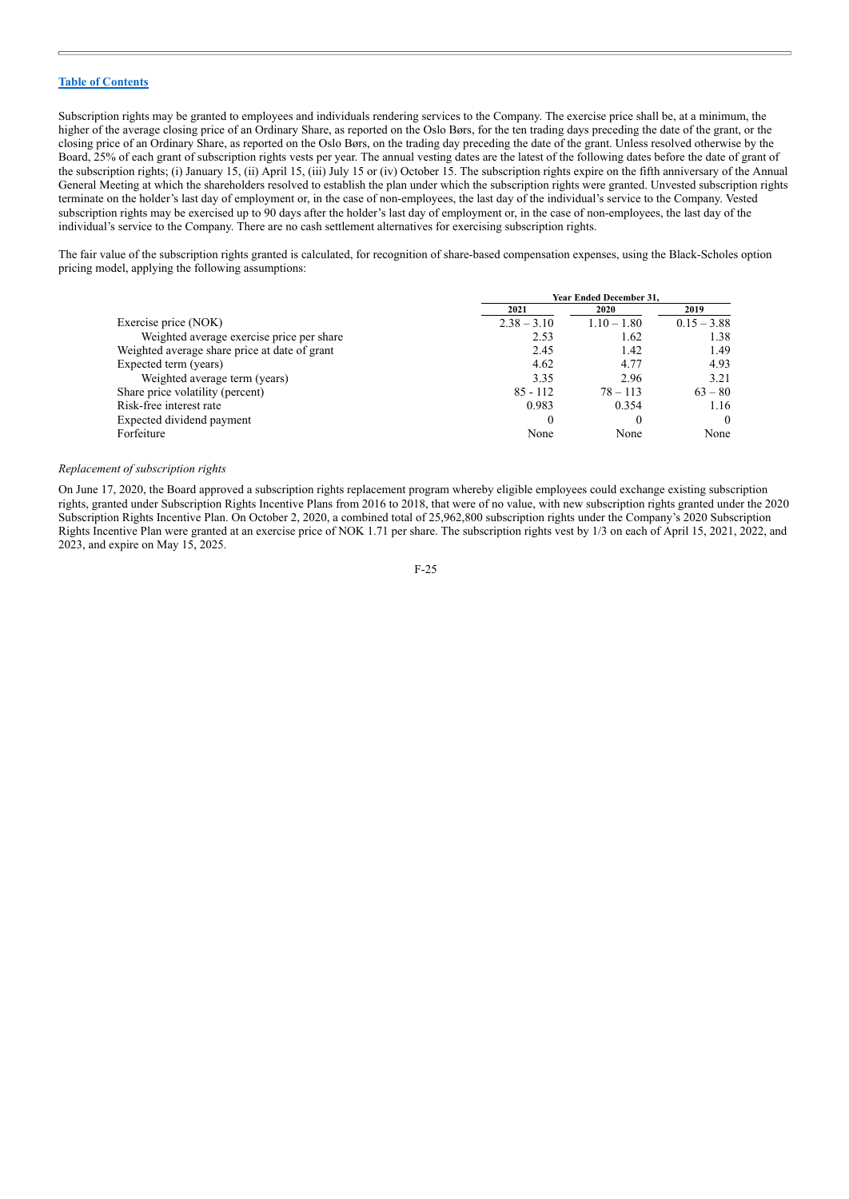Subscription rights may be granted to employees and individuals rendering services to the Company. The exercise price shall be, at a minimum, the higher of the average closing price of an Ordinary Share, as reported on the Oslo Børs, for the ten trading days preceding the date of the grant, or the closing price of an Ordinary Share, as reported on the Oslo Børs, on the trading day preceding the date of the grant. Unless resolved otherwise by the Board, 25% of each grant of subscription rights vests per year. The annual vesting dates are the latest of the following dates before the date of grant of the subscription rights; (i) January 15, (ii) April 15, (iii) July 15 or (iv) October 15. The subscription rights expire on the fifth anniversary of the Annual General Meeting at which the shareholders resolved to establish the plan under which the subscription rights were granted. Unvested subscription rights terminate on the holder's last day of employment or, in the case of non-employees, the last day of the individual's service to the Company. Vested subscription rights may be exercised up to 90 days after the holder's last day of employment or, in the case of non-employees, the last day of the individual's service to the Company. There are no cash settlement alternatives for exercising subscription rights.

The fair value of the subscription rights granted is calculated, for recognition of share-based compensation expenses, using the Black-Scholes option pricing model, applying the following assumptions:

| | Year Ended December 31, | | |
|---|---|---|---|
| | 2021 | 2020 | 2019 |
| Exercise price (NOK) | 2.38 – 3.10 | 1.10 – 1.80 | 0.15 – 3.88 |
| Weighted average exercise price per share | 2.53 | 1.62 | 1.38 |
| Weighted average share price at date of grant | 2.45 | 1.42 | 1.49 |
| Expected term (years) | 4.62 | 4.77 | 4.93 |
| Weighted average term (years) | 3.35 | 2.96 | 3.21 |
| Share price volatility (percent) | 85 - 112 | 78 – 113 | 63 – 80 |
| Risk-free interest rate | 0.983 | 0.354 | 1.16 |
| Expected dividend payment | 0 | 0 | 0 |
| Forfeiture | None | None | None |

*Replacement of subscription rights*

On June 17, 2020, the Board approved a subscription rights replacement program whereby eligible employees could exchange existing subscription rights, granted under Subscription Rights Incentive Plans from 2016 to 2018, that were of no value, with new subscription rights granted under the 2020 Subscription Rights Incentive Plan. On October 2, 2020, a combined total of 25,962,800 subscription rights under the Company's 2020 Subscription Rights Incentive Plan were granted at an exercise price of NOK 1.71 per share. The subscription rights vest by 1/3 on each of April 15, 2021, 2022, and 2023, and expire on May 15, 2025.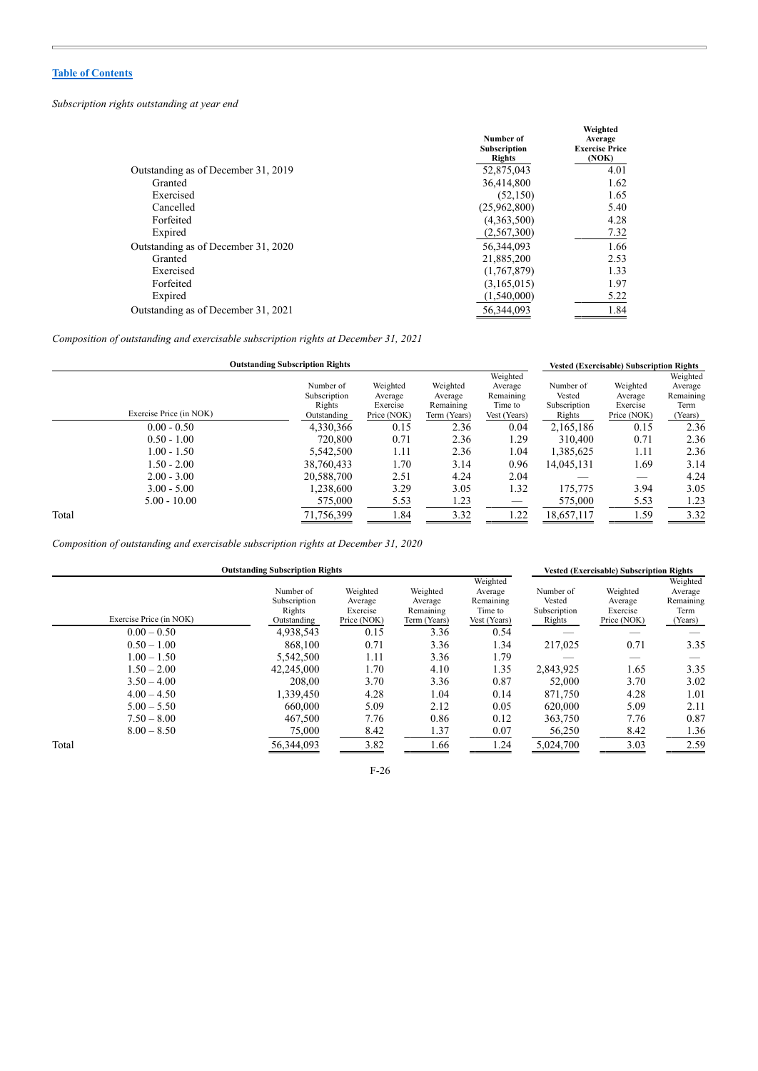[Table of Contents](#)

*Subscription rights outstanding at year end*

| | Number of Subscription Rights | Weighted Average Exercise Price (NOK) |
|---|---|---|
| Outstanding as of December 31, 2019 | 52,875,043 | 4.01 |
| Granted | 36,414,800 | 1.62 |
| Exercised | (52,150) | 1.65 |
| Cancelled | (25,962,800) | 5.40 |
| Forfeited | (4,363,500) | 4.28 |
| Expired | (2,567,300) | 7.32 |
| Outstanding as of December 31, 2020 | 56,344,093 | 1.66 |
| Granted | 21,885,200 | 2.53 |
| Exercised | (1,767,879) | 1.33 |
| Forfeited | (3,165,015) | 1.97 |
| Expired | (1,540,000) | 5.22 |
| Outstanding as of December 31, 2021 | 56,344,093 | 1.84 |

*Composition of outstanding and exercisable subscription rights at December 31, 2021*

| | Outstanding Subscription Rights | | | | Vested (Exercisable) Subscription Rights | | |
|---|---|---|---|---|---|---|---|
| Exercise Price (in NOK) | Number of Subscription Rights Outstanding | Weighted Average Exercise Price (NOK) | Weighted Average Remaining Term (Years) | Weighted Average Remaining Time to Vest (Years) | Number of Vested Subscription Rights | Weighted Average Exercise Price (NOK) | Weighted Average Remaining Term (Years) |
| 0.00 - 0.50 | 4,330,366 | 0.15 | 2.36 | 0.04 | 2,165,186 | 0.15 | 2.36 |
| 0.50 - 1.00 | 720,800 | 0.71 | 2.36 | 1.29 | 310,400 | 0.71 | 2.36 |
| 1.00 - 1.50 | 5,542,500 | 1.11 | 2.36 | 1.04 | 1,385,625 | 1.11 | 2.36 |
| 1.50 - 2.00 | 38,760,433 | 1.70 | 3.14 | 0.96 | 14,045,131 | 1.69 | 3.14 |
| 2.00 - 3.00 | 20,588,700 | 2.51 | 4.24 | 2.04 | — | — | 4.24 |
| 3.00 - 5.00 | 1,238,600 | 3.29 | 3.05 | 1.32 | 175,775 | 3.94 | 3.05 |
| 5.00 - 10.00 | 575,000 | 5.53 | 1.23 | — | 575,000 | 5.53 | 1.23 |
| Total | 71,756,399 | 1.84 | 3.32 | 1.22 | 18,657,117 | 1.59 | 3.32 |

*Composition of outstanding and exercisable subscription rights at December 31, 2020*

| | Outstanding Subscription Rights | | | | Vested (Exercisable) Subscription Rights | | |
|---|---|---|---|---|---|---|---|
| Exercise Price (in NOK) | Number of Subscription Rights Outstanding | Weighted Average Exercise Price (NOK) | Weighted Average Remaining Term (Years) | Weighted Average Remaining Time to Vest (Years) | Number of Vested Subscription Rights | Weighted Average Exercise Price (NOK) | Weighted Average Remaining Term (Years) |
| 0.00 – 0.50 | 4,938,543 | 0.15 | 3.36 | 0.54 | — | — | — |
| 0.50 – 1.00 | 868,100 | 0.71 | 3.36 | 1.34 | 217,025 | 0.71 | 3.35 |
| 1.00 – 1.50 | 5,542,500 | 1.11 | 3.36 | 1.79 | — | — | — |
| 1.50 – 2.00 | 42,245,000 | 1.70 | 4.10 | 1.35 | 2,843,925 | 1.65 | 3.35 |
| 3.50 – 4.00 | 208,00 | 3.70 | 3.36 | 0.87 | 52,000 | 3.70 | 3.02 |
| 4.00 – 4.50 | 1,339,450 | 4.28 | 1.04 | 0.14 | 871,750 | 4.28 | 1.01 |
| 5.00 – 5.50 | 660,000 | 5.09 | 2.12 | 0.05 | 620,000 | 5.09 | 2.11 |
| 7.50 – 8.00 | 467,500 | 7.76 | 0.86 | 0.12 | 363,750 | 7.76 | 0.87 |
| 8.00 – 8.50 | 75,000 | 8.42 | 1.37 | 0.07 | 56,250 | 8.42 | 1.36 |
| Total | 56,344,093 | 3.82 | 1.66 | 1.24 | 5,024,700 | 3.03 | 2.59 |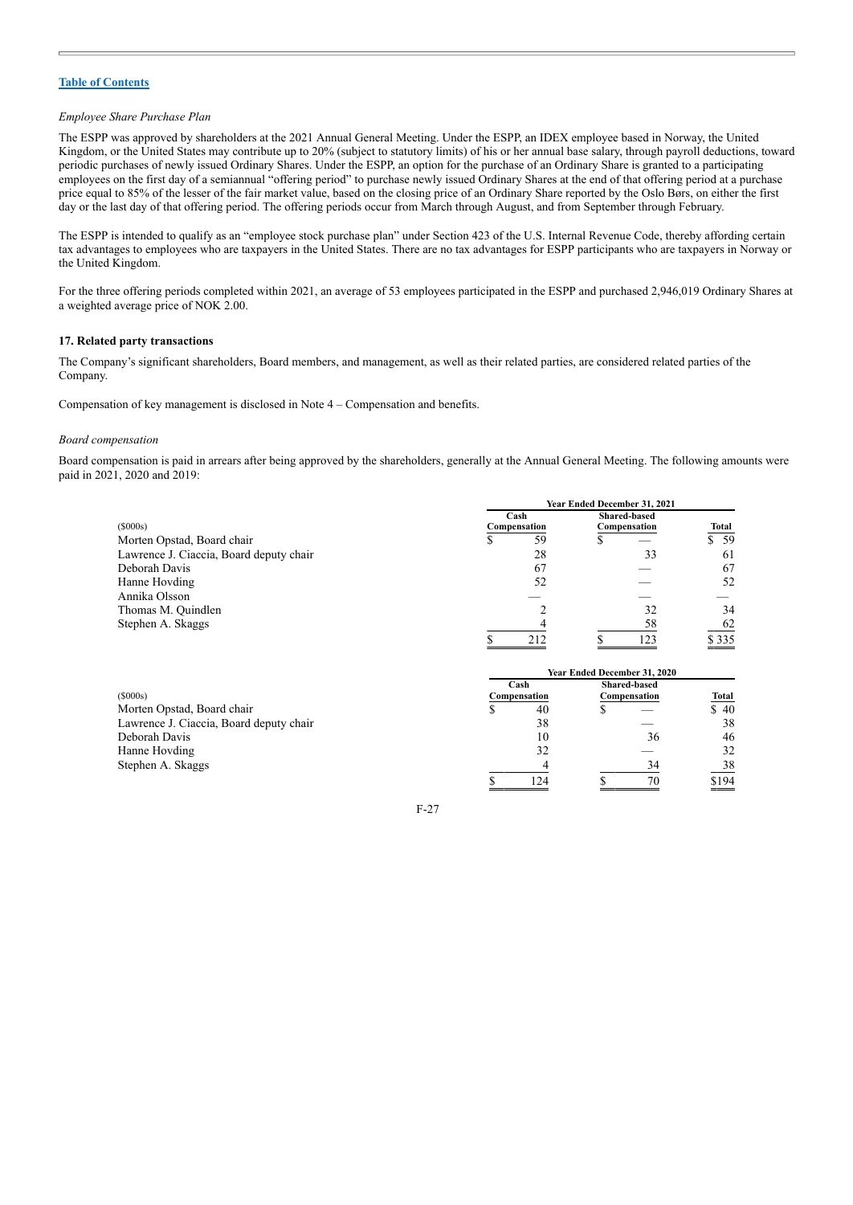*Employee Share Purchase Plan*

The ESPP was approved by shareholders at the 2021 Annual General Meeting. Under the ESPP, an IDEX employee based in Norway, the United Kingdom, or the United States may contribute up to 20% (subject to statutory limits) of his or her annual base salary, through payroll deductions, toward periodic purchases of newly issued Ordinary Shares. Under the ESPP, an option for the purchase of an Ordinary Share is granted to a participating employees on the first day of a semiannual "offering period" to purchase newly issued Ordinary Shares at the end of that offering period at a purchase price equal to 85% of the lesser of the fair market value, based on the closing price of an Ordinary Share reported by the Oslo Børs, on either the first day or the last day of that offering period. The offering periods occur from March through August, and from September through February.

The ESPP is intended to qualify as an "employee stock purchase plan" under Section 423 of the U.S. Internal Revenue Code, thereby affording certain tax advantages to employees who are taxpayers in the United States. There are no tax advantages for ESPP participants who are taxpayers in Norway or the United Kingdom.

For the three offering periods completed within 2021, an average of 53 employees participated in the ESPP and purchased 2,946,019 Ordinary Shares at a weighted average price of NOK 2.00.

**17. Related party transactions**

The Company's significant shareholders, Board members, and management, as well as their related parties, are considered related parties of the Company.

Compensation of key management is disclosed in Note 4 – Compensation and benefits.

*Board compensation*

Board compensation is paid in arrears after being approved by the shareholders, generally at the Annual General Meeting. The following amounts were paid in 2021, 2020 and 2019:

| | Year Ended December 31, 2021 | | |
|---|---|---|---|
| ($000s) | Cash Compensation | Shared-based Compensation | Total |
| Morten Opstad, Board chair | $ 59 | $ — | $ 59 |
| Lawrence J. Ciaccia, Board deputy chair | 28 | 33 | 61 |
| Deborah Davis | 67 | — | 67 |
| Hanne Hovding | 52 | — | 52 |
| Annika Olsson | — | — | — |
| Thomas M. Quindlen | 2 | 32 | 34 |
| Stephen A. Skaggs | 4 | 58 | 62 |
| | $ 212 | $ 123 | $ 335 |

| | Year Ended December 31, 2020 | | |
|---|---|---|---|
| ($000s) | Cash Compensation | Shared-based Compensation | Total |
| Morten Opstad, Board chair | $ 40 | $ — | $ 40 |
| Lawrence J. Ciaccia, Board deputy chair | 38 | — | 38 |
| Deborah Davis | 10 | 36 | 46 |
| Hanne Hovding | 32 | — | 32 |
| Stephen A. Skaggs | 4 | 34 | 38 |
| | $ 124 | $ 70 | $194 |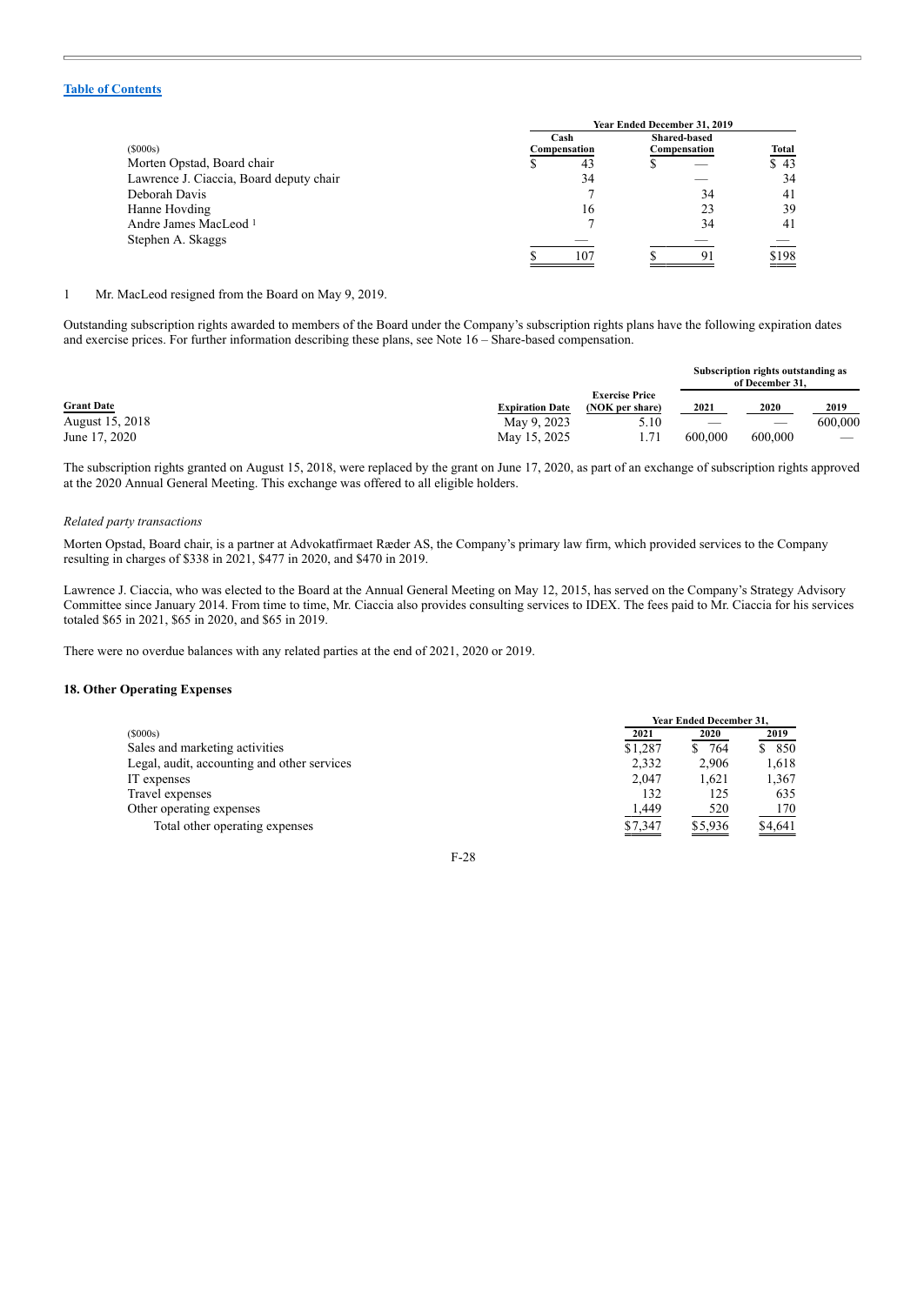| ($000s) | Year Ended December 31, 2019 Cash Compensation | Shared-based Compensation | Total |
|---|---|---|---|
| Morten Opstad, Board chair | $ 43 | $ — | $ 43 |
| Lawrence J. Ciaccia, Board deputy chair | 34 | — | 34 |
| Deborah Davis | 7 | 34 | 41 |
| Hanne Hovding | 16 | 23 | 39 |
| Andre James MacLeod [1] | 7 | 34 | 41 |
| Stephen A. Skaggs | — | — | — |
| | $ 107 | $ 91 | $198 |

1 Mr. MacLeod resigned from the Board on May 9, 2019.

Outstanding subscription rights awarded to members of the Board under the Company's subscription rights plans have the following expiration dates and exercise prices. For further information describing these plans, see Note 16 – Share-based compensation.

| Grant Date | Expiration Date | Exercise Price (NOK per share) | Subscription rights outstanding as of December 31, 2021 | 2020 | 2019 |
|---|---|---|---|---|---|
| August 15, 2018 | May 9, 2023 | 5.10 | — | — | 600,000 |
| June 17, 2020 | May 15, 2025 | 1.71 | 600,000 | 600,000 | — |

The subscription rights granted on August 15, 2018, were replaced by the grant on June 17, 2020, as part of an exchange of subscription rights approved at the 2020 Annual General Meeting. This exchange was offered to all eligible holders.

*Related party transactions*

Morten Opstad, Board chair, is a partner at Advokatfirmaet Ræder AS, the Company's primary law firm, which provided services to the Company resulting in charges of $338 in 2021, $477 in 2020, and $470 in 2019.

Lawrence J. Ciaccia, who was elected to the Board at the Annual General Meeting on May 12, 2015, has served on the Company's Strategy Advisory Committee since January 2014. From time to time, Mr. Ciaccia also provides consulting services to IDEX. The fees paid to Mr. Ciaccia for his services totaled $65 in 2021, $65 in 2020, and $65 in 2019.

There were no overdue balances with any related parties at the end of 2021, 2020 or 2019.

### 18. Other Operating Expenses

| ($000s) | Year Ended December 31, 2021 | 2020 | 2019 |
|---|---|---|---|
| Sales and marketing activities | $1,287 | $ 764 | $ 850 |
| Legal, audit, accounting and other services | 2,332 | 2,906 | 1,618 |
| IT expenses | 2,047 | 1,621 | 1,367 |
| Travel expenses | 132 | 125 | 635 |
| Other operating expenses | 1,449 | 520 | 170 |
| Total other operating expenses | $7,347 | $5,936 | $4,641 |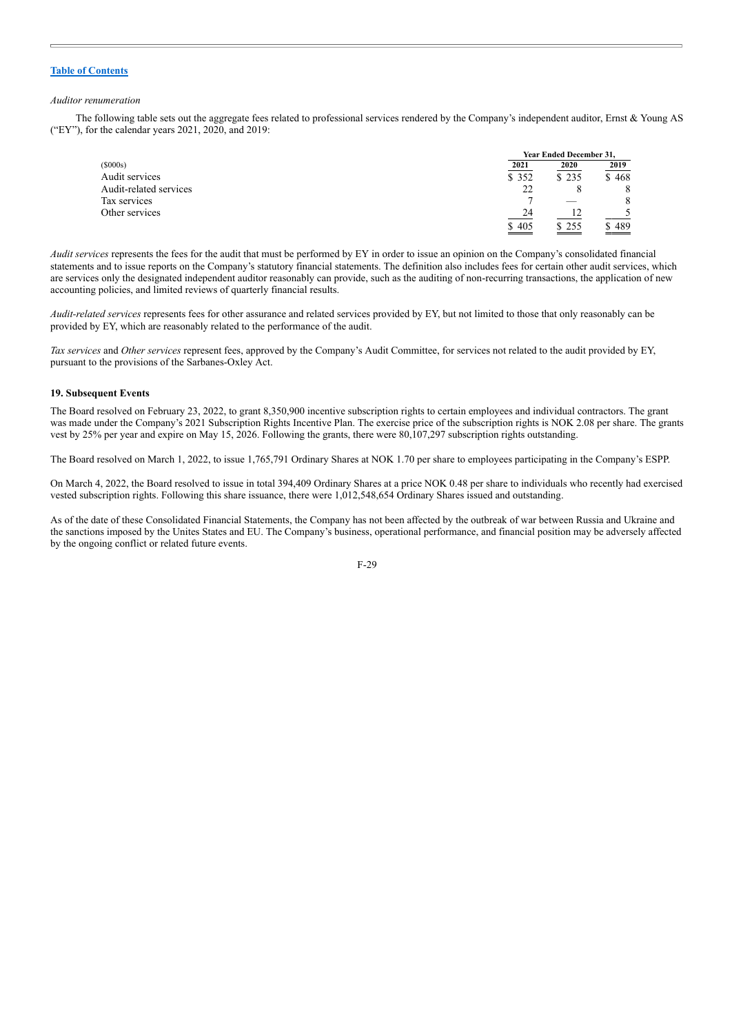*Auditor renumeration*

The following table sets out the aggregate fees related to professional services rendered by the Company's independent auditor, Ernst & Young AS ("EY"), for the calendar years 2021, 2020, and 2019:

| | Year Ended December 31, | | |
|---|---|---|---|
| ($000s) | 2021 | 2020 | 2019 |
| Audit services | $ 352 | $ 235 | $ 468 |
| Audit-related services | 22 | 8 | 8 |
| Tax services | 7 | — | 8 |
| Other services | 24 | 12 | 5 |
| | $ 405 | $ 255 | $ 489 |

*Audit services* represents the fees for the audit that must be performed by EY in order to issue an opinion on the Company's consolidated financial statements and to issue reports on the Company's statutory financial statements. The definition also includes fees for certain other audit services, which are services only the designated independent auditor reasonably can provide, such as the auditing of non-recurring transactions, the application of new accounting policies, and limited reviews of quarterly financial results.

*Audit-related services* represents fees for other assurance and related services provided by EY, but not limited to those that only reasonably can be provided by EY, which are reasonably related to the performance of the audit.

*Tax services* and *Other services* represent fees, approved by the Company's Audit Committee, for services not related to the audit provided by EY, pursuant to the provisions of the Sarbanes-Oxley Act.

**19. Subsequent Events**

The Board resolved on February 23, 2022, to grant 8,350,900 incentive subscription rights to certain employees and individual contractors. The grant was made under the Company's 2021 Subscription Rights Incentive Plan. The exercise price of the subscription rights is NOK 2.08 per share. The grants vest by 25% per year and expire on May 15, 2026. Following the grants, there were 80,107,297 subscription rights outstanding.

The Board resolved on March 1, 2022, to issue 1,765,791 Ordinary Shares at NOK 1.70 per share to employees participating in the Company's ESPP.

On March 4, 2022, the Board resolved to issue in total 394,409 Ordinary Shares at a price NOK 0.48 per share to individuals who recently had exercised vested subscription rights. Following this share issuance, there were 1,012,548,654 Ordinary Shares issued and outstanding.

As of the date of these Consolidated Financial Statements, the Company has not been affected by the outbreak of war between Russia and Ukraine and the sanctions imposed by the Unites States and EU. The Company's business, operational performance, and financial position may be adversely affected by the ongoing conflict or related future events.